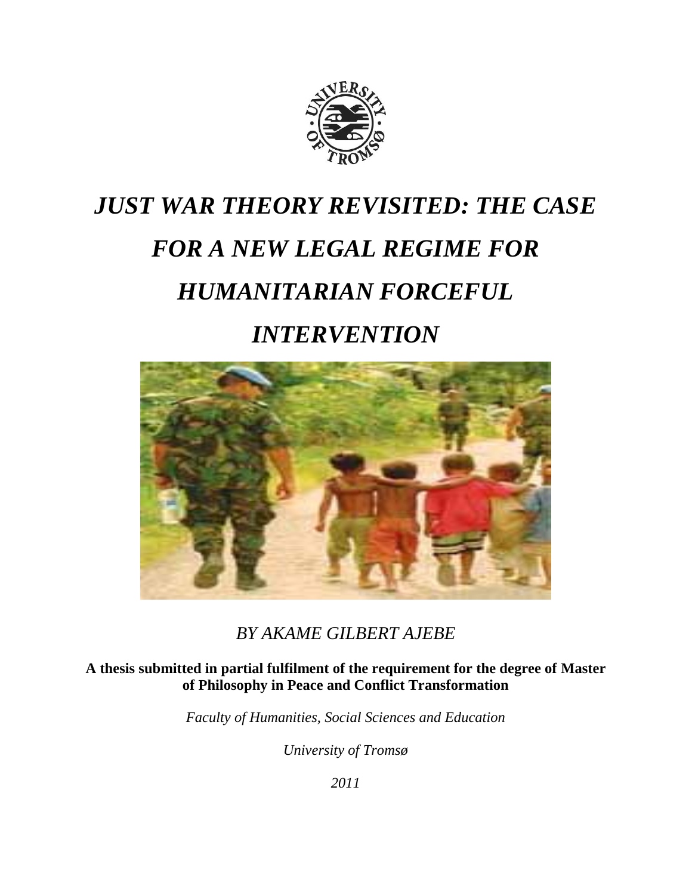# *JUST WAR THEORY REVISITED: THE CASE FOR A NEW LEGAL REGIME FOR HUMANITARIAN FORCEFUL INTERVENTION*

*BY AKAME GILBERT AJEBE*

**A thesis submitted in partial fulfilment of the requirement for the degree of Master of Philosophy in Peace and Conflict Transformation**

*Faculty of Humanities, Social Sciences and Education*

*University of Tromsø*

*2011*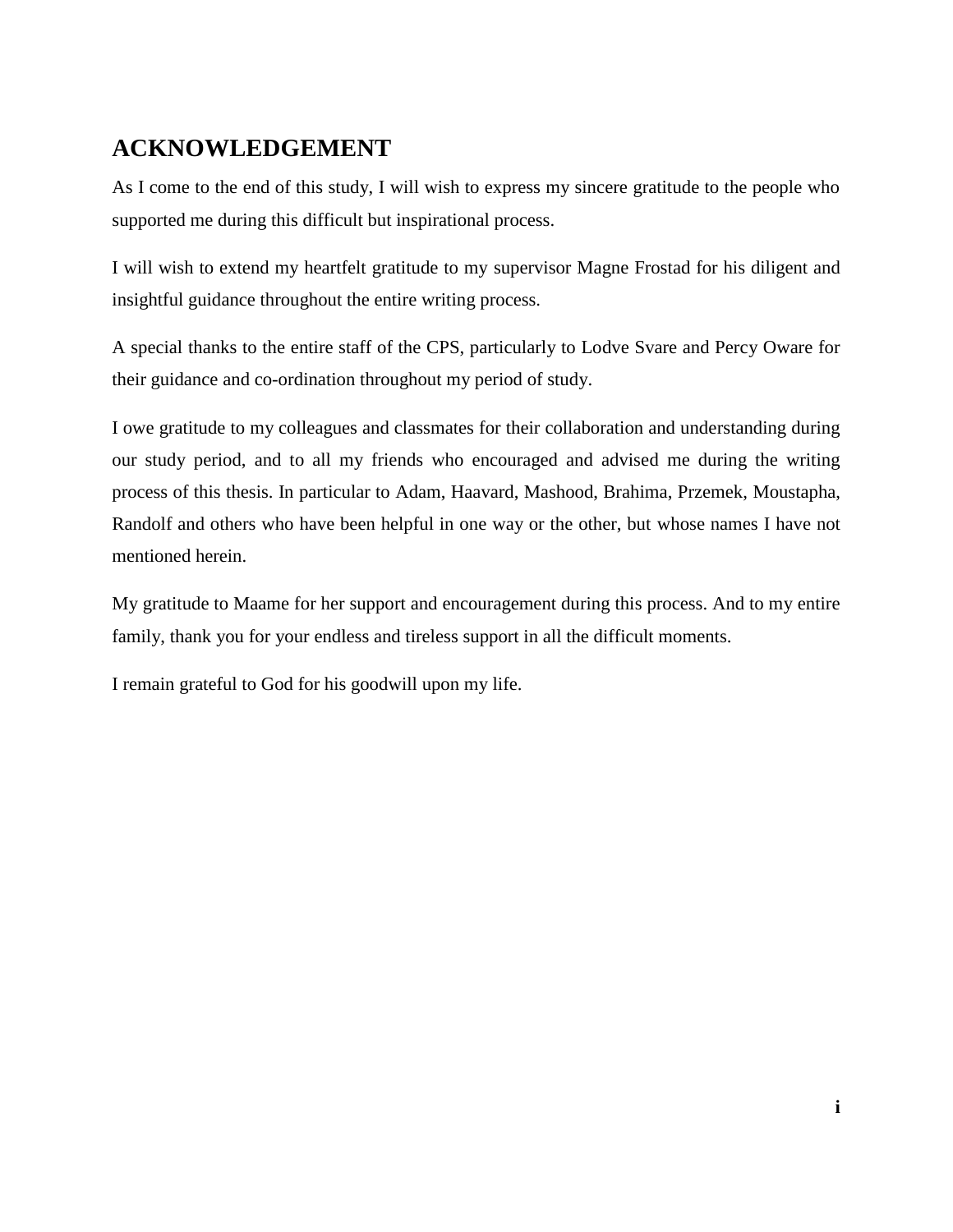# ACKNOWLEDGEMENT

As I come to the end of this study, I will wish to express my sincere gratitude to the people who supported me during this difficult but inspirational process.

I will wish to extend my heartfelt gratitude to my supervisor Magne Frostad for his diligent and insightful guidance throughout the entire writing process.

A special thanks to the entire staff of the CPS, particularly to Lodve Svare and Percy Oware for their guidance and co-ordination throughout my period of study.

I owe gratitude to my colleagues and classmates for their collaboration and understanding during our study period, and to all my friends who encouraged and advised me during the writing process of this thesis. In particular to Adam, Haavard, Mashood, Brahima, Przemek, Moustapha, Randolf and others who have been helpful in one way or the other, but whose names I have not mentioned herein.

My gratitude to Maame for her support and encouragement during this process. And to my entire family, thank you for your endless and tireless support in all the difficult moments.

I remain grateful to God for his goodwill upon my life.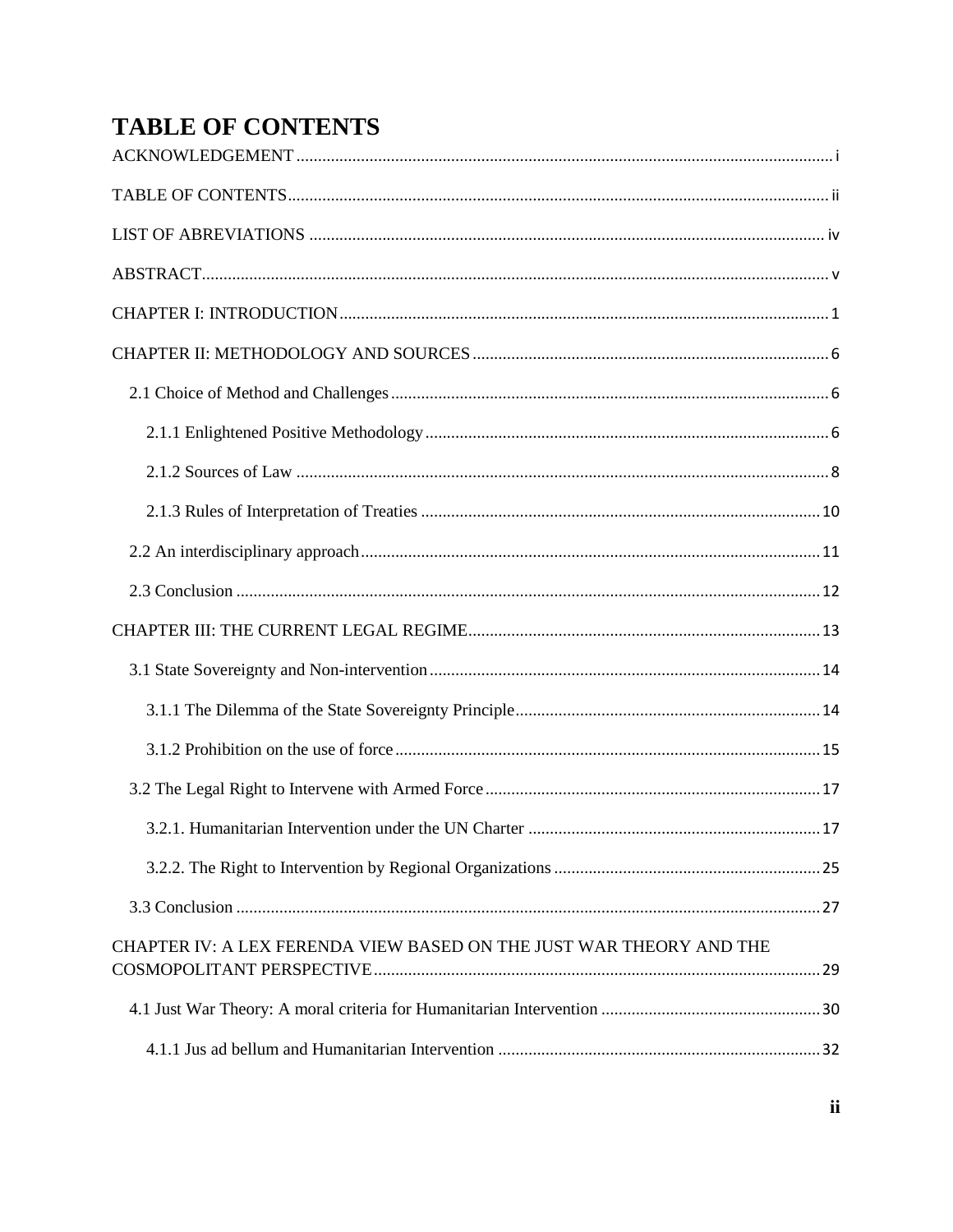# TABLE OF CONTENTS

ACKNOWLEDGEMENT ........ i

TABLE OF CONTENTS ........ ii

LIST OF ABREVIATIONS ........ iv

ABSTRACT ........ v

CHAPTER I: INTRODUCTION ........ 1

CHAPTER II: METHODOLOGY AND SOURCES ........ 6

- 2.1 Choice of Method and Challenges ........ 6
  - 2.1.1 Enlightened Positive Methodology ........ 6
  - 2.1.2 Sources of Law ........ 8
  - 2.1.3 Rules of Interpretation of Treaties ........ 10
- 2.2 An interdisciplinary approach ........ 11
- 2.3 Conclusion ........ 12

CHAPTER III: THE CURRENT LEGAL REGIME ........ 13

- 3.1 State Sovereignty and Non-intervention ........ 14
  - 3.1.1 The Dilemma of the State Sovereignty Principle ........ 14
  - 3.1.2 Prohibition on the use of force ........ 15
- 3.2 The Legal Right to Intervene with Armed Force ........ 17
  - 3.2.1. Humanitarian Intervention under the UN Charter ........ 17
  - 3.2.2. The Right to Intervention by Regional Organizations ........ 25
- 3.3 Conclusion ........ 27

CHAPTER IV: A LEX FERENDA VIEW BASED ON THE JUST WAR THEORY AND THE COSMOPOLITANT PERSPECTIVE ........ 29

- 4.1 Just War Theory: A moral criteria for Humanitarian Intervention ........ 30
  - 4.1.1 Jus ad bellum and Humanitarian Intervention ........ 32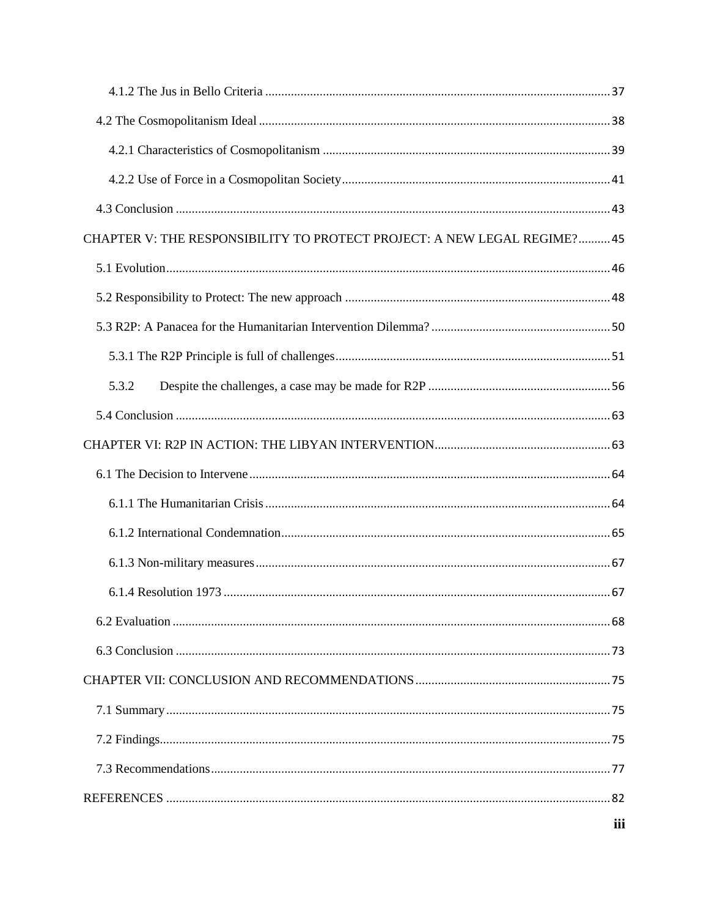4.1.2 The Jus in Bello Criteria ........................................................................................................... 37

4.2 The Cosmopolitanism Ideal ............................................................................................................ 38

4.2.1 Characteristics of Cosmopolitanism ......................................................................................... 39

4.2.2 Use of Force in a Cosmopolitan Society ................................................................................... 41

4.3 Conclusion ...................................................................................................................................... 43

CHAPTER V: THE RESPONSIBILITY TO PROTECT PROJECT: A NEW LEGAL REGIME? .......... 45

5.1 Evolution ......................................................................................................................................... 46

5.2 Responsibility to Protect: The new approach .................................................................................. 48

5.3 R2P: A Panacea for the Humanitarian Intervention Dilemma? ........................................................ 50

5.3.1 The R2P Principle is full of challenges ..................................................................................... 51

5.3.2 Despite the challenges, a case may be made for R2P ......................................................... 56

5.4 Conclusion ...................................................................................................................................... 63

CHAPTER VI: R2P IN ACTION: THE LIBYAN INTERVENTION ...................................................... 63

6.1 The Decision to Intervene ................................................................................................................ 64

6.1.1 The Humanitarian Crisis ........................................................................................................... 64

6.1.2 International Condemnation ...................................................................................................... 65

6.1.3 Non-military measures .............................................................................................................. 67

6.1.4 Resolution 1973 ........................................................................................................................ 67

6.2 Evaluation ........................................................................................................................................ 68

6.3 Conclusion ...................................................................................................................................... 73

CHAPTER VII: CONCLUSION AND RECOMMENDATIONS ............................................................ 75

7.1 Summary .......................................................................................................................................... 75

7.2 Findings ............................................................................................................................................ 75

7.3 Recommendations ............................................................................................................................ 77

REFERENCES ......................................................................................................................................... 82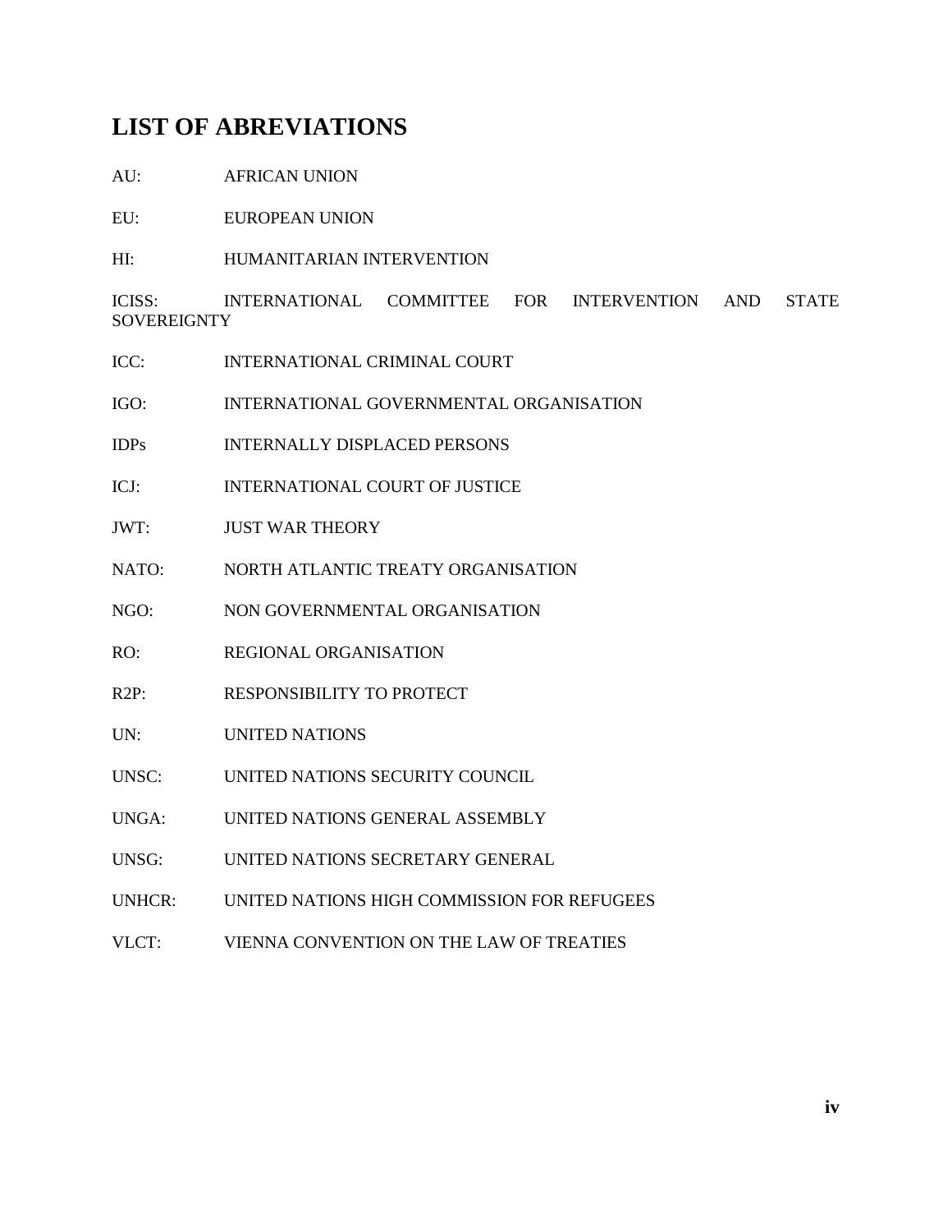## LIST OF ABREVIATIONS

AU: AFRICAN UNION

EU: EUROPEAN UNION

HI: HUMANITARIAN INTERVENTION

ICISS: INTERNATIONAL COMMITTEE FOR INTERVENTION AND STATE SOVEREIGNTY

ICC: INTERNATIONAL CRIMINAL COURT

IGO: INTERNATIONAL GOVERNMENTAL ORGANISATION

IDPs INTERNALLY DISPLACED PERSONS

ICJ: INTERNATIONAL COURT OF JUSTICE

JWT: JUST WAR THEORY

NATO: NORTH ATLANTIC TREATY ORGANISATION

NGO: NON GOVERNMENTAL ORGANISATION

RO: REGIONAL ORGANISATION

R2P: RESPONSIBILITY TO PROTECT

UN: UNITED NATIONS

UNSC: UNITED NATIONS SECURITY COUNCIL

UNGA: UNITED NATIONS GENERAL ASSEMBLY

UNSG: UNITED NATIONS SECRETARY GENERAL

UNHCR: UNITED NATIONS HIGH COMMISSION FOR REFUGEES

VLCT: VIENNA CONVENTION ON THE LAW OF TREATIES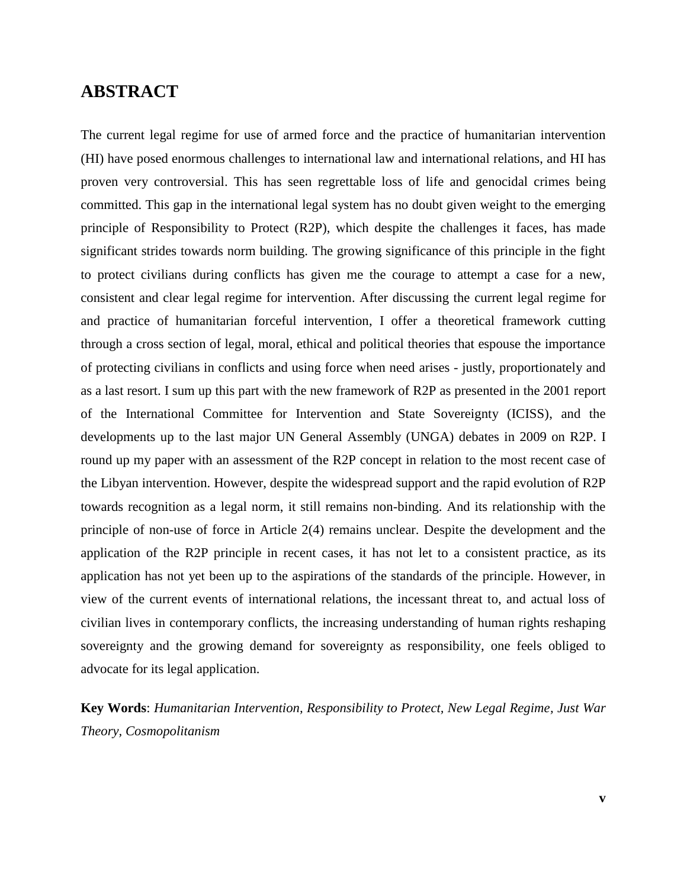## ABSTRACT

The current legal regime for use of armed force and the practice of humanitarian intervention (HI) have posed enormous challenges to international law and international relations, and HI has proven very controversial. This has seen regrettable loss of life and genocidal crimes being committed. This gap in the international legal system has no doubt given weight to the emerging principle of Responsibility to Protect (R2P), which despite the challenges it faces, has made significant strides towards norm building. The growing significance of this principle in the fight to protect civilians during conflicts has given me the courage to attempt a case for a new, consistent and clear legal regime for intervention. After discussing the current legal regime for and practice of humanitarian forceful intervention, I offer a theoretical framework cutting through a cross section of legal, moral, ethical and political theories that espouse the importance of protecting civilians in conflicts and using force when need arises - justly, proportionately and as a last resort. I sum up this part with the new framework of R2P as presented in the 2001 report of the International Committee for Intervention and State Sovereignty (ICISS), and the developments up to the last major UN General Assembly (UNGA) debates in 2009 on R2P. I round up my paper with an assessment of the R2P concept in relation to the most recent case of the Libyan intervention. However, despite the widespread support and the rapid evolution of R2P towards recognition as a legal norm, it still remains non-binding. And its relationship with the principle of non-use of force in Article 2(4) remains unclear. Despite the development and the application of the R2P principle in recent cases, it has not let to a consistent practice, as its application has not yet been up to the aspirations of the standards of the principle. However, in view of the current events of international relations, the incessant threat to, and actual loss of civilian lives in contemporary conflicts, the increasing understanding of human rights reshaping sovereignty and the growing demand for sovereignty as responsibility, one feels obliged to advocate for its legal application.

**Key Words**: *Humanitarian Intervention, Responsibility to Protect, New Legal Regime, Just War Theory, Cosmopolitanism*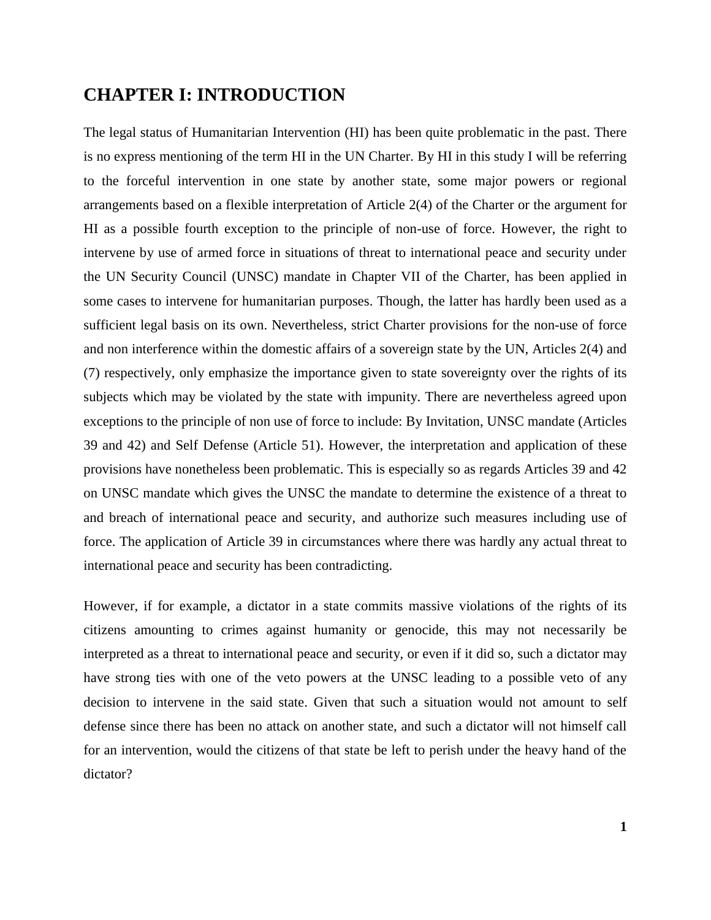# CHAPTER I: INTRODUCTION

The legal status of Humanitarian Intervention (HI) has been quite problematic in the past. There is no express mentioning of the term HI in the UN Charter. By HI in this study I will be referring to the forceful intervention in one state by another state, some major powers or regional arrangements based on a flexible interpretation of Article 2(4) of the Charter or the argument for HI as a possible fourth exception to the principle of non-use of force. However, the right to intervene by use of armed force in situations of threat to international peace and security under the UN Security Council (UNSC) mandate in Chapter VII of the Charter, has been applied in some cases to intervene for humanitarian purposes. Though, the latter has hardly been used as a sufficient legal basis on its own. Nevertheless, strict Charter provisions for the non-use of force and non interference within the domestic affairs of a sovereign state by the UN, Articles 2(4) and (7) respectively, only emphasize the importance given to state sovereignty over the rights of its subjects which may be violated by the state with impunity. There are nevertheless agreed upon exceptions to the principle of non use of force to include: By Invitation, UNSC mandate (Articles 39 and 42) and Self Defense (Article 51). However, the interpretation and application of these provisions have nonetheless been problematic. This is especially so as regards Articles 39 and 42 on UNSC mandate which gives the UNSC the mandate to determine the existence of a threat to and breach of international peace and security, and authorize such measures including use of force. The application of Article 39 in circumstances where there was hardly any actual threat to international peace and security has been contradicting.

However, if for example, a dictator in a state commits massive violations of the rights of its citizens amounting to crimes against humanity or genocide, this may not necessarily be interpreted as a threat to international peace and security, or even if it did so, such a dictator may have strong ties with one of the veto powers at the UNSC leading to a possible veto of any decision to intervene in the said state. Given that such a situation would not amount to self defense since there has been no attack on another state, and such a dictator will not himself call for an intervention, would the citizens of that state be left to perish under the heavy hand of the dictator?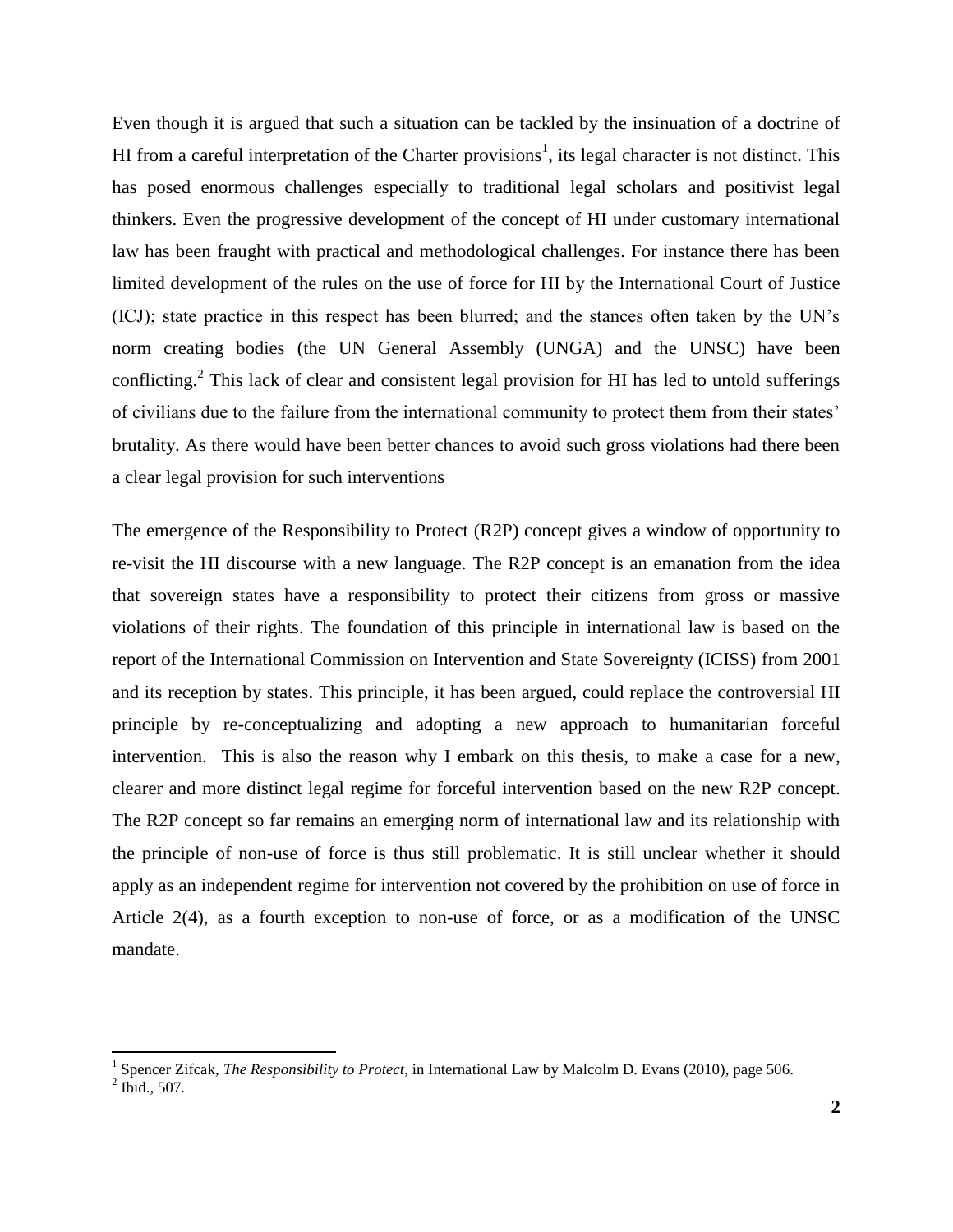Even though it is argued that such a situation can be tackled by the insinuation of a doctrine of HI from a careful interpretation of the Charter provisions[1], its legal character is not distinct. This has posed enormous challenges especially to traditional legal scholars and positivist legal thinkers. Even the progressive development of the concept of HI under customary international law has been fraught with practical and methodological challenges. For instance there has been limited development of the rules on the use of force for HI by the International Court of Justice (ICJ); state practice in this respect has been blurred; and the stances often taken by the UN's norm creating bodies (the UN General Assembly (UNGA) and the UNSC) have been conflicting.[2] This lack of clear and consistent legal provision for HI has led to untold sufferings of civilians due to the failure from the international community to protect them from their states' brutality. As there would have been better chances to avoid such gross violations had there been a clear legal provision for such interventions

The emergence of the Responsibility to Protect (R2P) concept gives a window of opportunity to re-visit the HI discourse with a new language. The R2P concept is an emanation from the idea that sovereign states have a responsibility to protect their citizens from gross or massive violations of their rights. The foundation of this principle in international law is based on the report of the International Commission on Intervention and State Sovereignty (ICISS) from 2001 and its reception by states. This principle, it has been argued, could replace the controversial HI principle by re-conceptualizing and adopting a new approach to humanitarian forceful intervention. This is also the reason why I embark on this thesis, to make a case for a new, clearer and more distinct legal regime for forceful intervention based on the new R2P concept. The R2P concept so far remains an emerging norm of international law and its relationship with the principle of non-use of force is thus still problematic. It is still unclear whether it should apply as an independent regime for intervention not covered by the prohibition on use of force in Article 2(4), as a fourth exception to non-use of force, or as a modification of the UNSC mandate.

---

[1] Spencer Zifcak, *The Responsibility to Protect*, in International Law by Malcolm D. Evans (2010), page 506.

[2] Ibid., 507.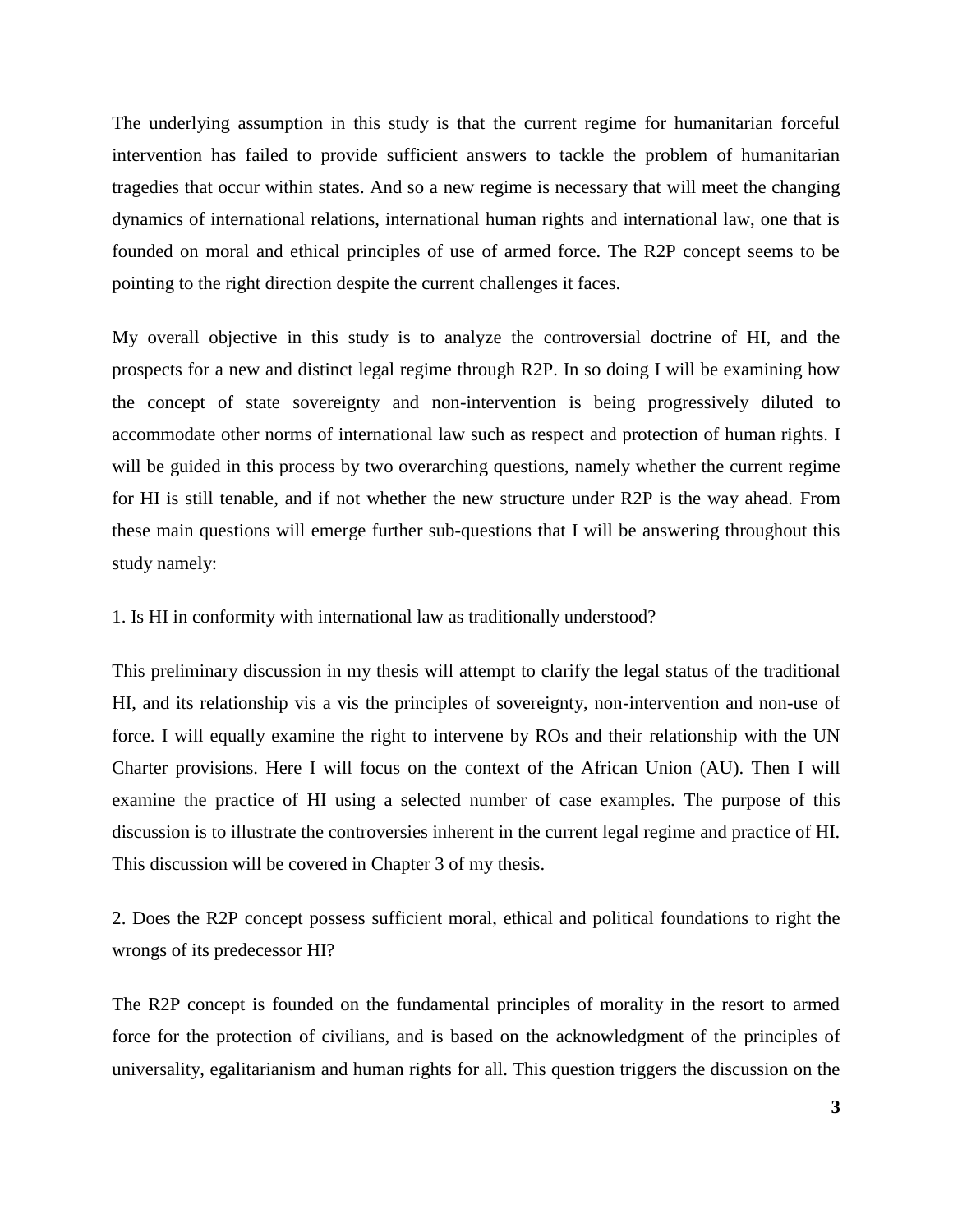The underlying assumption in this study is that the current regime for humanitarian forceful intervention has failed to provide sufficient answers to tackle the problem of humanitarian tragedies that occur within states. And so a new regime is necessary that will meet the changing dynamics of international relations, international human rights and international law, one that is founded on moral and ethical principles of use of armed force. The R2P concept seems to be pointing to the right direction despite the current challenges it faces.

My overall objective in this study is to analyze the controversial doctrine of HI, and the prospects for a new and distinct legal regime through R2P. In so doing I will be examining how the concept of state sovereignty and non-intervention is being progressively diluted to accommodate other norms of international law such as respect and protection of human rights. I will be guided in this process by two overarching questions, namely whether the current regime for HI is still tenable, and if not whether the new structure under R2P is the way ahead. From these main questions will emerge further sub-questions that I will be answering throughout this study namely:

1. Is HI in conformity with international law as traditionally understood?

This preliminary discussion in my thesis will attempt to clarify the legal status of the traditional HI, and its relationship vis a vis the principles of sovereignty, non-intervention and non-use of force. I will equally examine the right to intervene by ROs and their relationship with the UN Charter provisions. Here I will focus on the context of the African Union (AU). Then I will examine the practice of HI using a selected number of case examples. The purpose of this discussion is to illustrate the controversies inherent in the current legal regime and practice of HI. This discussion will be covered in Chapter 3 of my thesis.

2. Does the R2P concept possess sufficient moral, ethical and political foundations to right the wrongs of its predecessor HI?

The R2P concept is founded on the fundamental principles of morality in the resort to armed force for the protection of civilians, and is based on the acknowledgment of the principles of universality, egalitarianism and human rights for all. This question triggers the discussion on the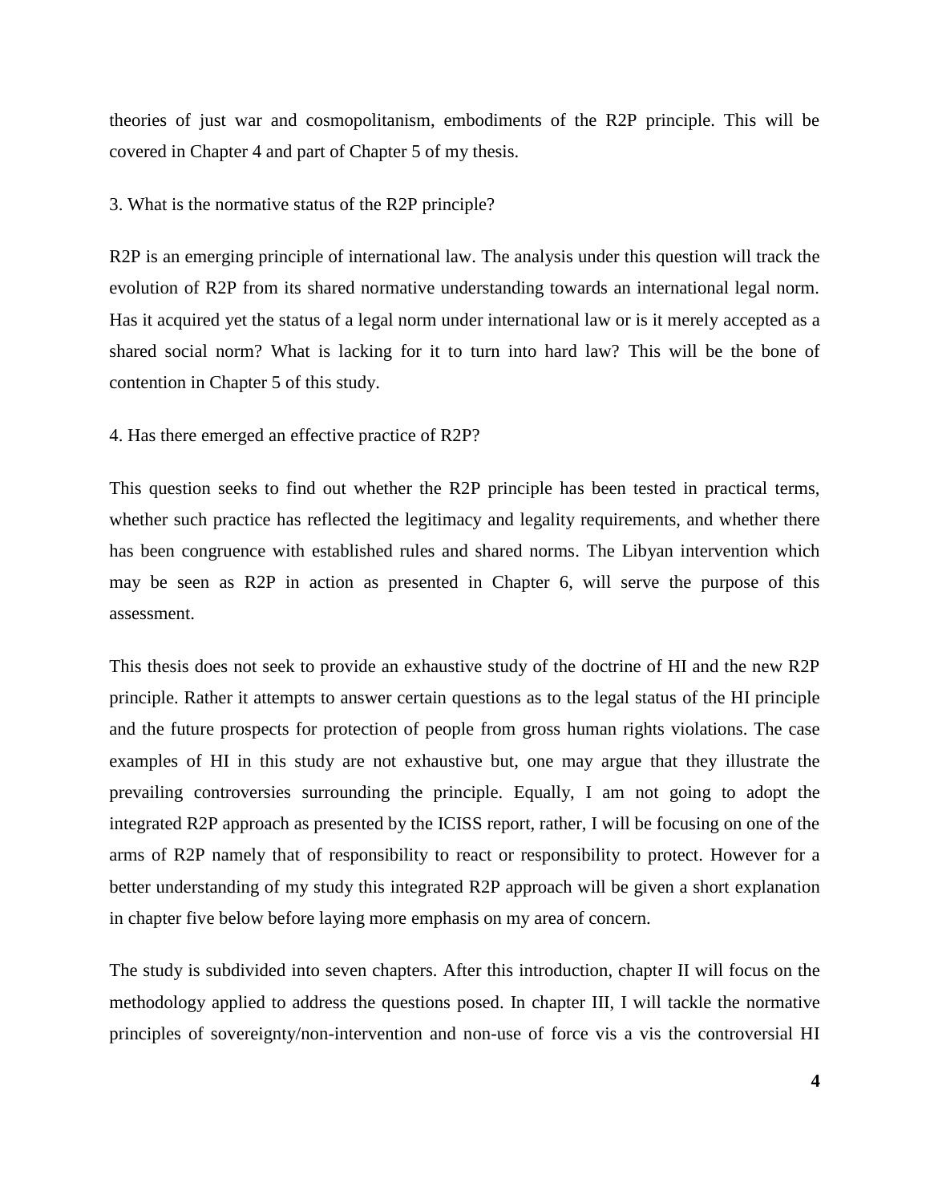theories of just war and cosmopolitanism, embodiments of the R2P principle. This will be covered in Chapter 4 and part of Chapter 5 of my thesis.

3. What is the normative status of the R2P principle?

R2P is an emerging principle of international law. The analysis under this question will track the evolution of R2P from its shared normative understanding towards an international legal norm. Has it acquired yet the status of a legal norm under international law or is it merely accepted as a shared social norm? What is lacking for it to turn into hard law? This will be the bone of contention in Chapter 5 of this study.

4. Has there emerged an effective practice of R2P?

This question seeks to find out whether the R2P principle has been tested in practical terms, whether such practice has reflected the legitimacy and legality requirements, and whether there has been congruence with established rules and shared norms. The Libyan intervention which may be seen as R2P in action as presented in Chapter 6, will serve the purpose of this assessment.

This thesis does not seek to provide an exhaustive study of the doctrine of HI and the new R2P principle. Rather it attempts to answer certain questions as to the legal status of the HI principle and the future prospects for protection of people from gross human rights violations. The case examples of HI in this study are not exhaustive but, one may argue that they illustrate the prevailing controversies surrounding the principle. Equally, I am not going to adopt the integrated R2P approach as presented by the ICISS report, rather, I will be focusing on one of the arms of R2P namely that of responsibility to react or responsibility to protect. However for a better understanding of my study this integrated R2P approach will be given a short explanation in chapter five below before laying more emphasis on my area of concern.

The study is subdivided into seven chapters. After this introduction, chapter II will focus on the methodology applied to address the questions posed. In chapter III, I will tackle the normative principles of sovereignty/non-intervention and non-use of force vis a vis the controversial HI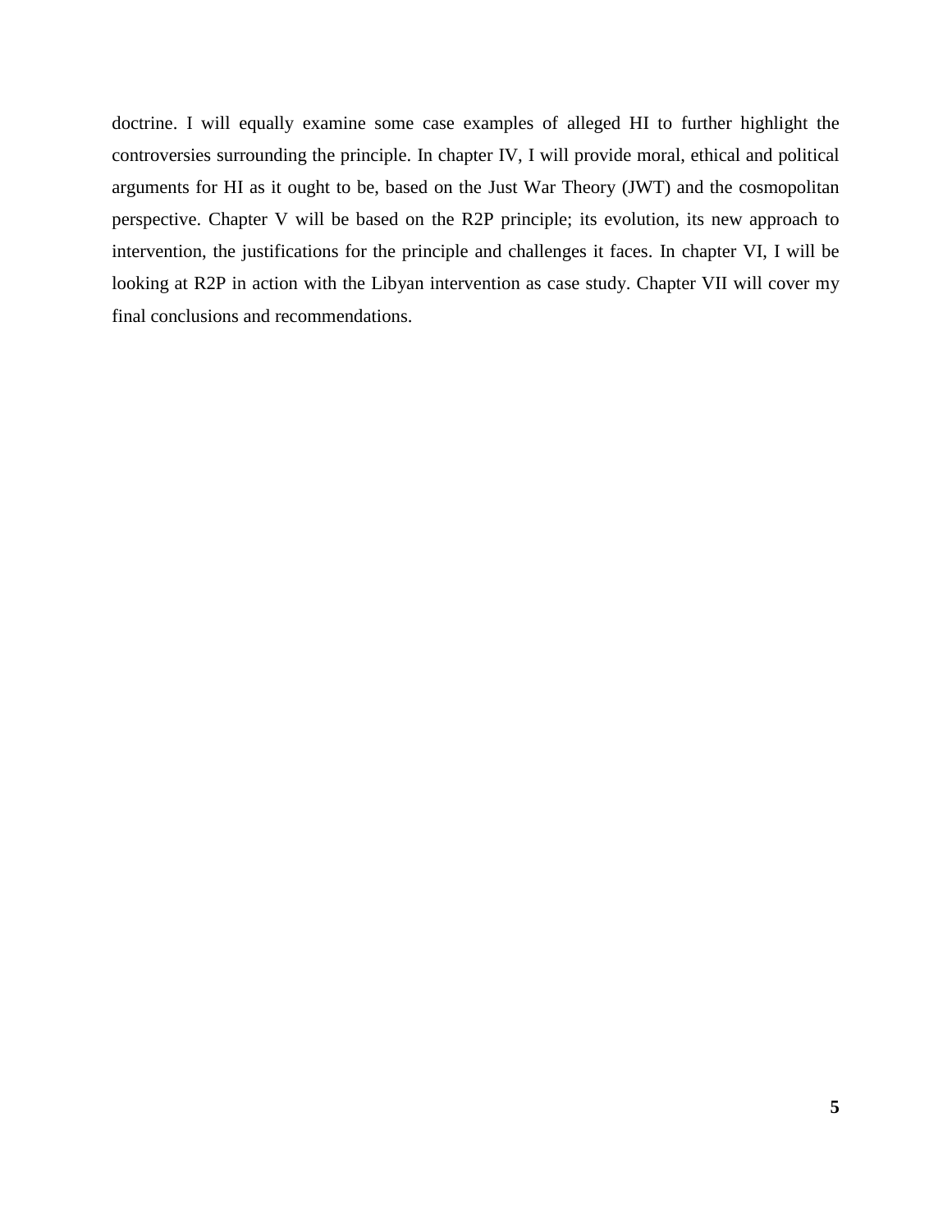doctrine. I will equally examine some case examples of alleged HI to further highlight the controversies surrounding the principle. In chapter IV, I will provide moral, ethical and political arguments for HI as it ought to be, based on the Just War Theory (JWT) and the cosmopolitan perspective. Chapter V will be based on the R2P principle; its evolution, its new approach to intervention, the justifications for the principle and challenges it faces. In chapter VI, I will be looking at R2P in action with the Libyan intervention as case study. Chapter VII will cover my final conclusions and recommendations.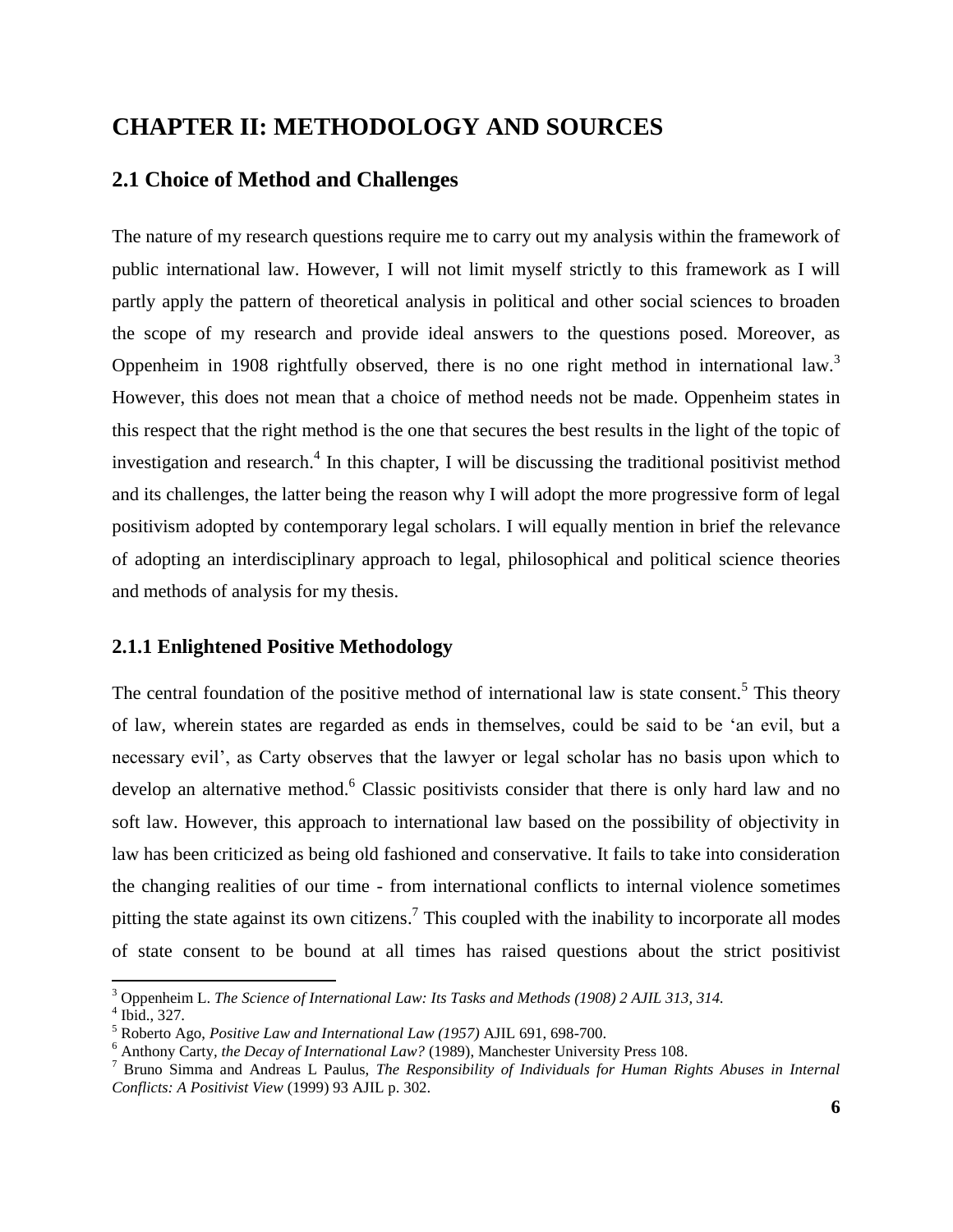# CHAPTER II: METHODOLOGY AND SOURCES

## 2.1 Choice of Method and Challenges

The nature of my research questions require me to carry out my analysis within the framework of public international law. However, I will not limit myself strictly to this framework as I will partly apply the pattern of theoretical analysis in political and other social sciences to broaden the scope of my research and provide ideal answers to the questions posed. Moreover, as Oppenheim in 1908 rightfully observed, there is no one right method in international law.[3] However, this does not mean that a choice of method needs not be made. Oppenheim states in this respect that the right method is the one that secures the best results in the light of the topic of investigation and research.[4] In this chapter, I will be discussing the traditional positivist method and its challenges, the latter being the reason why I will adopt the more progressive form of legal positivism adopted by contemporary legal scholars. I will equally mention in brief the relevance of adopting an interdisciplinary approach to legal, philosophical and political science theories and methods of analysis for my thesis.

### 2.1.1 Enlightened Positive Methodology

The central foundation of the positive method of international law is state consent.[5] This theory of law, wherein states are regarded as ends in themselves, could be said to be 'an evil, but a necessary evil', as Carty observes that the lawyer or legal scholar has no basis upon which to develop an alternative method.[6] Classic positivists consider that there is only hard law and no soft law. However, this approach to international law based on the possibility of objectivity in law has been criticized as being old fashioned and conservative. It fails to take into consideration the changing realities of our time - from international conflicts to internal violence sometimes pitting the state against its own citizens.[7] This coupled with the inability to incorporate all modes of state consent to be bound at all times has raised questions about the strict positivist

---

[3] Oppenheim L. *The Science of International Law: Its Tasks and Methods (1908) 2 AJIL 313, 314.*

[4] Ibid., 327.

[5] Roberto Ago, *Positive Law and International Law (1957)* AJIL 691, 698-700.

[6] Anthony Carty, *the Decay of International Law?* (1989), Manchester University Press 108.

[7] Bruno Simma and Andreas L Paulus, *The Responsibility of Individuals for Human Rights Abuses in Internal Conflicts: A Positivist View* (1999) 93 AJIL p. 302.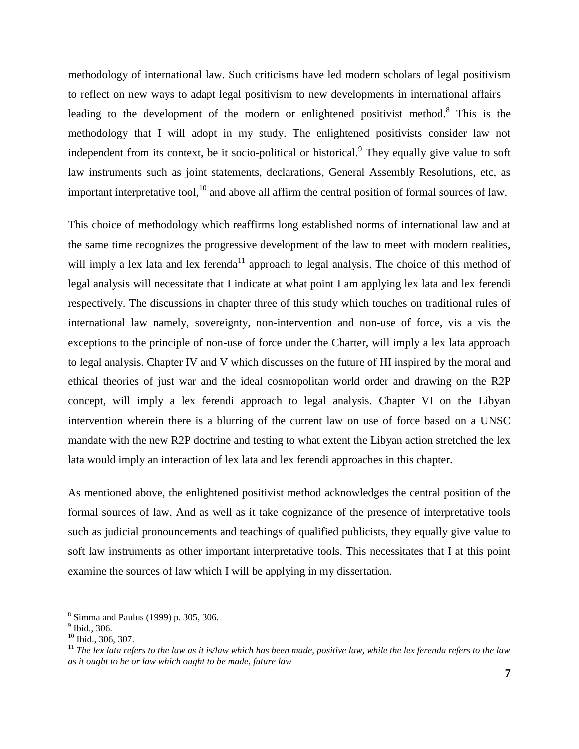methodology of international law. Such criticisms have led modern scholars of legal positivism to reflect on new ways to adapt legal positivism to new developments in international affairs – leading to the development of the modern or enlightened positivist method.[8] This is the methodology that I will adopt in my study. The enlightened positivists consider law not independent from its context, be it socio-political or historical.[9] They equally give value to soft law instruments such as joint statements, declarations, General Assembly Resolutions, etc, as important interpretative tool,[10] and above all affirm the central position of formal sources of law.

This choice of methodology which reaffirms long established norms of international law and at the same time recognizes the progressive development of the law to meet with modern realities, will imply a lex lata and lex ferenda[11] approach to legal analysis. The choice of this method of legal analysis will necessitate that I indicate at what point I am applying lex lata and lex ferendi respectively. The discussions in chapter three of this study which touches on traditional rules of international law namely, sovereignty, non-intervention and non-use of force, vis a vis the exceptions to the principle of non-use of force under the Charter, will imply a lex lata approach to legal analysis. Chapter IV and V which discusses on the future of HI inspired by the moral and ethical theories of just war and the ideal cosmopolitan world order and drawing on the R2P concept, will imply a lex ferendi approach to legal analysis. Chapter VI on the Libyan intervention wherein there is a blurring of the current law on use of force based on a UNSC mandate with the new R2P doctrine and testing to what extent the Libyan action stretched the lex lata would imply an interaction of lex lata and lex ferendi approaches in this chapter.

As mentioned above, the enlightened positivist method acknowledges the central position of the formal sources of law. And as well as it take cognizance of the presence of interpretative tools such as judicial pronouncements and teachings of qualified publicists, they equally give value to soft law instruments as other important interpretative tools. This necessitates that I at this point examine the sources of law which I will be applying in my dissertation.

---

[8] Simma and Paulus (1999) p. 305, 306.

[9] Ibid., 306.

[10] Ibid., 306, 307.

[11] *The lex lata refers to the law as it is/law which has been made, positive law, while the lex ferenda refers to the law as it ought to be or law which ought to be made, future law*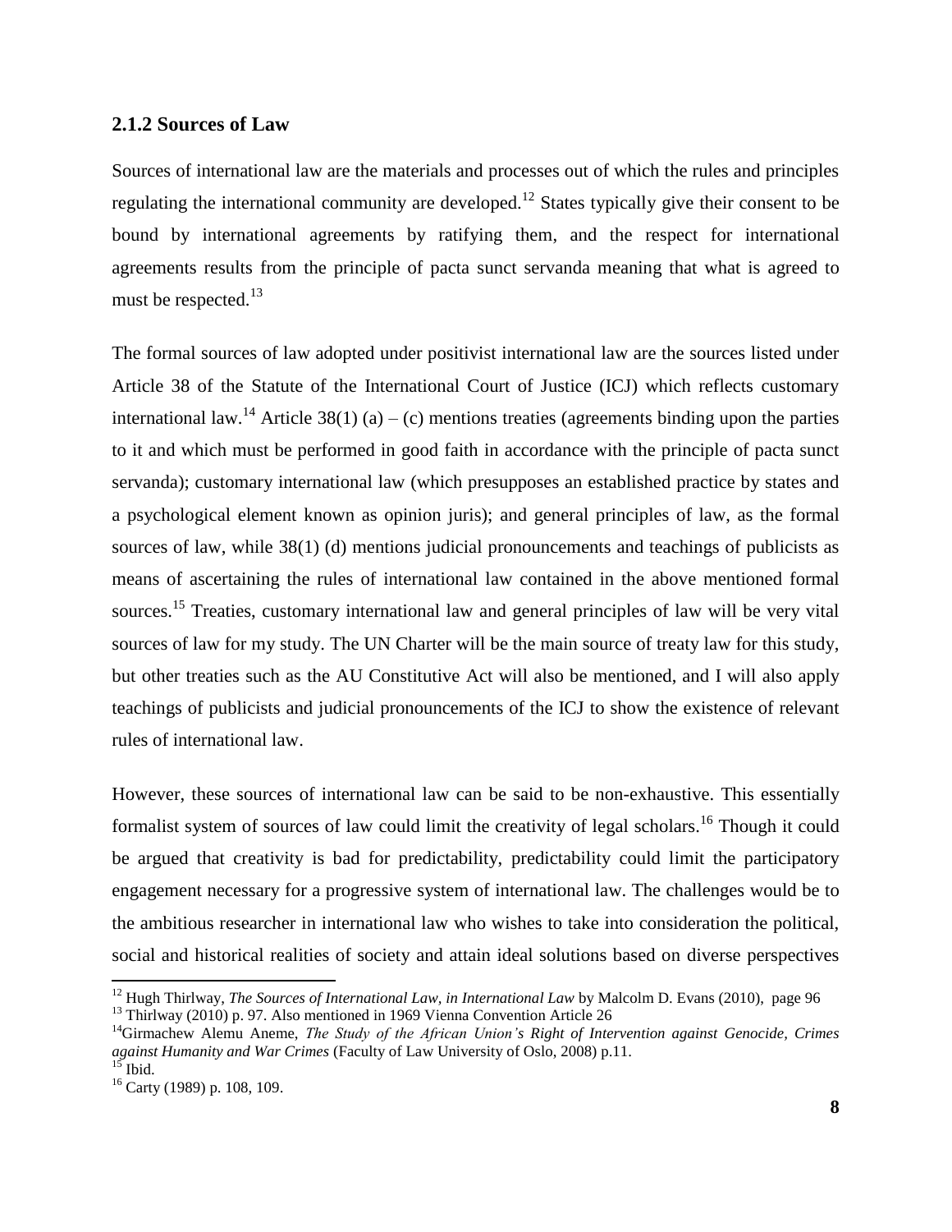### 2.1.2 Sources of Law

Sources of international law are the materials and processes out of which the rules and principles regulating the international community are developed.[12] States typically give their consent to be bound by international agreements by ratifying them, and the respect for international agreements results from the principle of pacta sunct servanda meaning that what is agreed to must be respected.[13]

The formal sources of law adopted under positivist international law are the sources listed under Article 38 of the Statute of the International Court of Justice (ICJ) which reflects customary international law.[14] Article 38(1) (a) – (c) mentions treaties (agreements binding upon the parties to it and which must be performed in good faith in accordance with the principle of pacta sunct servanda); customary international law (which presupposes an established practice by states and a psychological element known as opinion juris); and general principles of law, as the formal sources of law, while 38(1) (d) mentions judicial pronouncements and teachings of publicists as means of ascertaining the rules of international law contained in the above mentioned formal sources.[15] Treaties, customary international law and general principles of law will be very vital sources of law for my study. The UN Charter will be the main source of treaty law for this study, but other treaties such as the AU Constitutive Act will also be mentioned, and I will also apply teachings of publicists and judicial pronouncements of the ICJ to show the existence of relevant rules of international law.

However, these sources of international law can be said to be non-exhaustive. This essentially formalist system of sources of law could limit the creativity of legal scholars.[16] Though it could be argued that creativity is bad for predictability, predictability could limit the participatory engagement necessary for a progressive system of international law. The challenges would be to the ambitious researcher in international law who wishes to take into consideration the political, social and historical realities of society and attain ideal solutions based on diverse perspectives

---

[12] Hugh Thirlway, *The Sources of International Law, in International Law* by Malcolm D. Evans (2010), page 96

[13] Thirlway (2010) p. 97. Also mentioned in 1969 Vienna Convention Article 26

[14] Girmachew Alemu Aneme, *The Study of the African Union's Right of Intervention against Genocide, Crimes against Humanity and War Crimes* (Faculty of Law University of Oslo, 2008) p.11.

[15] Ibid.

[16] Carty (1989) p. 108, 109.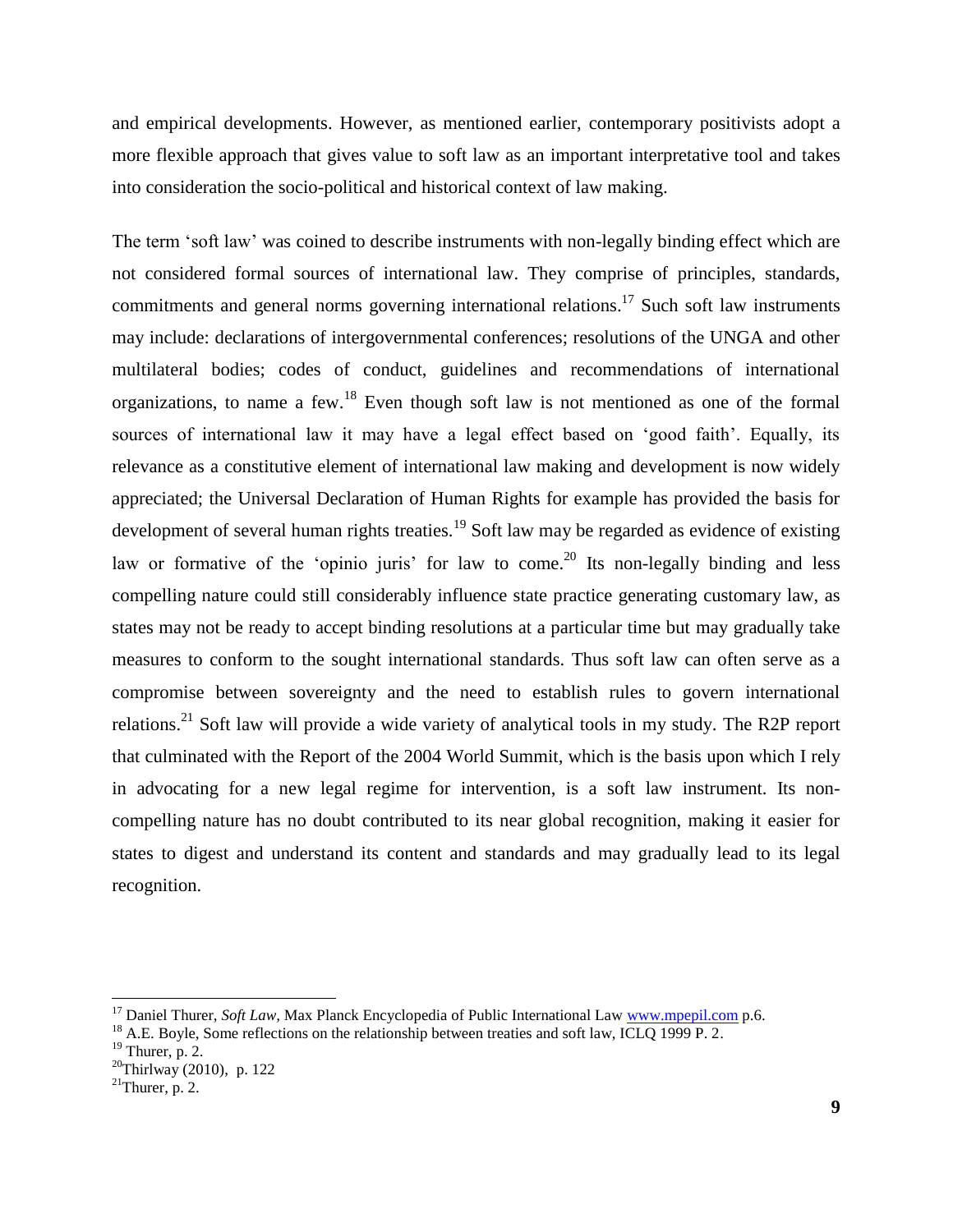and empirical developments. However, as mentioned earlier, contemporary positivists adopt a more flexible approach that gives value to soft law as an important interpretative tool and takes into consideration the socio-political and historical context of law making.

The term 'soft law' was coined to describe instruments with non-legally binding effect which are not considered formal sources of international law. They comprise of principles, standards, commitments and general norms governing international relations.[17] Such soft law instruments may include: declarations of intergovernmental conferences; resolutions of the UNGA and other multilateral bodies; codes of conduct, guidelines and recommendations of international organizations, to name a few.[18] Even though soft law is not mentioned as one of the formal sources of international law it may have a legal effect based on 'good faith'. Equally, its relevance as a constitutive element of international law making and development is now widely appreciated; the Universal Declaration of Human Rights for example has provided the basis for development of several human rights treaties.[19] Soft law may be regarded as evidence of existing law or formative of the 'opinio juris' for law to come.[20] Its non-legally binding and less compelling nature could still considerably influence state practice generating customary law, as states may not be ready to accept binding resolutions at a particular time but may gradually take measures to conform to the sought international standards. Thus soft law can often serve as a compromise between sovereignty and the need to establish rules to govern international relations.[21] Soft law will provide a wide variety of analytical tools in my study. The R2P report that culminated with the Report of the 2004 World Summit, which is the basis upon which I rely in advocating for a new legal regime for intervention, is a soft law instrument. Its non-compelling nature has no doubt contributed to its near global recognition, making it easier for states to digest and understand its content and standards and may gradually lead to its legal recognition.

---

[17] Daniel Thurer, *Soft Law,* Max Planck Encyclopedia of Public International Law www.mpepil.com p.6.

[18] A.E. Boyle, Some reflections on the relationship between treaties and soft law, ICLQ 1999 P. 2.

[19] Thurer, p. 2.

[20] Thirlway (2010), p. 122

[21] Thurer, p. 2.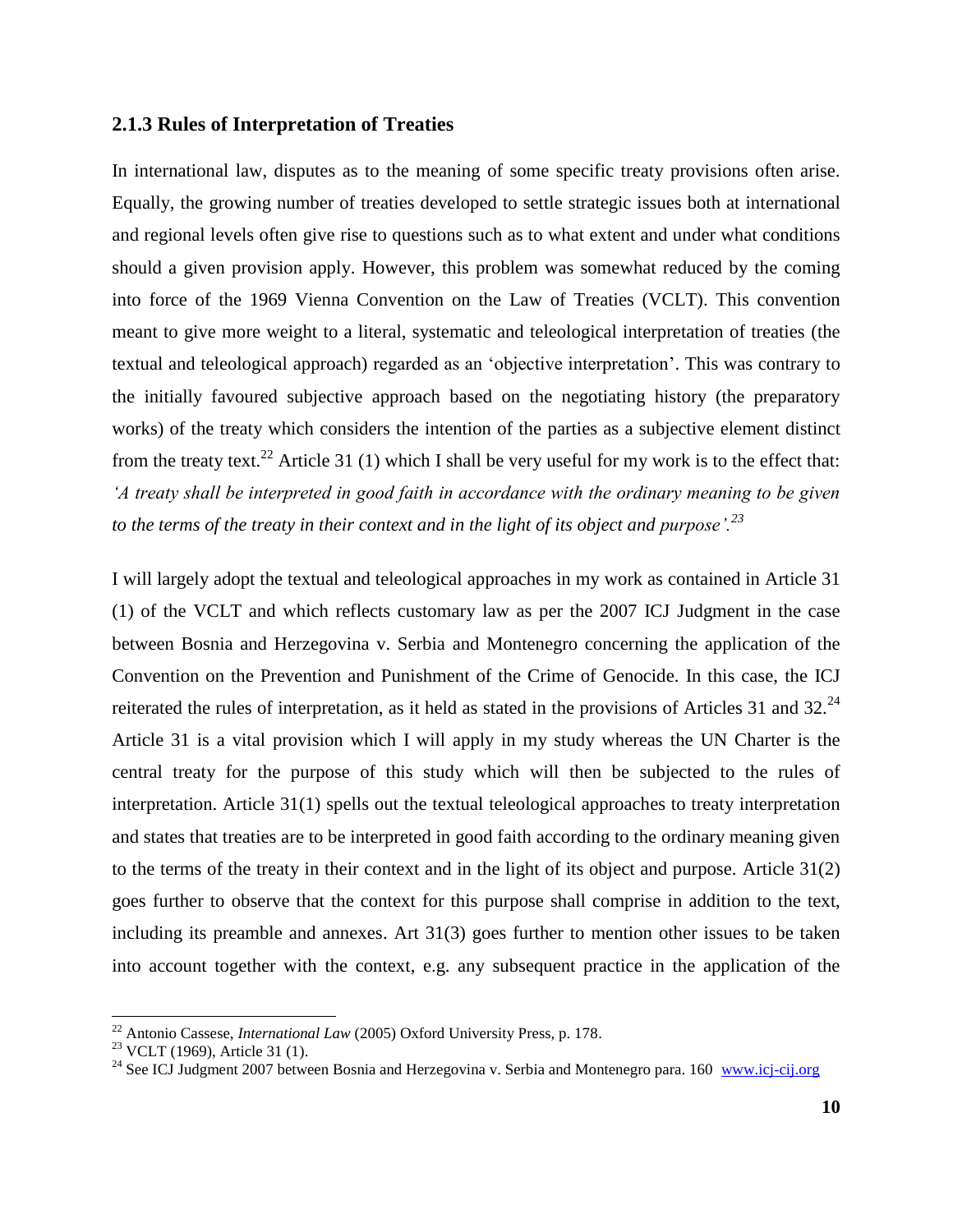### 2.1.3 Rules of Interpretation of Treaties

In international law, disputes as to the meaning of some specific treaty provisions often arise. Equally, the growing number of treaties developed to settle strategic issues both at international and regional levels often give rise to questions such as to what extent and under what conditions should a given provision apply. However, this problem was somewhat reduced by the coming into force of the 1969 Vienna Convention on the Law of Treaties (VCLT). This convention meant to give more weight to a literal, systematic and teleological interpretation of treaties (the textual and teleological approach) regarded as an 'objective interpretation'. This was contrary to the initially favoured subjective approach based on the negotiating history (the preparatory works) of the treaty which considers the intention of the parties as a subjective element distinct from the treaty text.[22] Article 31 (1) which I shall be very useful for my work is to the effect that: *'A treaty shall be interpreted in good faith in accordance with the ordinary meaning to be given to the terms of the treaty in their context and in the light of its object and purpose'.*[23]

I will largely adopt the textual and teleological approaches in my work as contained in Article 31 (1) of the VCLT and which reflects customary law as per the 2007 ICJ Judgment in the case between Bosnia and Herzegovina v. Serbia and Montenegro concerning the application of the Convention on the Prevention and Punishment of the Crime of Genocide. In this case, the ICJ reiterated the rules of interpretation, as it held as stated in the provisions of Articles 31 and 32.[24] Article 31 is a vital provision which I will apply in my study whereas the UN Charter is the central treaty for the purpose of this study which will then be subjected to the rules of interpretation. Article 31(1) spells out the textual teleological approaches to treaty interpretation and states that treaties are to be interpreted in good faith according to the ordinary meaning given to the terms of the treaty in their context and in the light of its object and purpose. Article 31(2) goes further to observe that the context for this purpose shall comprise in addition to the text, including its preamble and annexes. Art 31(3) goes further to mention other issues to be taken into account together with the context, e.g. any subsequent practice in the application of the

---

[22] Antonio Cassese, *International Law* (2005) Oxford University Press, p. 178.

[23] VCLT (1969), Article 31 (1).

[24] See ICJ Judgment 2007 between Bosnia and Herzegovina v. Serbia and Montenegro para. 160 www.icj-cij.org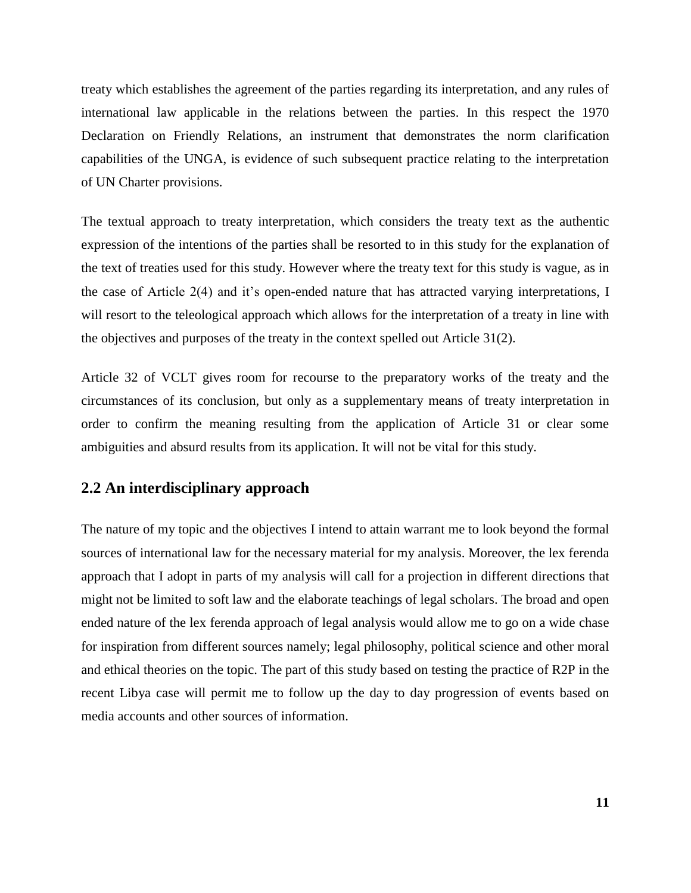treaty which establishes the agreement of the parties regarding its interpretation, and any rules of international law applicable in the relations between the parties. In this respect the 1970 Declaration on Friendly Relations, an instrument that demonstrates the norm clarification capabilities of the UNGA, is evidence of such subsequent practice relating to the interpretation of UN Charter provisions.

The textual approach to treaty interpretation, which considers the treaty text as the authentic expression of the intentions of the parties shall be resorted to in this study for the explanation of the text of treaties used for this study. However where the treaty text for this study is vague, as in the case of Article 2(4) and it's open-ended nature that has attracted varying interpretations, I will resort to the teleological approach which allows for the interpretation of a treaty in line with the objectives and purposes of the treaty in the context spelled out Article 31(2).

Article 32 of VCLT gives room for recourse to the preparatory works of the treaty and the circumstances of its conclusion, but only as a supplementary means of treaty interpretation in order to confirm the meaning resulting from the application of Article 31 or clear some ambiguities and absurd results from its application. It will not be vital for this study.

## 2.2 An interdisciplinary approach

The nature of my topic and the objectives I intend to attain warrant me to look beyond the formal sources of international law for the necessary material for my analysis. Moreover, the lex ferenda approach that I adopt in parts of my analysis will call for a projection in different directions that might not be limited to soft law and the elaborate teachings of legal scholars. The broad and open ended nature of the lex ferenda approach of legal analysis would allow me to go on a wide chase for inspiration from different sources namely; legal philosophy, political science and other moral and ethical theories on the topic. The part of this study based on testing the practice of R2P in the recent Libya case will permit me to follow up the day to day progression of events based on media accounts and other sources of information.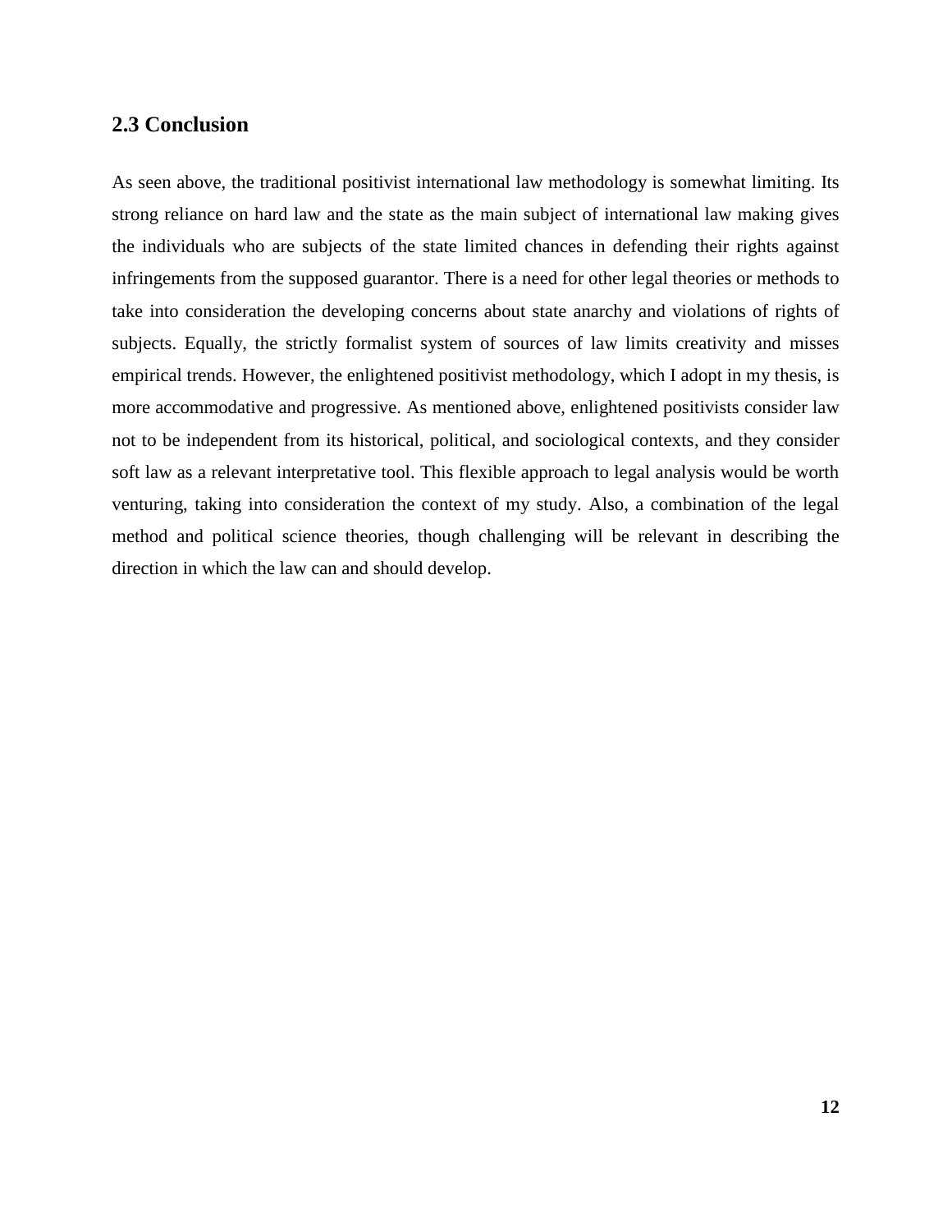## 2.3 Conclusion

As seen above, the traditional positivist international law methodology is somewhat limiting. Its strong reliance on hard law and the state as the main subject of international law making gives the individuals who are subjects of the state limited chances in defending their rights against infringements from the supposed guarantor. There is a need for other legal theories or methods to take into consideration the developing concerns about state anarchy and violations of rights of subjects. Equally, the strictly formalist system of sources of law limits creativity and misses empirical trends. However, the enlightened positivist methodology, which I adopt in my thesis, is more accommodative and progressive. As mentioned above, enlightened positivists consider law not to be independent from its historical, political, and sociological contexts, and they consider soft law as a relevant interpretative tool. This flexible approach to legal analysis would be worth venturing, taking into consideration the context of my study. Also, a combination of the legal method and political science theories, though challenging will be relevant in describing the direction in which the law can and should develop.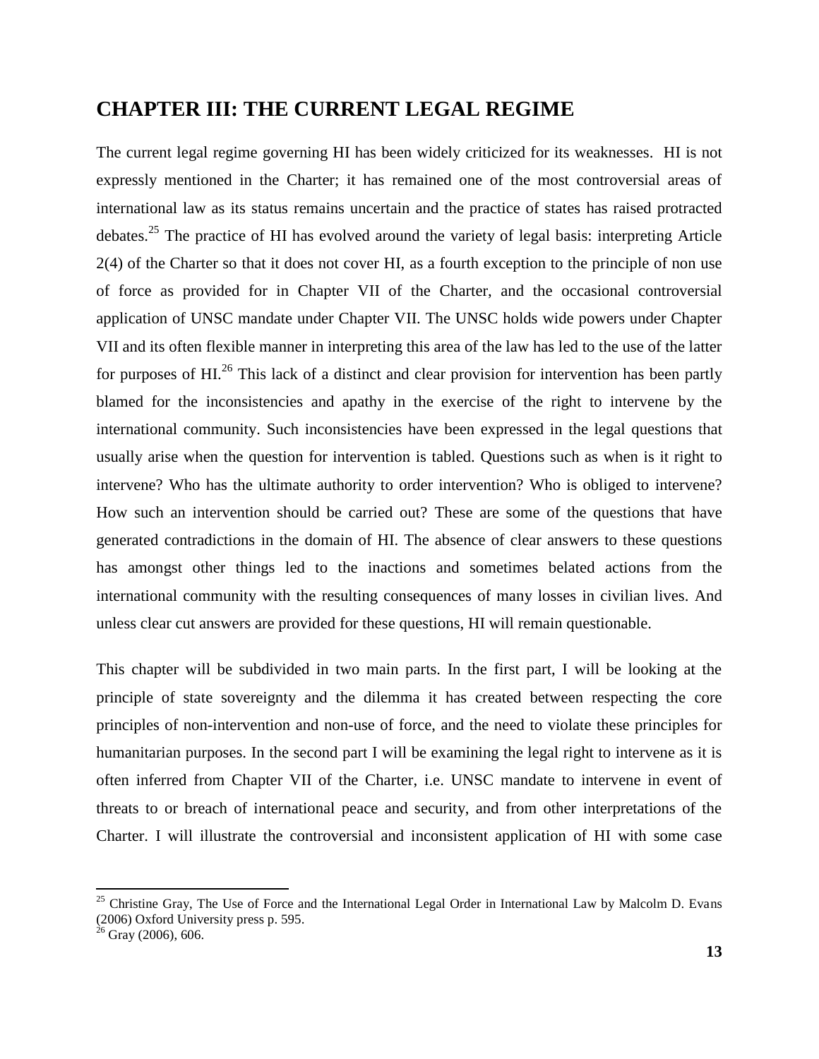## CHAPTER III: THE CURRENT LEGAL REGIME

The current legal regime governing HI has been widely criticized for its weaknesses. HI is not expressly mentioned in the Charter; it has remained one of the most controversial areas of international law as its status remains uncertain and the practice of states has raised protracted debates.[25] The practice of HI has evolved around the variety of legal basis: interpreting Article 2(4) of the Charter so that it does not cover HI, as a fourth exception to the principle of non use of force as provided for in Chapter VII of the Charter, and the occasional controversial application of UNSC mandate under Chapter VII. The UNSC holds wide powers under Chapter VII and its often flexible manner in interpreting this area of the law has led to the use of the latter for purposes of HI.[26] This lack of a distinct and clear provision for intervention has been partly blamed for the inconsistencies and apathy in the exercise of the right to intervene by the international community. Such inconsistencies have been expressed in the legal questions that usually arise when the question for intervention is tabled. Questions such as when is it right to intervene? Who has the ultimate authority to order intervention? Who is obliged to intervene? How such an intervention should be carried out? These are some of the questions that have generated contradictions in the domain of HI. The absence of clear answers to these questions has amongst other things led to the inactions and sometimes belated actions from the international community with the resulting consequences of many losses in civilian lives. And unless clear cut answers are provided for these questions, HI will remain questionable.

This chapter will be subdivided in two main parts. In the first part, I will be looking at the principle of state sovereignty and the dilemma it has created between respecting the core principles of non-intervention and non-use of force, and the need to violate these principles for humanitarian purposes. In the second part I will be examining the legal right to intervene as it is often inferred from Chapter VII of the Charter, i.e. UNSC mandate to intervene in event of threats to or breach of international peace and security, and from other interpretations of the Charter. I will illustrate the controversial and inconsistent application of HI with some case

[25] Christine Gray, The Use of Force and the International Legal Order in International Law by Malcolm D. Evans (2006) Oxford University press p. 595.

[26] Gray (2006), 606.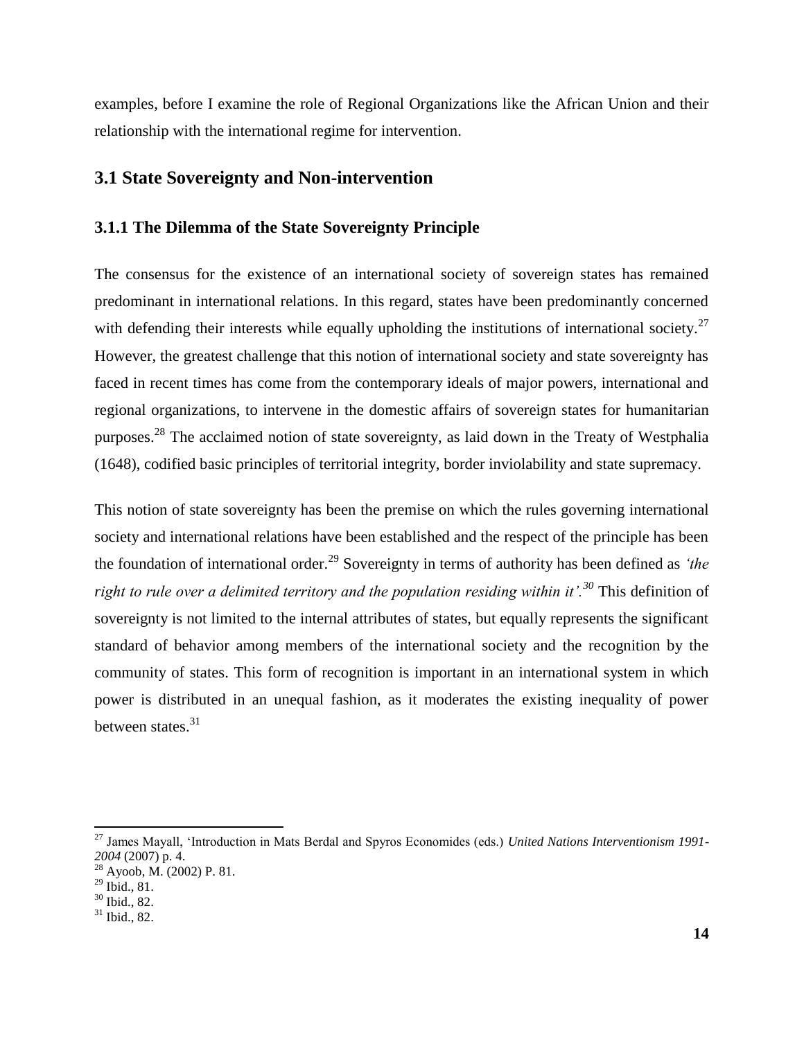examples, before I examine the role of Regional Organizations like the African Union and their relationship with the international regime for intervention.

## 3.1 State Sovereignty and Non-intervention

### 3.1.1 The Dilemma of the State Sovereignty Principle

The consensus for the existence of an international society of sovereign states has remained predominant in international relations. In this regard, states have been predominantly concerned with defending their interests while equally upholding the institutions of international society.[27] However, the greatest challenge that this notion of international society and state sovereignty has faced in recent times has come from the contemporary ideals of major powers, international and regional organizations, to intervene in the domestic affairs of sovereign states for humanitarian purposes.[28] The acclaimed notion of state sovereignty, as laid down in the Treaty of Westphalia (1648), codified basic principles of territorial integrity, border inviolability and state supremacy.

This notion of state sovereignty has been the premise on which the rules governing international society and international relations have been established and the respect of the principle has been the foundation of international order.[29] Sovereignty in terms of authority has been defined as *'the right to rule over a delimited territory and the population residing within it'.*[30] This definition of sovereignty is not limited to the internal attributes of states, but equally represents the significant standard of behavior among members of the international society and the recognition by the community of states. This form of recognition is important in an international system in which power is distributed in an unequal fashion, as it moderates the existing inequality of power between states.[31]

---

[27] James Mayall, 'Introduction in Mats Berdal and Spyros Economides (eds.) *United Nations Interventionism 1991-2004* (2007) p. 4.

[28] Ayoob, M. (2002) P. 81.

[29] Ibid., 81.

[30] Ibid., 82.

[31] Ibid., 82.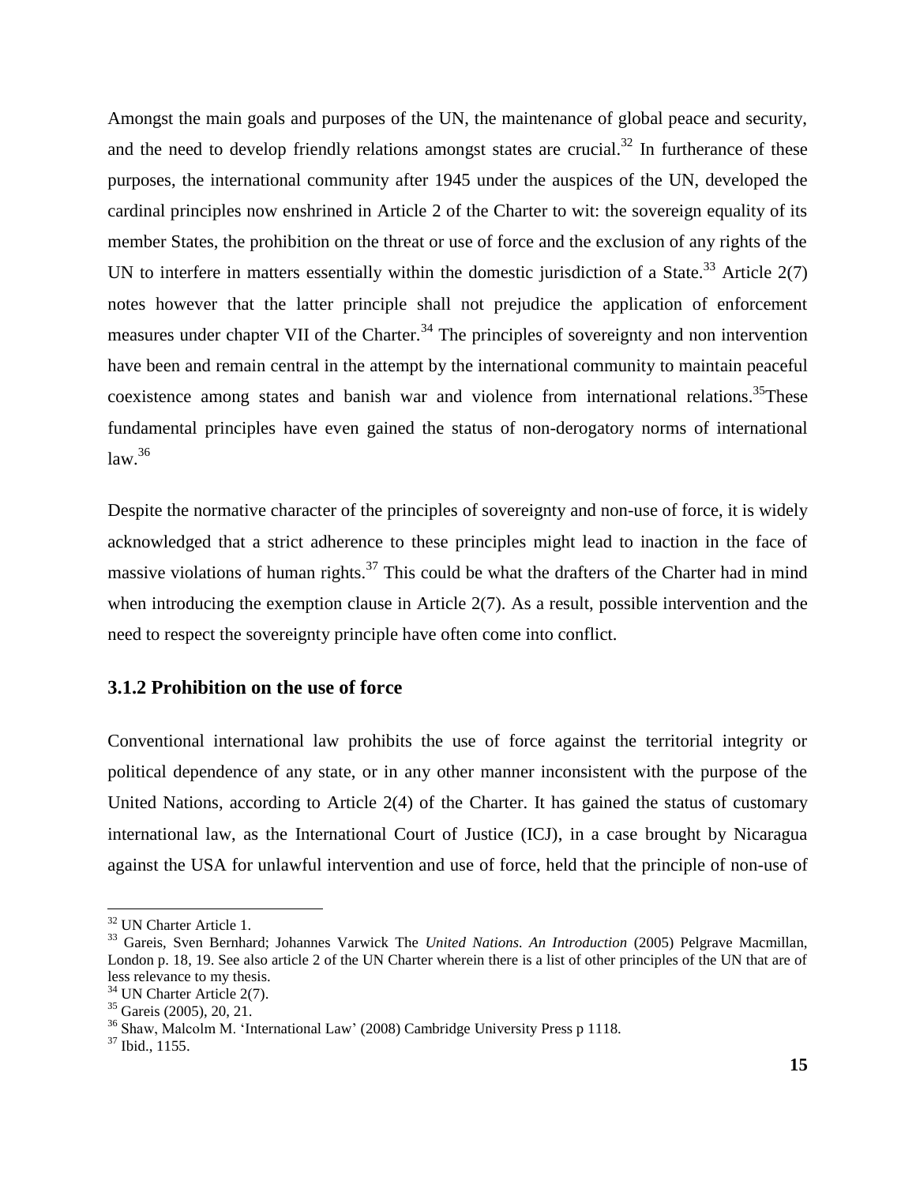Amongst the main goals and purposes of the UN, the maintenance of global peace and security, and the need to develop friendly relations amongst states are crucial.[32] In furtherance of these purposes, the international community after 1945 under the auspices of the UN, developed the cardinal principles now enshrined in Article 2 of the Charter to wit: the sovereign equality of its member States, the prohibition on the threat or use of force and the exclusion of any rights of the UN to interfere in matters essentially within the domestic jurisdiction of a State.[33] Article 2(7) notes however that the latter principle shall not prejudice the application of enforcement measures under chapter VII of the Charter.[34] The principles of sovereignty and non intervention have been and remain central in the attempt by the international community to maintain peaceful coexistence among states and banish war and violence from international relations.[35]These fundamental principles have even gained the status of non-derogatory norms of international law.[36]

Despite the normative character of the principles of sovereignty and non-use of force, it is widely acknowledged that a strict adherence to these principles might lead to inaction in the face of massive violations of human rights.[37] This could be what the drafters of the Charter had in mind when introducing the exemption clause in Article 2(7). As a result, possible intervention and the need to respect the sovereignty principle have often come into conflict.

### 3.1.2 Prohibition on the use of force

Conventional international law prohibits the use of force against the territorial integrity or political dependence of any state, or in any other manner inconsistent with the purpose of the United Nations, according to Article 2(4) of the Charter. It has gained the status of customary international law, as the International Court of Justice (ICJ), in a case brought by Nicaragua against the USA for unlawful intervention and use of force, held that the principle of non-use of

---

[32] UN Charter Article 1.

[33] Gareis, Sven Bernhard; Johannes Varwick The *United Nations. An Introduction* (2005) Pelgrave Macmillan, London p. 18, 19. See also article 2 of the UN Charter wherein there is a list of other principles of the UN that are of less relevance to my thesis.

[34] UN Charter Article 2(7).

[35] Gareis (2005), 20, 21.

[36] Shaw, Malcolm M. 'International Law' (2008) Cambridge University Press p 1118.

[37] Ibid., 1155.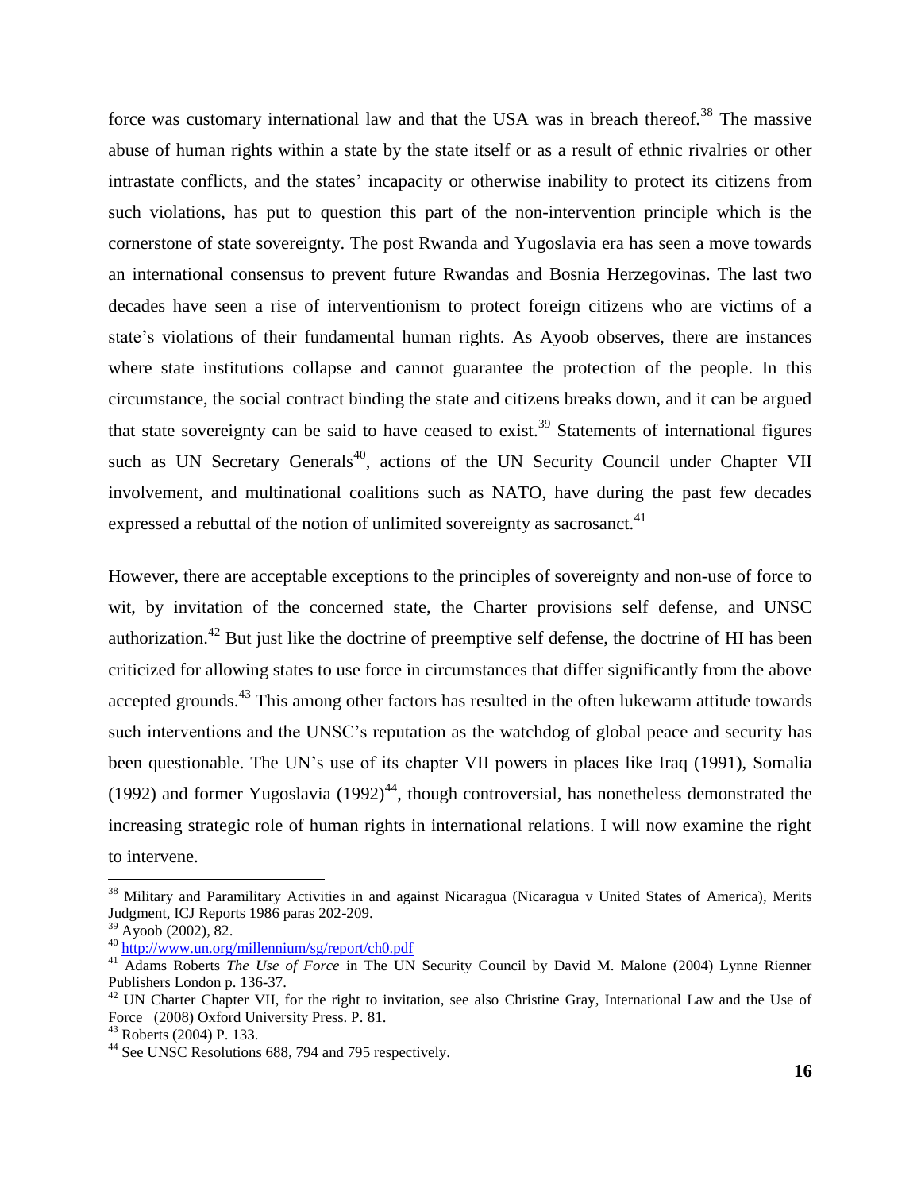force was customary international law and that the USA was in breach thereof.[38] The massive abuse of human rights within a state by the state itself or as a result of ethnic rivalries or other intrastate conflicts, and the states' incapacity or otherwise inability to protect its citizens from such violations, has put to question this part of the non-intervention principle which is the cornerstone of state sovereignty. The post Rwanda and Yugoslavia era has seen a move towards an international consensus to prevent future Rwandas and Bosnia Herzegovinas. The last two decades have seen a rise of interventionism to protect foreign citizens who are victims of a state's violations of their fundamental human rights. As Ayoob observes, there are instances where state institutions collapse and cannot guarantee the protection of the people. In this circumstance, the social contract binding the state and citizens breaks down, and it can be argued that state sovereignty can be said to have ceased to exist.[39] Statements of international figures such as UN Secretary Generals[40], actions of the UN Security Council under Chapter VII involvement, and multinational coalitions such as NATO, have during the past few decades expressed a rebuttal of the notion of unlimited sovereignty as sacrosanct.[41]

However, there are acceptable exceptions to the principles of sovereignty and non-use of force to wit, by invitation of the concerned state, the Charter provisions self defense, and UNSC authorization.[42] But just like the doctrine of preemptive self defense, the doctrine of HI has been criticized for allowing states to use force in circumstances that differ significantly from the above accepted grounds.[43] This among other factors has resulted in the often lukewarm attitude towards such interventions and the UNSC's reputation as the watchdog of global peace and security has been questionable. The UN's use of its chapter VII powers in places like Iraq (1991), Somalia (1992) and former Yugoslavia (1992)[44], though controversial, has nonetheless demonstrated the increasing strategic role of human rights in international relations. I will now examine the right to intervene.

---

[38] Military and Paramilitary Activities in and against Nicaragua (Nicaragua v United States of America), Merits Judgment, ICJ Reports 1986 paras 202-209.

[39] Ayoob (2002), 82.

[40] http://www.un.org/millennium/sg/report/ch0.pdf

[41] Adams Roberts *The Use of Force* in The UN Security Council by David M. Malone (2004) Lynne Rienner Publishers London p. 136-37.

[42] UN Charter Chapter VII, for the right to invitation, see also Christine Gray, International Law and the Use of Force (2008) Oxford University Press. P. 81.

[43] Roberts (2004) P. 133.

[44] See UNSC Resolutions 688, 794 and 795 respectively.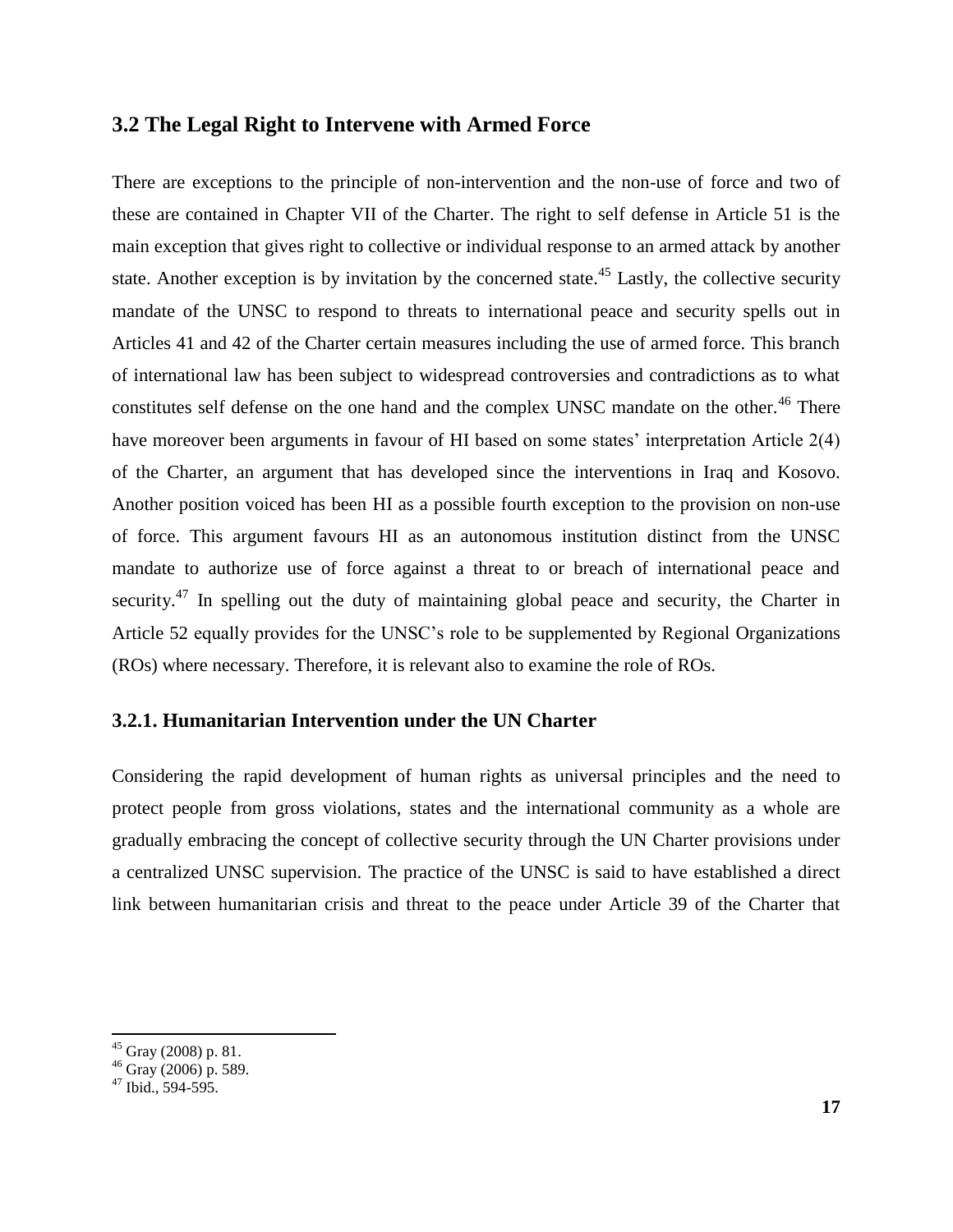## 3.2 The Legal Right to Intervene with Armed Force

There are exceptions to the principle of non-intervention and the non-use of force and two of these are contained in Chapter VII of the Charter. The right to self defense in Article 51 is the main exception that gives right to collective or individual response to an armed attack by another state. Another exception is by invitation by the concerned state.[45] Lastly, the collective security mandate of the UNSC to respond to threats to international peace and security spells out in Articles 41 and 42 of the Charter certain measures including the use of armed force. This branch of international law has been subject to widespread controversies and contradictions as to what constitutes self defense on the one hand and the complex UNSC mandate on the other.[46] There have moreover been arguments in favour of HI based on some states' interpretation Article 2(4) of the Charter, an argument that has developed since the interventions in Iraq and Kosovo. Another position voiced has been HI as a possible fourth exception to the provision on non-use of force. This argument favours HI as an autonomous institution distinct from the UNSC mandate to authorize use of force against a threat to or breach of international peace and security.[47] In spelling out the duty of maintaining global peace and security, the Charter in Article 52 equally provides for the UNSC's role to be supplemented by Regional Organizations (ROs) where necessary. Therefore, it is relevant also to examine the role of ROs.

### 3.2.1. Humanitarian Intervention under the UN Charter

Considering the rapid development of human rights as universal principles and the need to protect people from gross violations, states and the international community as a whole are gradually embracing the concept of collective security through the UN Charter provisions under a centralized UNSC supervision. The practice of the UNSC is said to have established a direct link between humanitarian crisis and threat to the peace under Article 39 of the Charter that

---

[45] Gray (2008) p. 81.
[46] Gray (2006) p. 589.
[47] Ibid., 594-595.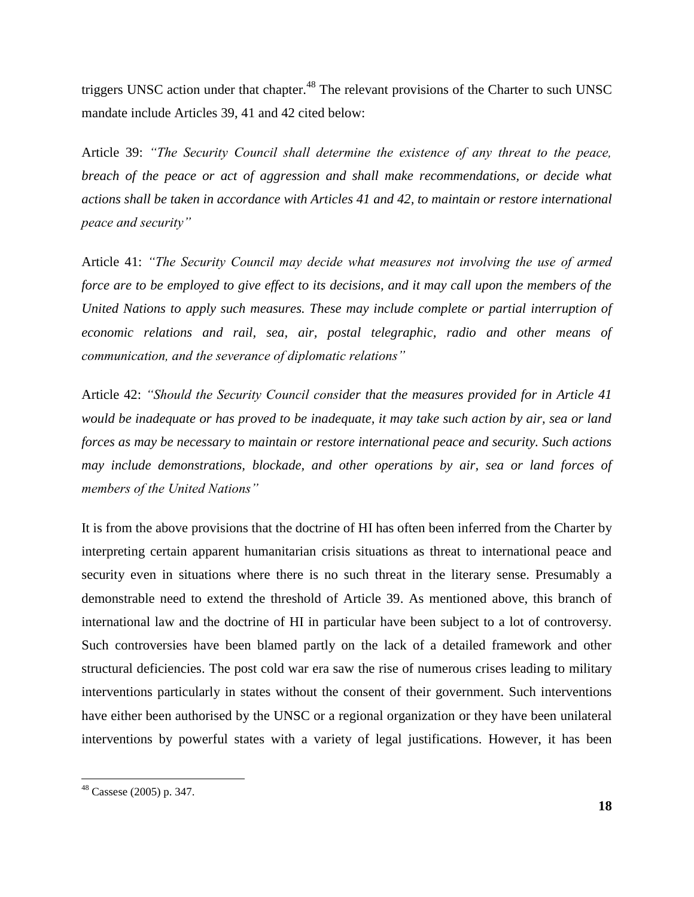triggers UNSC action under that chapter.[48] The relevant provisions of the Charter to such UNSC mandate include Articles 39, 41 and 42 cited below:

Article 39: *"The Security Council shall determine the existence of any threat to the peace, breach of the peace or act of aggression and shall make recommendations, or decide what actions shall be taken in accordance with Articles 41 and 42, to maintain or restore international peace and security"*

Article 41: *"The Security Council may decide what measures not involving the use of armed force are to be employed to give effect to its decisions, and it may call upon the members of the United Nations to apply such measures. These may include complete or partial interruption of economic relations and rail, sea, air, postal telegraphic, radio and other means of communication, and the severance of diplomatic relations"*

Article 42: *"Should the Security Council consider that the measures provided for in Article 41 would be inadequate or has proved to be inadequate, it may take such action by air, sea or land forces as may be necessary to maintain or restore international peace and security. Such actions may include demonstrations, blockade, and other operations by air, sea or land forces of members of the United Nations"*

It is from the above provisions that the doctrine of HI has often been inferred from the Charter by interpreting certain apparent humanitarian crisis situations as threat to international peace and security even in situations where there is no such threat in the literary sense. Presumably a demonstrable need to extend the threshold of Article 39. As mentioned above, this branch of international law and the doctrine of HI in particular have been subject to a lot of controversy. Such controversies have been blamed partly on the lack of a detailed framework and other structural deficiencies. The post cold war era saw the rise of numerous crises leading to military interventions particularly in states without the consent of their government. Such interventions have either been authorised by the UNSC or a regional organization or they have been unilateral interventions by powerful states with a variety of legal justifications. However, it has been

[48] Cassese (2005) p. 347.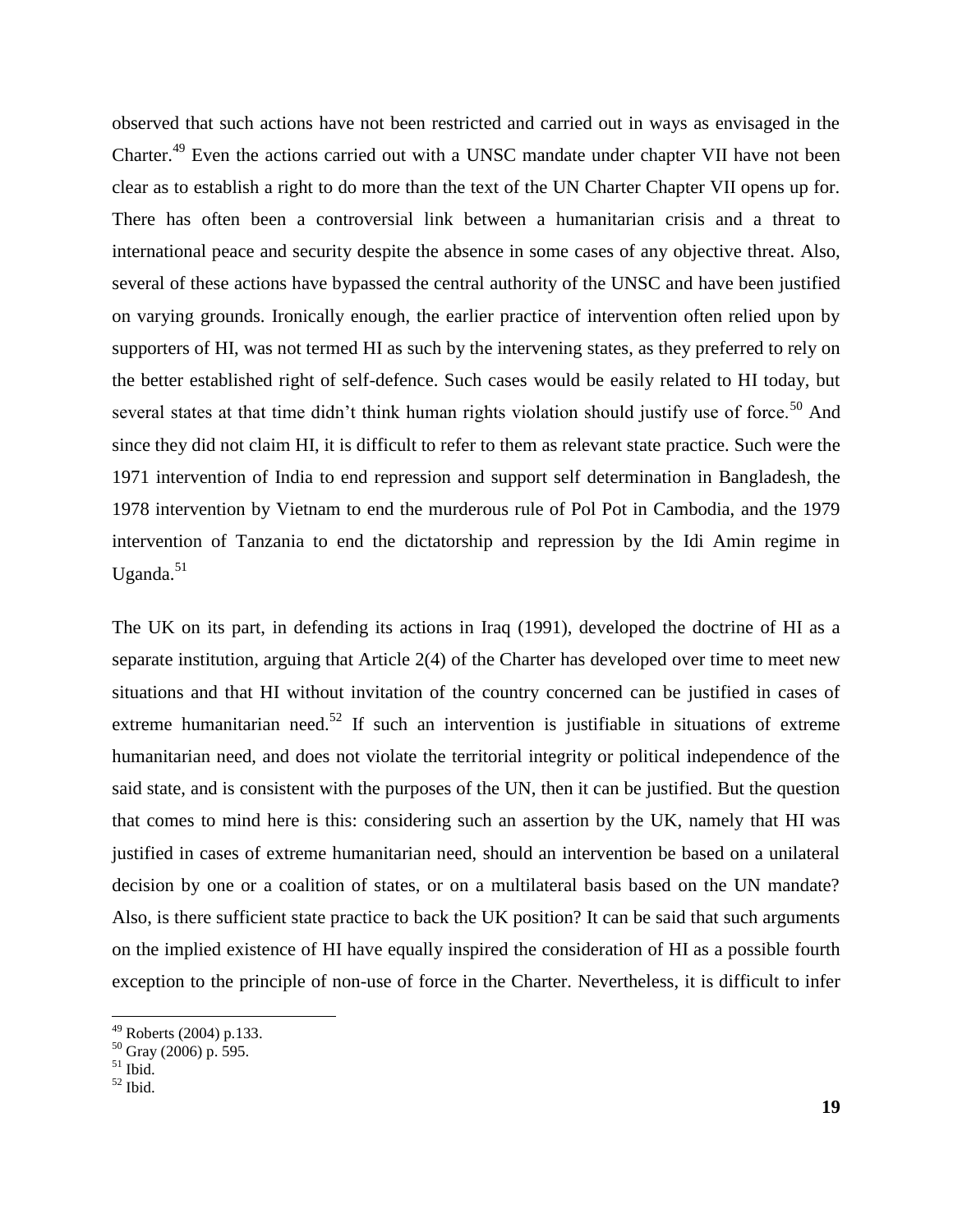observed that such actions have not been restricted and carried out in ways as envisaged in the Charter.[49] Even the actions carried out with a UNSC mandate under chapter VII have not been clear as to establish a right to do more than the text of the UN Charter Chapter VII opens up for. There has often been a controversial link between a humanitarian crisis and a threat to international peace and security despite the absence in some cases of any objective threat. Also, several of these actions have bypassed the central authority of the UNSC and have been justified on varying grounds. Ironically enough, the earlier practice of intervention often relied upon by supporters of HI, was not termed HI as such by the intervening states, as they preferred to rely on the better established right of self-defence. Such cases would be easily related to HI today, but several states at that time didn't think human rights violation should justify use of force.[50] And since they did not claim HI, it is difficult to refer to them as relevant state practice. Such were the 1971 intervention of India to end repression and support self determination in Bangladesh, the 1978 intervention by Vietnam to end the murderous rule of Pol Pot in Cambodia, and the 1979 intervention of Tanzania to end the dictatorship and repression by the Idi Amin regime in Uganda.[51]

The UK on its part, in defending its actions in Iraq (1991), developed the doctrine of HI as a separate institution, arguing that Article 2(4) of the Charter has developed over time to meet new situations and that HI without invitation of the country concerned can be justified in cases of extreme humanitarian need.[52] If such an intervention is justifiable in situations of extreme humanitarian need, and does not violate the territorial integrity or political independence of the said state, and is consistent with the purposes of the UN, then it can be justified. But the question that comes to mind here is this: considering such an assertion by the UK, namely that HI was justified in cases of extreme humanitarian need, should an intervention be based on a unilateral decision by one or a coalition of states, or on a multilateral basis based on the UN mandate? Also, is there sufficient state practice to back the UK position? It can be said that such arguments on the implied existence of HI have equally inspired the consideration of HI as a possible fourth exception to the principle of non-use of force in the Charter. Nevertheless, it is difficult to infer

[49] Roberts (2004) p.133.
[50] Gray (2006) p. 595.
[51] Ibid.
[52] Ibid.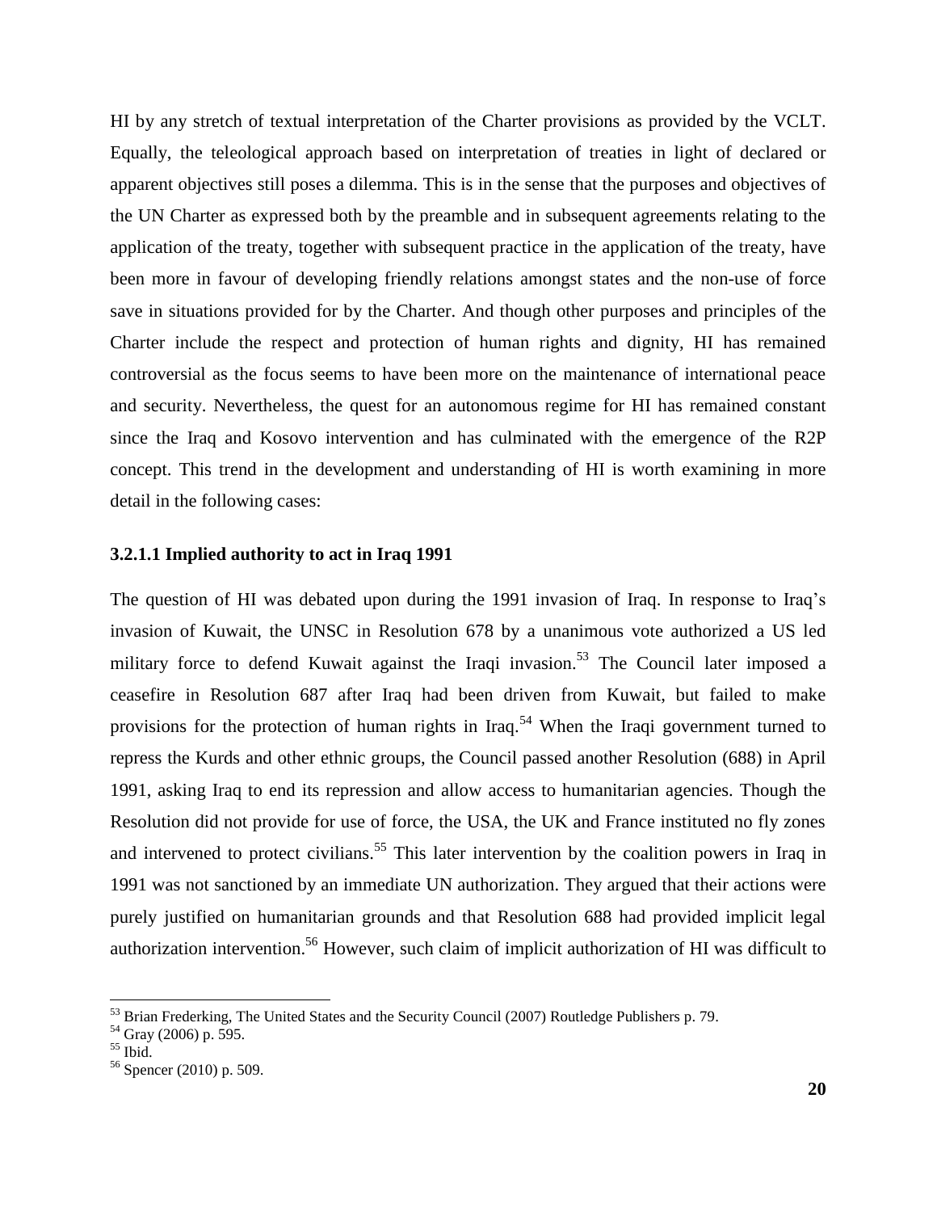HI by any stretch of textual interpretation of the Charter provisions as provided by the VCLT. Equally, the teleological approach based on interpretation of treaties in light of declared or apparent objectives still poses a dilemma. This is in the sense that the purposes and objectives of the UN Charter as expressed both by the preamble and in subsequent agreements relating to the application of the treaty, together with subsequent practice in the application of the treaty, have been more in favour of developing friendly relations amongst states and the non-use of force save in situations provided for by the Charter. And though other purposes and principles of the Charter include the respect and protection of human rights and dignity, HI has remained controversial as the focus seems to have been more on the maintenance of international peace and security. Nevertheless, the quest for an autonomous regime for HI has remained constant since the Iraq and Kosovo intervention and has culminated with the emergence of the R2P concept. This trend in the development and understanding of HI is worth examining in more detail in the following cases:

#### 3.2.1.1 Implied authority to act in Iraq 1991

The question of HI was debated upon during the 1991 invasion of Iraq. In response to Iraq's invasion of Kuwait, the UNSC in Resolution 678 by a unanimous vote authorized a US led military force to defend Kuwait against the Iraqi invasion.[53] The Council later imposed a ceasefire in Resolution 687 after Iraq had been driven from Kuwait, but failed to make provisions for the protection of human rights in Iraq.[54] When the Iraqi government turned to repress the Kurds and other ethnic groups, the Council passed another Resolution (688) in April 1991, asking Iraq to end its repression and allow access to humanitarian agencies. Though the Resolution did not provide for use of force, the USA, the UK and France instituted no fly zones and intervened to protect civilians.[55] This later intervention by the coalition powers in Iraq in 1991 was not sanctioned by an immediate UN authorization. They argued that their actions were purely justified on humanitarian grounds and that Resolution 688 had provided implicit legal authorization intervention.[56] However, such claim of implicit authorization of HI was difficult to

---

[53] Brian Frederking, The United States and the Security Council (2007) Routledge Publishers p. 79.

[54] Gray (2006) p. 595.

[55] Ibid.

[56] Spencer (2010) p. 509.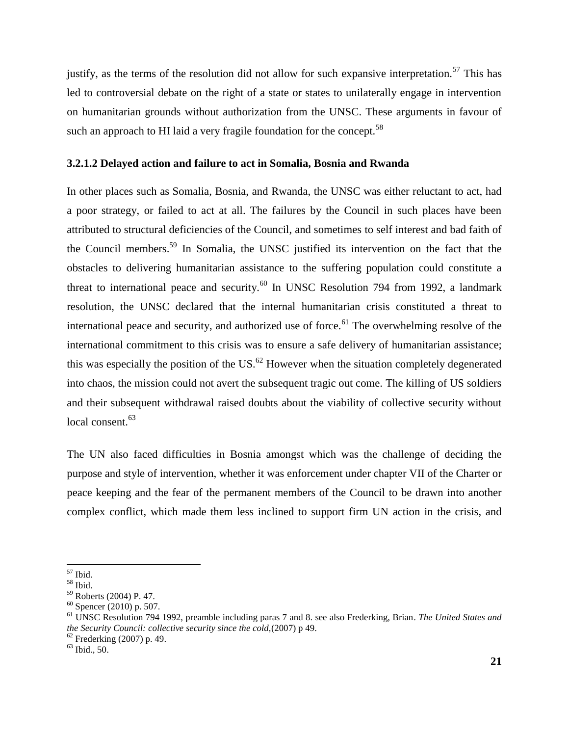justify, as the terms of the resolution did not allow for such expansive interpretation.[57] This has led to controversial debate on the right of a state or states to unilaterally engage in intervention on humanitarian grounds without authorization from the UNSC. These arguments in favour of such an approach to HI laid a very fragile foundation for the concept.[58]

#### 3.2.1.2 Delayed action and failure to act in Somalia, Bosnia and Rwanda

In other places such as Somalia, Bosnia, and Rwanda, the UNSC was either reluctant to act, had a poor strategy, or failed to act at all. The failures by the Council in such places have been attributed to structural deficiencies of the Council, and sometimes to self interest and bad faith of the Council members.[59] In Somalia, the UNSC justified its intervention on the fact that the obstacles to delivering humanitarian assistance to the suffering population could constitute a threat to international peace and security.[60] In UNSC Resolution 794 from 1992, a landmark resolution, the UNSC declared that the internal humanitarian crisis constituted a threat to international peace and security, and authorized use of force.[61] The overwhelming resolve of the international commitment to this crisis was to ensure a safe delivery of humanitarian assistance; this was especially the position of the US.[62] However when the situation completely degenerated into chaos, the mission could not avert the subsequent tragic out come. The killing of US soldiers and their subsequent withdrawal raised doubts about the viability of collective security without local consent.[63]

The UN also faced difficulties in Bosnia amongst which was the challenge of deciding the purpose and style of intervention, whether it was enforcement under chapter VII of the Charter or peace keeping and the fear of the permanent members of the Council to be drawn into another complex conflict, which made them less inclined to support firm UN action in the crisis, and

---

[57] Ibid.

[58] Ibid.

[59] Roberts (2004) P. 47.

[60] Spencer (2010) p. 507.

[61] UNSC Resolution 794 1992, preamble including paras 7 and 8. see also Frederking, Brian. *The United States and the Security Council: collective security since the cold*,(2007) p 49.

[62] Frederking (2007) p. 49.

[63] Ibid., 50.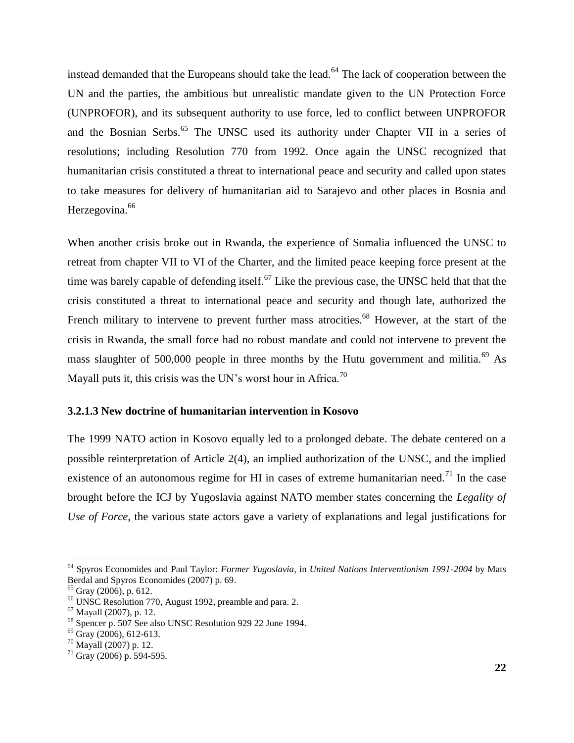instead demanded that the Europeans should take the lead.[64] The lack of cooperation between the UN and the parties, the ambitious but unrealistic mandate given to the UN Protection Force (UNPROFOR), and its subsequent authority to use force, led to conflict between UNPROFOR and the Bosnian Serbs.[65] The UNSC used its authority under Chapter VII in a series of resolutions; including Resolution 770 from 1992. Once again the UNSC recognized that humanitarian crisis constituted a threat to international peace and security and called upon states to take measures for delivery of humanitarian aid to Sarajevo and other places in Bosnia and Herzegovina.[66]

When another crisis broke out in Rwanda, the experience of Somalia influenced the UNSC to retreat from chapter VII to VI of the Charter, and the limited peace keeping force present at the time was barely capable of defending itself.[67] Like the previous case, the UNSC held that that the crisis constituted a threat to international peace and security and though late, authorized the French military to intervene to prevent further mass atrocities.[68] However, at the start of the crisis in Rwanda, the small force had no robust mandate and could not intervene to prevent the mass slaughter of 500,000 people in three months by the Hutu government and militia.[69] As Mayall puts it, this crisis was the UN's worst hour in Africa.[70]

### 3.2.1.3 New doctrine of humanitarian intervention in Kosovo

The 1999 NATO action in Kosovo equally led to a prolonged debate. The debate centered on a possible reinterpretation of Article 2(4), an implied authorization of the UNSC, and the implied existence of an autonomous regime for HI in cases of extreme humanitarian need.[71] In the case brought before the ICJ by Yugoslavia against NATO member states concerning the *Legality of Use of Force*, the various state actors gave a variety of explanations and legal justifications for

---

[64] Spyros Economides and Paul Taylor: *Former Yugoslavia*, in *United Nations Interventionism 1991-2004* by Mats Berdal and Spyros Economides (2007) p. 69.

[65] Gray (2006), p. 612.

[66] UNSC Resolution 770, August 1992, preamble and para. 2.

[67] Mayall (2007), p. 12.

[68] Spencer p. 507 See also UNSC Resolution 929 22 June 1994.

[69] Gray (2006), 612-613.

[70] Mayall (2007) p. 12.

[71] Gray (2006) p. 594-595.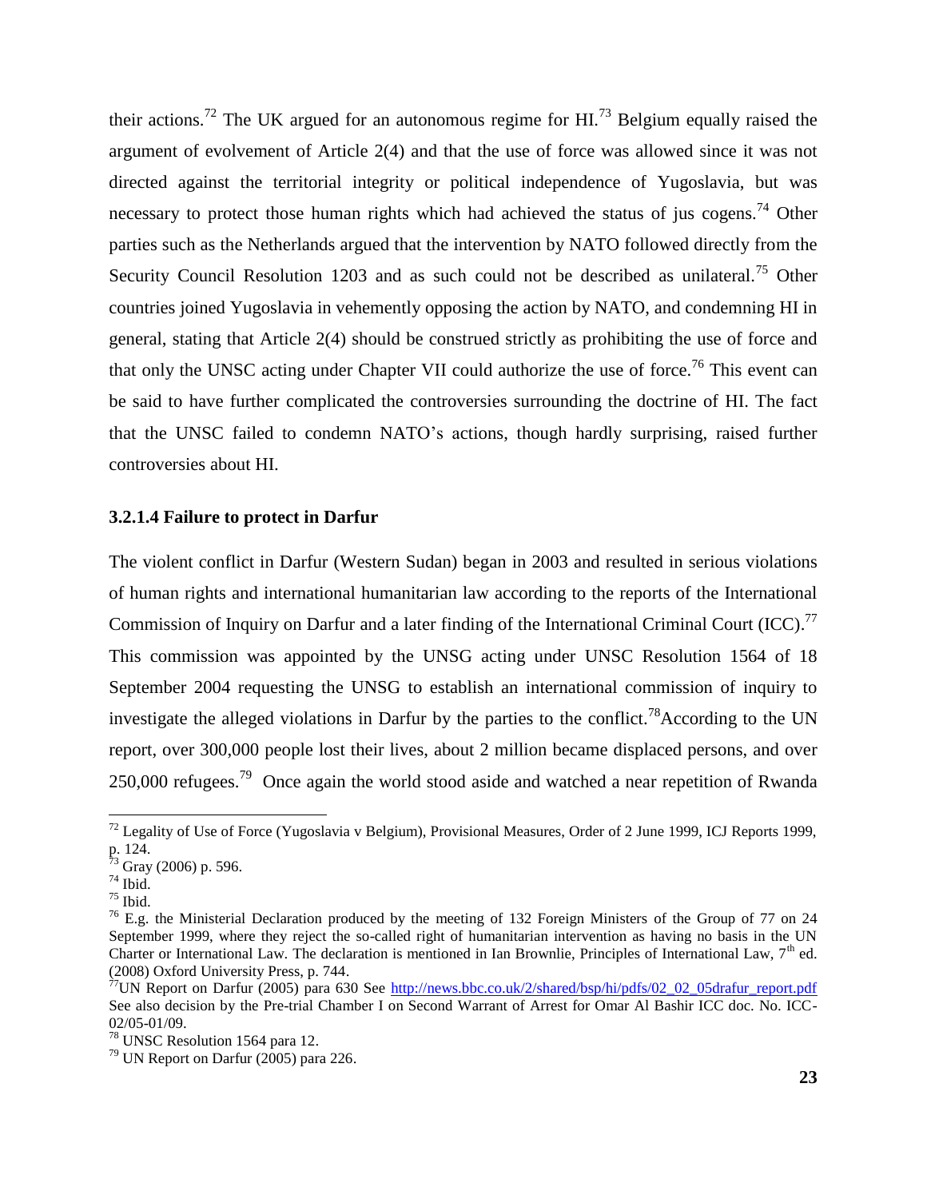their actions.[72] The UK argued for an autonomous regime for HI.[73] Belgium equally raised the argument of evolvement of Article 2(4) and that the use of force was allowed since it was not directed against the territorial integrity or political independence of Yugoslavia, but was necessary to protect those human rights which had achieved the status of jus cogens.[74] Other parties such as the Netherlands argued that the intervention by NATO followed directly from the Security Council Resolution 1203 and as such could not be described as unilateral.[75] Other countries joined Yugoslavia in vehemently opposing the action by NATO, and condemning HI in general, stating that Article 2(4) should be construed strictly as prohibiting the use of force and that only the UNSC acting under Chapter VII could authorize the use of force.[76] This event can be said to have further complicated the controversies surrounding the doctrine of HI. The fact that the UNSC failed to condemn NATO's actions, though hardly surprising, raised further controversies about HI.

### 3.2.1.4 Failure to protect in Darfur

The violent conflict in Darfur (Western Sudan) began in 2003 and resulted in serious violations of human rights and international humanitarian law according to the reports of the International Commission of Inquiry on Darfur and a later finding of the International Criminal Court (ICC).[77] This commission was appointed by the UNSG acting under UNSC Resolution 1564 of 18 September 2004 requesting the UNSG to establish an international commission of inquiry to investigate the alleged violations in Darfur by the parties to the conflict.[78] According to the UN report, over 300,000 people lost their lives, about 2 million became displaced persons, and over 250,000 refugees.[79] Once again the world stood aside and watched a near repetition of Rwanda

---

[72] Legality of Use of Force (Yugoslavia v Belgium), Provisional Measures, Order of 2 June 1999, ICJ Reports 1999, p. 124.

[73] Gray (2006) p. 596.

[74] Ibid.

[75] Ibid.

[76] E.g. the Ministerial Declaration produced by the meeting of 132 Foreign Ministers of the Group of 77 on 24 September 1999, where they reject the so-called right of humanitarian intervention as having no basis in the UN Charter or International Law. The declaration is mentioned in Ian Brownlie, Principles of International Law, 7th ed. (2008) Oxford University Press, p. 744.

[77] UN Report on Darfur (2005) para 630 See http://news.bbc.co.uk/2/shared/bsp/hi/pdfs/02_02_05drafur_report.pdf See also decision by the Pre-trial Chamber I on Second Warrant of Arrest for Omar Al Bashir ICC doc. No. ICC-02/05-01/09.

[78] UNSC Resolution 1564 para 12.

[79] UN Report on Darfur (2005) para 226.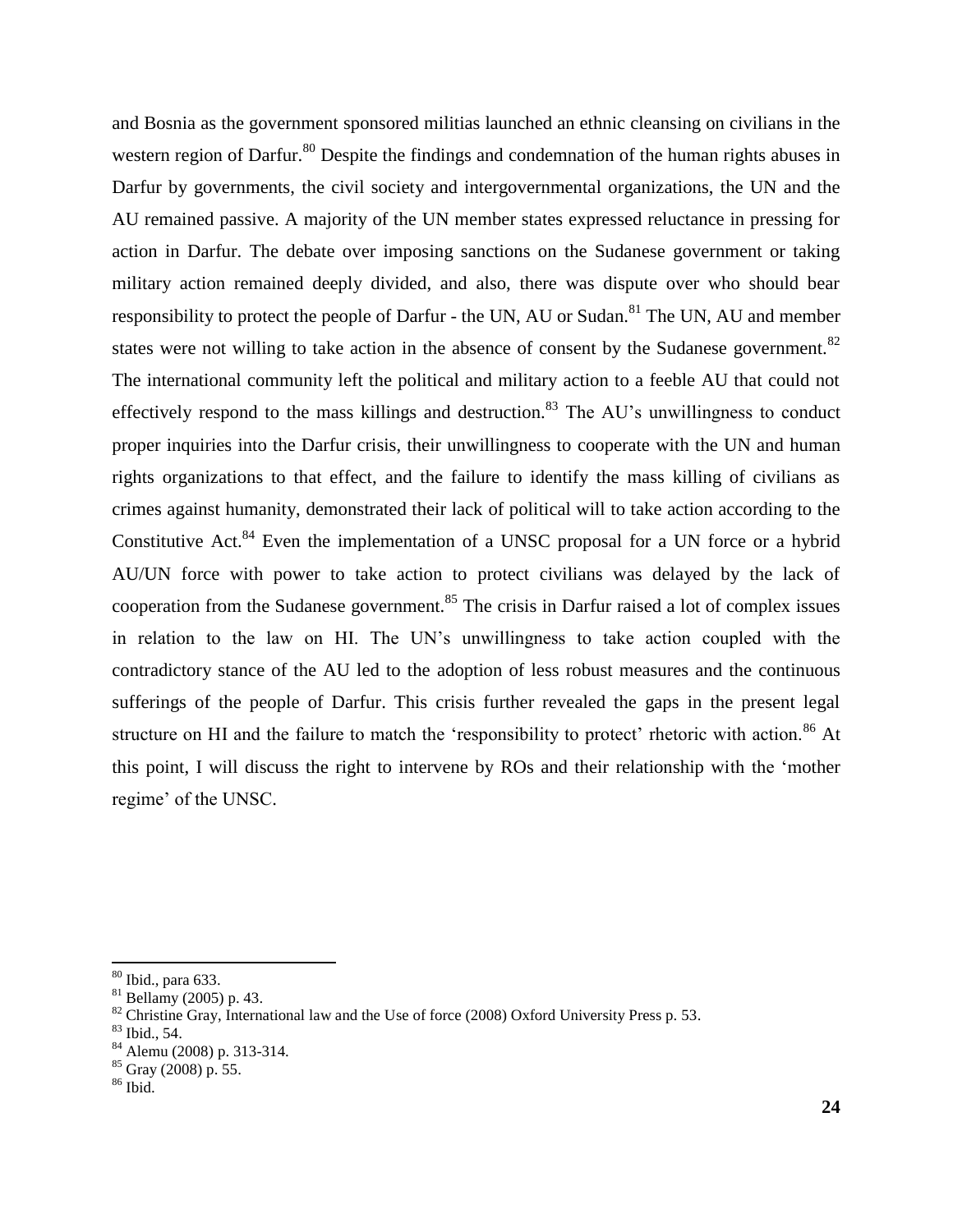and Bosnia as the government sponsored militias launched an ethnic cleansing on civilians in the western region of Darfur.[80] Despite the findings and condemnation of the human rights abuses in Darfur by governments, the civil society and intergovernmental organizations, the UN and the AU remained passive. A majority of the UN member states expressed reluctance in pressing for action in Darfur. The debate over imposing sanctions on the Sudanese government or taking military action remained deeply divided, and also, there was dispute over who should bear responsibility to protect the people of Darfur - the UN, AU or Sudan.[81] The UN, AU and member states were not willing to take action in the absence of consent by the Sudanese government.[82] The international community left the political and military action to a feeble AU that could not effectively respond to the mass killings and destruction.[83] The AU's unwillingness to conduct proper inquiries into the Darfur crisis, their unwillingness to cooperate with the UN and human rights organizations to that effect, and the failure to identify the mass killing of civilians as crimes against humanity, demonstrated their lack of political will to take action according to the Constitutive Act.[84] Even the implementation of a UNSC proposal for a UN force or a hybrid AU/UN force with power to take action to protect civilians was delayed by the lack of cooperation from the Sudanese government.[85] The crisis in Darfur raised a lot of complex issues in relation to the law on HI. The UN's unwillingness to take action coupled with the contradictory stance of the AU led to the adoption of less robust measures and the continuous sufferings of the people of Darfur. This crisis further revealed the gaps in the present legal structure on HI and the failure to match the 'responsibility to protect' rhetoric with action.[86] At this point, I will discuss the right to intervene by ROs and their relationship with the 'mother regime' of the UNSC.

---

[80] Ibid., para 633.

[81] Bellamy (2005) p. 43.

[82] Christine Gray, International law and the Use of force (2008) Oxford University Press p. 53.

[83] Ibid., 54.

[84] Alemu (2008) p. 313-314.

[85] Gray (2008) p. 55.

[86] Ibid.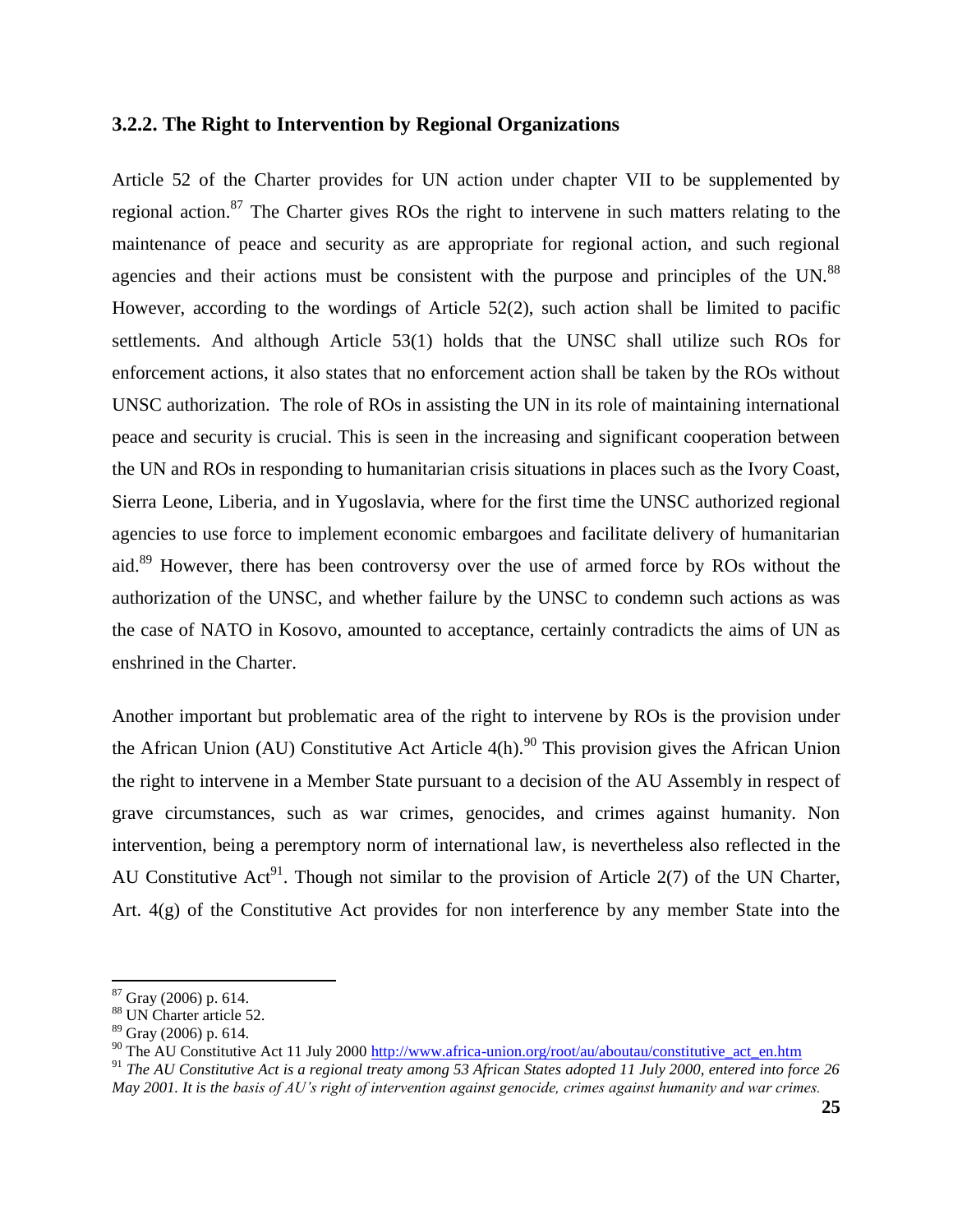### 3.2.2. The Right to Intervention by Regional Organizations

Article 52 of the Charter provides for UN action under chapter VII to be supplemented by regional action.[87] The Charter gives ROs the right to intervene in such matters relating to the maintenance of peace and security as are appropriate for regional action, and such regional agencies and their actions must be consistent with the purpose and principles of the UN.[88] However, according to the wordings of Article 52(2), such action shall be limited to pacific settlements. And although Article 53(1) holds that the UNSC shall utilize such ROs for enforcement actions, it also states that no enforcement action shall be taken by the ROs without UNSC authorization. The role of ROs in assisting the UN in its role of maintaining international peace and security is crucial. This is seen in the increasing and significant cooperation between the UN and ROs in responding to humanitarian crisis situations in places such as the Ivory Coast, Sierra Leone, Liberia, and in Yugoslavia, where for the first time the UNSC authorized regional agencies to use force to implement economic embargoes and facilitate delivery of humanitarian aid.[89] However, there has been controversy over the use of armed force by ROs without the authorization of the UNSC, and whether failure by the UNSC to condemn such actions as was the case of NATO in Kosovo, amounted to acceptance, certainly contradicts the aims of UN as enshrined in the Charter.

Another important but problematic area of the right to intervene by ROs is the provision under the African Union (AU) Constitutive Act Article 4(h).[90] This provision gives the African Union the right to intervene in a Member State pursuant to a decision of the AU Assembly in respect of grave circumstances, such as war crimes, genocides, and crimes against humanity. Non intervention, being a peremptory norm of international law, is nevertheless also reflected in the AU Constitutive Act[91]. Though not similar to the provision of Article 2(7) of the UN Charter, Art. 4(g) of the Constitutive Act provides for non interference by any member State into the

---

[87] Gray (2006) p. 614.

[88] UN Charter article 52.

[89] Gray (2006) p. 614.

[90] The AU Constitutive Act 11 July 2000 http://www.africa-union.org/root/au/aboutau/constitutive_act_en.htm

[91] *The AU Constitutive Act is a regional treaty among 53 African States adopted 11 July 2000, entered into force 26 May 2001. It is the basis of AU's right of intervention against genocide, crimes against humanity and war crimes.*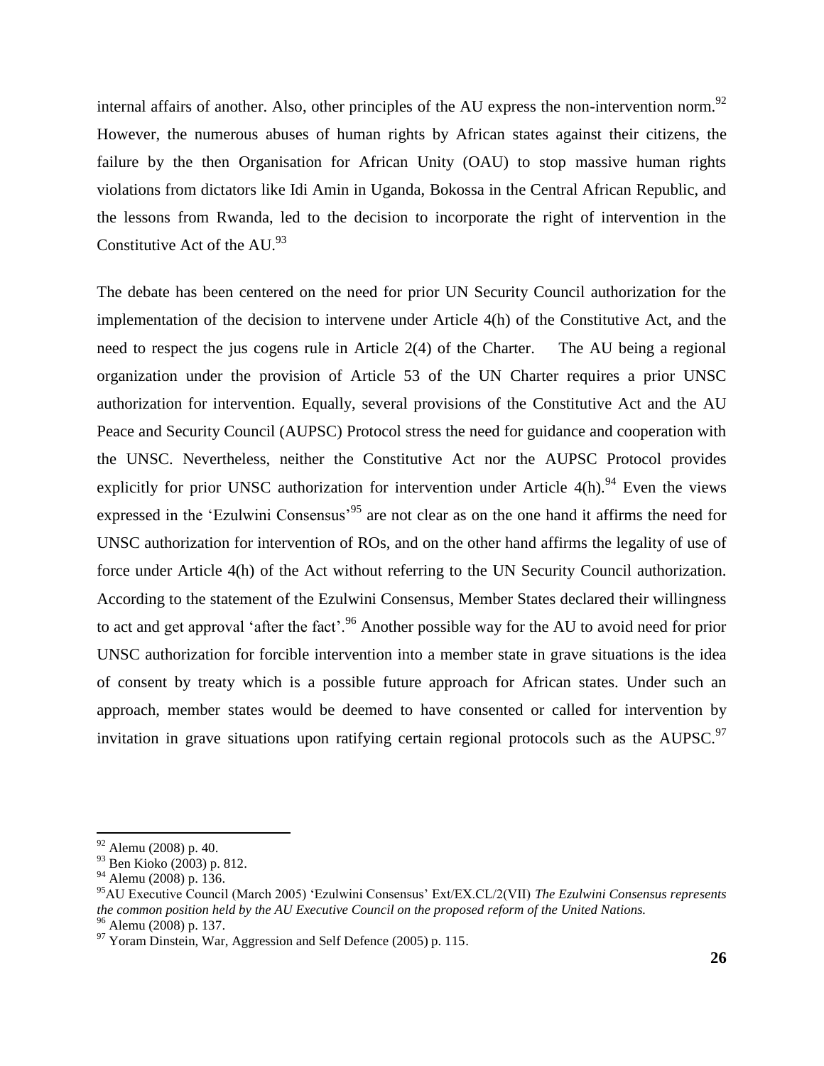internal affairs of another. Also, other principles of the AU express the non-intervention norm.[92] However, the numerous abuses of human rights by African states against their citizens, the failure by the then Organisation for African Unity (OAU) to stop massive human rights violations from dictators like Idi Amin in Uganda, Bokossa in the Central African Republic, and the lessons from Rwanda, led to the decision to incorporate the right of intervention in the Constitutive Act of the AU.[93]

The debate has been centered on the need for prior UN Security Council authorization for the implementation of the decision to intervene under Article 4(h) of the Constitutive Act, and the need to respect the jus cogens rule in Article 2(4) of the Charter. The AU being a regional organization under the provision of Article 53 of the UN Charter requires a prior UNSC authorization for intervention. Equally, several provisions of the Constitutive Act and the AU Peace and Security Council (AUPSC) Protocol stress the need for guidance and cooperation with the UNSC. Nevertheless, neither the Constitutive Act nor the AUPSC Protocol provides explicitly for prior UNSC authorization for intervention under Article 4(h).[94] Even the views expressed in the 'Ezulwini Consensus'[95] are not clear as on the one hand it affirms the need for UNSC authorization for intervention of ROs, and on the other hand affirms the legality of use of force under Article 4(h) of the Act without referring to the UN Security Council authorization. According to the statement of the Ezulwini Consensus, Member States declared their willingness to act and get approval 'after the fact'.[96] Another possible way for the AU to avoid need for prior UNSC authorization for forcible intervention into a member state in grave situations is the idea of consent by treaty which is a possible future approach for African states. Under such an approach, member states would be deemed to have consented or called for intervention by invitation in grave situations upon ratifying certain regional protocols such as the AUPSC.[97]

---

[92] Alemu (2008) p. 40.

[93] Ben Kioko (2003) p. 812.

[94] Alemu (2008) p. 136.

[95] AU Executive Council (March 2005) 'Ezulwini Consensus' Ext/EX.CL/2(VII) *The Ezulwini Consensus represents the common position held by the AU Executive Council on the proposed reform of the United Nations.*

[96] Alemu (2008) p. 137.

[97] Yoram Dinstein, War, Aggression and Self Defence (2005) p. 115.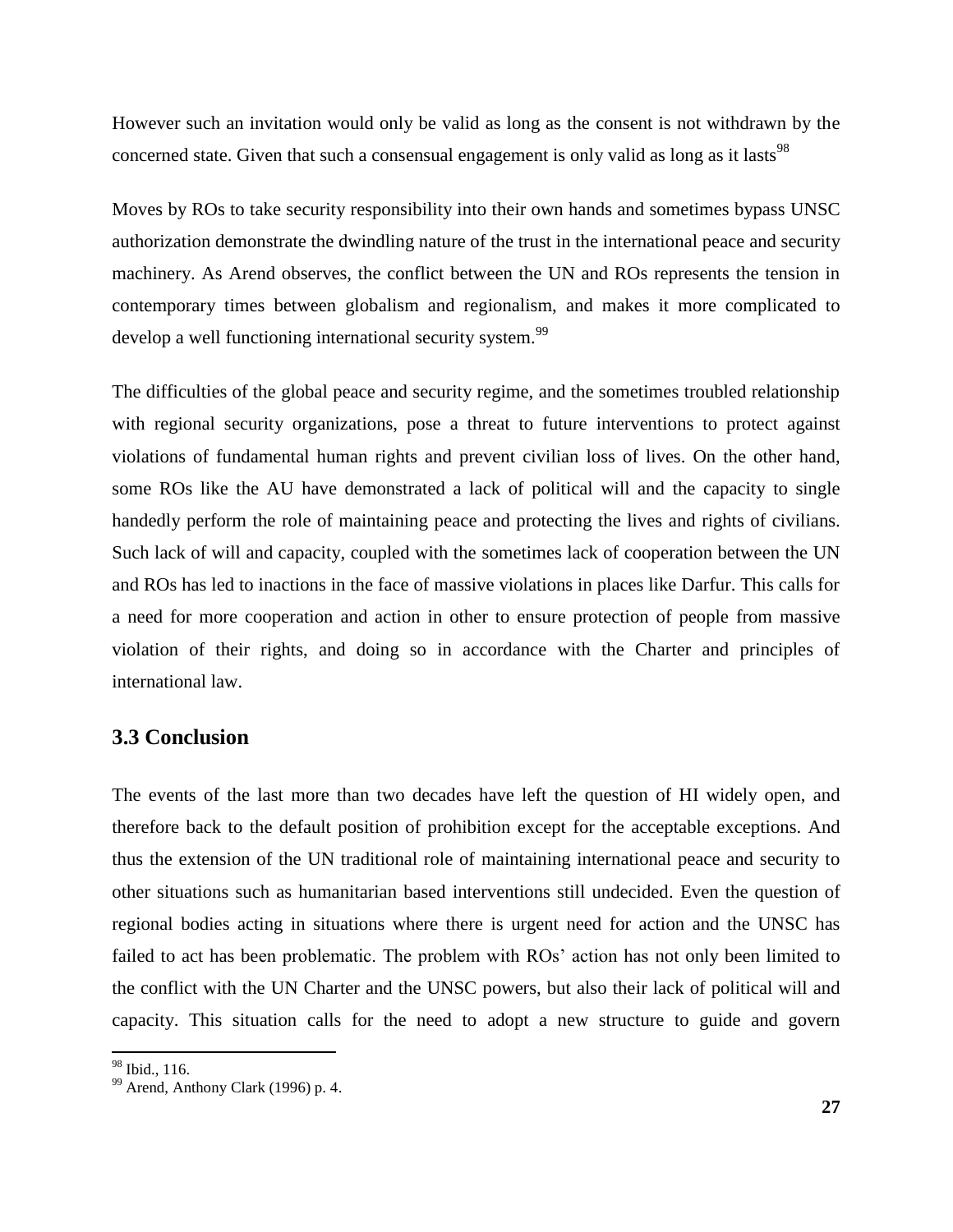However such an invitation would only be valid as long as the consent is not withdrawn by the concerned state. Given that such a consensual engagement is only valid as long as it lasts[98]

Moves by ROs to take security responsibility into their own hands and sometimes bypass UNSC authorization demonstrate the dwindling nature of the trust in the international peace and security machinery. As Arend observes, the conflict between the UN and ROs represents the tension in contemporary times between globalism and regionalism, and makes it more complicated to develop a well functioning international security system.[99]

The difficulties of the global peace and security regime, and the sometimes troubled relationship with regional security organizations, pose a threat to future interventions to protect against violations of fundamental human rights and prevent civilian loss of lives. On the other hand, some ROs like the AU have demonstrated a lack of political will and the capacity to single handedly perform the role of maintaining peace and protecting the lives and rights of civilians. Such lack of will and capacity, coupled with the sometimes lack of cooperation between the UN and ROs has led to inactions in the face of massive violations in places like Darfur. This calls for a need for more cooperation and action in other to ensure protection of people from massive violation of their rights, and doing so in accordance with the Charter and principles of international law.

## 3.3 Conclusion

The events of the last more than two decades have left the question of HI widely open, and therefore back to the default position of prohibition except for the acceptable exceptions. And thus the extension of the UN traditional role of maintaining international peace and security to other situations such as humanitarian based interventions still undecided. Even the question of regional bodies acting in situations where there is urgent need for action and the UNSC has failed to act has been problematic. The problem with ROs' action has not only been limited to the conflict with the UN Charter and the UNSC powers, but also their lack of political will and capacity. This situation calls for the need to adopt a new structure to guide and govern

---

[98] Ibid., 116.

[99] Arend, Anthony Clark (1996) p. 4.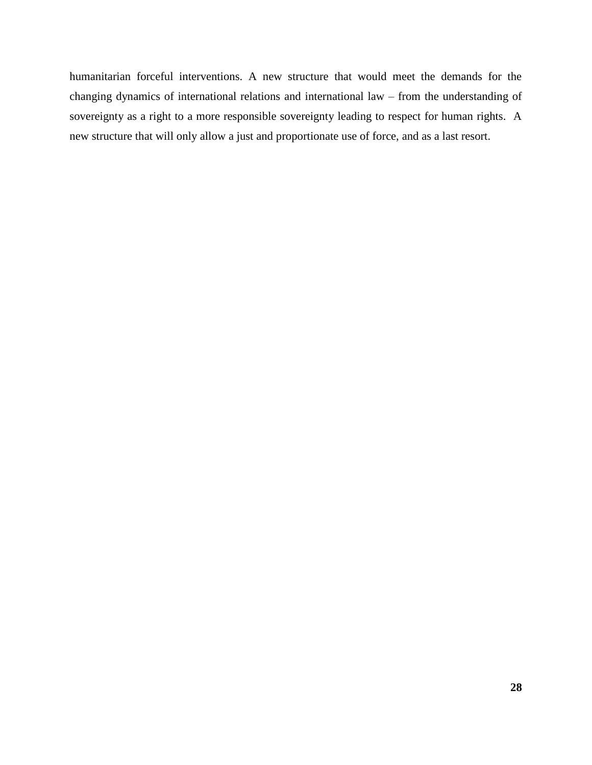humanitarian forceful interventions. A new structure that would meet the demands for the changing dynamics of international relations and international law – from the understanding of sovereignty as a right to a more responsible sovereignty leading to respect for human rights. A new structure that will only allow a just and proportionate use of force, and as a last resort.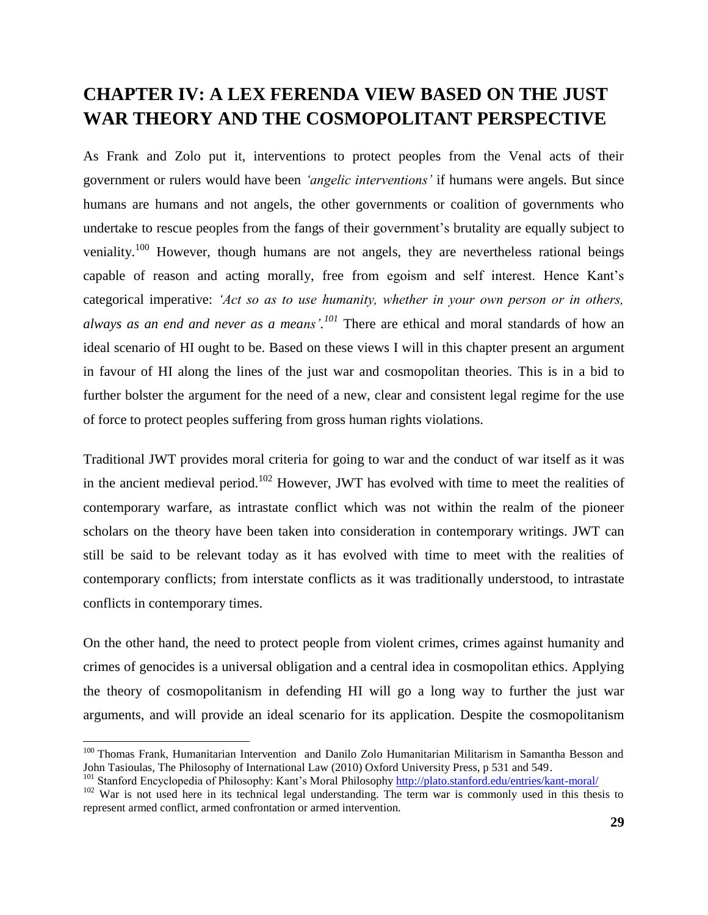## CHAPTER IV: A LEX FERENDA VIEW BASED ON THE JUST WAR THEORY AND THE COSMOPOLITANT PERSPECTIVE

As Frank and Zolo put it, interventions to protect peoples from the Venal acts of their government or rulers would have been *'angelic interventions'* if humans were angels. But since humans are humans and not angels, the other governments or coalition of governments who undertake to rescue peoples from the fangs of their government's brutality are equally subject to veniality.[100] However, though humans are not angels, they are nevertheless rational beings capable of reason and acting morally, free from egoism and self interest. Hence Kant's categorical imperative: *'Act so as to use humanity, whether in your own person or in others, always as an end and never as a means'.*[101] There are ethical and moral standards of how an ideal scenario of HI ought to be. Based on these views I will in this chapter present an argument in favour of HI along the lines of the just war and cosmopolitan theories. This is in a bid to further bolster the argument for the need of a new, clear and consistent legal regime for the use of force to protect peoples suffering from gross human rights violations.

Traditional JWT provides moral criteria for going to war and the conduct of war itself as it was in the ancient medieval period.[102] However, JWT has evolved with time to meet the realities of contemporary warfare, as intrastate conflict which was not within the realm of the pioneer scholars on the theory have been taken into consideration in contemporary writings. JWT can still be said to be relevant today as it has evolved with time to meet with the realities of contemporary conflicts; from interstate conflicts as it was traditionally understood, to intrastate conflicts in contemporary times.

On the other hand, the need to protect people from violent crimes, crimes against humanity and crimes of genocides is a universal obligation and a central idea in cosmopolitan ethics. Applying the theory of cosmopolitanism in defending HI will go a long way to further the just war arguments, and will provide an ideal scenario for its application. Despite the cosmopolitanism

---

[100] Thomas Frank, Humanitarian Intervention and Danilo Zolo Humanitarian Militarism in Samantha Besson and John Tasioulas, The Philosophy of International Law (2010) Oxford University Press, p 531 and 549.

[101] Stanford Encyclopedia of Philosophy: Kant's Moral Philosophy http://plato.stanford.edu/entries/kant-moral/

[102] War is not used here in its technical legal understanding. The term war is commonly used in this thesis to represent armed conflict, armed confrontation or armed intervention.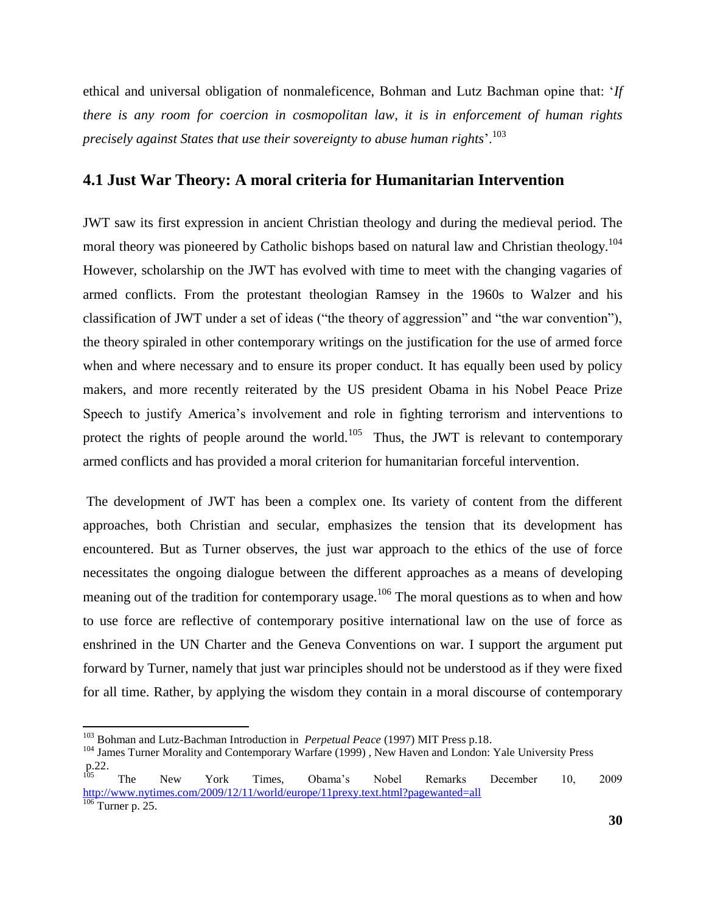ethical and universal obligation of nonmaleficence, Bohman and Lutz Bachman opine that: '*If there is any room for coercion in cosmopolitan law, it is in enforcement of human rights precisely against States that use their sovereignty to abuse human rights*'.[103]

## 4.1 Just War Theory: A moral criteria for Humanitarian Intervention

JWT saw its first expression in ancient Christian theology and during the medieval period. The moral theory was pioneered by Catholic bishops based on natural law and Christian theology.[104] However, scholarship on the JWT has evolved with time to meet with the changing vagaries of armed conflicts. From the protestant theologian Ramsey in the 1960s to Walzer and his classification of JWT under a set of ideas ("the theory of aggression" and "the war convention"), the theory spiraled in other contemporary writings on the justification for the use of armed force when and where necessary and to ensure its proper conduct. It has equally been used by policy makers, and more recently reiterated by the US president Obama in his Nobel Peace Prize Speech to justify America's involvement and role in fighting terrorism and interventions to protect the rights of people around the world.[105] Thus, the JWT is relevant to contemporary armed conflicts and has provided a moral criterion for humanitarian forceful intervention.

The development of JWT has been a complex one. Its variety of content from the different approaches, both Christian and secular, emphasizes the tension that its development has encountered. But as Turner observes, the just war approach to the ethics of the use of force necessitates the ongoing dialogue between the different approaches as a means of developing meaning out of the tradition for contemporary usage.[106] The moral questions as to when and how to use force are reflective of contemporary positive international law on the use of force as enshrined in the UN Charter and the Geneva Conventions on war. I support the argument put forward by Turner, namely that just war principles should not be understood as if they were fixed for all time. Rather, by applying the wisdom they contain in a moral discourse of contemporary

---

[103] Bohman and Lutz-Bachman Introduction in *Perpetual Peace* (1997) MIT Press p.18.

[104] James Turner Morality and Contemporary Warfare (1999) , New Haven and London: Yale University Press p.22.

[105] The New York Times, Obama's Nobel Remarks December 10, 2009 http://www.nytimes.com/2009/12/11/world/europe/11prexy.text.html?pagewanted=all

[106] Turner p. 25.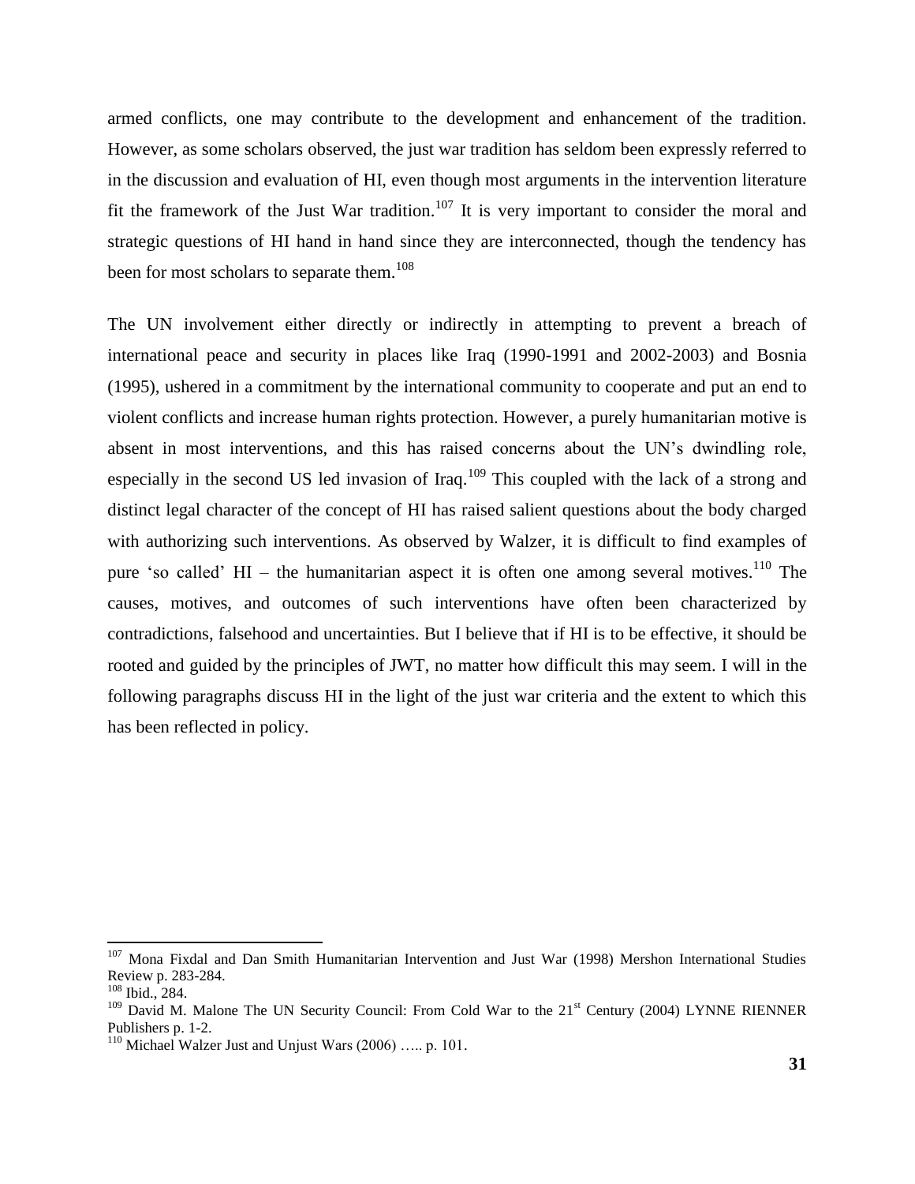armed conflicts, one may contribute to the development and enhancement of the tradition. However, as some scholars observed, the just war tradition has seldom been expressly referred to in the discussion and evaluation of HI, even though most arguments in the intervention literature fit the framework of the Just War tradition.[107] It is very important to consider the moral and strategic questions of HI hand in hand since they are interconnected, though the tendency has been for most scholars to separate them.[108]

The UN involvement either directly or indirectly in attempting to prevent a breach of international peace and security in places like Iraq (1990-1991 and 2002-2003) and Bosnia (1995), ushered in a commitment by the international community to cooperate and put an end to violent conflicts and increase human rights protection. However, a purely humanitarian motive is absent in most interventions, and this has raised concerns about the UN's dwindling role, especially in the second US led invasion of Iraq.[109] This coupled with the lack of a strong and distinct legal character of the concept of HI has raised salient questions about the body charged with authorizing such interventions. As observed by Walzer, it is difficult to find examples of pure 'so called' HI – the humanitarian aspect it is often one among several motives.[110] The causes, motives, and outcomes of such interventions have often been characterized by contradictions, falsehood and uncertainties. But I believe that if HI is to be effective, it should be rooted and guided by the principles of JWT, no matter how difficult this may seem. I will in the following paragraphs discuss HI in the light of the just war criteria and the extent to which this has been reflected in policy.

---

[107] Mona Fixdal and Dan Smith Humanitarian Intervention and Just War (1998) Mershon International Studies Review p. 283-284.

[108] Ibid., 284.

[109] David M. Malone The UN Security Council: From Cold War to the 21st Century (2004) LYNNE RIENNER Publishers p. 1-2.

[110] Michael Walzer Just and Unjust Wars (2006) ….. p. 101.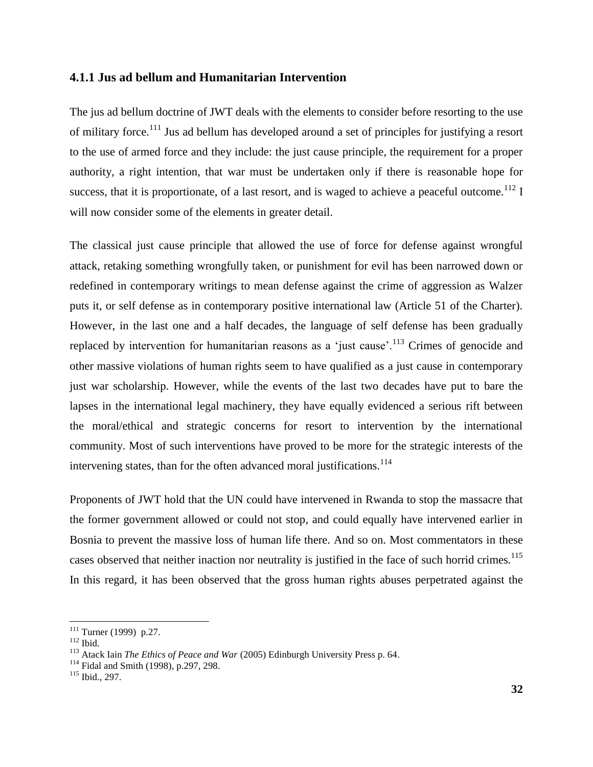### 4.1.1 Jus ad bellum and Humanitarian Intervention

The jus ad bellum doctrine of JWT deals with the elements to consider before resorting to the use of military force.[111] Jus ad bellum has developed around a set of principles for justifying a resort to the use of armed force and they include: the just cause principle, the requirement for a proper authority, a right intention, that war must be undertaken only if there is reasonable hope for success, that it is proportionate, of a last resort, and is waged to achieve a peaceful outcome.[112] I will now consider some of the elements in greater detail.

The classical just cause principle that allowed the use of force for defense against wrongful attack, retaking something wrongfully taken, or punishment for evil has been narrowed down or redefined in contemporary writings to mean defense against the crime of aggression as Walzer puts it, or self defense as in contemporary positive international law (Article 51 of the Charter). However, in the last one and a half decades, the language of self defense has been gradually replaced by intervention for humanitarian reasons as a 'just cause'.[113] Crimes of genocide and other massive violations of human rights seem to have qualified as a just cause in contemporary just war scholarship. However, while the events of the last two decades have put to bare the lapses in the international legal machinery, they have equally evidenced a serious rift between the moral/ethical and strategic concerns for resort to intervention by the international community. Most of such interventions have proved to be more for the strategic interests of the intervening states, than for the often advanced moral justifications.[114]

Proponents of JWT hold that the UN could have intervened in Rwanda to stop the massacre that the former government allowed or could not stop, and could equally have intervened earlier in Bosnia to prevent the massive loss of human life there. And so on. Most commentators in these cases observed that neither inaction nor neutrality is justified in the face of such horrid crimes.[115] In this regard, it has been observed that the gross human rights abuses perpetrated against the

---

[111] Turner (1999) p.27.

[112] Ibid.

[113] Atack Iain *The Ethics of Peace and War* (2005) Edinburgh University Press p. 64.

[114] Fidal and Smith (1998), p.297, 298.

[115] Ibid., 297.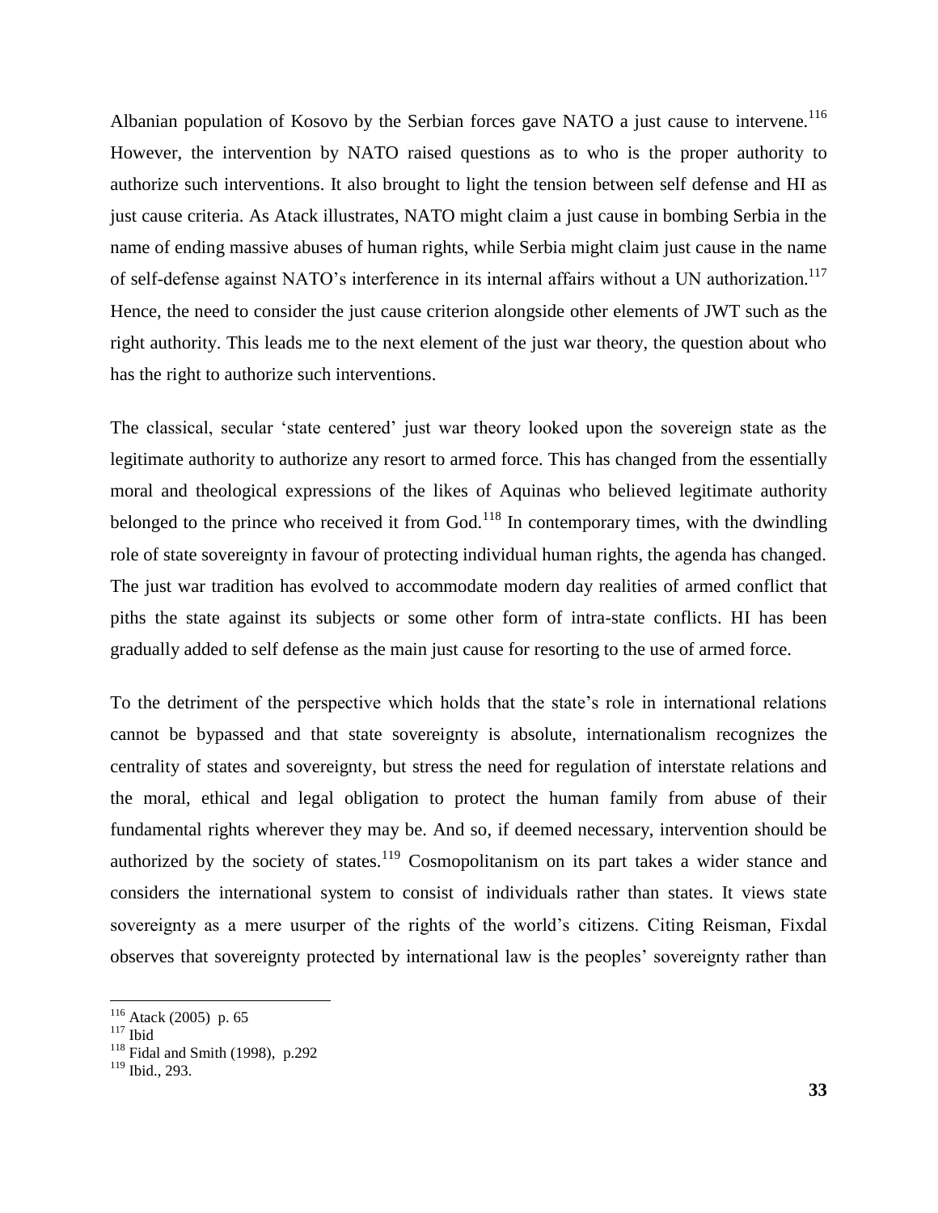Albanian population of Kosovo by the Serbian forces gave NATO a just cause to intervene.[116] However, the intervention by NATO raised questions as to who is the proper authority to authorize such interventions. It also brought to light the tension between self defense and HI as just cause criteria. As Atack illustrates, NATO might claim a just cause in bombing Serbia in the name of ending massive abuses of human rights, while Serbia might claim just cause in the name of self-defense against NATO's interference in its internal affairs without a UN authorization.[117] Hence, the need to consider the just cause criterion alongside other elements of JWT such as the right authority. This leads me to the next element of the just war theory, the question about who has the right to authorize such interventions.

The classical, secular 'state centered' just war theory looked upon the sovereign state as the legitimate authority to authorize any resort to armed force. This has changed from the essentially moral and theological expressions of the likes of Aquinas who believed legitimate authority belonged to the prince who received it from God.[118] In contemporary times, with the dwindling role of state sovereignty in favour of protecting individual human rights, the agenda has changed. The just war tradition has evolved to accommodate modern day realities of armed conflict that piths the state against its subjects or some other form of intra-state conflicts. HI has been gradually added to self defense as the main just cause for resorting to the use of armed force.

To the detriment of the perspective which holds that the state's role in international relations cannot be bypassed and that state sovereignty is absolute, internationalism recognizes the centrality of states and sovereignty, but stress the need for regulation of interstate relations and the moral, ethical and legal obligation to protect the human family from abuse of their fundamental rights wherever they may be. And so, if deemed necessary, intervention should be authorized by the society of states.[119] Cosmopolitanism on its part takes a wider stance and considers the international system to consist of individuals rather than states. It views state sovereignty as a mere usurper of the rights of the world's citizens. Citing Reisman, Fixdal observes that sovereignty protected by international law is the peoples' sovereignty rather than

---

[116] Atack (2005) p. 65
[117] Ibid
[118] Fidal and Smith (1998), p.292
[119] Ibid., 293.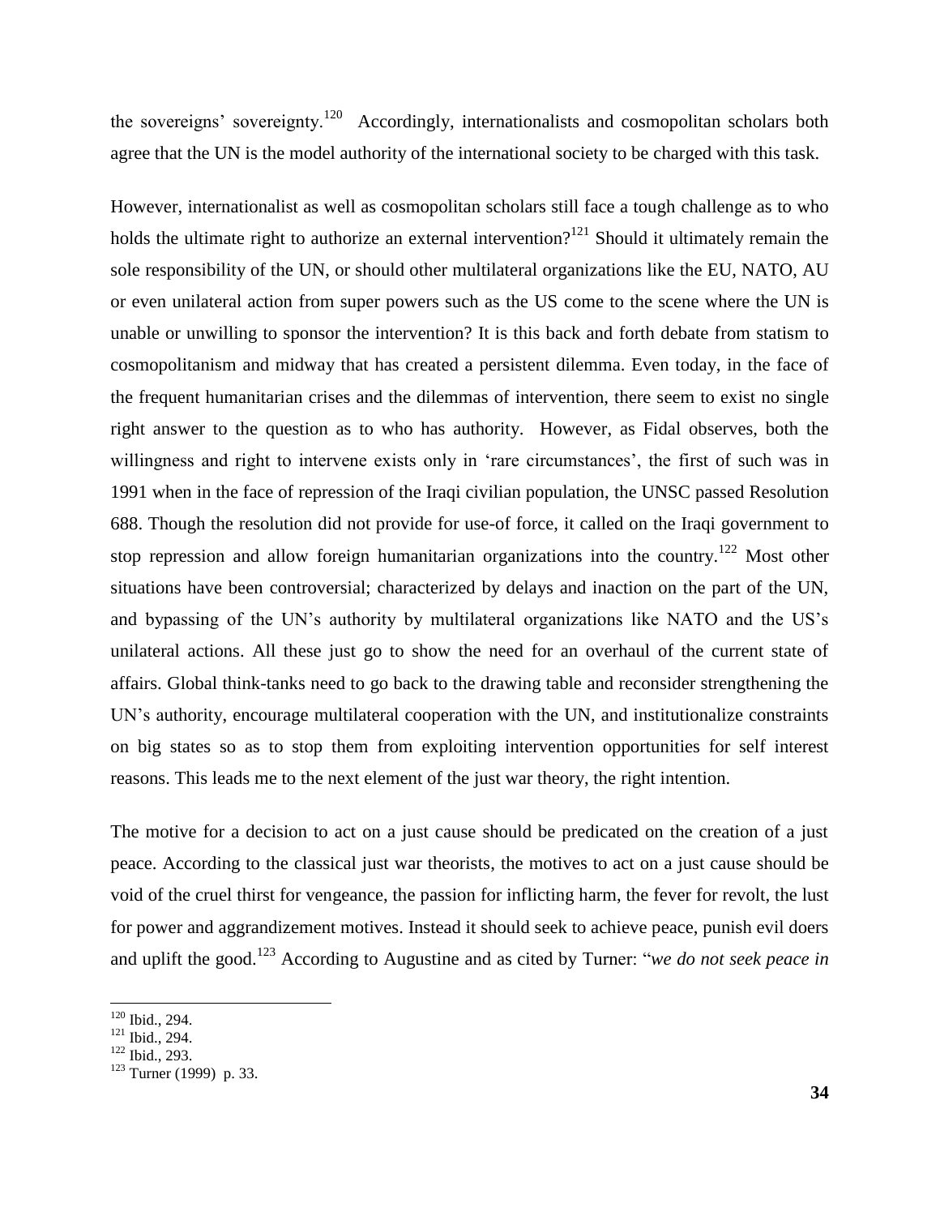the sovereigns' sovereignty.[120] Accordingly, internationalists and cosmopolitan scholars both agree that the UN is the model authority of the international society to be charged with this task.

However, internationalist as well as cosmopolitan scholars still face a tough challenge as to who holds the ultimate right to authorize an external intervention?[121] Should it ultimately remain the sole responsibility of the UN, or should other multilateral organizations like the EU, NATO, AU or even unilateral action from super powers such as the US come to the scene where the UN is unable or unwilling to sponsor the intervention? It is this back and forth debate from statism to cosmopolitanism and midway that has created a persistent dilemma. Even today, in the face of the frequent humanitarian crises and the dilemmas of intervention, there seem to exist no single right answer to the question as to who has authority. However, as Fidal observes, both the willingness and right to intervene exists only in 'rare circumstances', the first of such was in 1991 when in the face of repression of the Iraqi civilian population, the UNSC passed Resolution 688. Though the resolution did not provide for use-of force, it called on the Iraqi government to stop repression and allow foreign humanitarian organizations into the country.[122] Most other situations have been controversial; characterized by delays and inaction on the part of the UN, and bypassing of the UN's authority by multilateral organizations like NATO and the US's unilateral actions. All these just go to show the need for an overhaul of the current state of affairs. Global think-tanks need to go back to the drawing table and reconsider strengthening the UN's authority, encourage multilateral cooperation with the UN, and institutionalize constraints on big states so as to stop them from exploiting intervention opportunities for self interest reasons. This leads me to the next element of the just war theory, the right intention.

The motive for a decision to act on a just cause should be predicated on the creation of a just peace. According to the classical just war theorists, the motives to act on a just cause should be void of the cruel thirst for vengeance, the passion for inflicting harm, the fever for revolt, the lust for power and aggrandizement motives. Instead it should seek to achieve peace, punish evil doers and uplift the good.[123] According to Augustine and as cited by Turner: "*we do not seek peace in*

---

[120] Ibid., 294.
[121] Ibid., 294.
[122] Ibid., 293.
[123] Turner (1999) p. 33.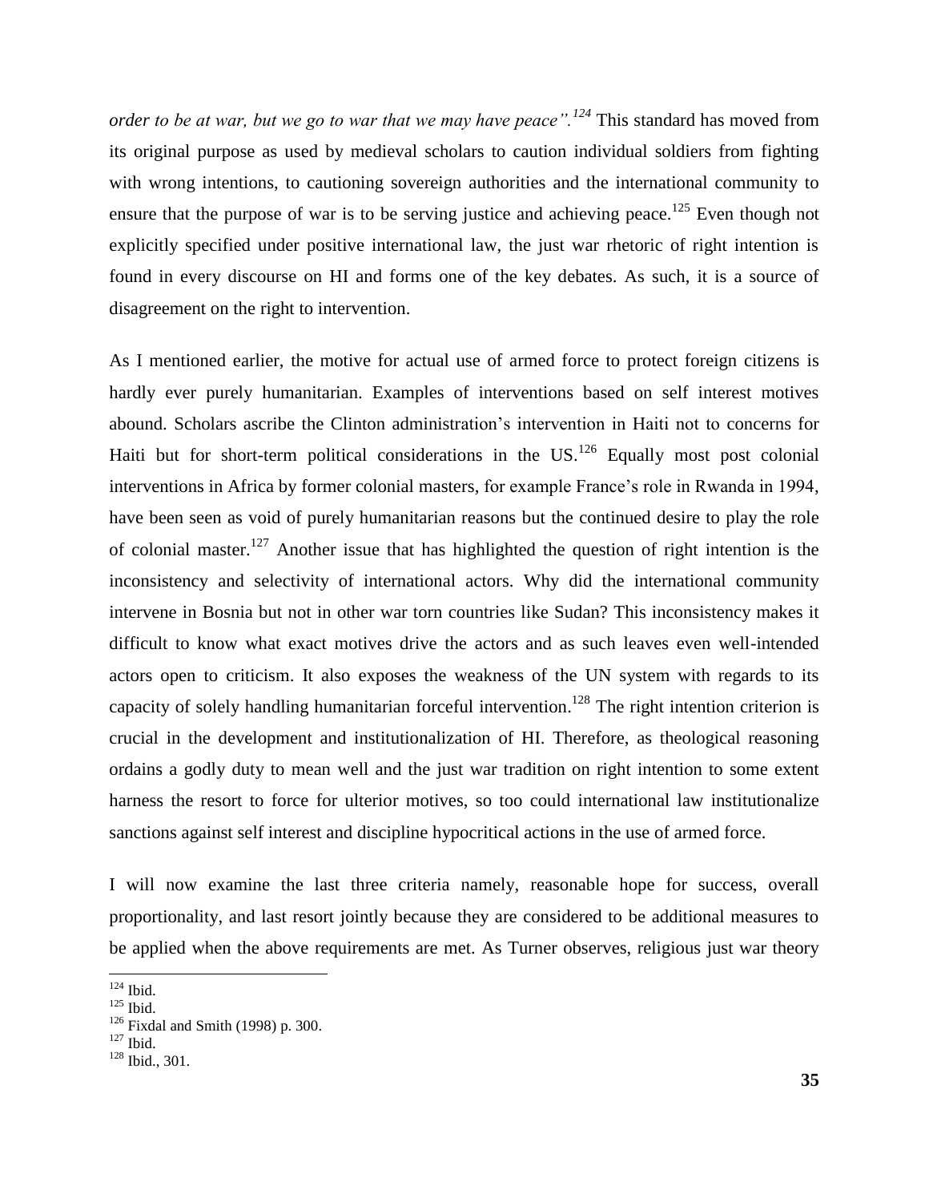*order to be at war, but we go to war that we may have peace".*[124] This standard has moved from its original purpose as used by medieval scholars to caution individual soldiers from fighting with wrong intentions, to cautioning sovereign authorities and the international community to ensure that the purpose of war is to be serving justice and achieving peace.[125] Even though not explicitly specified under positive international law, the just war rhetoric of right intention is found in every discourse on HI and forms one of the key debates. As such, it is a source of disagreement on the right to intervention.

As I mentioned earlier, the motive for actual use of armed force to protect foreign citizens is hardly ever purely humanitarian. Examples of interventions based on self interest motives abound. Scholars ascribe the Clinton administration's intervention in Haiti not to concerns for Haiti but for short-term political considerations in the US.[126] Equally most post colonial interventions in Africa by former colonial masters, for example France's role in Rwanda in 1994, have been seen as void of purely humanitarian reasons but the continued desire to play the role of colonial master.[127] Another issue that has highlighted the question of right intention is the inconsistency and selectivity of international actors. Why did the international community intervene in Bosnia but not in other war torn countries like Sudan? This inconsistency makes it difficult to know what exact motives drive the actors and as such leaves even well-intended actors open to criticism. It also exposes the weakness of the UN system with regards to its capacity of solely handling humanitarian forceful intervention.[128] The right intention criterion is crucial in the development and institutionalization of HI. Therefore, as theological reasoning ordains a godly duty to mean well and the just war tradition on right intention to some extent harness the resort to force for ulterior motives, so too could international law institutionalize sanctions against self interest and discipline hypocritical actions in the use of armed force.

I will now examine the last three criteria namely, reasonable hope for success, overall proportionality, and last resort jointly because they are considered to be additional measures to be applied when the above requirements are met. As Turner observes, religious just war theory

[124] Ibid.
[125] Ibid.
[126] Fixdal and Smith (1998) p. 300.
[127] Ibid.
[128] Ibid., 301.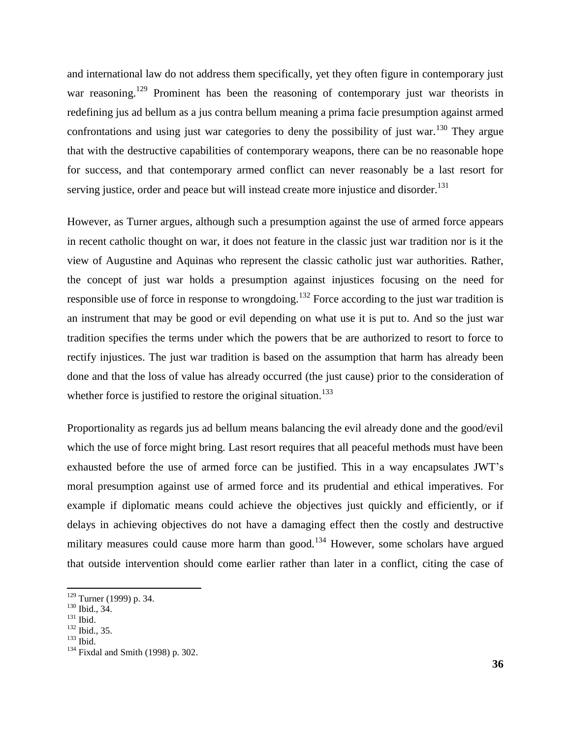and international law do not address them specifically, yet they often figure in contemporary just war reasoning.[129] Prominent has been the reasoning of contemporary just war theorists in redefining jus ad bellum as a jus contra bellum meaning a prima facie presumption against armed confrontations and using just war categories to deny the possibility of just war.[130] They argue that with the destructive capabilities of contemporary weapons, there can be no reasonable hope for success, and that contemporary armed conflict can never reasonably be a last resort for serving justice, order and peace but will instead create more injustice and disorder.[131]

However, as Turner argues, although such a presumption against the use of armed force appears in recent catholic thought on war, it does not feature in the classic just war tradition nor is it the view of Augustine and Aquinas who represent the classic catholic just war authorities. Rather, the concept of just war holds a presumption against injustices focusing on the need for responsible use of force in response to wrongdoing.[132] Force according to the just war tradition is an instrument that may be good or evil depending on what use it is put to. And so the just war tradition specifies the terms under which the powers that be are authorized to resort to force to rectify injustices. The just war tradition is based on the assumption that harm has already been done and that the loss of value has already occurred (the just cause) prior to the consideration of whether force is justified to restore the original situation.[133]

Proportionality as regards jus ad bellum means balancing the evil already done and the good/evil which the use of force might bring. Last resort requires that all peaceful methods must have been exhausted before the use of armed force can be justified. This in a way encapsulates JWT's moral presumption against use of armed force and its prudential and ethical imperatives. For example if diplomatic means could achieve the objectives just quickly and efficiently, or if delays in achieving objectives do not have a damaging effect then the costly and destructive military measures could cause more harm than good.[134] However, some scholars have argued that outside intervention should come earlier rather than later in a conflict, citing the case of

[129] Turner (1999) p. 34.
[130] Ibid., 34.
[131] Ibid.
[132] Ibid., 35.
[133] Ibid.
[134] Fixdal and Smith (1998) p. 302.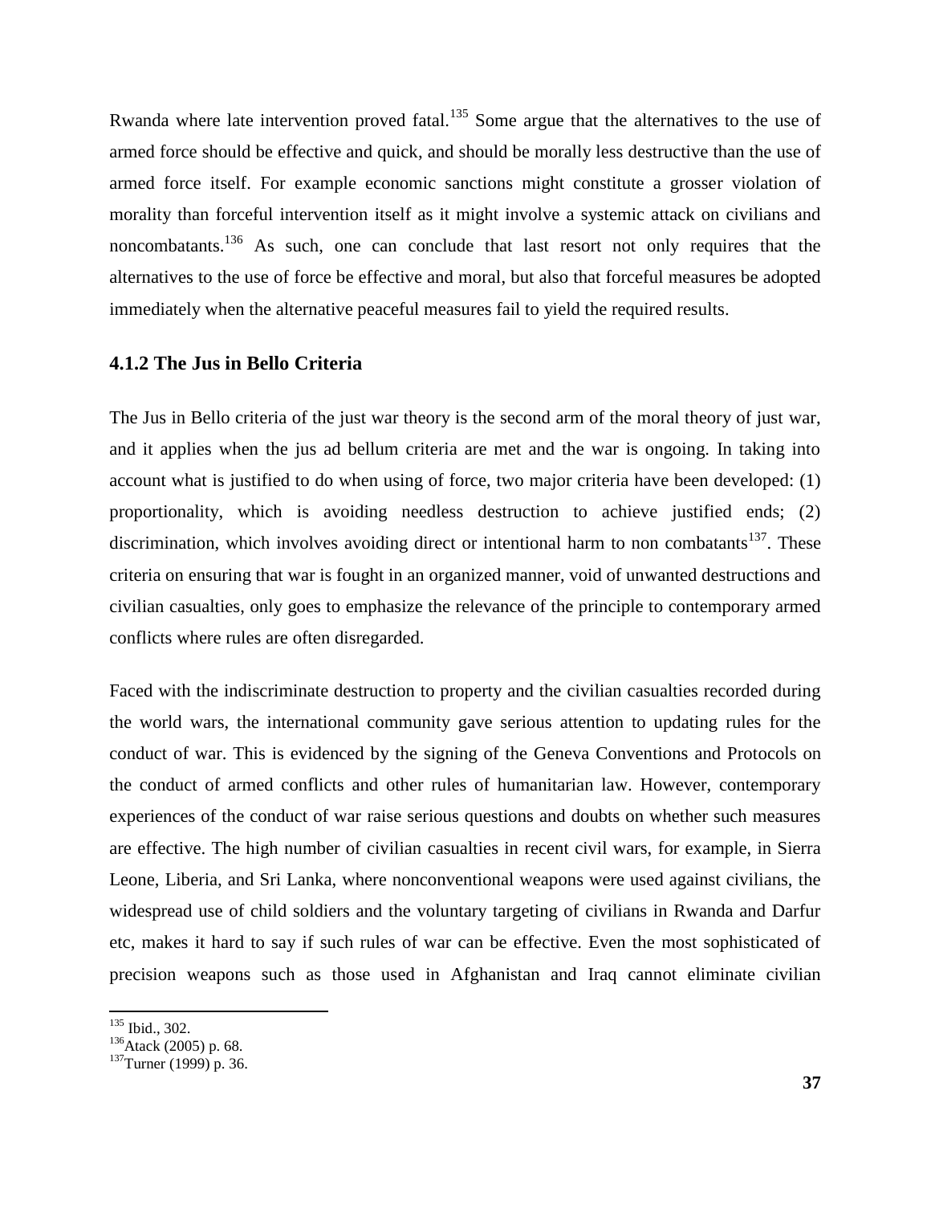Rwanda where late intervention proved fatal.[135] Some argue that the alternatives to the use of armed force should be effective and quick, and should be morally less destructive than the use of armed force itself. For example economic sanctions might constitute a grosser violation of morality than forceful intervention itself as it might involve a systemic attack on civilians and noncombatants.[136] As such, one can conclude that last resort not only requires that the alternatives to the use of force be effective and moral, but also that forceful measures be adopted immediately when the alternative peaceful measures fail to yield the required results.

### 4.1.2 The Jus in Bello Criteria

The Jus in Bello criteria of the just war theory is the second arm of the moral theory of just war, and it applies when the jus ad bellum criteria are met and the war is ongoing. In taking into account what is justified to do when using of force, two major criteria have been developed: (1) proportionality, which is avoiding needless destruction to achieve justified ends; (2) discrimination, which involves avoiding direct or intentional harm to non combatants[137]. These criteria on ensuring that war is fought in an organized manner, void of unwanted destructions and civilian casualties, only goes to emphasize the relevance of the principle to contemporary armed conflicts where rules are often disregarded.

Faced with the indiscriminate destruction to property and the civilian casualties recorded during the world wars, the international community gave serious attention to updating rules for the conduct of war. This is evidenced by the signing of the Geneva Conventions and Protocols on the conduct of armed conflicts and other rules of humanitarian law. However, contemporary experiences of the conduct of war raise serious questions and doubts on whether such measures are effective. The high number of civilian casualties in recent civil wars, for example, in Sierra Leone, Liberia, and Sri Lanka, where nonconventional weapons were used against civilians, the widespread use of child soldiers and the voluntary targeting of civilians in Rwanda and Darfur etc, makes it hard to say if such rules of war can be effective. Even the most sophisticated of precision weapons such as those used in Afghanistan and Iraq cannot eliminate civilian

---

[135] Ibid., 302.
[136] Atack (2005) p. 68.
[137] Turner (1999) p. 36.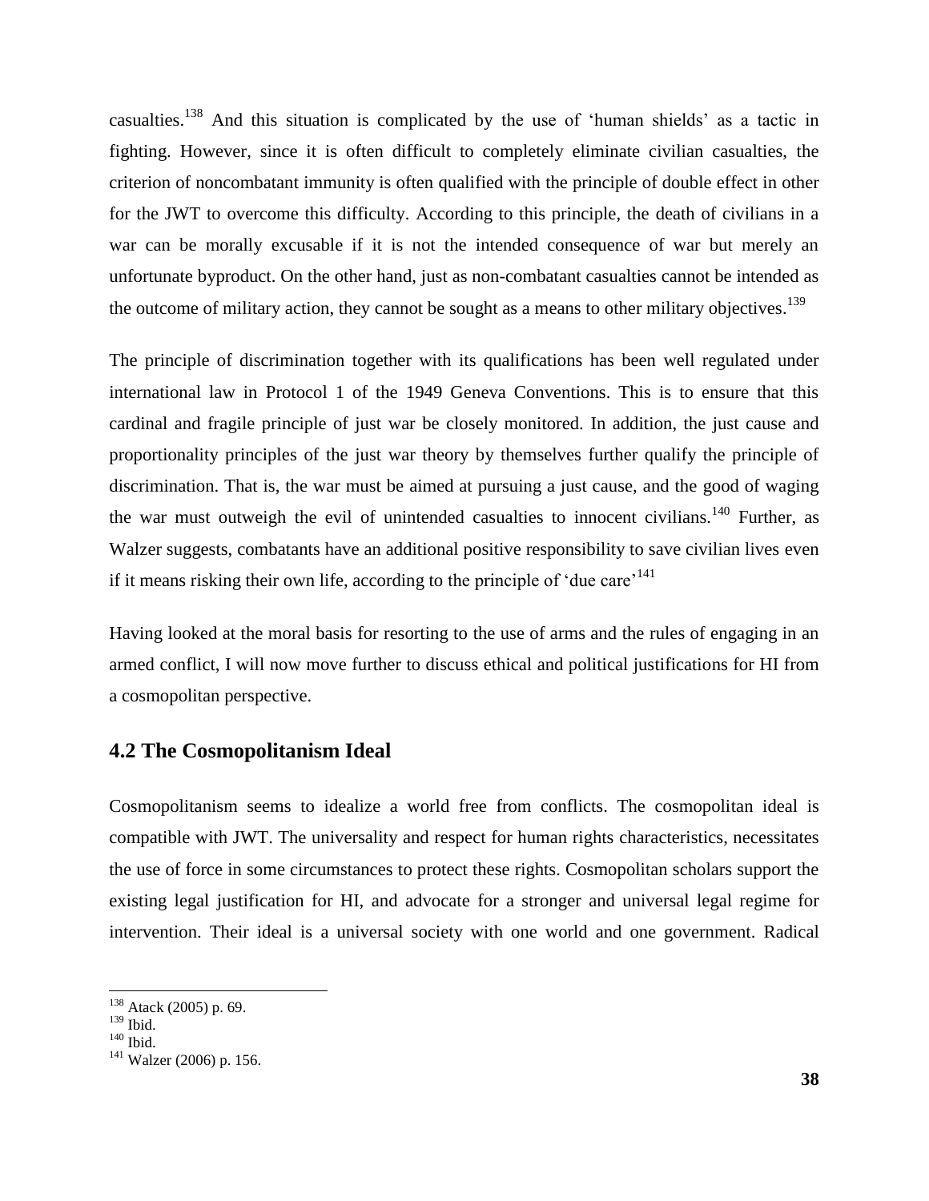casualties.[138] And this situation is complicated by the use of 'human shields' as a tactic in fighting. However, since it is often difficult to completely eliminate civilian casualties, the criterion of noncombatant immunity is often qualified with the principle of double effect in other for the JWT to overcome this difficulty. According to this principle, the death of civilians in a war can be morally excusable if it is not the intended consequence of war but merely an unfortunate byproduct. On the other hand, just as non-combatant casualties cannot be intended as the outcome of military action, they cannot be sought as a means to other military objectives.[139]

The principle of discrimination together with its qualifications has been well regulated under international law in Protocol 1 of the 1949 Geneva Conventions. This is to ensure that this cardinal and fragile principle of just war be closely monitored. In addition, the just cause and proportionality principles of the just war theory by themselves further qualify the principle of discrimination. That is, the war must be aimed at pursuing a just cause, and the good of waging the war must outweigh the evil of unintended casualties to innocent civilians.[140] Further, as Walzer suggests, combatants have an additional positive responsibility to save civilian lives even if it means risking their own life, according to the principle of 'due care'[141]

Having looked at the moral basis for resorting to the use of arms and the rules of engaging in an armed conflict, I will now move further to discuss ethical and political justifications for HI from a cosmopolitan perspective.

## 4.2 The Cosmopolitanism Ideal

Cosmopolitanism seems to idealize a world free from conflicts. The cosmopolitan ideal is compatible with JWT. The universality and respect for human rights characteristics, necessitates the use of force in some circumstances to protect these rights. Cosmopolitan scholars support the existing legal justification for HI, and advocate for a stronger and universal legal regime for intervention. Their ideal is a universal society with one world and one government. Radical

---

[138] Atack (2005) p. 69.

[139] Ibid.

[140] Ibid.

[141] Walzer (2006) p. 156.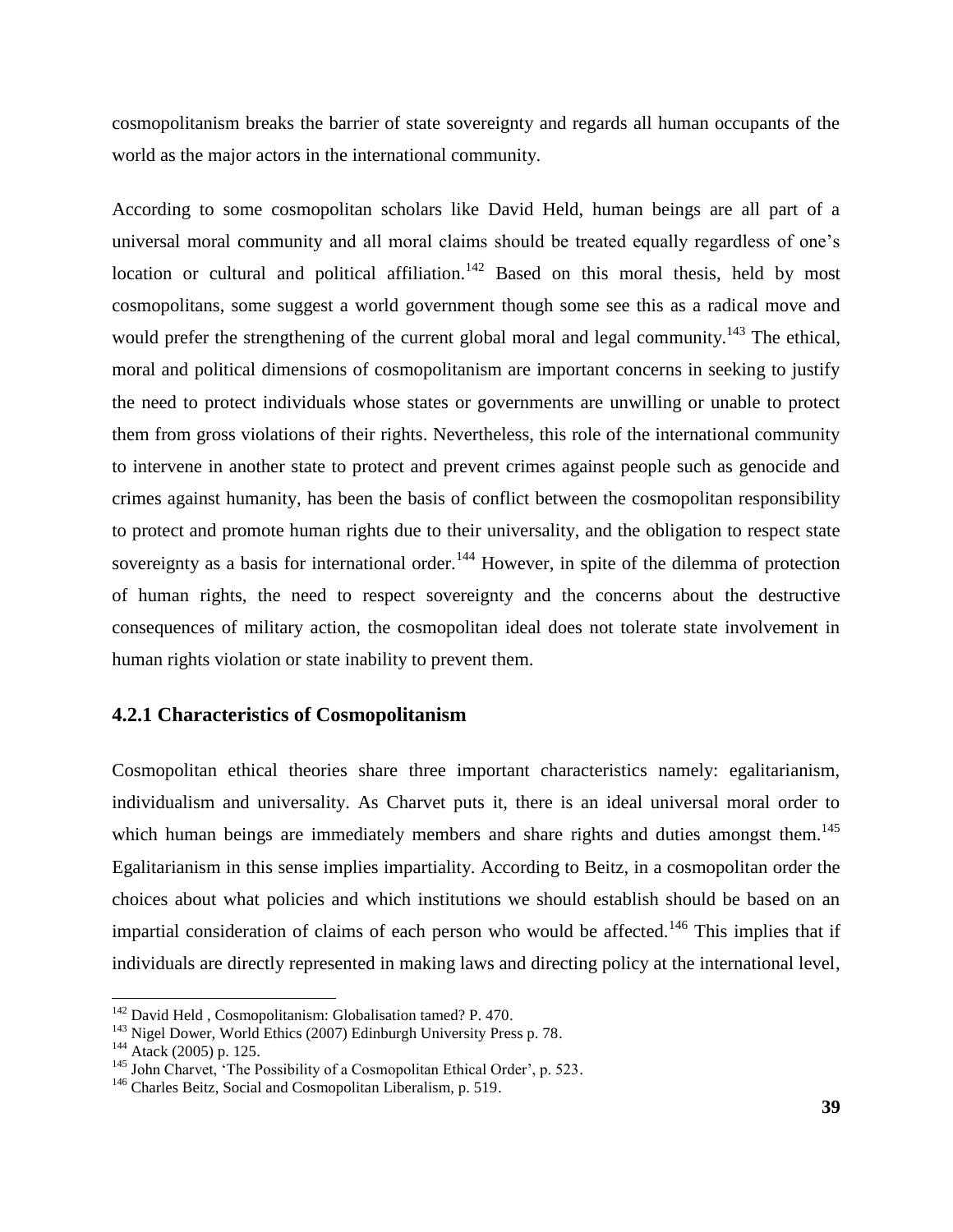cosmopolitanism breaks the barrier of state sovereignty and regards all human occupants of the world as the major actors in the international community.

According to some cosmopolitan scholars like David Held, human beings are all part of a universal moral community and all moral claims should be treated equally regardless of one's location or cultural and political affiliation.[142] Based on this moral thesis, held by most cosmopolitans, some suggest a world government though some see this as a radical move and would prefer the strengthening of the current global moral and legal community.[143] The ethical, moral and political dimensions of cosmopolitanism are important concerns in seeking to justify the need to protect individuals whose states or governments are unwilling or unable to protect them from gross violations of their rights. Nevertheless, this role of the international community to intervene in another state to protect and prevent crimes against people such as genocide and crimes against humanity, has been the basis of conflict between the cosmopolitan responsibility to protect and promote human rights due to their universality, and the obligation to respect state sovereignty as a basis for international order.[144] However, in spite of the dilemma of protection of human rights, the need to respect sovereignty and the concerns about the destructive consequences of military action, the cosmopolitan ideal does not tolerate state involvement in human rights violation or state inability to prevent them.

### 4.2.1 Characteristics of Cosmopolitanism

Cosmopolitan ethical theories share three important characteristics namely: egalitarianism, individualism and universality. As Charvet puts it, there is an ideal universal moral order to which human beings are immediately members and share rights and duties amongst them.[145] Egalitarianism in this sense implies impartiality. According to Beitz, in a cosmopolitan order the choices about what policies and which institutions we should establish should be based on an impartial consideration of claims of each person who would be affected.[146] This implies that if individuals are directly represented in making laws and directing policy at the international level,

---

[142] David Held , Cosmopolitanism: Globalisation tamed? P. 470.

[143] Nigel Dower, World Ethics (2007) Edinburgh University Press p. 78.

[144] Atack (2005) p. 125.

[145] John Charvet, 'The Possibility of a Cosmopolitan Ethical Order', p. 523.

[146] Charles Beitz, Social and Cosmopolitan Liberalism, p. 519.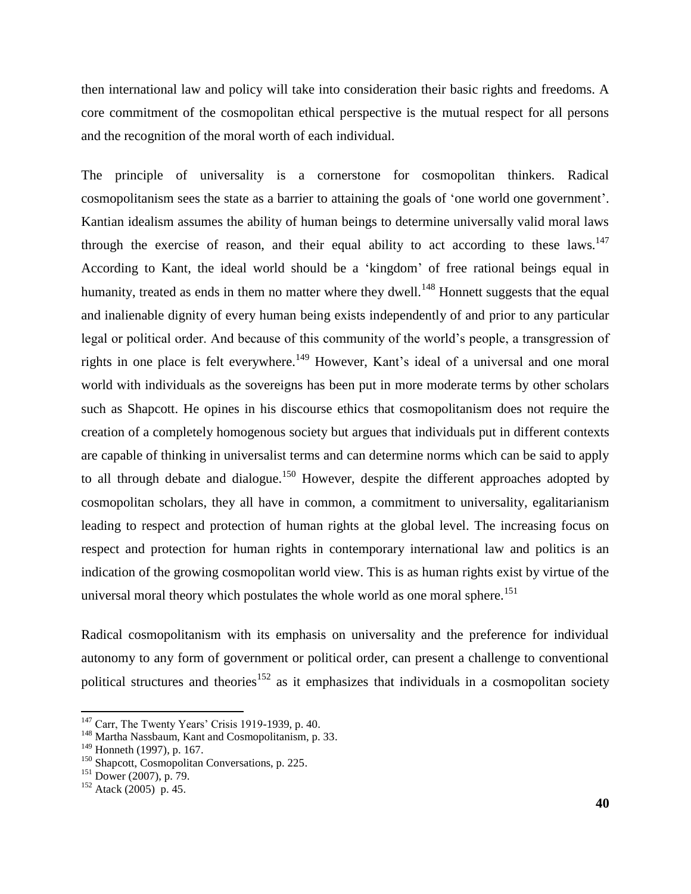then international law and policy will take into consideration their basic rights and freedoms. A core commitment of the cosmopolitan ethical perspective is the mutual respect for all persons and the recognition of the moral worth of each individual.

The principle of universality is a cornerstone for cosmopolitan thinkers. Radical cosmopolitanism sees the state as a barrier to attaining the goals of 'one world one government'. Kantian idealism assumes the ability of human beings to determine universally valid moral laws through the exercise of reason, and their equal ability to act according to these laws.[147] According to Kant, the ideal world should be a 'kingdom' of free rational beings equal in humanity, treated as ends in them no matter where they dwell.[148] Honnett suggests that the equal and inalienable dignity of every human being exists independently of and prior to any particular legal or political order. And because of this community of the world's people, a transgression of rights in one place is felt everywhere.[149] However, Kant's ideal of a universal and one moral world with individuals as the sovereigns has been put in more moderate terms by other scholars such as Shapcott. He opines in his discourse ethics that cosmopolitanism does not require the creation of a completely homogenous society but argues that individuals put in different contexts are capable of thinking in universalist terms and can determine norms which can be said to apply to all through debate and dialogue.[150] However, despite the different approaches adopted by cosmopolitan scholars, they all have in common, a commitment to universality, egalitarianism leading to respect and protection of human rights at the global level. The increasing focus on respect and protection for human rights in contemporary international law and politics is an indication of the growing cosmopolitan world view. This is as human rights exist by virtue of the universal moral theory which postulates the whole world as one moral sphere.[151]

Radical cosmopolitanism with its emphasis on universality and the preference for individual autonomy to any form of government or political order, can present a challenge to conventional political structures and theories[152] as it emphasizes that individuals in a cosmopolitan society

---

[147] Carr, The Twenty Years' Crisis 1919-1939, p. 40.
[148] Martha Nassbaum, Kant and Cosmopolitanism, p. 33.
[149] Honneth (1997), p. 167.
[150] Shapcott, Cosmopolitan Conversations, p. 225.
[151] Dower (2007), p. 79.
[152] Atack (2005) p. 45.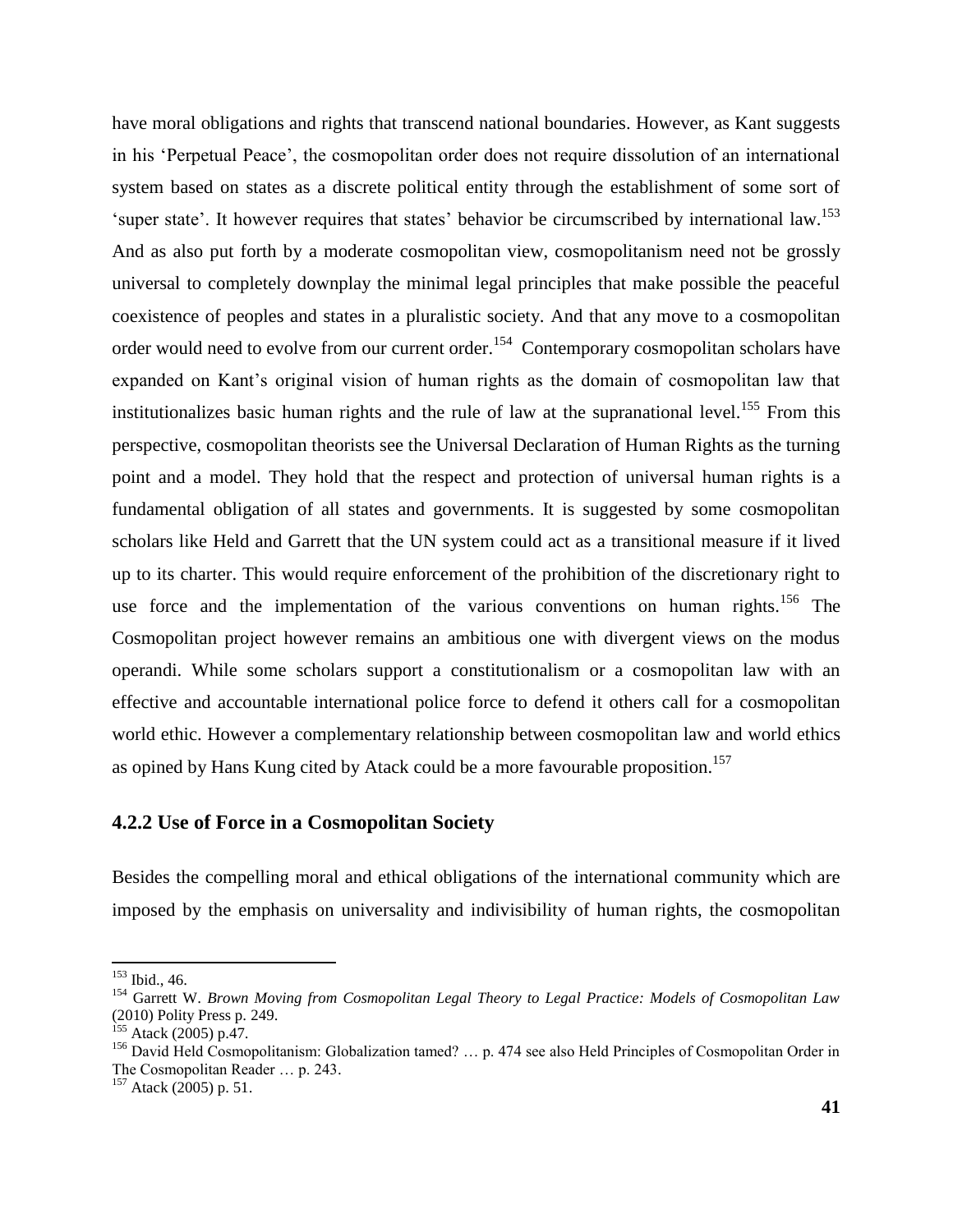have moral obligations and rights that transcend national boundaries. However, as Kant suggests in his 'Perpetual Peace', the cosmopolitan order does not require dissolution of an international system based on states as a discrete political entity through the establishment of some sort of 'super state'. It however requires that states' behavior be circumscribed by international law.[153] And as also put forth by a moderate cosmopolitan view, cosmopolitanism need not be grossly universal to completely downplay the minimal legal principles that make possible the peaceful coexistence of peoples and states in a pluralistic society. And that any move to a cosmopolitan order would need to evolve from our current order.[154] Contemporary cosmopolitan scholars have expanded on Kant's original vision of human rights as the domain of cosmopolitan law that institutionalizes basic human rights and the rule of law at the supranational level.[155] From this perspective, cosmopolitan theorists see the Universal Declaration of Human Rights as the turning point and a model. They hold that the respect and protection of universal human rights is a fundamental obligation of all states and governments. It is suggested by some cosmopolitan scholars like Held and Garrett that the UN system could act as a transitional measure if it lived up to its charter. This would require enforcement of the prohibition of the discretionary right to use force and the implementation of the various conventions on human rights.[156] The Cosmopolitan project however remains an ambitious one with divergent views on the modus operandi. While some scholars support a constitutionalism or a cosmopolitan law with an effective and accountable international police force to defend it others call for a cosmopolitan world ethic. However a complementary relationship between cosmopolitan law and world ethics as opined by Hans Kung cited by Atack could be a more favourable proposition.[157]

### 4.2.2 Use of Force in a Cosmopolitan Society

Besides the compelling moral and ethical obligations of the international community which are imposed by the emphasis on universality and indivisibility of human rights, the cosmopolitan

---

[153] Ibid., 46.

[154] Garrett W. *Brown Moving from Cosmopolitan Legal Theory to Legal Practice: Models of Cosmopolitan Law* (2010) Polity Press p. 249.

[155] Atack (2005) p.47.

[156] David Held Cosmopolitanism: Globalization tamed? … p. 474 see also Held Principles of Cosmopolitan Order in The Cosmopolitan Reader … p. 243.

[157] Atack (2005) p. 51.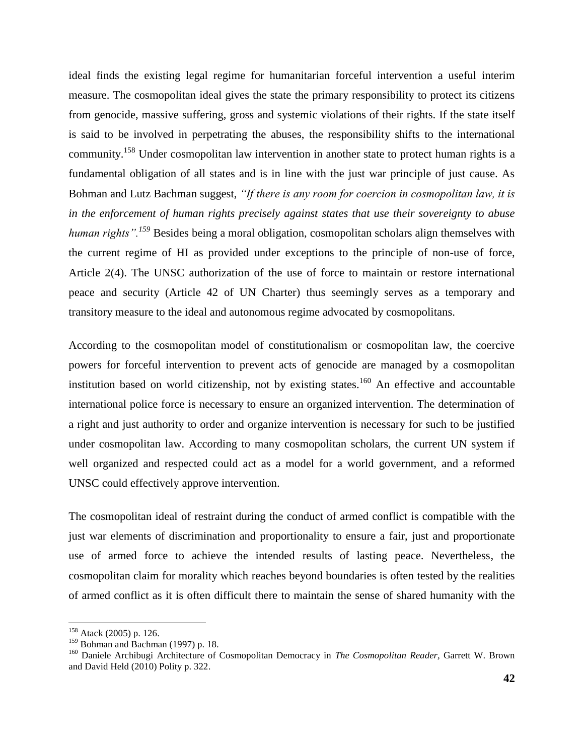ideal finds the existing legal regime for humanitarian forceful intervention a useful interim measure. The cosmopolitan ideal gives the state the primary responsibility to protect its citizens from genocide, massive suffering, gross and systemic violations of their rights. If the state itself is said to be involved in perpetrating the abuses, the responsibility shifts to the international community.[158] Under cosmopolitan law intervention in another state to protect human rights is a fundamental obligation of all states and is in line with the just war principle of just cause. As Bohman and Lutz Bachman suggest, *"If there is any room for coercion in cosmopolitan law, it is in the enforcement of human rights precisely against states that use their sovereignty to abuse human rights".*[159] Besides being a moral obligation, cosmopolitan scholars align themselves with the current regime of HI as provided under exceptions to the principle of non-use of force, Article 2(4). The UNSC authorization of the use of force to maintain or restore international peace and security (Article 42 of UN Charter) thus seemingly serves as a temporary and transitory measure to the ideal and autonomous regime advocated by cosmopolitans.

According to the cosmopolitan model of constitutionalism or cosmopolitan law, the coercive powers for forceful intervention to prevent acts of genocide are managed by a cosmopolitan institution based on world citizenship, not by existing states.[160] An effective and accountable international police force is necessary to ensure an organized intervention. The determination of a right and just authority to order and organize intervention is necessary for such to be justified under cosmopolitan law. According to many cosmopolitan scholars, the current UN system if well organized and respected could act as a model for a world government, and a reformed UNSC could effectively approve intervention.

The cosmopolitan ideal of restraint during the conduct of armed conflict is compatible with the just war elements of discrimination and proportionality to ensure a fair, just and proportionate use of armed force to achieve the intended results of lasting peace. Nevertheless, the cosmopolitan claim for morality which reaches beyond boundaries is often tested by the realities of armed conflict as it is often difficult there to maintain the sense of shared humanity with the

---

[158] Atack (2005) p. 126.

[159] Bohman and Bachman (1997) p. 18.

[160] Daniele Archibugi Architecture of Cosmopolitan Democracy in *The Cosmopolitan Reader*, Garrett W. Brown and David Held (2010) Polity p. 322.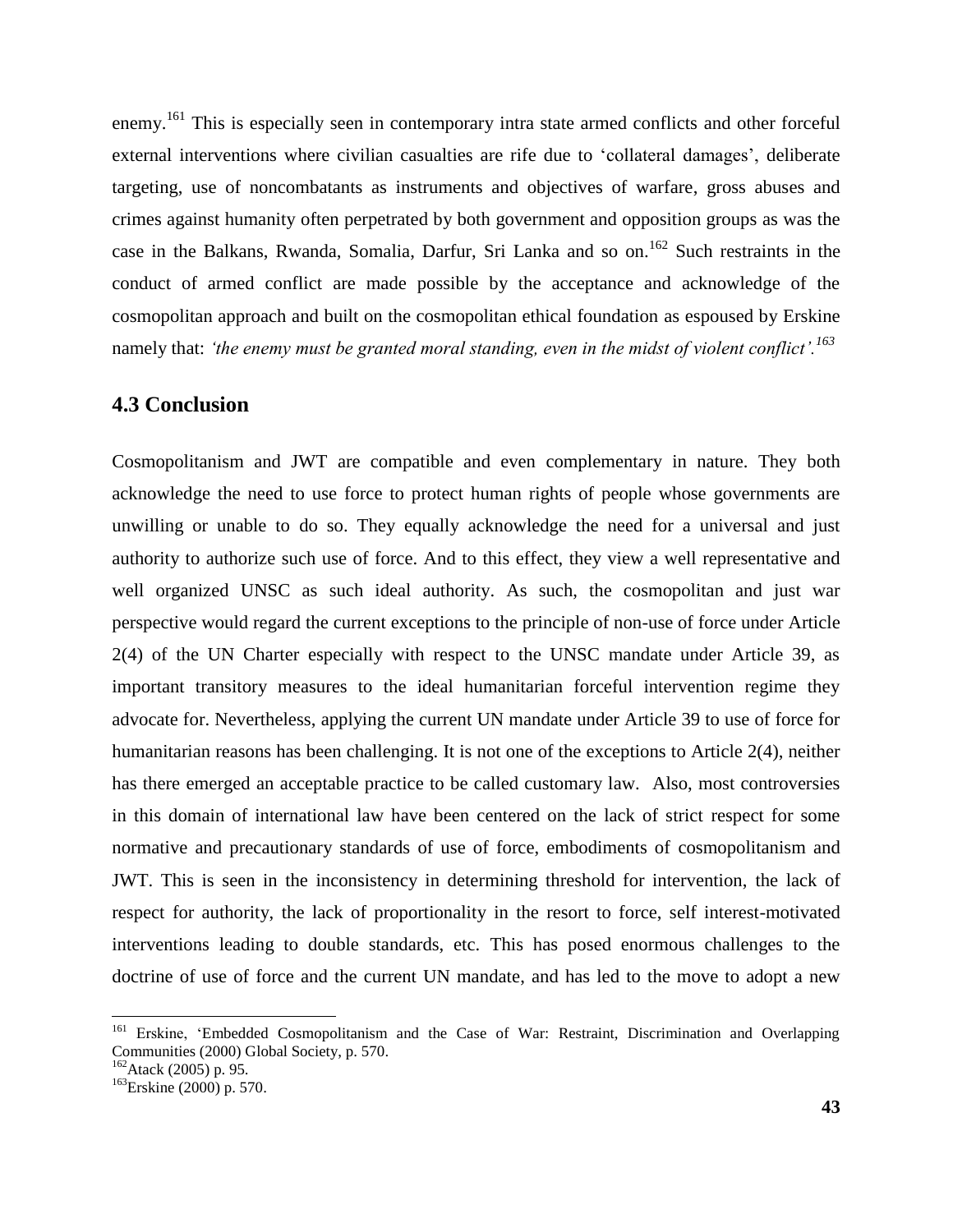enemy.[161] This is especially seen in contemporary intra state armed conflicts and other forceful external interventions where civilian casualties are rife due to 'collateral damages', deliberate targeting, use of noncombatants as instruments and objectives of warfare, gross abuses and crimes against humanity often perpetrated by both government and opposition groups as was the case in the Balkans, Rwanda, Somalia, Darfur, Sri Lanka and so on.[162] Such restraints in the conduct of armed conflict are made possible by the acceptance and acknowledge of the cosmopolitan approach and built on the cosmopolitan ethical foundation as espoused by Erskine namely that: *'the enemy must be granted moral standing, even in the midst of violent conflict'.*[163]

## 4.3 Conclusion

Cosmopolitanism and JWT are compatible and even complementary in nature. They both acknowledge the need to use force to protect human rights of people whose governments are unwilling or unable to do so. They equally acknowledge the need for a universal and just authority to authorize such use of force. And to this effect, they view a well representative and well organized UNSC as such ideal authority. As such, the cosmopolitan and just war perspective would regard the current exceptions to the principle of non-use of force under Article 2(4) of the UN Charter especially with respect to the UNSC mandate under Article 39, as important transitory measures to the ideal humanitarian forceful intervention regime they advocate for. Nevertheless, applying the current UN mandate under Article 39 to use of force for humanitarian reasons has been challenging. It is not one of the exceptions to Article 2(4), neither has there emerged an acceptable practice to be called customary law. Also, most controversies in this domain of international law have been centered on the lack of strict respect for some normative and precautionary standards of use of force, embodiments of cosmopolitanism and JWT. This is seen in the inconsistency in determining threshold for intervention, the lack of respect for authority, the lack of proportionality in the resort to force, self interest-motivated interventions leading to double standards, etc. This has posed enormous challenges to the doctrine of use of force and the current UN mandate, and has led to the move to adopt a new

---

[161] Erskine, 'Embedded Cosmopolitanism and the Case of War: Restraint, Discrimination and Overlapping Communities (2000) Global Society, p. 570.

[162] Atack (2005) p. 95.

[163] Erskine (2000) p. 570.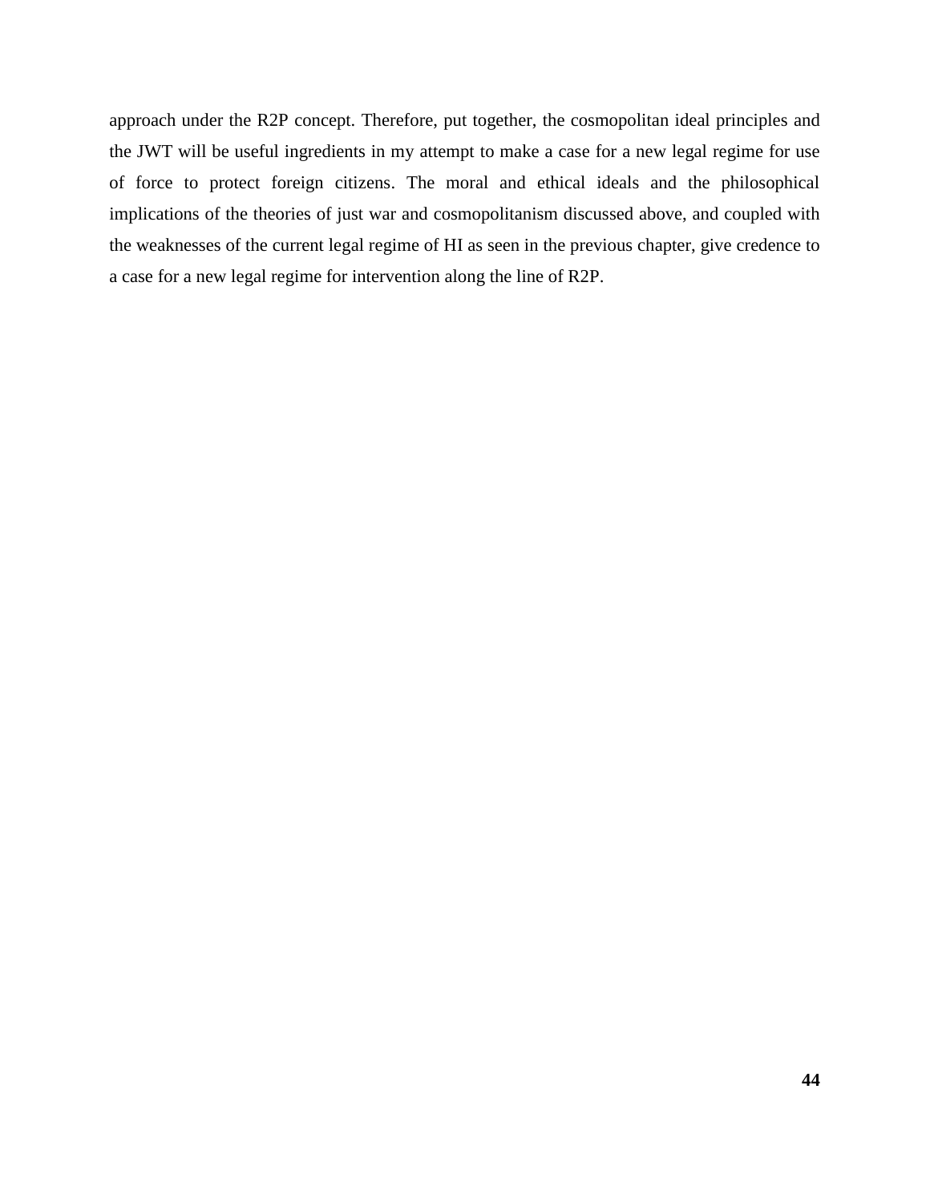approach under the R2P concept. Therefore, put together, the cosmopolitan ideal principles and the JWT will be useful ingredients in my attempt to make a case for a new legal regime for use of force to protect foreign citizens. The moral and ethical ideals and the philosophical implications of the theories of just war and cosmopolitanism discussed above, and coupled with the weaknesses of the current legal regime of HI as seen in the previous chapter, give credence to a case for a new legal regime for intervention along the line of R2P.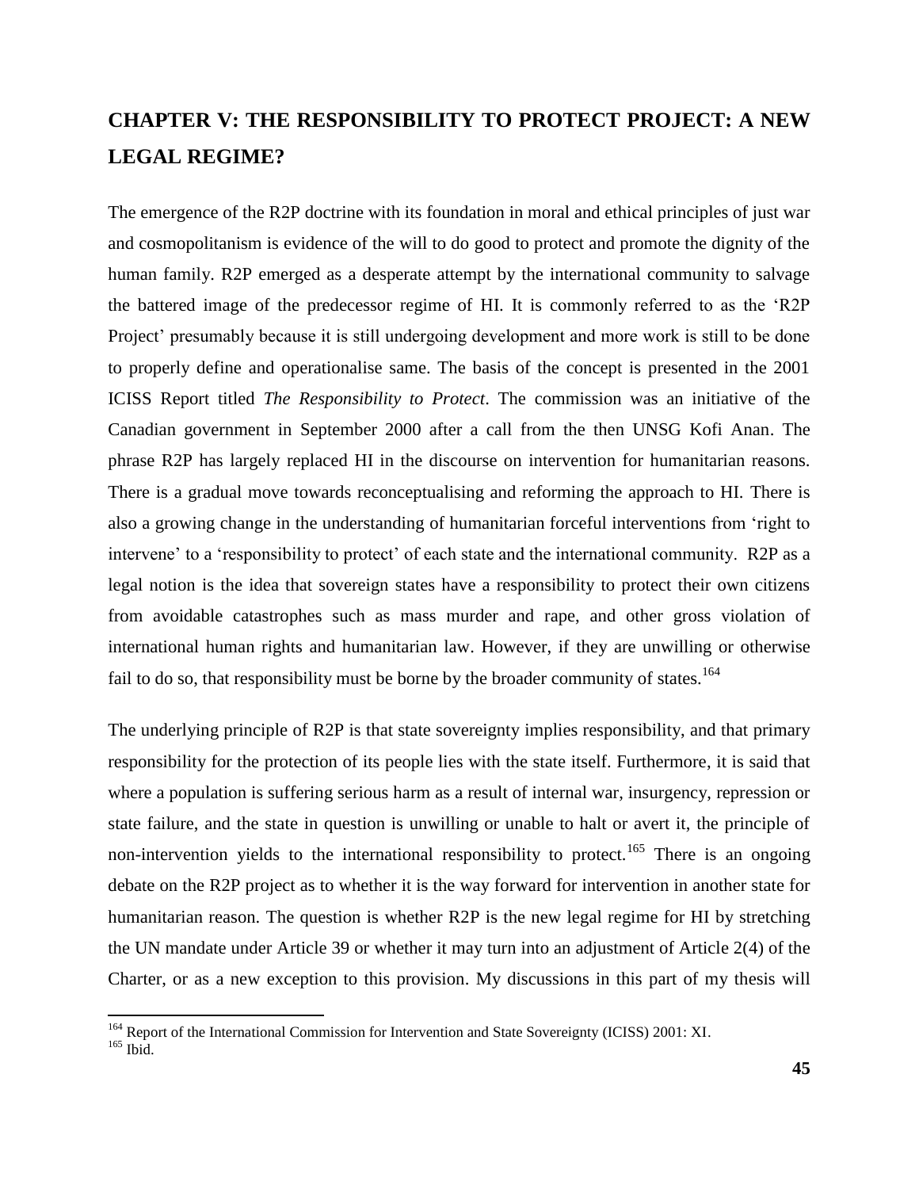# CHAPTER V: THE RESPONSIBILITY TO PROTECT PROJECT: A NEW LEGAL REGIME?

The emergence of the R2P doctrine with its foundation in moral and ethical principles of just war and cosmopolitanism is evidence of the will to do good to protect and promote the dignity of the human family. R2P emerged as a desperate attempt by the international community to salvage the battered image of the predecessor regime of HI. It is commonly referred to as the 'R2P Project' presumably because it is still undergoing development and more work is still to be done to properly define and operationalise same. The basis of the concept is presented in the 2001 ICISS Report titled *The Responsibility to Protect*. The commission was an initiative of the Canadian government in September 2000 after a call from the then UNSG Kofi Anan. The phrase R2P has largely replaced HI in the discourse on intervention for humanitarian reasons. There is a gradual move towards reconceptualising and reforming the approach to HI. There is also a growing change in the understanding of humanitarian forceful interventions from 'right to intervene' to a 'responsibility to protect' of each state and the international community. R2P as a legal notion is the idea that sovereign states have a responsibility to protect their own citizens from avoidable catastrophes such as mass murder and rape, and other gross violation of international human rights and humanitarian law. However, if they are unwilling or otherwise fail to do so, that responsibility must be borne by the broader community of states.[164]

The underlying principle of R2P is that state sovereignty implies responsibility, and that primary responsibility for the protection of its people lies with the state itself. Furthermore, it is said that where a population is suffering serious harm as a result of internal war, insurgency, repression or state failure, and the state in question is unwilling or unable to halt or avert it, the principle of non-intervention yields to the international responsibility to protect.[165] There is an ongoing debate on the R2P project as to whether it is the way forward for intervention in another state for humanitarian reason. The question is whether R2P is the new legal regime for HI by stretching the UN mandate under Article 39 or whether it may turn into an adjustment of Article 2(4) of the Charter, or as a new exception to this provision. My discussions in this part of my thesis will

---

[164] Report of the International Commission for Intervention and State Sovereignty (ICISS) 2001: XI.

[165] Ibid.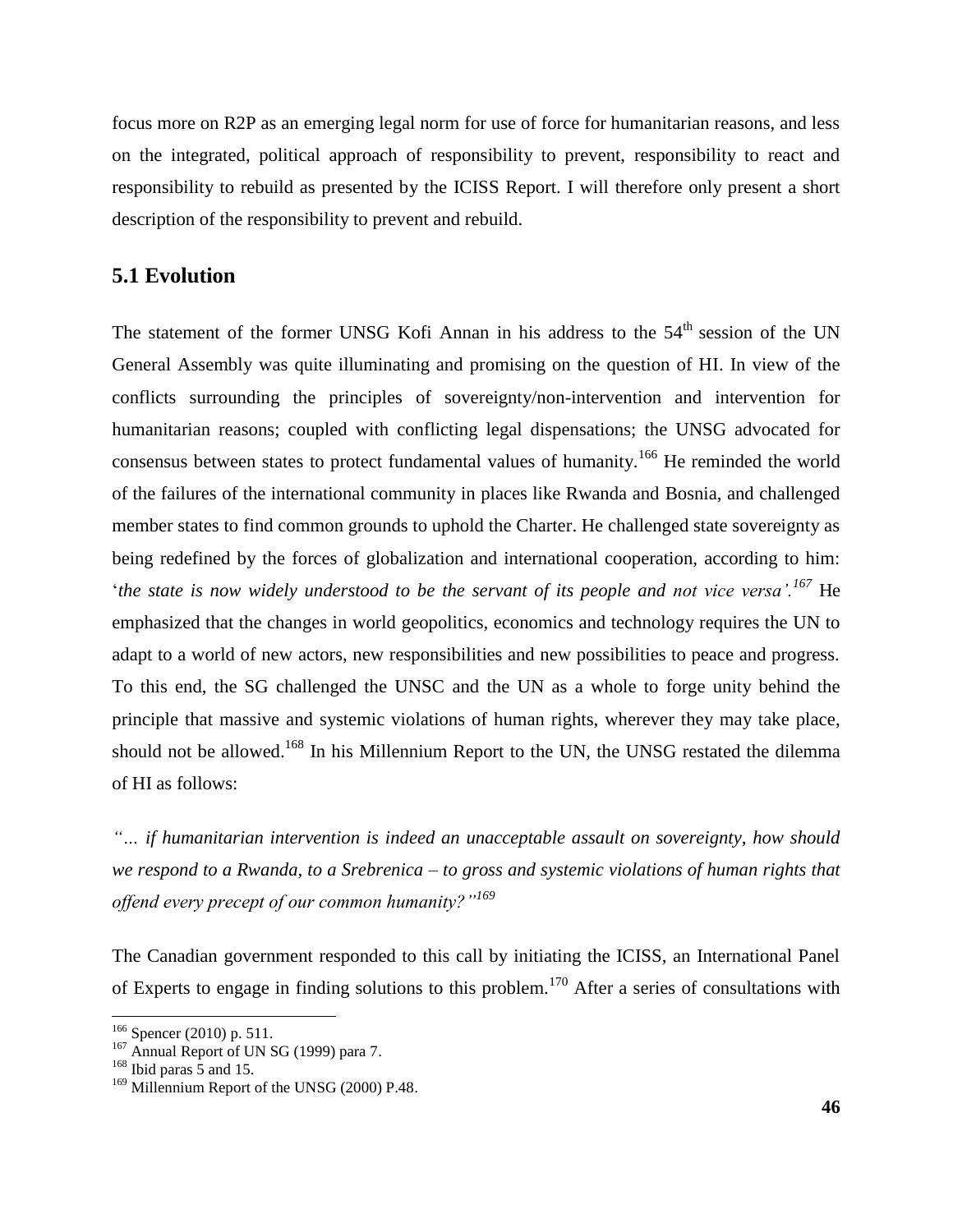focus more on R2P as an emerging legal norm for use of force for humanitarian reasons, and less on the integrated, political approach of responsibility to prevent, responsibility to react and responsibility to rebuild as presented by the ICISS Report. I will therefore only present a short description of the responsibility to prevent and rebuild.

## 5.1 Evolution

The statement of the former UNSG Kofi Annan in his address to the 54th session of the UN General Assembly was quite illuminating and promising on the question of HI. In view of the conflicts surrounding the principles of sovereignty/non-intervention and intervention for humanitarian reasons; coupled with conflicting legal dispensations; the UNSG advocated for consensus between states to protect fundamental values of humanity.[166] He reminded the world of the failures of the international community in places like Rwanda and Bosnia, and challenged member states to find common grounds to uphold the Charter. He challenged state sovereignty as being redefined by the forces of globalization and international cooperation, according to him: '*the state is now widely understood to be the servant of its people and not vice versa'.*[167] He emphasized that the changes in world geopolitics, economics and technology requires the UN to adapt to a world of new actors, new responsibilities and new possibilities to peace and progress. To this end, the SG challenged the UNSC and the UN as a whole to forge unity behind the principle that massive and systemic violations of human rights, wherever they may take place, should not be allowed.[168] In his Millennium Report to the UN, the UNSG restated the dilemma of HI as follows:

*"… if humanitarian intervention is indeed an unacceptable assault on sovereignty, how should we respond to a Rwanda, to a Srebrenica – to gross and systemic violations of human rights that offend every precept of our common humanity?"*[169]

The Canadian government responded to this call by initiating the ICISS, an International Panel of Experts to engage in finding solutions to this problem.[170] After a series of consultations with

---

[166] Spencer (2010) p. 511.

[167] Annual Report of UN SG (1999) para 7.

[168] Ibid paras 5 and 15.

[169] Millennium Report of the UNSG (2000) P.48.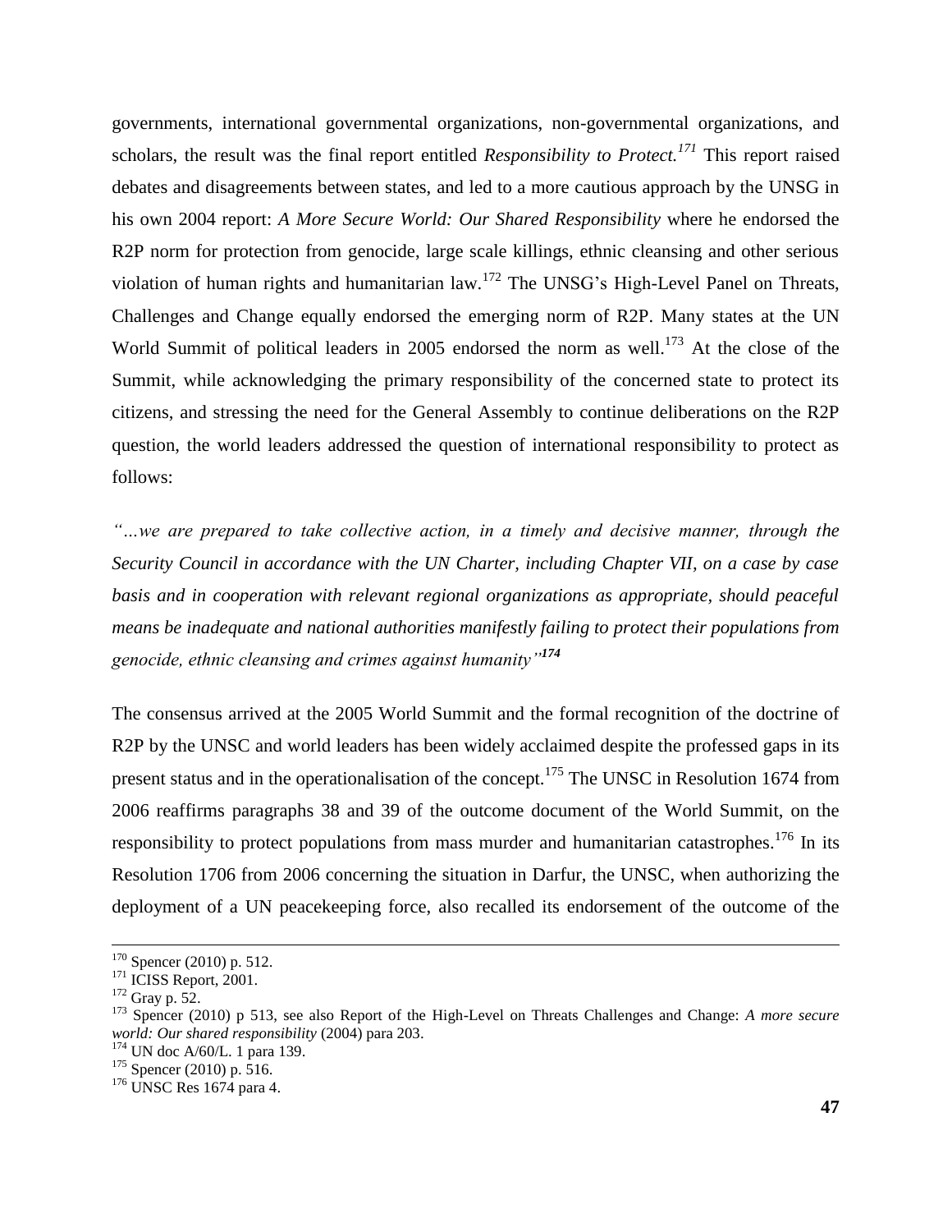governments, international governmental organizations, non-governmental organizations, and scholars, the result was the final report entitled ***Responsibility to Protect.***[171] This report raised debates and disagreements between states, and led to a more cautious approach by the UNSG in his own 2004 report: *A More Secure World: Our Shared Responsibility* where he endorsed the R2P norm for protection from genocide, large scale killings, ethnic cleansing and other serious violation of human rights and humanitarian law.[172] The UNSG's High-Level Panel on Threats, Challenges and Change equally endorsed the emerging norm of R2P. Many states at the UN World Summit of political leaders in 2005 endorsed the norm as well.[173] At the close of the Summit, while acknowledging the primary responsibility of the concerned state to protect its citizens, and stressing the need for the General Assembly to continue deliberations on the R2P question, the world leaders addressed the question of international responsibility to protect as follows:

*"…we are prepared to take collective action, in a timely and decisive manner, through the Security Council in accordance with the UN Charter, including Chapter VII, on a case by case basis and in cooperation with relevant regional organizations as appropriate, should peaceful means be inadequate and national authorities manifestly failing to protect their populations from genocide, ethnic cleansing and crimes against humanity"*[174]

The consensus arrived at the 2005 World Summit and the formal recognition of the doctrine of R2P by the UNSC and world leaders has been widely acclaimed despite the professed gaps in its present status and in the operationalisation of the concept.[175] The UNSC in Resolution 1674 from 2006 reaffirms paragraphs 38 and 39 of the outcome document of the World Summit, on the responsibility to protect populations from mass murder and humanitarian catastrophes.[176] In its Resolution 1706 from 2006 concerning the situation in Darfur, the UNSC, when authorizing the deployment of a UN peacekeeping force, also recalled its endorsement of the outcome of the

---

[170] Spencer (2010) p. 512.
[171] ICISS Report, 2001.
[172] Gray p. 52.
[173] Spencer (2010) p 513, see also Report of the High-Level on Threats Challenges and Change: *A more secure world: Our shared responsibility* (2004) para 203.
[174] UN doc A/60/L. 1 para 139.
[175] Spencer (2010) p. 516.
[176] UNSC Res 1674 para 4.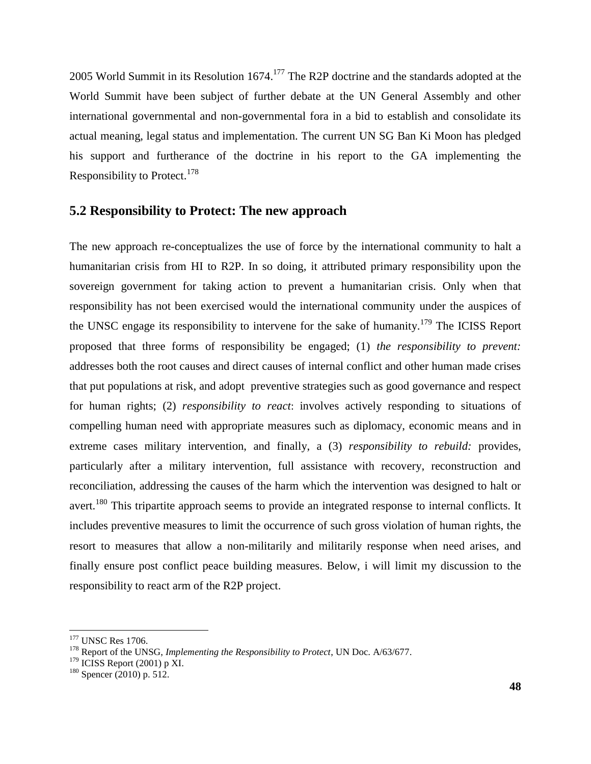2005 World Summit in its Resolution 1674.[177] The R2P doctrine and the standards adopted at the World Summit have been subject of further debate at the UN General Assembly and other international governmental and non-governmental fora in a bid to establish and consolidate its actual meaning, legal status and implementation. The current UN SG Ban Ki Moon has pledged his support and furtherance of the doctrine in his report to the GA implementing the Responsibility to Protect.[178]

## 5.2 Responsibility to Protect: The new approach

The new approach re-conceptualizes the use of force by the international community to halt a humanitarian crisis from HI to R2P. In so doing, it attributed primary responsibility upon the sovereign government for taking action to prevent a humanitarian crisis. Only when that responsibility has not been exercised would the international community under the auspices of the UNSC engage its responsibility to intervene for the sake of humanity.[179] The ICISS Report proposed that three forms of responsibility be engaged; (1) *the responsibility to prevent:* addresses both the root causes and direct causes of internal conflict and other human made crises that put populations at risk, and adopt preventive strategies such as good governance and respect for human rights; (2) *responsibility to react*: involves actively responding to situations of compelling human need with appropriate measures such as diplomacy, economic means and in extreme cases military intervention, and finally, a (3) *responsibility to rebuild:* provides, particularly after a military intervention, full assistance with recovery, reconstruction and reconciliation, addressing the causes of the harm which the intervention was designed to halt or avert.[180] This tripartite approach seems to provide an integrated response to internal conflicts. It includes preventive measures to limit the occurrence of such gross violation of human rights, the resort to measures that allow a non-militarily and militarily response when need arises, and finally ensure post conflict peace building measures. Below, i will limit my discussion to the responsibility to react arm of the R2P project.

---

[177] UNSC Res 1706.

[178] Report of the UNSG, *Implementing the Responsibility to Protect*, UN Doc. A/63/677.

[179] ICISS Report (2001) p XI.

[180] Spencer (2010) p. 512.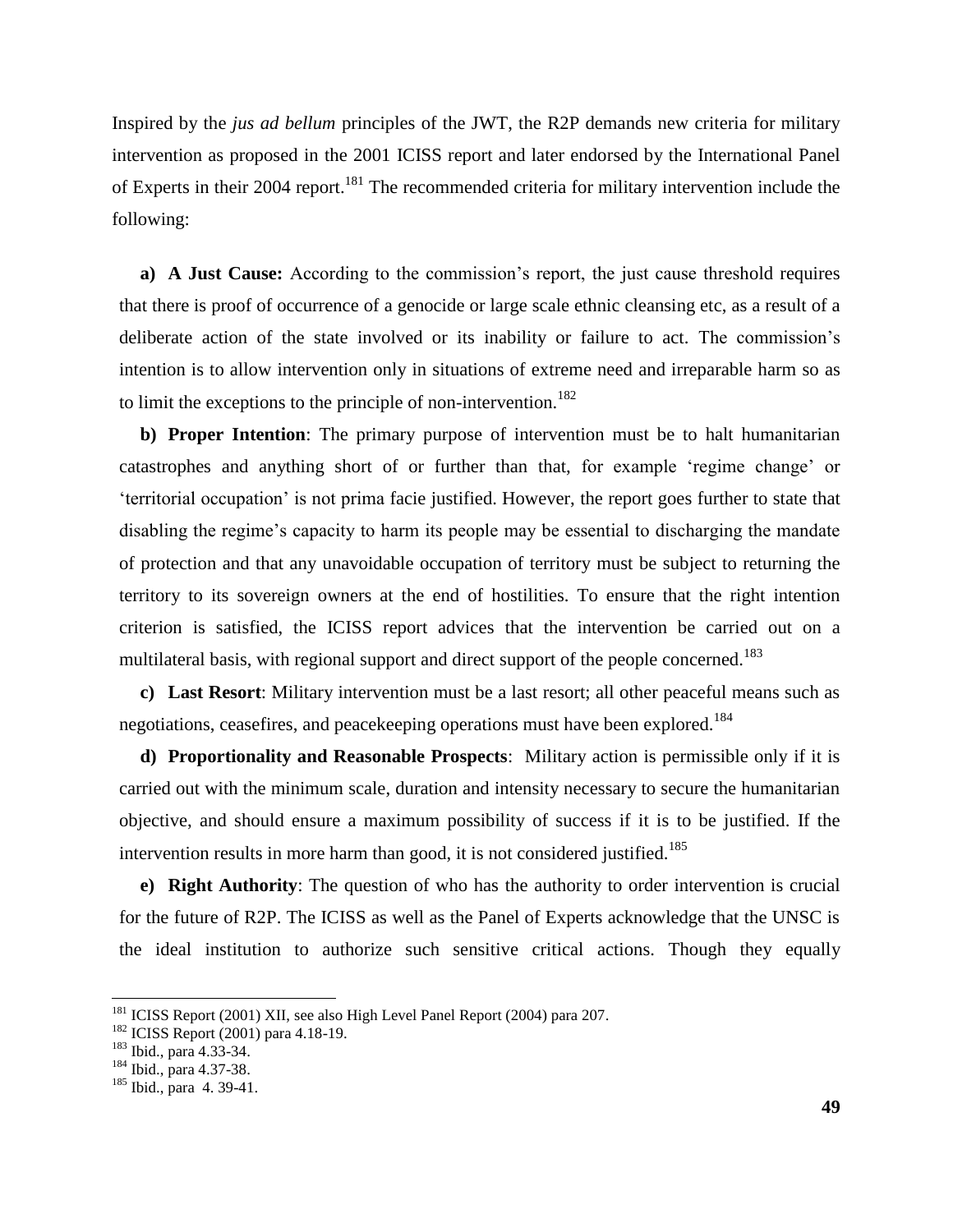Inspired by the *jus ad bellum* principles of the JWT, the R2P demands new criteria for military intervention as proposed in the 2001 ICISS report and later endorsed by the International Panel of Experts in their 2004 report.[181] The recommended criteria for military intervention include the following:

**a) A Just Cause:** According to the commission's report, the just cause threshold requires that there is proof of occurrence of a genocide or large scale ethnic cleansing etc, as a result of a deliberate action of the state involved or its inability or failure to act. The commission's intention is to allow intervention only in situations of extreme need and irreparable harm so as to limit the exceptions to the principle of non-intervention.[182]

**b) Proper Intention**: The primary purpose of intervention must be to halt humanitarian catastrophes and anything short of or further than that, for example 'regime change' or 'territorial occupation' is not prima facie justified. However, the report goes further to state that disabling the regime's capacity to harm its people may be essential to discharging the mandate of protection and that any unavoidable occupation of territory must be subject to returning the territory to its sovereign owners at the end of hostilities. To ensure that the right intention criterion is satisfied, the ICISS report advices that the intervention be carried out on a multilateral basis, with regional support and direct support of the people concerned.[183]

**c) Last Resort**: Military intervention must be a last resort; all other peaceful means such as negotiations, ceasefires, and peacekeeping operations must have been explored.[184]

**d) Proportionality and Reasonable Prospects**: Military action is permissible only if it is carried out with the minimum scale, duration and intensity necessary to secure the humanitarian objective, and should ensure a maximum possibility of success if it is to be justified. If the intervention results in more harm than good, it is not considered justified.[185]

**e) Right Authority**: The question of who has the authority to order intervention is crucial for the future of R2P. The ICISS as well as the Panel of Experts acknowledge that the UNSC is the ideal institution to authorize such sensitive critical actions. Though they equally

---

[181] ICISS Report (2001) XII, see also High Level Panel Report (2004) para 207.

[182] ICISS Report (2001) para 4.18-19.

[183] Ibid., para 4.33-34.

[184] Ibid., para 4.37-38.

[185] Ibid., para 4. 39-41.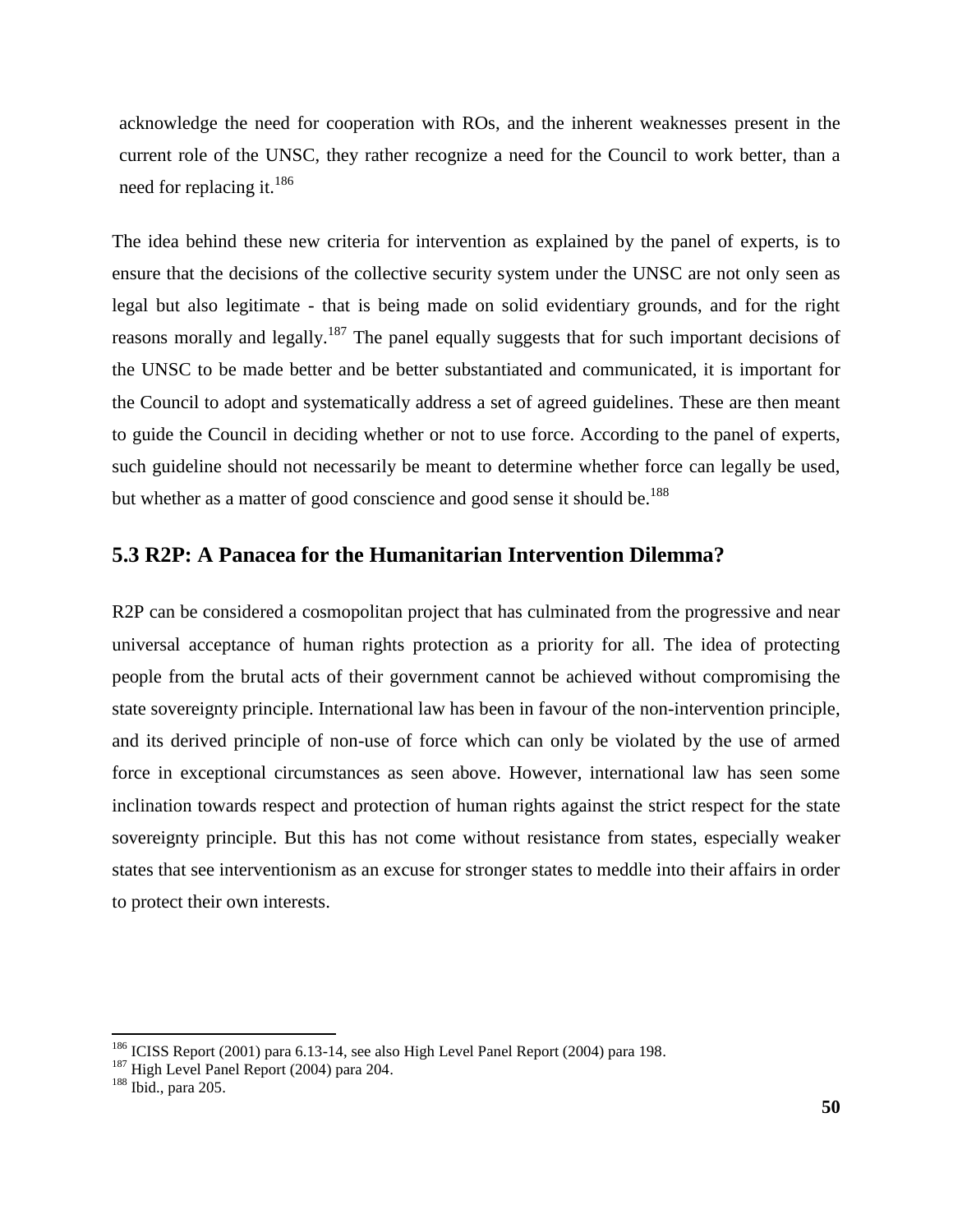acknowledge the need for cooperation with ROs, and the inherent weaknesses present in the current role of the UNSC, they rather recognize a need for the Council to work better, than a need for replacing it.[186]

The idea behind these new criteria for intervention as explained by the panel of experts, is to ensure that the decisions of the collective security system under the UNSC are not only seen as legal but also legitimate - that is being made on solid evidentiary grounds, and for the right reasons morally and legally.[187] The panel equally suggests that for such important decisions of the UNSC to be made better and be better substantiated and communicated, it is important for the Council to adopt and systematically address a set of agreed guidelines. These are then meant to guide the Council in deciding whether or not to use force. According to the panel of experts, such guideline should not necessarily be meant to determine whether force can legally be used, but whether as a matter of good conscience and good sense it should be.[188]

## 5.3 R2P: A Panacea for the Humanitarian Intervention Dilemma?

R2P can be considered a cosmopolitan project that has culminated from the progressive and near universal acceptance of human rights protection as a priority for all. The idea of protecting people from the brutal acts of their government cannot be achieved without compromising the state sovereignty principle. International law has been in favour of the non-intervention principle, and its derived principle of non-use of force which can only be violated by the use of armed force in exceptional circumstances as seen above. However, international law has seen some inclination towards respect and protection of human rights against the strict respect for the state sovereignty principle. But this has not come without resistance from states, especially weaker states that see interventionism as an excuse for stronger states to meddle into their affairs in order to protect their own interests.

---

[186] ICISS Report (2001) para 6.13-14, see also High Level Panel Report (2004) para 198.

[187] High Level Panel Report (2004) para 204.

[188] Ibid., para 205.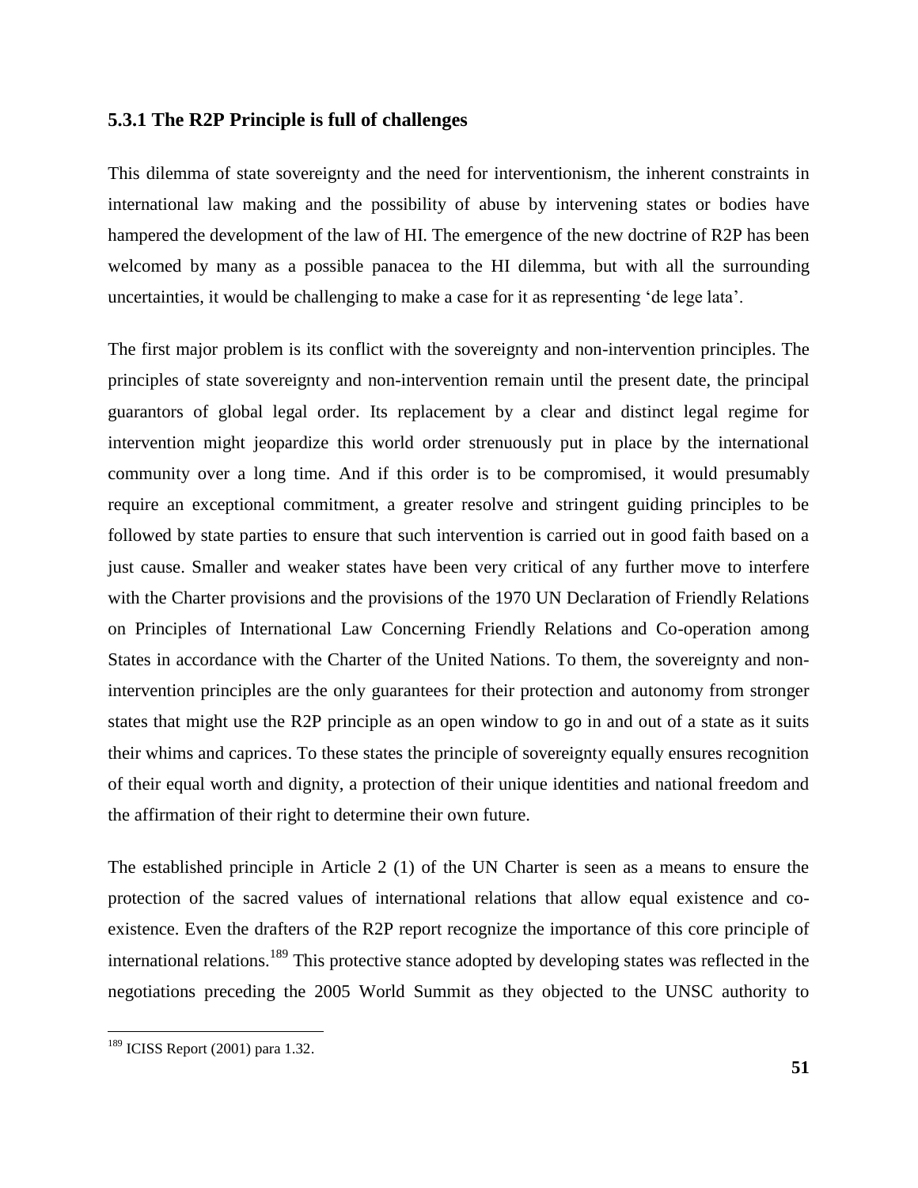### 5.3.1 The R2P Principle is full of challenges

This dilemma of state sovereignty and the need for interventionism, the inherent constraints in international law making and the possibility of abuse by intervening states or bodies have hampered the development of the law of HI. The emergence of the new doctrine of R2P has been welcomed by many as a possible panacea to the HI dilemma, but with all the surrounding uncertainties, it would be challenging to make a case for it as representing 'de lege lata'.

The first major problem is its conflict with the sovereignty and non-intervention principles. The principles of state sovereignty and non-intervention remain until the present date, the principal guarantors of global legal order. Its replacement by a clear and distinct legal regime for intervention might jeopardize this world order strenuously put in place by the international community over a long time. And if this order is to be compromised, it would presumably require an exceptional commitment, a greater resolve and stringent guiding principles to be followed by state parties to ensure that such intervention is carried out in good faith based on a just cause. Smaller and weaker states have been very critical of any further move to interfere with the Charter provisions and the provisions of the 1970 UN Declaration of Friendly Relations on Principles of International Law Concerning Friendly Relations and Co-operation among States in accordance with the Charter of the United Nations. To them, the sovereignty and non-intervention principles are the only guarantees for their protection and autonomy from stronger states that might use the R2P principle as an open window to go in and out of a state as it suits their whims and caprices. To these states the principle of sovereignty equally ensures recognition of their equal worth and dignity, a protection of their unique identities and national freedom and the affirmation of their right to determine their own future.

The established principle in Article 2 (1) of the UN Charter is seen as a means to ensure the protection of the sacred values of international relations that allow equal existence and co-existence. Even the drafters of the R2P report recognize the importance of this core principle of international relations.[189] This protective stance adopted by developing states was reflected in the negotiations preceding the 2005 World Summit as they objected to the UNSC authority to

[189] ICISS Report (2001) para 1.32.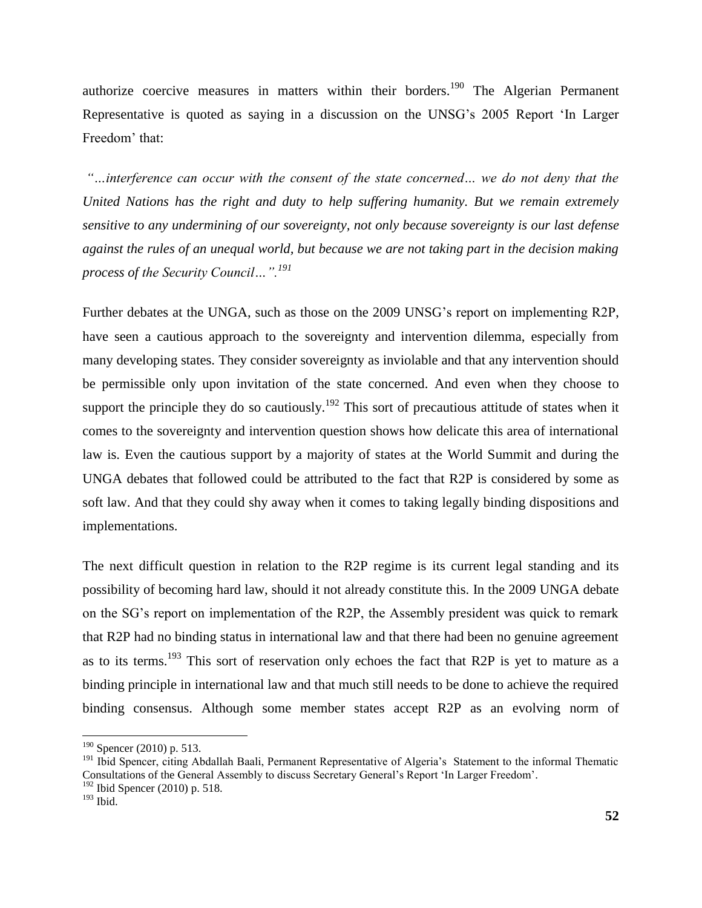authorize coercive measures in matters within their borders.[190] The Algerian Permanent Representative is quoted as saying in a discussion on the UNSG's 2005 Report 'In Larger Freedom' that:

*"…interference can occur with the consent of the state concerned… we do not deny that the United Nations has the right and duty to help suffering humanity. But we remain extremely sensitive to any undermining of our sovereignty, not only because sovereignty is our last defense against the rules of an unequal world, but because we are not taking part in the decision making process of the Security Council…".*[191]

Further debates at the UNGA, such as those on the 2009 UNSG's report on implementing R2P, have seen a cautious approach to the sovereignty and intervention dilemma, especially from many developing states. They consider sovereignty as inviolable and that any intervention should be permissible only upon invitation of the state concerned. And even when they choose to support the principle they do so cautiously.[192] This sort of precautious attitude of states when it comes to the sovereignty and intervention question shows how delicate this area of international law is. Even the cautious support by a majority of states at the World Summit and during the UNGA debates that followed could be attributed to the fact that R2P is considered by some as soft law. And that they could shy away when it comes to taking legally binding dispositions and implementations.

The next difficult question in relation to the R2P regime is its current legal standing and its possibility of becoming hard law, should it not already constitute this. In the 2009 UNGA debate on the SG's report on implementation of the R2P, the Assembly president was quick to remark that R2P had no binding status in international law and that there had been no genuine agreement as to its terms.[193] This sort of reservation only echoes the fact that R2P is yet to mature as a binding principle in international law and that much still needs to be done to achieve the required binding consensus. Although some member states accept R2P as an evolving norm of

---

[190] Spencer (2010) p. 513.

[191] Ibid Spencer, citing Abdallah Baali, Permanent Representative of Algeria's Statement to the informal Thematic Consultations of the General Assembly to discuss Secretary General's Report 'In Larger Freedom'.

[192] Ibid Spencer (2010) p. 518.

[193] Ibid.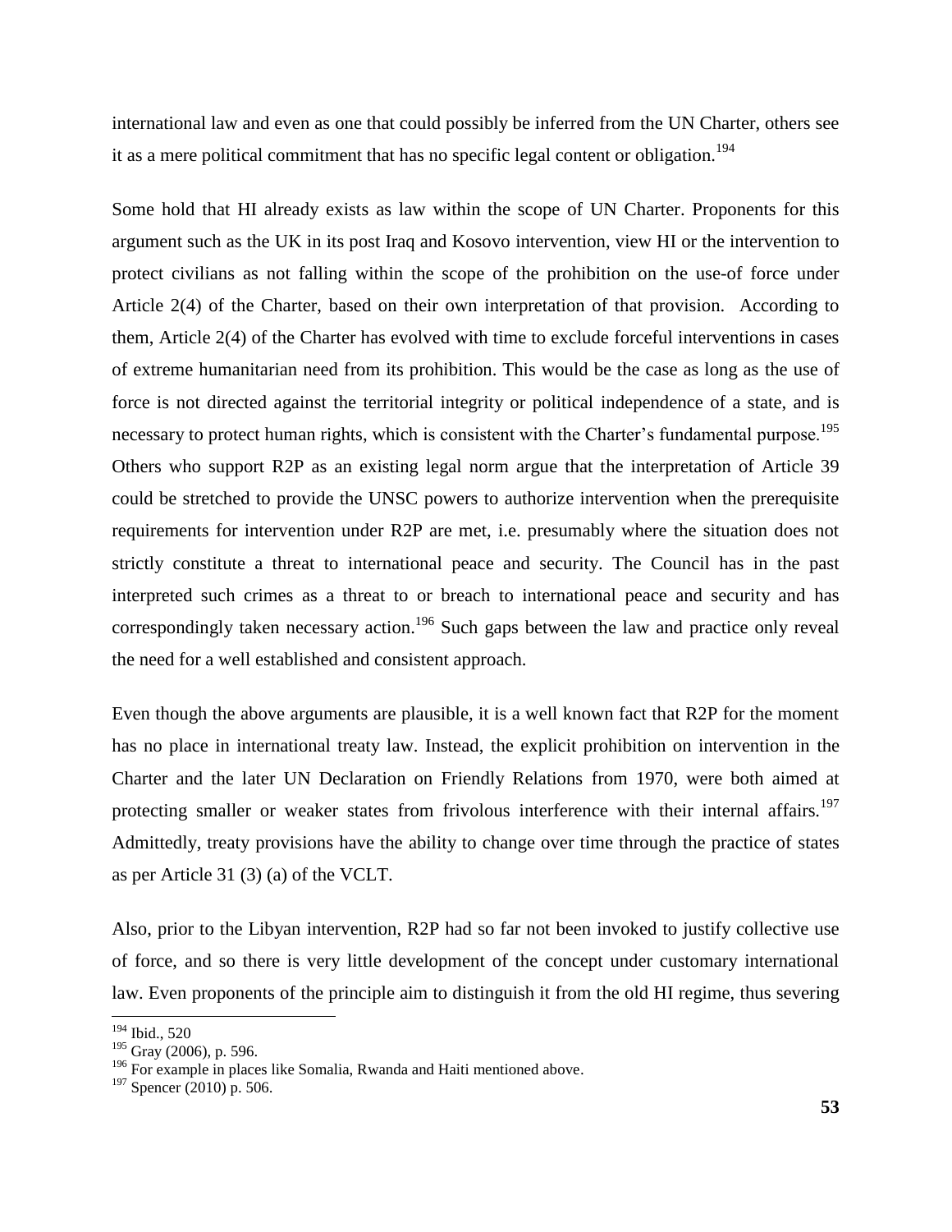international law and even as one that could possibly be inferred from the UN Charter, others see it as a mere political commitment that has no specific legal content or obligation.[194]

Some hold that HI already exists as law within the scope of UN Charter. Proponents for this argument such as the UK in its post Iraq and Kosovo intervention, view HI or the intervention to protect civilians as not falling within the scope of the prohibition on the use-of force under Article 2(4) of the Charter, based on their own interpretation of that provision. According to them, Article 2(4) of the Charter has evolved with time to exclude forceful interventions in cases of extreme humanitarian need from its prohibition. This would be the case as long as the use of force is not directed against the territorial integrity or political independence of a state, and is necessary to protect human rights, which is consistent with the Charter's fundamental purpose.[195] Others who support R2P as an existing legal norm argue that the interpretation of Article 39 could be stretched to provide the UNSC powers to authorize intervention when the prerequisite requirements for intervention under R2P are met, i.e. presumably where the situation does not strictly constitute a threat to international peace and security. The Council has in the past interpreted such crimes as a threat to or breach to international peace and security and has correspondingly taken necessary action.[196] Such gaps between the law and practice only reveal the need for a well established and consistent approach.

Even though the above arguments are plausible, it is a well known fact that R2P for the moment has no place in international treaty law. Instead, the explicit prohibition on intervention in the Charter and the later UN Declaration on Friendly Relations from 1970, were both aimed at protecting smaller or weaker states from frivolous interference with their internal affairs.[197] Admittedly, treaty provisions have the ability to change over time through the practice of states as per Article 31 (3) (a) of the VCLT.

Also, prior to the Libyan intervention, R2P had so far not been invoked to justify collective use of force, and so there is very little development of the concept under customary international law. Even proponents of the principle aim to distinguish it from the old HI regime, thus severing

---

[194] Ibid., 520

[195] Gray (2006), p. 596.

[196] For example in places like Somalia, Rwanda and Haiti mentioned above.

[197] Spencer (2010) p. 506.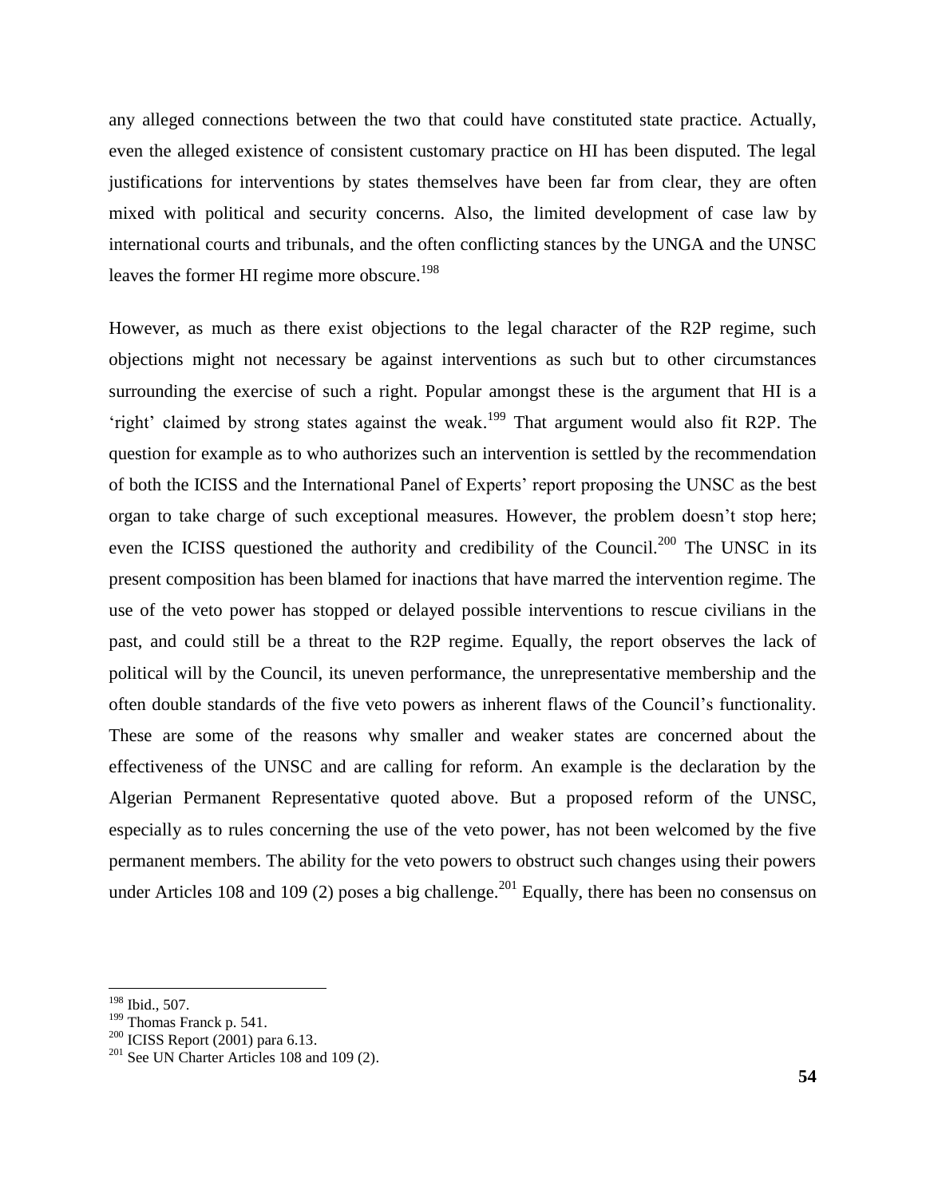any alleged connections between the two that could have constituted state practice. Actually, even the alleged existence of consistent customary practice on HI has been disputed. The legal justifications for interventions by states themselves have been far from clear, they are often mixed with political and security concerns. Also, the limited development of case law by international courts and tribunals, and the often conflicting stances by the UNGA and the UNSC leaves the former HI regime more obscure.[198]

However, as much as there exist objections to the legal character of the R2P regime, such objections might not necessary be against interventions as such but to other circumstances surrounding the exercise of such a right. Popular amongst these is the argument that HI is a 'right' claimed by strong states against the weak.[199] That argument would also fit R2P. The question for example as to who authorizes such an intervention is settled by the recommendation of both the ICISS and the International Panel of Experts' report proposing the UNSC as the best organ to take charge of such exceptional measures. However, the problem doesn't stop here; even the ICISS questioned the authority and credibility of the Council.[200] The UNSC in its present composition has been blamed for inactions that have marred the intervention regime. The use of the veto power has stopped or delayed possible interventions to rescue civilians in the past, and could still be a threat to the R2P regime. Equally, the report observes the lack of political will by the Council, its uneven performance, the unrepresentative membership and the often double standards of the five veto powers as inherent flaws of the Council's functionality. These are some of the reasons why smaller and weaker states are concerned about the effectiveness of the UNSC and are calling for reform. An example is the declaration by the Algerian Permanent Representative quoted above. But a proposed reform of the UNSC, especially as to rules concerning the use of the veto power, has not been welcomed by the five permanent members. The ability for the veto powers to obstruct such changes using their powers under Articles 108 and 109 (2) poses a big challenge.[201] Equally, there has been no consensus on

---

[198] Ibid., 507.

[199] Thomas Franck p. 541.

[200] ICISS Report (2001) para 6.13.

[201] See UN Charter Articles 108 and 109 (2).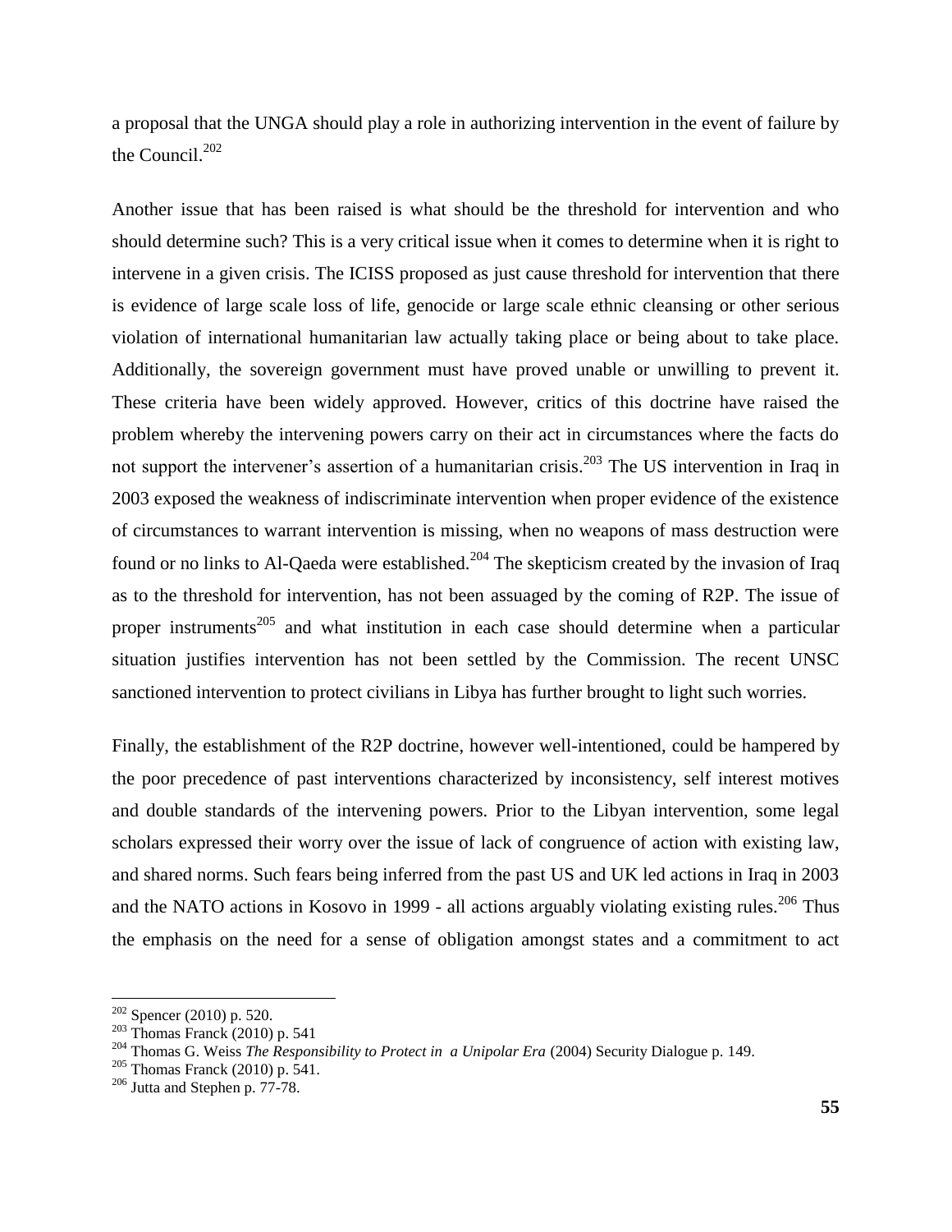a proposal that the UNGA should play a role in authorizing intervention in the event of failure by the Council.[202]

Another issue that has been raised is what should be the threshold for intervention and who should determine such? This is a very critical issue when it comes to determine when it is right to intervene in a given crisis. The ICISS proposed as just cause threshold for intervention that there is evidence of large scale loss of life, genocide or large scale ethnic cleansing or other serious violation of international humanitarian law actually taking place or being about to take place. Additionally, the sovereign government must have proved unable or unwilling to prevent it. These criteria have been widely approved. However, critics of this doctrine have raised the problem whereby the intervening powers carry on their act in circumstances where the facts do not support the intervener's assertion of a humanitarian crisis.[203] The US intervention in Iraq in 2003 exposed the weakness of indiscriminate intervention when proper evidence of the existence of circumstances to warrant intervention is missing, when no weapons of mass destruction were found or no links to Al-Qaeda were established.[204] The skepticism created by the invasion of Iraq as to the threshold for intervention, has not been assuaged by the coming of R2P. The issue of proper instruments[205] and what institution in each case should determine when a particular situation justifies intervention has not been settled by the Commission. The recent UNSC sanctioned intervention to protect civilians in Libya has further brought to light such worries.

Finally, the establishment of the R2P doctrine, however well-intentioned, could be hampered by the poor precedence of past interventions characterized by inconsistency, self interest motives and double standards of the intervening powers. Prior to the Libyan intervention, some legal scholars expressed their worry over the issue of lack of congruence of action with existing law, and shared norms. Such fears being inferred from the past US and UK led actions in Iraq in 2003 and the NATO actions in Kosovo in 1999 - all actions arguably violating existing rules.[206] Thus the emphasis on the need for a sense of obligation amongst states and a commitment to act

---

[202] Spencer (2010) p. 520.

[203] Thomas Franck (2010) p. 541

[204] Thomas G. Weiss *The Responsibility to Protect in a Unipolar Era* (2004) Security Dialogue p. 149.

[205] Thomas Franck (2010) p. 541.

[206] Jutta and Stephen p. 77-78.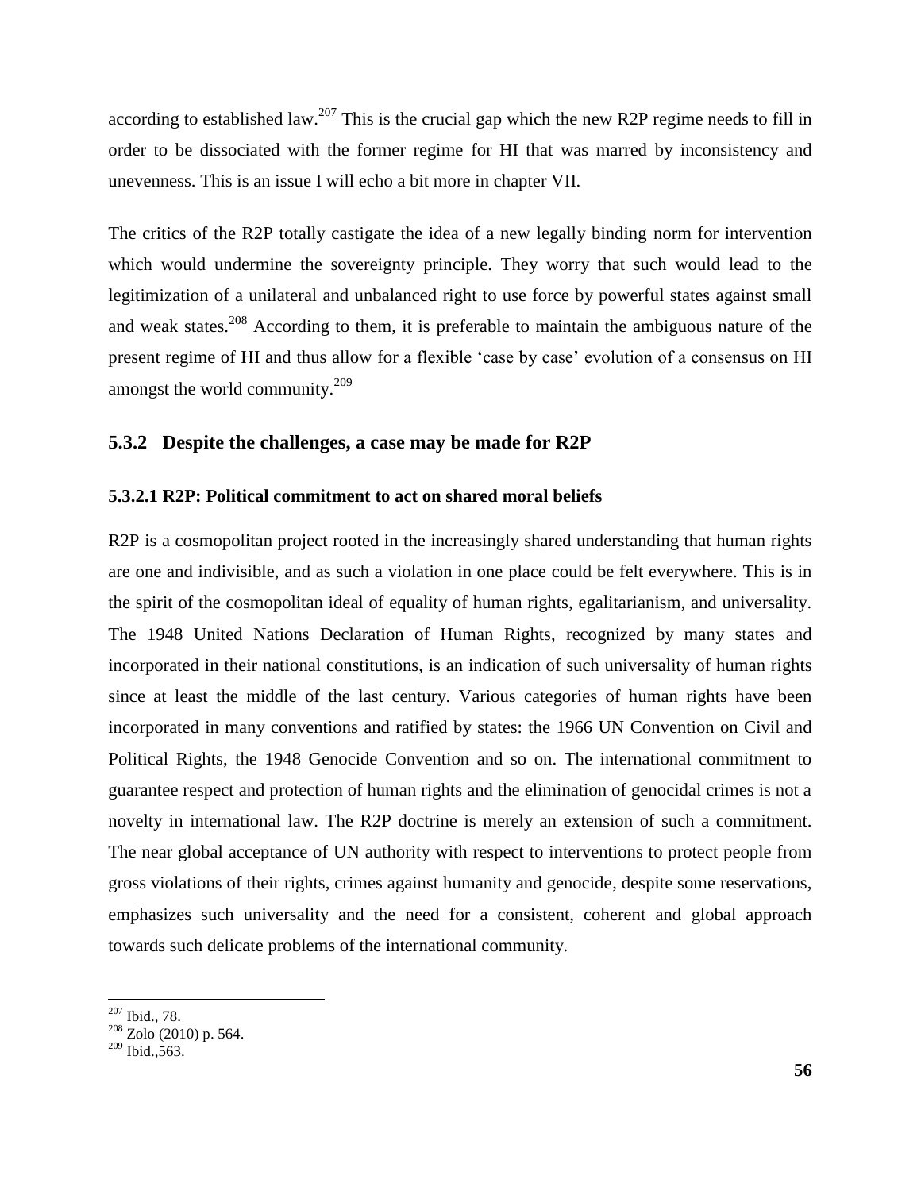according to established law.[207] This is the crucial gap which the new R2P regime needs to fill in order to be dissociated with the former regime for HI that was marred by inconsistency and unevenness. This is an issue I will echo a bit more in chapter VII.

The critics of the R2P totally castigate the idea of a new legally binding norm for intervention which would undermine the sovereignty principle. They worry that such would lead to the legitimization of a unilateral and unbalanced right to use force by powerful states against small and weak states.[208] According to them, it is preferable to maintain the ambiguous nature of the present regime of HI and thus allow for a flexible 'case by case' evolution of a consensus on HI amongst the world community.[209]

### 5.3.2 Despite the challenges, a case may be made for R2P

#### 5.3.2.1 R2P: Political commitment to act on shared moral beliefs

R2P is a cosmopolitan project rooted in the increasingly shared understanding that human rights are one and indivisible, and as such a violation in one place could be felt everywhere. This is in the spirit of the cosmopolitan ideal of equality of human rights, egalitarianism, and universality. The 1948 United Nations Declaration of Human Rights, recognized by many states and incorporated in their national constitutions, is an indication of such universality of human rights since at least the middle of the last century. Various categories of human rights have been incorporated in many conventions and ratified by states: the 1966 UN Convention on Civil and Political Rights, the 1948 Genocide Convention and so on. The international commitment to guarantee respect and protection of human rights and the elimination of genocidal crimes is not a novelty in international law. The R2P doctrine is merely an extension of such a commitment. The near global acceptance of UN authority with respect to interventions to protect people from gross violations of their rights, crimes against humanity and genocide, despite some reservations, emphasizes such universality and the need for a consistent, coherent and global approach towards such delicate problems of the international community.

---

[207] Ibid., 78.

[208] Zolo (2010) p. 564.

[209] Ibid.,563.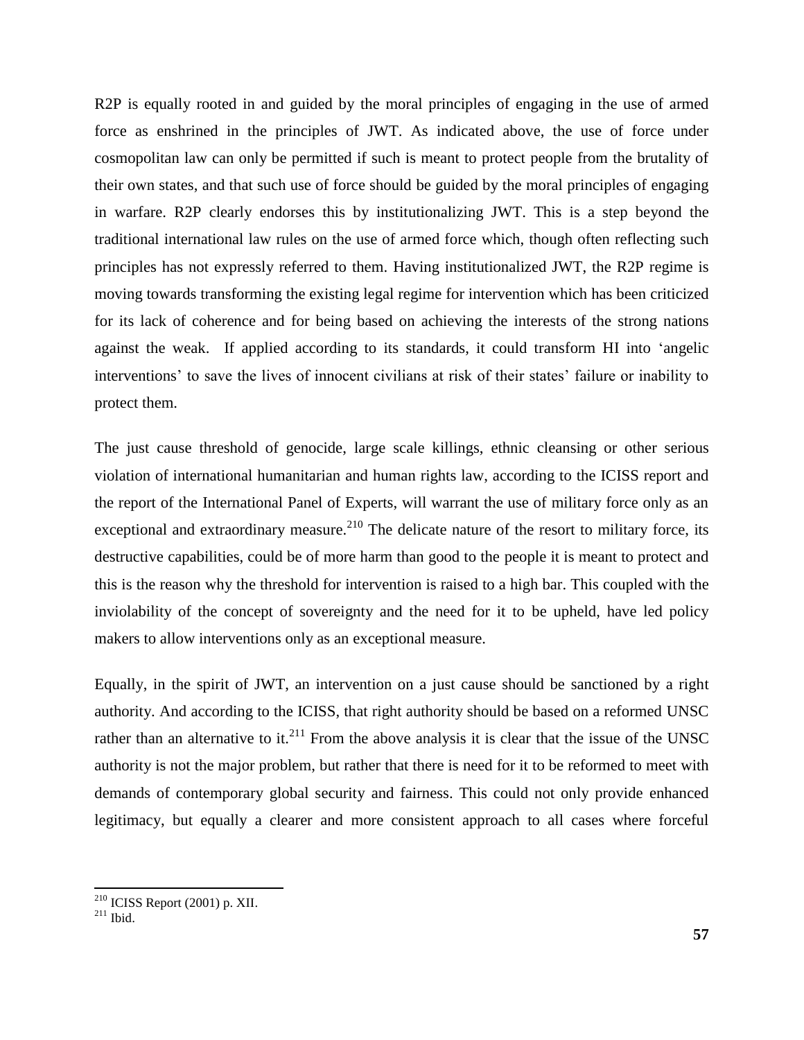R2P is equally rooted in and guided by the moral principles of engaging in the use of armed force as enshrined in the principles of JWT. As indicated above, the use of force under cosmopolitan law can only be permitted if such is meant to protect people from the brutality of their own states, and that such use of force should be guided by the moral principles of engaging in warfare. R2P clearly endorses this by institutionalizing JWT. This is a step beyond the traditional international law rules on the use of armed force which, though often reflecting such principles has not expressly referred to them. Having institutionalized JWT, the R2P regime is moving towards transforming the existing legal regime for intervention which has been criticized for its lack of coherence and for being based on achieving the interests of the strong nations against the weak. If applied according to its standards, it could transform HI into 'angelic interventions' to save the lives of innocent civilians at risk of their states' failure or inability to protect them.

The just cause threshold of genocide, large scale killings, ethnic cleansing or other serious violation of international humanitarian and human rights law, according to the ICISS report and the report of the International Panel of Experts, will warrant the use of military force only as an exceptional and extraordinary measure.[210] The delicate nature of the resort to military force, its destructive capabilities, could be of more harm than good to the people it is meant to protect and this is the reason why the threshold for intervention is raised to a high bar. This coupled with the inviolability of the concept of sovereignty and the need for it to be upheld, have led policy makers to allow interventions only as an exceptional measure.

Equally, in the spirit of JWT, an intervention on a just cause should be sanctioned by a right authority. And according to the ICISS, that right authority should be based on a reformed UNSC rather than an alternative to it.[211] From the above analysis it is clear that the issue of the UNSC authority is not the major problem, but rather that there is need for it to be reformed to meet with demands of contemporary global security and fairness. This could not only provide enhanced legitimacy, but equally a clearer and more consistent approach to all cases where forceful

---

[210] ICISS Report (2001) p. XII.

[211] Ibid.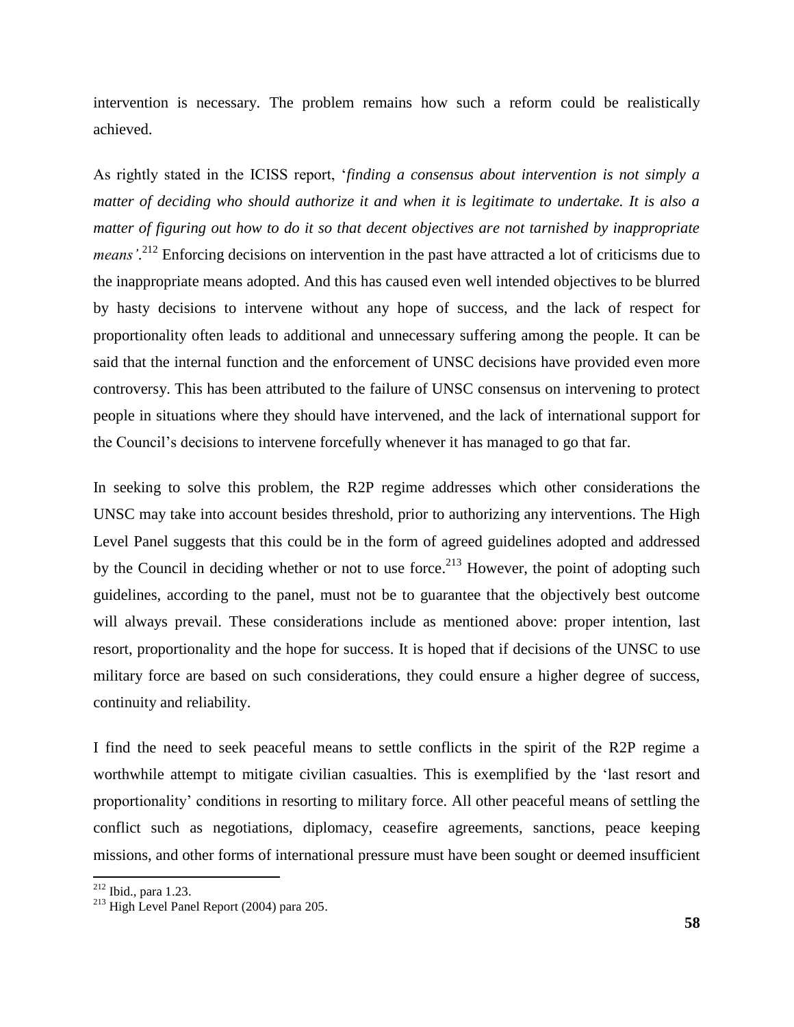intervention is necessary. The problem remains how such a reform could be realistically achieved.

As rightly stated in the ICISS report, '*finding a consensus about intervention is not simply a matter of deciding who should authorize it and when it is legitimate to undertake. It is also a matter of figuring out how to do it so that decent objectives are not tarnished by inappropriate means'*.[212] Enforcing decisions on intervention in the past have attracted a lot of criticisms due to the inappropriate means adopted. And this has caused even well intended objectives to be blurred by hasty decisions to intervene without any hope of success, and the lack of respect for proportionality often leads to additional and unnecessary suffering among the people. It can be said that the internal function and the enforcement of UNSC decisions have provided even more controversy. This has been attributed to the failure of UNSC consensus on intervening to protect people in situations where they should have intervened, and the lack of international support for the Council's decisions to intervene forcefully whenever it has managed to go that far.

In seeking to solve this problem, the R2P regime addresses which other considerations the UNSC may take into account besides threshold, prior to authorizing any interventions. The High Level Panel suggests that this could be in the form of agreed guidelines adopted and addressed by the Council in deciding whether or not to use force.[213] However, the point of adopting such guidelines, according to the panel, must not be to guarantee that the objectively best outcome will always prevail. These considerations include as mentioned above: proper intention, last resort, proportionality and the hope for success. It is hoped that if decisions of the UNSC to use military force are based on such considerations, they could ensure a higher degree of success, continuity and reliability.

I find the need to seek peaceful means to settle conflicts in the spirit of the R2P regime a worthwhile attempt to mitigate civilian casualties. This is exemplified by the 'last resort and proportionality' conditions in resorting to military force. All other peaceful means of settling the conflict such as negotiations, diplomacy, ceasefire agreements, sanctions, peace keeping missions, and other forms of international pressure must have been sought or deemed insufficient

---

[212] Ibid., para 1.23.

[213] High Level Panel Report (2004) para 205.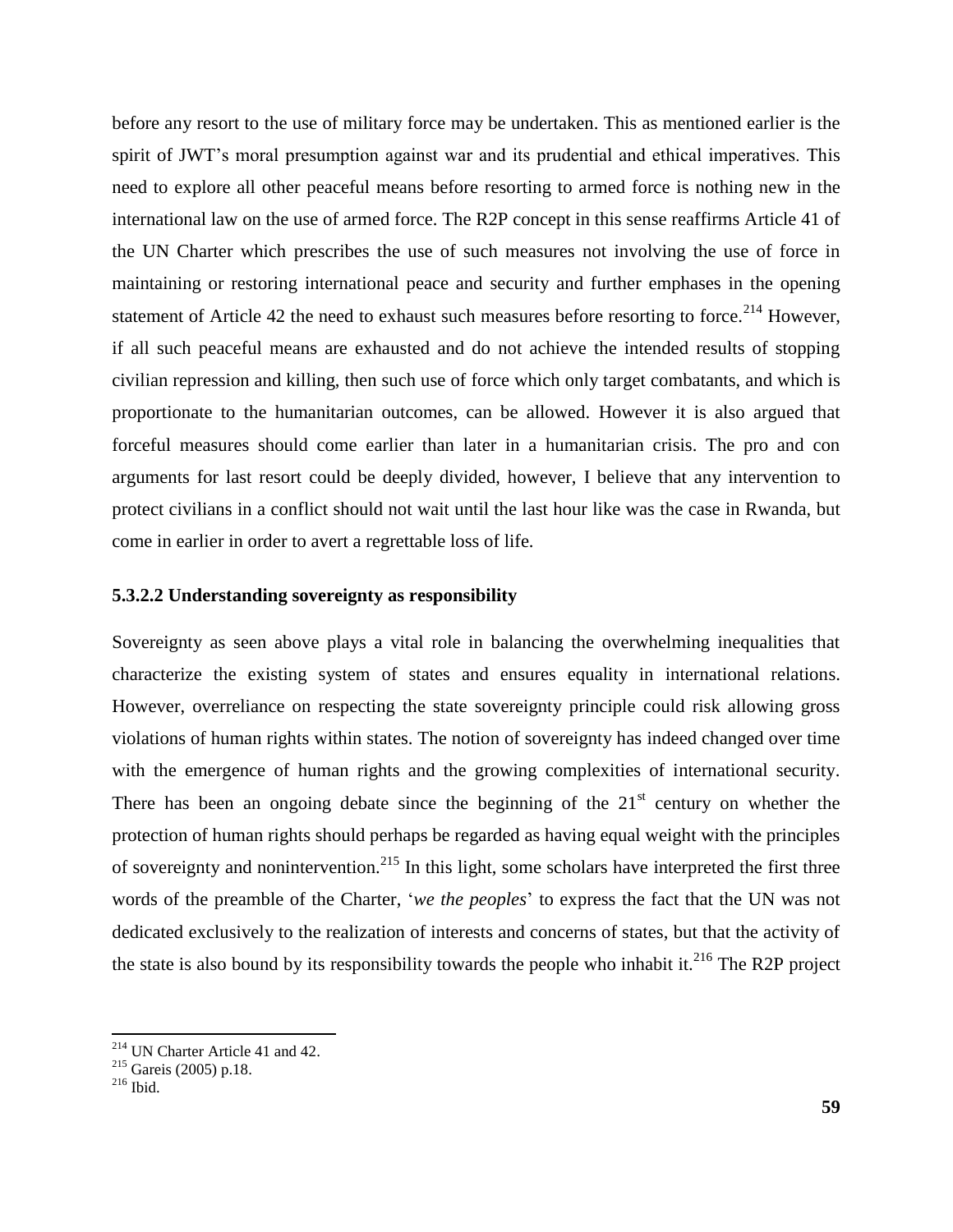before any resort to the use of military force may be undertaken. This as mentioned earlier is the spirit of JWT's moral presumption against war and its prudential and ethical imperatives. This need to explore all other peaceful means before resorting to armed force is nothing new in the international law on the use of armed force. The R2P concept in this sense reaffirms Article 41 of the UN Charter which prescribes the use of such measures not involving the use of force in maintaining or restoring international peace and security and further emphases in the opening statement of Article 42 the need to exhaust such measures before resorting to force.[214] However, if all such peaceful means are exhausted and do not achieve the intended results of stopping civilian repression and killing, then such use of force which only target combatants, and which is proportionate to the humanitarian outcomes, can be allowed. However it is also argued that forceful measures should come earlier than later in a humanitarian crisis. The pro and con arguments for last resort could be deeply divided, however, I believe that any intervention to protect civilians in a conflict should not wait until the last hour like was the case in Rwanda, but come in earlier in order to avert a regrettable loss of life.

#### 5.3.2.2 Understanding sovereignty as responsibility

Sovereignty as seen above plays a vital role in balancing the overwhelming inequalities that characterize the existing system of states and ensures equality in international relations. However, overreliance on respecting the state sovereignty principle could risk allowing gross violations of human rights within states. The notion of sovereignty has indeed changed over time with the emergence of human rights and the growing complexities of international security. There has been an ongoing debate since the beginning of the 21st century on whether the protection of human rights should perhaps be regarded as having equal weight with the principles of sovereignty and nonintervention.[215] In this light, some scholars have interpreted the first three words of the preamble of the Charter, '*we the peoples*' to express the fact that the UN was not dedicated exclusively to the realization of interests and concerns of states, but that the activity of the state is also bound by its responsibility towards the people who inhabit it.[216] The R2P project

---

[214] UN Charter Article 41 and 42.

[215] Gareis (2005) p.18.

[216] Ibid.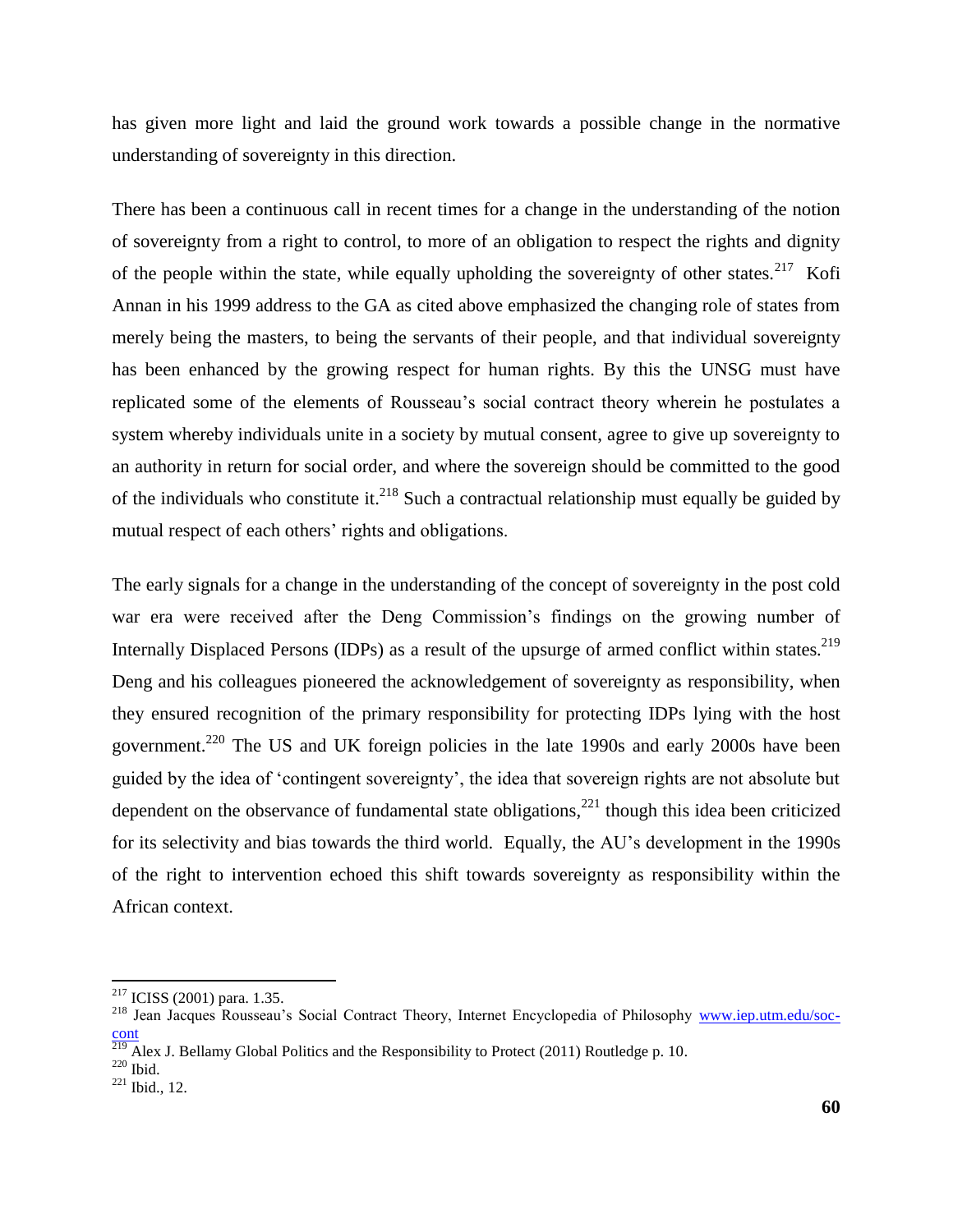has given more light and laid the ground work towards a possible change in the normative understanding of sovereignty in this direction.

There has been a continuous call in recent times for a change in the understanding of the notion of sovereignty from a right to control, to more of an obligation to respect the rights and dignity of the people within the state, while equally upholding the sovereignty of other states.[217] Kofi Annan in his 1999 address to the GA as cited above emphasized the changing role of states from merely being the masters, to being the servants of their people, and that individual sovereignty has been enhanced by the growing respect for human rights. By this the UNSG must have replicated some of the elements of Rousseau's social contract theory wherein he postulates a system whereby individuals unite in a society by mutual consent, agree to give up sovereignty to an authority in return for social order, and where the sovereign should be committed to the good of the individuals who constitute it.[218] Such a contractual relationship must equally be guided by mutual respect of each others' rights and obligations.

The early signals for a change in the understanding of the concept of sovereignty in the post cold war era were received after the Deng Commission's findings on the growing number of Internally Displaced Persons (IDPs) as a result of the upsurge of armed conflict within states.[219] Deng and his colleagues pioneered the acknowledgement of sovereignty as responsibility, when they ensured recognition of the primary responsibility for protecting IDPs lying with the host government.[220] The US and UK foreign policies in the late 1990s and early 2000s have been guided by the idea of 'contingent sovereignty', the idea that sovereign rights are not absolute but dependent on the observance of fundamental state obligations,[221] though this idea been criticized for its selectivity and bias towards the third world. Equally, the AU's development in the 1990s of the right to intervention echoed this shift towards sovereignty as responsibility within the African context.

---

[217] ICISS (2001) para. 1.35.

[218] Jean Jacques Rousseau's Social Contract Theory, Internet Encyclopedia of Philosophy www.iep.utm.edu/soc-cont

[219] Alex J. Bellamy Global Politics and the Responsibility to Protect (2011) Routledge p. 10.

[220] Ibid.

[221] Ibid., 12.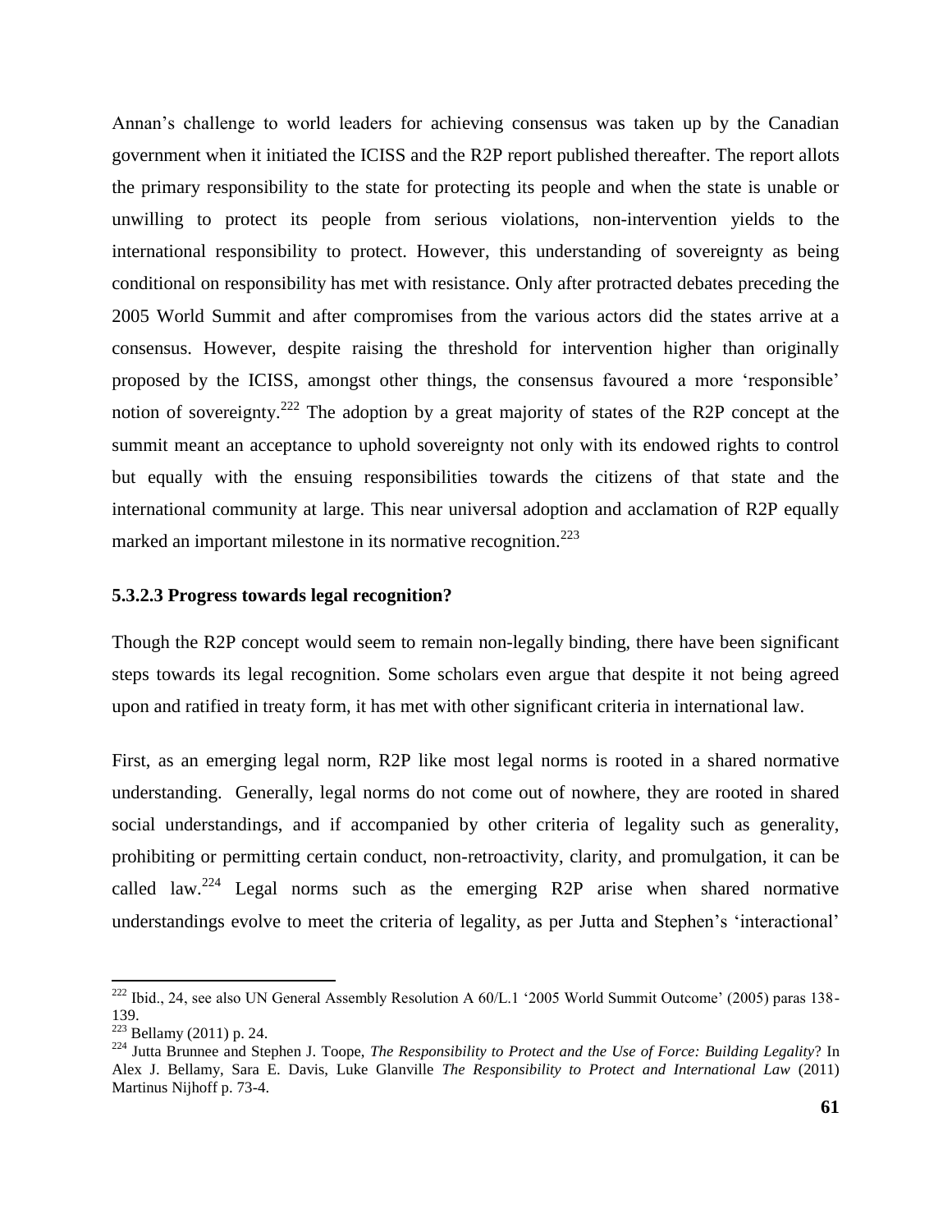Annan's challenge to world leaders for achieving consensus was taken up by the Canadian government when it initiated the ICISS and the R2P report published thereafter. The report allots the primary responsibility to the state for protecting its people and when the state is unable or unwilling to protect its people from serious violations, non-intervention yields to the international responsibility to protect. However, this understanding of sovereignty as being conditional on responsibility has met with resistance. Only after protracted debates preceding the 2005 World Summit and after compromises from the various actors did the states arrive at a consensus. However, despite raising the threshold for intervention higher than originally proposed by the ICISS, amongst other things, the consensus favoured a more 'responsible' notion of sovereignty.[222] The adoption by a great majority of states of the R2P concept at the summit meant an acceptance to uphold sovereignty not only with its endowed rights to control but equally with the ensuing responsibilities towards the citizens of that state and the international community at large. This near universal adoption and acclamation of R2P equally marked an important milestone in its normative recognition.[223]

#### 5.3.2.3 Progress towards legal recognition?

Though the R2P concept would seem to remain non-legally binding, there have been significant steps towards its legal recognition. Some scholars even argue that despite it not being agreed upon and ratified in treaty form, it has met with other significant criteria in international law.

First, as an emerging legal norm, R2P like most legal norms is rooted in a shared normative understanding. Generally, legal norms do not come out of nowhere, they are rooted in shared social understandings, and if accompanied by other criteria of legality such as generality, prohibiting or permitting certain conduct, non-retroactivity, clarity, and promulgation, it can be called law.[224] Legal norms such as the emerging R2P arise when shared normative understandings evolve to meet the criteria of legality, as per Jutta and Stephen's 'interactional'

---

[222] Ibid., 24, see also UN General Assembly Resolution A 60/L.1 '2005 World Summit Outcome' (2005) paras 138-139.

[223] Bellamy (2011) p. 24.

[224] Jutta Brunnee and Stephen J. Toope, *The Responsibility to Protect and the Use of Force: Building Legality*? In Alex J. Bellamy, Sara E. Davis, Luke Glanville *The Responsibility to Protect and International Law* (2011) Martinus Nijhoff p. 73-4.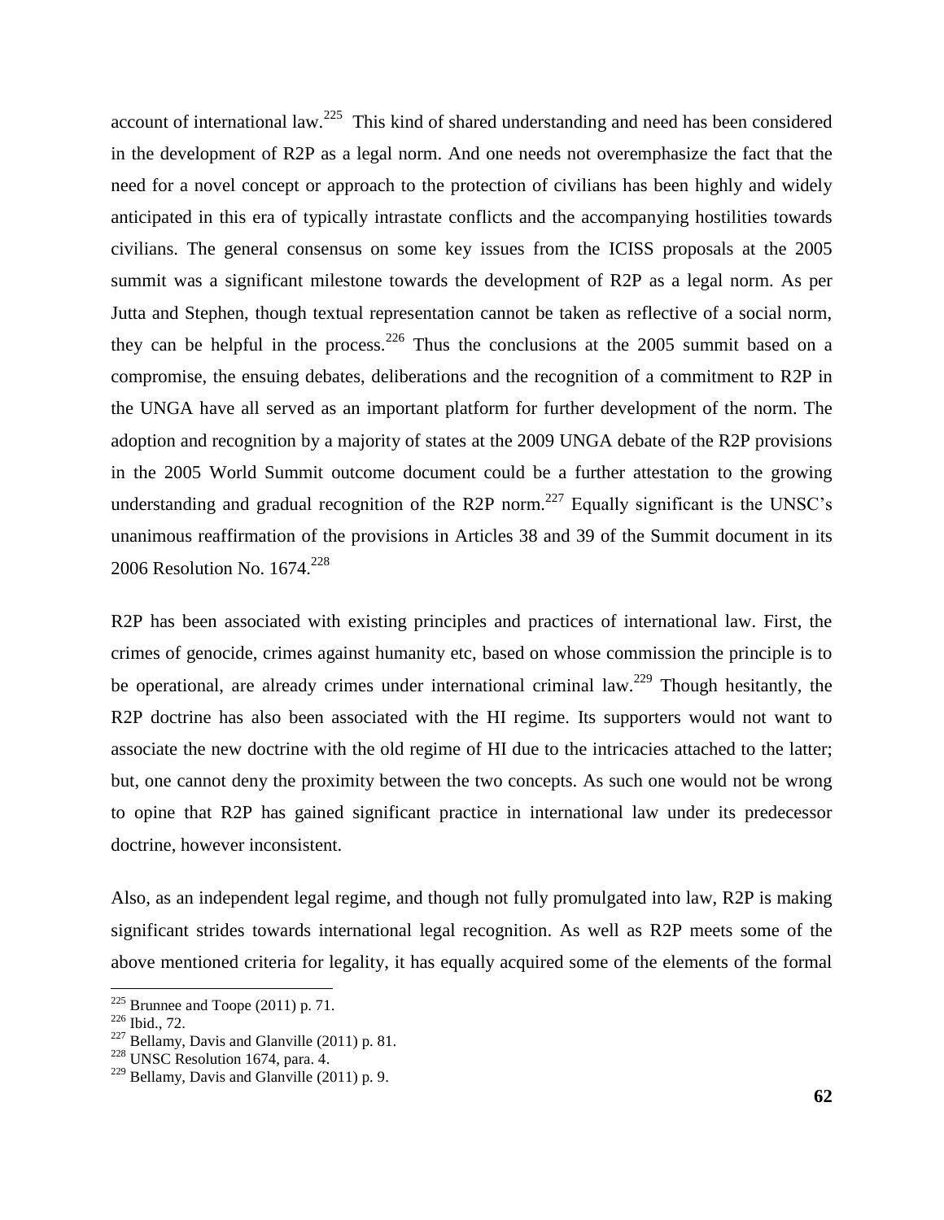account of international law.[225] This kind of shared understanding and need has been considered in the development of R2P as a legal norm. And one needs not overemphasize the fact that the need for a novel concept or approach to the protection of civilians has been highly and widely anticipated in this era of typically intrastate conflicts and the accompanying hostilities towards civilians. The general consensus on some key issues from the ICISS proposals at the 2005 summit was a significant milestone towards the development of R2P as a legal norm. As per Jutta and Stephen, though textual representation cannot be taken as reflective of a social norm, they can be helpful in the process.[226] Thus the conclusions at the 2005 summit based on a compromise, the ensuing debates, deliberations and the recognition of a commitment to R2P in the UNGA have all served as an important platform for further development of the norm. The adoption and recognition by a majority of states at the 2009 UNGA debate of the R2P provisions in the 2005 World Summit outcome document could be a further attestation to the growing understanding and gradual recognition of the R2P norm.[227] Equally significant is the UNSC's unanimous reaffirmation of the provisions in Articles 38 and 39 of the Summit document in its 2006 Resolution No. 1674.[228]

R2P has been associated with existing principles and practices of international law. First, the crimes of genocide, crimes against humanity etc, based on whose commission the principle is to be operational, are already crimes under international criminal law.[229] Though hesitantly, the R2P doctrine has also been associated with the HI regime. Its supporters would not want to associate the new doctrine with the old regime of HI due to the intricacies attached to the latter; but, one cannot deny the proximity between the two concepts. As such one would not be wrong to opine that R2P has gained significant practice in international law under its predecessor doctrine, however inconsistent.

Also, as an independent legal regime, and though not fully promulgated into law, R2P is making significant strides towards international legal recognition. As well as R2P meets some of the above mentioned criteria for legality, it has equally acquired some of the elements of the formal

---

[225] Brunnee and Toope (2011) p. 71.

[226] Ibid., 72.

[227] Bellamy, Davis and Glanville (2011) p. 81.

[228] UNSC Resolution 1674, para. 4.

[229] Bellamy, Davis and Glanville (2011) p. 9.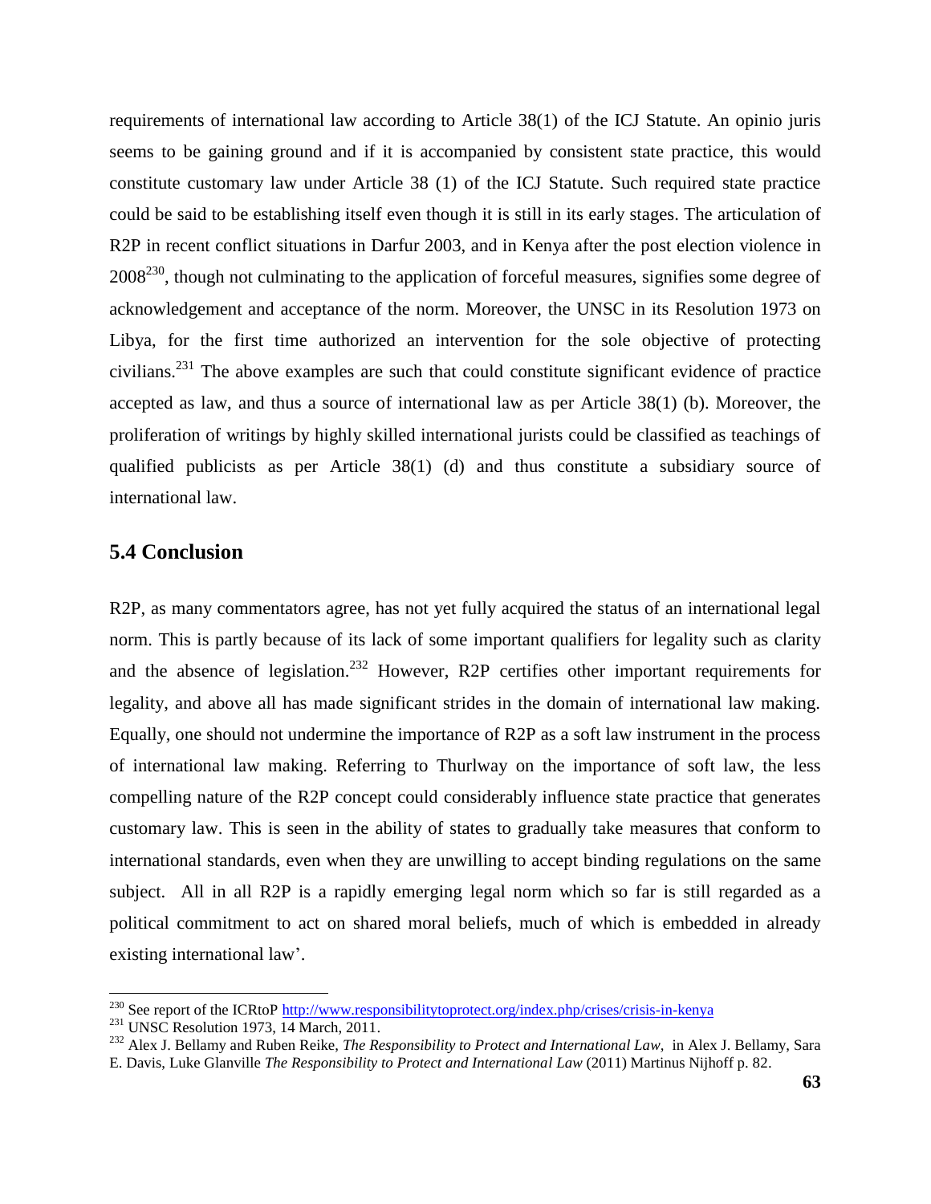requirements of international law according to Article 38(1) of the ICJ Statute. An opinio juris seems to be gaining ground and if it is accompanied by consistent state practice, this would constitute customary law under Article 38 (1) of the ICJ Statute. Such required state practice could be said to be establishing itself even though it is still in its early stages. The articulation of R2P in recent conflict situations in Darfur 2003, and in Kenya after the post election violence in 2008[230], though not culminating to the application of forceful measures, signifies some degree of acknowledgement and acceptance of the norm. Moreover, the UNSC in its Resolution 1973 on Libya, for the first time authorized an intervention for the sole objective of protecting civilians.[231] The above examples are such that could constitute significant evidence of practice accepted as law, and thus a source of international law as per Article 38(1) (b). Moreover, the proliferation of writings by highly skilled international jurists could be classified as teachings of qualified publicists as per Article 38(1) (d) and thus constitute a subsidiary source of international law.

## 5.4 Conclusion

R2P, as many commentators agree, has not yet fully acquired the status of an international legal norm. This is partly because of its lack of some important qualifiers for legality such as clarity and the absence of legislation.[232] However, R2P certifies other important requirements for legality, and above all has made significant strides in the domain of international law making. Equally, one should not undermine the importance of R2P as a soft law instrument in the process of international law making. Referring to Thurlway on the importance of soft law, the less compelling nature of the R2P concept could considerably influence state practice that generates customary law. This is seen in the ability of states to gradually take measures that conform to international standards, even when they are unwilling to accept binding regulations on the same subject. All in all R2P is a rapidly emerging legal norm which so far is still regarded as a political commitment to act on shared moral beliefs, much of which is embedded in already existing international law'.

---

[230] See report of the ICRtoP http://www.responsibilitytoprotect.org/index.php/crises/crisis-in-kenya

[231] UNSC Resolution 1973, 14 March, 2011.

[232] Alex J. Bellamy and Ruben Reike, *The Responsibility to Protect and International Law,* in Alex J. Bellamy, Sara E. Davis, Luke Glanville *The Responsibility to Protect and International Law* (2011) Martinus Nijhoff p. 82.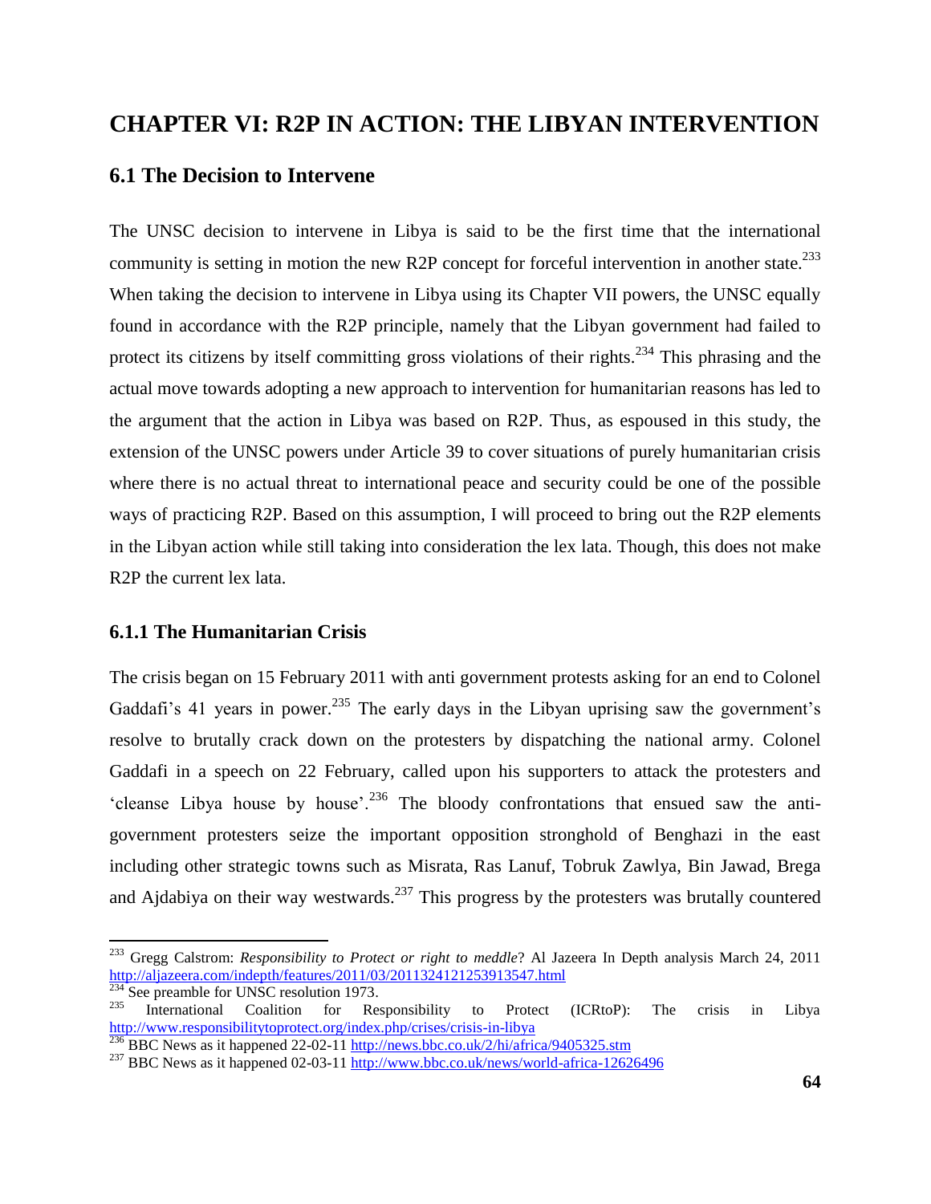# CHAPTER VI: R2P IN ACTION: THE LIBYAN INTERVENTION

## 6.1 The Decision to Intervene

The UNSC decision to intervene in Libya is said to be the first time that the international community is setting in motion the new R2P concept for forceful intervention in another state.[233] When taking the decision to intervene in Libya using its Chapter VII powers, the UNSC equally found in accordance with the R2P principle, namely that the Libyan government had failed to protect its citizens by itself committing gross violations of their rights.[234] This phrasing and the actual move towards adopting a new approach to intervention for humanitarian reasons has led to the argument that the action in Libya was based on R2P. Thus, as espoused in this study, the extension of the UNSC powers under Article 39 to cover situations of purely humanitarian crisis where there is no actual threat to international peace and security could be one of the possible ways of practicing R2P. Based on this assumption, I will proceed to bring out the R2P elements in the Libyan action while still taking into consideration the lex lata. Though, this does not make R2P the current lex lata.

### 6.1.1 The Humanitarian Crisis

The crisis began on 15 February 2011 with anti government protests asking for an end to Colonel Gaddafi's 41 years in power.[235] The early days in the Libyan uprising saw the government's resolve to brutally crack down on the protesters by dispatching the national army. Colonel Gaddafi in a speech on 22 February, called upon his supporters to attack the protesters and 'cleanse Libya house by house'.[236] The bloody confrontations that ensued saw the anti-government protesters seize the important opposition stronghold of Benghazi in the east including other strategic towns such as Misrata, Ras Lanuf, Tobruk Zawlya, Bin Jawad, Brega and Ajdabiya on their way westwards.[237] This progress by the protesters was brutally countered

---

[233] Gregg Calstrom: *Responsibility to Protect or right to meddle*? Al Jazeera In Depth analysis March 24, 2011 http://aljazeera.com/indepth/features/2011/03/2011324121253913547.html

[234] See preamble for UNSC resolution 1973.

[235] International Coalition for Responsibility to Protect (ICRtoP): The crisis in Libya http://www.responsibilitytoprotect.org/index.php/crises/crisis-in-libya

[236] BBC News as it happened 22-02-11 http://news.bbc.co.uk/2/hi/africa/9405325.stm

[237] BBC News as it happened 02-03-11 http://www.bbc.co.uk/news/world-africa-12626496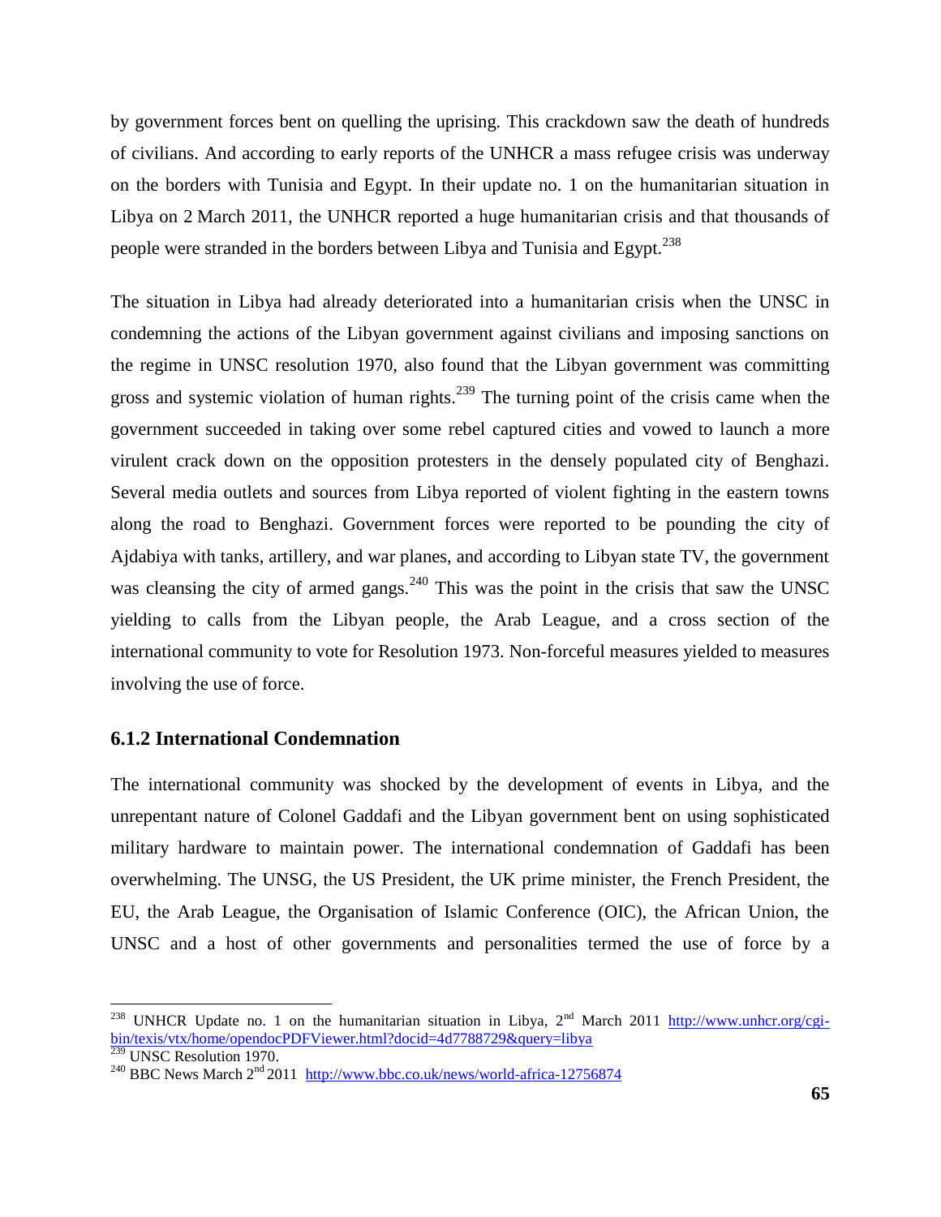by government forces bent on quelling the uprising. This crackdown saw the death of hundreds of civilians. And according to early reports of the UNHCR a mass refugee crisis was underway on the borders with Tunisia and Egypt. In their update no. 1 on the humanitarian situation in Libya on 2 March 2011, the UNHCR reported a huge humanitarian crisis and that thousands of people were stranded in the borders between Libya and Tunisia and Egypt.[238]

The situation in Libya had already deteriorated into a humanitarian crisis when the UNSC in condemning the actions of the Libyan government against civilians and imposing sanctions on the regime in UNSC resolution 1970, also found that the Libyan government was committing gross and systemic violation of human rights.[239] The turning point of the crisis came when the government succeeded in taking over some rebel captured cities and vowed to launch a more virulent crack down on the opposition protesters in the densely populated city of Benghazi. Several media outlets and sources from Libya reported of violent fighting in the eastern towns along the road to Benghazi. Government forces were reported to be pounding the city of Ajdabiya with tanks, artillery, and war planes, and according to Libyan state TV, the government was cleansing the city of armed gangs.[240] This was the point in the crisis that saw the UNSC yielding to calls from the Libyan people, the Arab League, and a cross section of the international community to vote for Resolution 1973. Non-forceful measures yielded to measures involving the use of force.

### 6.1.2 International Condemnation

The international community was shocked by the development of events in Libya, and the unrepentant nature of Colonel Gaddafi and the Libyan government bent on using sophisticated military hardware to maintain power. The international condemnation of Gaddafi has been overwhelming. The UNSG, the US President, the UK prime minister, the French President, the EU, the Arab League, the Organisation of Islamic Conference (OIC), the African Union, the UNSC and a host of other governments and personalities termed the use of force by a

---

[238] UNHCR Update no. 1 on the humanitarian situation in Libya, 2nd March 2011 http://www.unhcr.org/cgi-bin/texis/vtx/home/opendocPDFViewer.html?docid=4d7788729&query=libya

[239] UNSC Resolution 1970.

[240] BBC News March 2nd 2011 http://www.bbc.co.uk/news/world-africa-12756874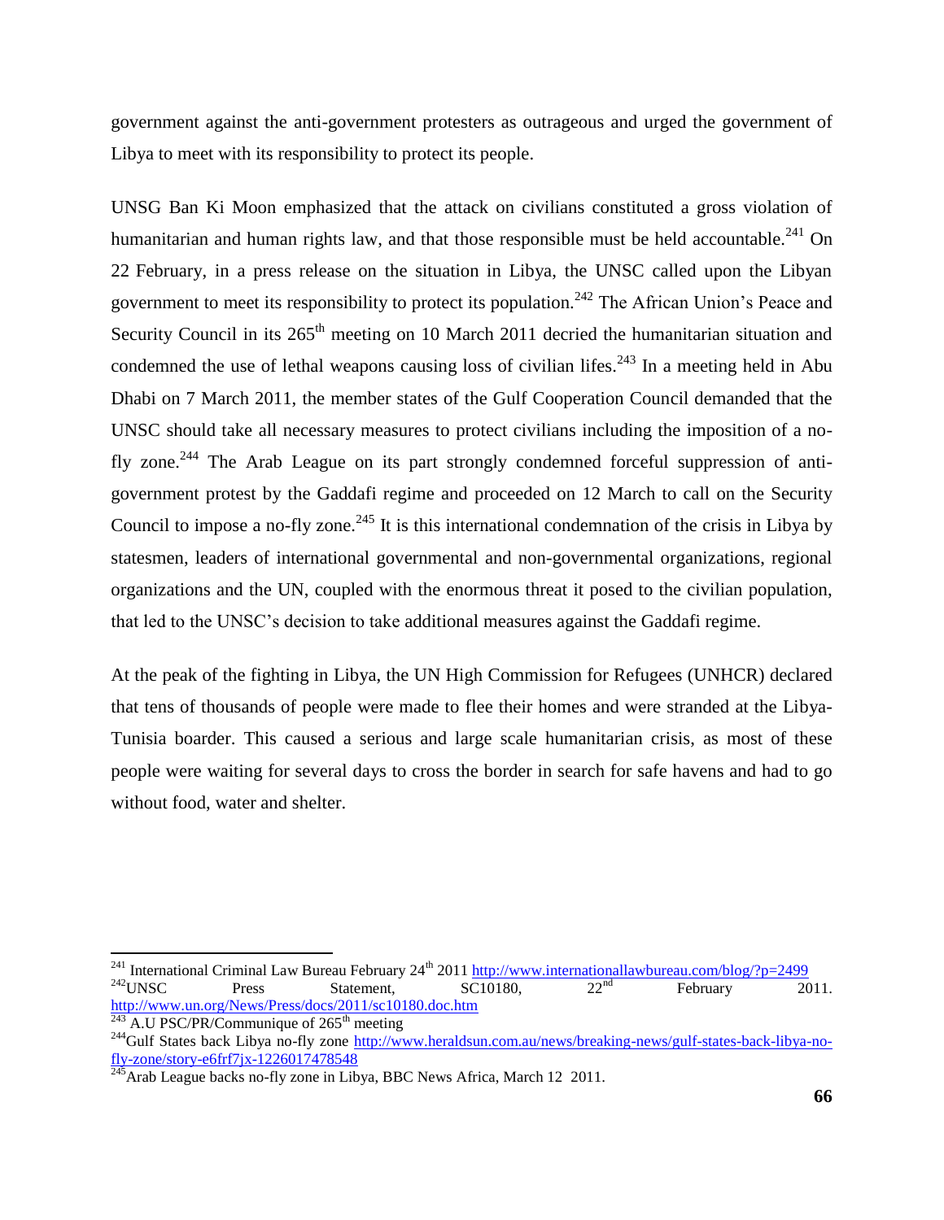government against the anti-government protesters as outrageous and urged the government of Libya to meet with its responsibility to protect its people.

UNSG Ban Ki Moon emphasized that the attack on civilians constituted a gross violation of humanitarian and human rights law, and that those responsible must be held accountable.[241] On 22 February, in a press release on the situation in Libya, the UNSC called upon the Libyan government to meet its responsibility to protect its population.[242] The African Union's Peace and Security Council in its 265th meeting on 10 March 2011 decried the humanitarian situation and condemned the use of lethal weapons causing loss of civilian lifes.[243] In a meeting held in Abu Dhabi on 7 March 2011, the member states of the Gulf Cooperation Council demanded that the UNSC should take all necessary measures to protect civilians including the imposition of a no-fly zone.[244] The Arab League on its part strongly condemned forceful suppression of anti-government protest by the Gaddafi regime and proceeded on 12 March to call on the Security Council to impose a no-fly zone.[245] It is this international condemnation of the crisis in Libya by statesmen, leaders of international governmental and non-governmental organizations, regional organizations and the UN, coupled with the enormous threat it posed to the civilian population, that led to the UNSC's decision to take additional measures against the Gaddafi regime.

At the peak of the fighting in Libya, the UN High Commission for Refugees (UNHCR) declared that tens of thousands of people were made to flee their homes and were stranded at the Libya-Tunisia boarder. This caused a serious and large scale humanitarian crisis, as most of these people were waiting for several days to cross the border in search for safe havens and had to go without food, water and shelter.

---

[241] International Criminal Law Bureau February 24th 2011 http://www.internationallawbureau.com/blog/?p=2499

[242] UNSC Press Statement, SC10180, 22nd February 2011. http://www.un.org/News/Press/docs/2011/sc10180.doc.htm

[243] A.U PSC/PR/Communique of 265th meeting

[244] Gulf States back Libya no-fly zone http://www.heraldsun.com.au/news/breaking-news/gulf-states-back-libya-no-fly-zone/story-e6frf7jx-1226017478548

[245] Arab League backs no-fly zone in Libya, BBC News Africa, March 12 2011.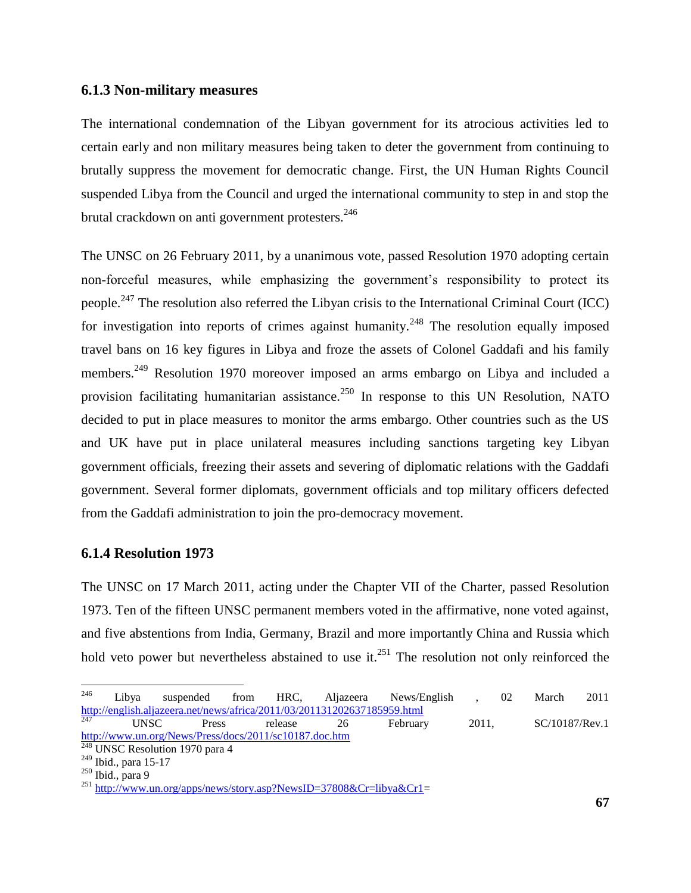### 6.1.3 Non-military measures

The international condemnation of the Libyan government for its atrocious activities led to certain early and non military measures being taken to deter the government from continuing to brutally suppress the movement for democratic change. First, the UN Human Rights Council suspended Libya from the Council and urged the international community to step in and stop the brutal crackdown on anti government protesters.[246]

The UNSC on 26 February 2011, by a unanimous vote, passed Resolution 1970 adopting certain non-forceful measures, while emphasizing the government's responsibility to protect its people.[247] The resolution also referred the Libyan crisis to the International Criminal Court (ICC) for investigation into reports of crimes against humanity.[248] The resolution equally imposed travel bans on 16 key figures in Libya and froze the assets of Colonel Gaddafi and his family members.[249] Resolution 1970 moreover imposed an arms embargo on Libya and included a provision facilitating humanitarian assistance.[250] In response to this UN Resolution, NATO decided to put in place measures to monitor the arms embargo. Other countries such as the US and UK have put in place unilateral measures including sanctions targeting key Libyan government officials, freezing their assets and severing of diplomatic relations with the Gaddafi government. Several former diplomats, government officials and top military officers defected from the Gaddafi administration to join the pro-democracy movement.

### 6.1.4 Resolution 1973

The UNSC on 17 March 2011, acting under the Chapter VII of the Charter, passed Resolution 1973. Ten of the fifteen UNSC permanent members voted in the affirmative, none voted against, and five abstentions from India, Germany, Brazil and more importantly China and Russia which hold veto power but nevertheless abstained to use it.[251] The resolution not only reinforced the

---

[246] Libya suspended from HRC, Aljazeera News/English , 02 March 2011 http://english.aljazeera.net/news/africa/2011/03/201131202637185959.html

[247] UNSC Press release 26 February 2011, SC/10187/Rev.1 http://www.un.org/News/Press/docs/2011/sc10187.doc.htm

[248] UNSC Resolution 1970 para 4

[249] Ibid., para 15-17

[250] Ibid., para 9

[251] http://www.un.org/apps/news/story.asp?NewsID=37808&Cr=libya&Cr1=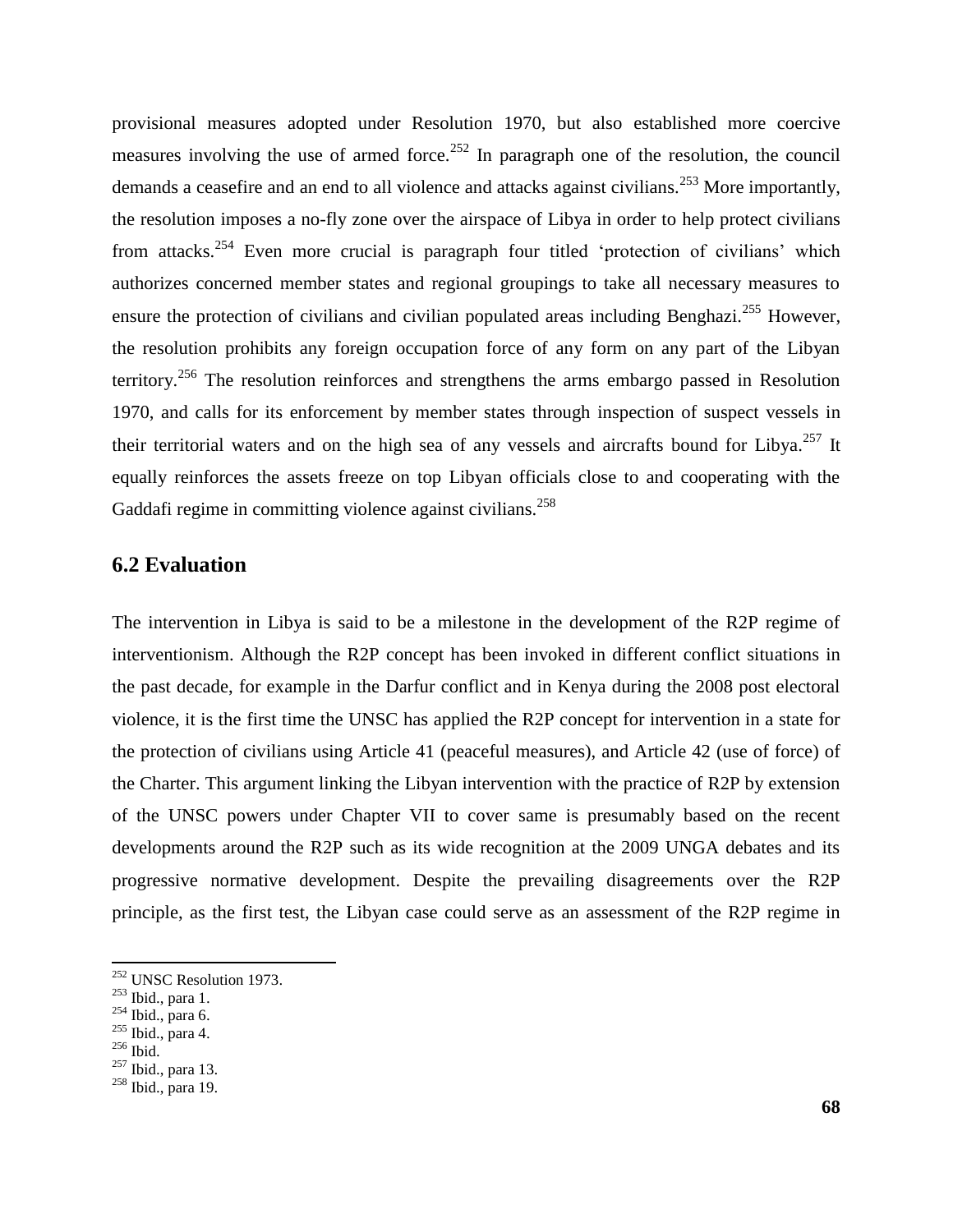provisional measures adopted under Resolution 1970, but also established more coercive measures involving the use of armed force.[252] In paragraph one of the resolution, the council demands a ceasefire and an end to all violence and attacks against civilians.[253] More importantly, the resolution imposes a no-fly zone over the airspace of Libya in order to help protect civilians from attacks.[254] Even more crucial is paragraph four titled 'protection of civilians' which authorizes concerned member states and regional groupings to take all necessary measures to ensure the protection of civilians and civilian populated areas including Benghazi.[255] However, the resolution prohibits any foreign occupation force of any form on any part of the Libyan territory.[256] The resolution reinforces and strengthens the arms embargo passed in Resolution 1970, and calls for its enforcement by member states through inspection of suspect vessels in their territorial waters and on the high sea of any vessels and aircrafts bound for Libya.[257] It equally reinforces the assets freeze on top Libyan officials close to and cooperating with the Gaddafi regime in committing violence against civilians.[258]

## 6.2 Evaluation

The intervention in Libya is said to be a milestone in the development of the R2P regime of interventionism. Although the R2P concept has been invoked in different conflict situations in the past decade, for example in the Darfur conflict and in Kenya during the 2008 post electoral violence, it is the first time the UNSC has applied the R2P concept for intervention in a state for the protection of civilians using Article 41 (peaceful measures), and Article 42 (use of force) of the Charter. This argument linking the Libyan intervention with the practice of R2P by extension of the UNSC powers under Chapter VII to cover same is presumably based on the recent developments around the R2P such as its wide recognition at the 2009 UNGA debates and its progressive normative development. Despite the prevailing disagreements over the R2P principle, as the first test, the Libyan case could serve as an assessment of the R2P regime in

---

[252] UNSC Resolution 1973.
[253] Ibid., para 1.
[254] Ibid., para 6.
[255] Ibid., para 4.
[256] Ibid.
[257] Ibid., para 13.
[258] Ibid., para 19.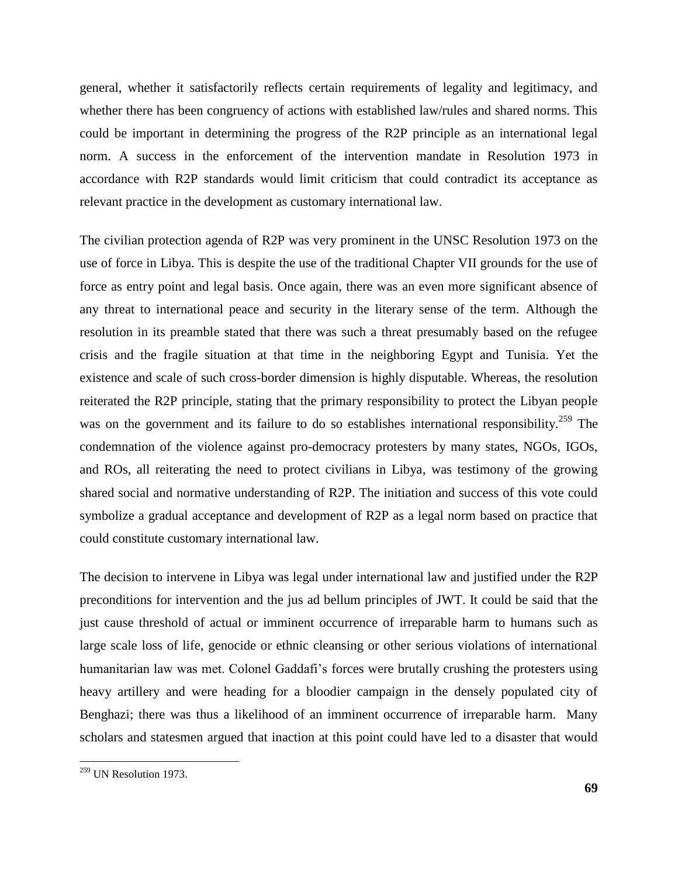general, whether it satisfactorily reflects certain requirements of legality and legitimacy, and whether there has been congruency of actions with established law/rules and shared norms. This could be important in determining the progress of the R2P principle as an international legal norm. A success in the enforcement of the intervention mandate in Resolution 1973 in accordance with R2P standards would limit criticism that could contradict its acceptance as relevant practice in the development as customary international law.

The civilian protection agenda of R2P was very prominent in the UNSC Resolution 1973 on the use of force in Libya. This is despite the use of the traditional Chapter VII grounds for the use of force as entry point and legal basis. Once again, there was an even more significant absence of any threat to international peace and security in the literary sense of the term. Although the resolution in its preamble stated that there was such a threat presumably based on the refugee crisis and the fragile situation at that time in the neighboring Egypt and Tunisia. Yet the existence and scale of such cross-border dimension is highly disputable. Whereas, the resolution reiterated the R2P principle, stating that the primary responsibility to protect the Libyan people was on the government and its failure to do so establishes international responsibility.[259] The condemnation of the violence against pro-democracy protesters by many states, NGOs, IGOs, and ROs, all reiterating the need to protect civilians in Libya, was testimony of the growing shared social and normative understanding of R2P. The initiation and success of this vote could symbolize a gradual acceptance and development of R2P as a legal norm based on practice that could constitute customary international law.

The decision to intervene in Libya was legal under international law and justified under the R2P preconditions for intervention and the jus ad bellum principles of JWT. It could be said that the just cause threshold of actual or imminent occurrence of irreparable harm to humans such as large scale loss of life, genocide or ethnic cleansing or other serious violations of international humanitarian law was met. Colonel Gaddafi's forces were brutally crushing the protesters using heavy artillery and were heading for a bloodier campaign in the densely populated city of Benghazi; there was thus a likelihood of an imminent occurrence of irreparable harm. Many scholars and statesmen argued that inaction at this point could have led to a disaster that would

---

[259] UN Resolution 1973.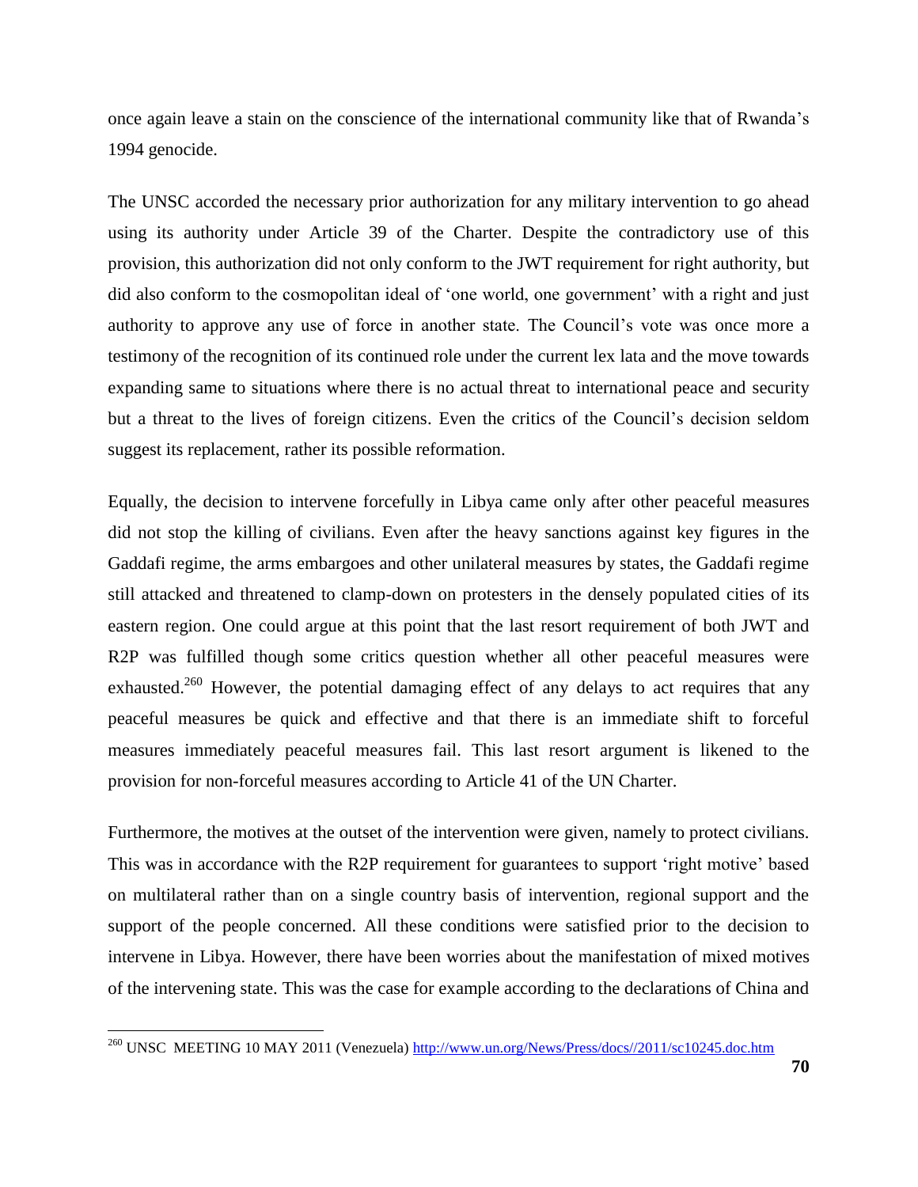once again leave a stain on the conscience of the international community like that of Rwanda's 1994 genocide.

The UNSC accorded the necessary prior authorization for any military intervention to go ahead using its authority under Article 39 of the Charter. Despite the contradictory use of this provision, this authorization did not only conform to the JWT requirement for right authority, but did also conform to the cosmopolitan ideal of 'one world, one government' with a right and just authority to approve any use of force in another state. The Council's vote was once more a testimony of the recognition of its continued role under the current lex lata and the move towards expanding same to situations where there is no actual threat to international peace and security but a threat to the lives of foreign citizens. Even the critics of the Council's decision seldom suggest its replacement, rather its possible reformation.

Equally, the decision to intervene forcefully in Libya came only after other peaceful measures did not stop the killing of civilians. Even after the heavy sanctions against key figures in the Gaddafi regime, the arms embargoes and other unilateral measures by states, the Gaddafi regime still attacked and threatened to clamp-down on protesters in the densely populated cities of its eastern region. One could argue at this point that the last resort requirement of both JWT and R2P was fulfilled though some critics question whether all other peaceful measures were exhausted.[260] However, the potential damaging effect of any delays to act requires that any peaceful measures be quick and effective and that there is an immediate shift to forceful measures immediately peaceful measures fail. This last resort argument is likened to the provision for non-forceful measures according to Article 41 of the UN Charter.

Furthermore, the motives at the outset of the intervention were given, namely to protect civilians. This was in accordance with the R2P requirement for guarantees to support 'right motive' based on multilateral rather than on a single country basis of intervention, regional support and the support of the people concerned. All these conditions were satisfied prior to the decision to intervene in Libya. However, there have been worries about the manifestation of mixed motives of the intervening state. This was the case for example according to the declarations of China and

---

[260] UNSC MEETING 10 MAY 2011 (Venezuela) http://www.un.org/News/Press/docs//2011/sc10245.doc.htm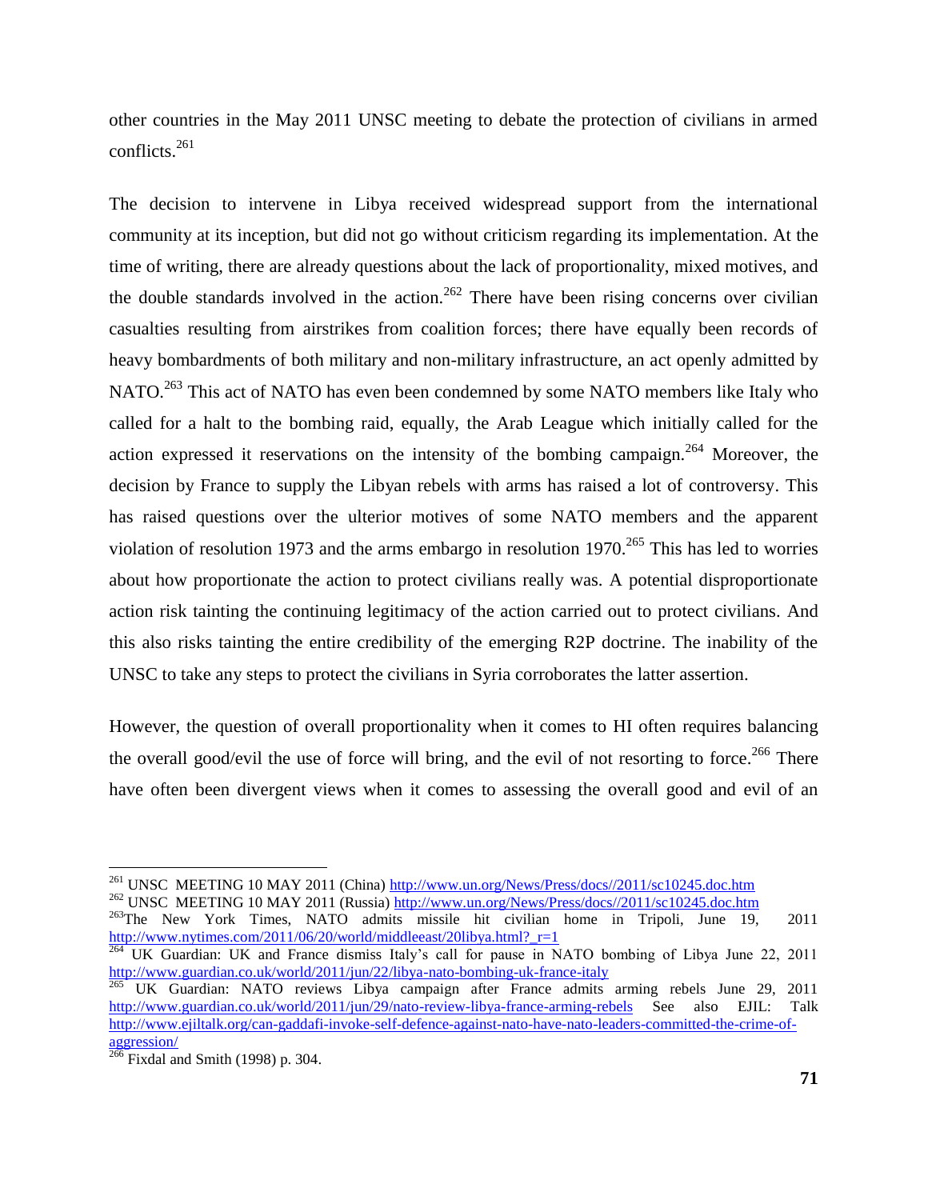other countries in the May 2011 UNSC meeting to debate the protection of civilians in armed conflicts.[261]

The decision to intervene in Libya received widespread support from the international community at its inception, but did not go without criticism regarding its implementation. At the time of writing, there are already questions about the lack of proportionality, mixed motives, and the double standards involved in the action.[262] There have been rising concerns over civilian casualties resulting from airstrikes from coalition forces; there have equally been records of heavy bombardments of both military and non-military infrastructure, an act openly admitted by NATO.[263] This act of NATO has even been condemned by some NATO members like Italy who called for a halt to the bombing raid, equally, the Arab League which initially called for the action expressed it reservations on the intensity of the bombing campaign.[264] Moreover, the decision by France to supply the Libyan rebels with arms has raised a lot of controversy. This has raised questions over the ulterior motives of some NATO members and the apparent violation of resolution 1973 and the arms embargo in resolution 1970.[265] This has led to worries about how proportionate the action to protect civilians really was. A potential disproportionate action risk tainting the continuing legitimacy of the action carried out to protect civilians. And this also risks tainting the entire credibility of the emerging R2P doctrine. The inability of the UNSC to take any steps to protect the civilians in Syria corroborates the latter assertion.

However, the question of overall proportionality when it comes to HI often requires balancing the overall good/evil the use of force will bring, and the evil of not resorting to force.[266] There have often been divergent views when it comes to assessing the overall good and evil of an

---

[261] UNSC MEETING 10 MAY 2011 (China) http://www.un.org/News/Press/docs//2011/sc10245.doc.htm

[262] UNSC MEETING 10 MAY 2011 (Russia) http://www.un.org/News/Press/docs//2011/sc10245.doc.htm

[263] The New York Times, NATO admits missile hit civilian home in Tripoli, June 19, 2011 http://www.nytimes.com/2011/06/20/world/middleeast/20libya.html?_r=1

[264] UK Guardian: UK and France dismiss Italy's call for pause in NATO bombing of Libya June 22, 2011 http://www.guardian.co.uk/world/2011/jun/22/libya-nato-bombing-uk-france-italy

[265] UK Guardian: NATO reviews Libya campaign after France admits arming rebels June 29, 2011 http://www.guardian.co.uk/world/2011/jun/29/nato-review-libya-france-arming-rebels See also EJIL: Talk http://www.ejiltalk.org/can-gaddafi-invoke-self-defence-against-nato-have-nato-leaders-committed-the-crime-of-aggression/

[266] Fixdal and Smith (1998) p. 304.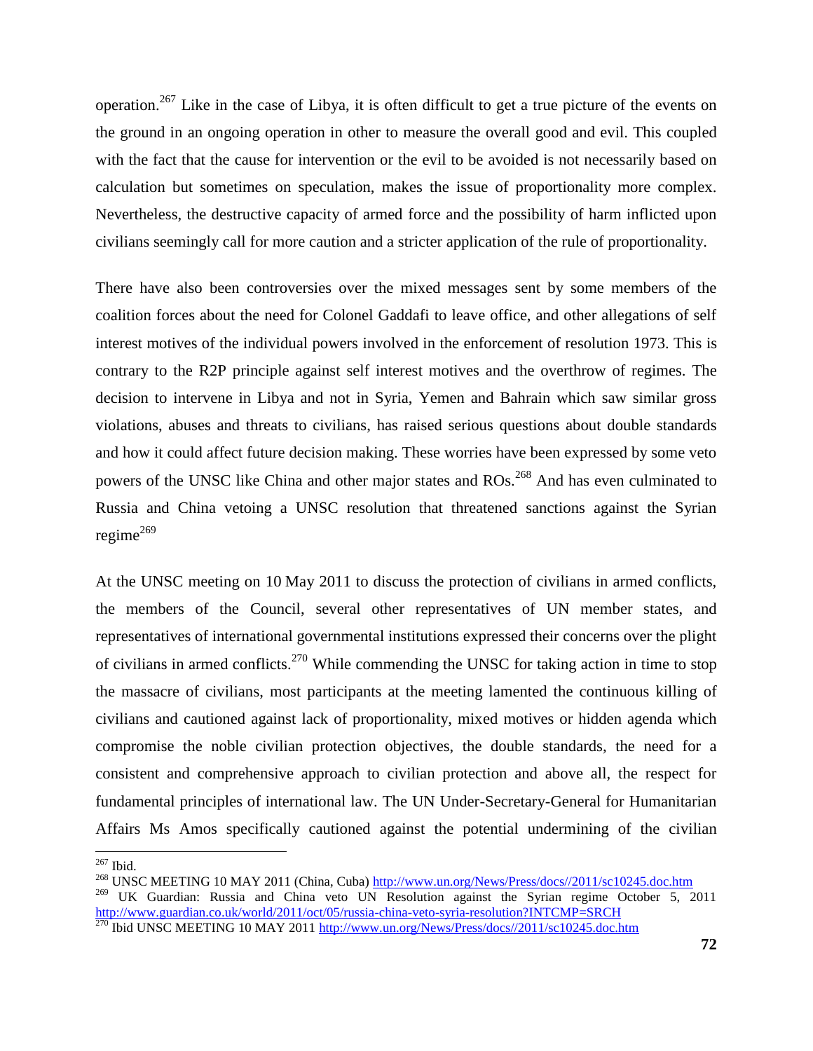operation.[267] Like in the case of Libya, it is often difficult to get a true picture of the events on the ground in an ongoing operation in other to measure the overall good and evil. This coupled with the fact that the cause for intervention or the evil to be avoided is not necessarily based on calculation but sometimes on speculation, makes the issue of proportionality more complex. Nevertheless, the destructive capacity of armed force and the possibility of harm inflicted upon civilians seemingly call for more caution and a stricter application of the rule of proportionality.

There have also been controversies over the mixed messages sent by some members of the coalition forces about the need for Colonel Gaddafi to leave office, and other allegations of self interest motives of the individual powers involved in the enforcement of resolution 1973. This is contrary to the R2P principle against self interest motives and the overthrow of regimes. The decision to intervene in Libya and not in Syria, Yemen and Bahrain which saw similar gross violations, abuses and threats to civilians, has raised serious questions about double standards and how it could affect future decision making. These worries have been expressed by some veto powers of the UNSC like China and other major states and ROs.[268] And has even culminated to Russia and China vetoing a UNSC resolution that threatened sanctions against the Syrian regime[269]

At the UNSC meeting on 10 May 2011 to discuss the protection of civilians in armed conflicts, the members of the Council, several other representatives of UN member states, and representatives of international governmental institutions expressed their concerns over the plight of civilians in armed conflicts.[270] While commending the UNSC for taking action in time to stop the massacre of civilians, most participants at the meeting lamented the continuous killing of civilians and cautioned against lack of proportionality, mixed motives or hidden agenda which compromise the noble civilian protection objectives, the double standards, the need for a consistent and comprehensive approach to civilian protection and above all, the respect for fundamental principles of international law. The UN Under-Secretary-General for Humanitarian Affairs Ms Amos specifically cautioned against the potential undermining of the civilian

---

[267] Ibid.

[268] UNSC MEETING 10 MAY 2011 (China, Cuba) http://www.un.org/News/Press/docs//2011/sc10245.doc.htm

[269] UK Guardian: Russia and China veto UN Resolution against the Syrian regime October 5, 2011 http://www.guardian.co.uk/world/2011/oct/05/russia-china-veto-syria-resolution?INTCMP=SRCH

[270] Ibid UNSC MEETING 10 MAY 2011 http://www.un.org/News/Press/docs//2011/sc10245.doc.htm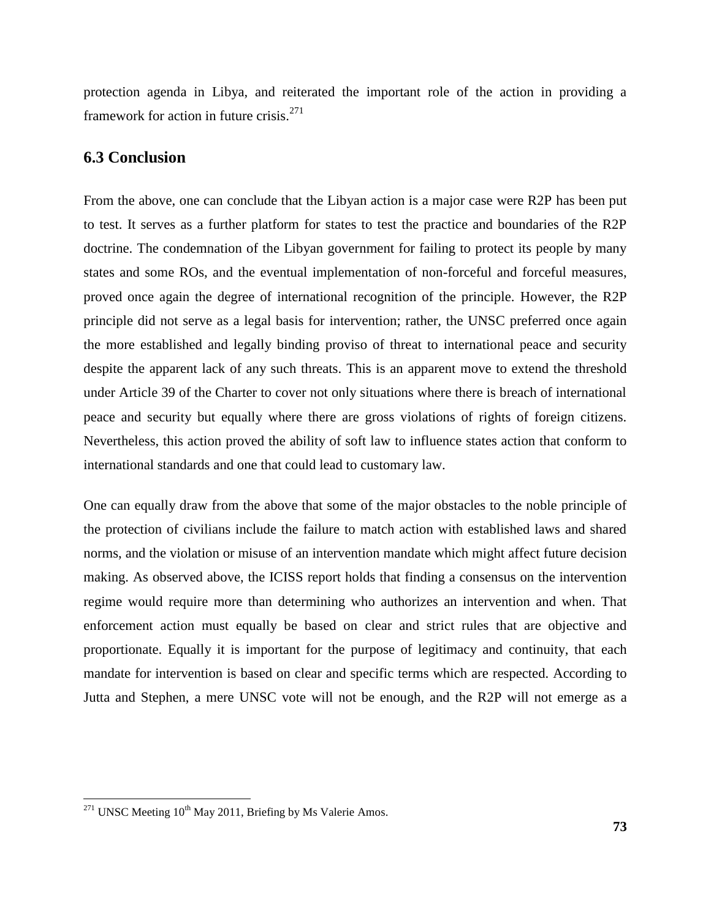protection agenda in Libya, and reiterated the important role of the action in providing a framework for action in future crisis.[271]

### 6.3 Conclusion

From the above, one can conclude that the Libyan action is a major case were R2P has been put to test. It serves as a further platform for states to test the practice and boundaries of the R2P doctrine. The condemnation of the Libyan government for failing to protect its people by many states and some ROs, and the eventual implementation of non-forceful and forceful measures, proved once again the degree of international recognition of the principle. However, the R2P principle did not serve as a legal basis for intervention; rather, the UNSC preferred once again the more established and legally binding proviso of threat to international peace and security despite the apparent lack of any such threats. This is an apparent move to extend the threshold under Article 39 of the Charter to cover not only situations where there is breach of international peace and security but equally where there are gross violations of rights of foreign citizens. Nevertheless, this action proved the ability of soft law to influence states action that conform to international standards and one that could lead to customary law.

One can equally draw from the above that some of the major obstacles to the noble principle of the protection of civilians include the failure to match action with established laws and shared norms, and the violation or misuse of an intervention mandate which might affect future decision making. As observed above, the ICISS report holds that finding a consensus on the intervention regime would require more than determining who authorizes an intervention and when. That enforcement action must equally be based on clear and strict rules that are objective and proportionate. Equally it is important for the purpose of legitimacy and continuity, that each mandate for intervention is based on clear and specific terms which are respected. According to Jutta and Stephen, a mere UNSC vote will not be enough, and the R2P will not emerge as a

---

[271] UNSC Meeting 10th May 2011, Briefing by Ms Valerie Amos.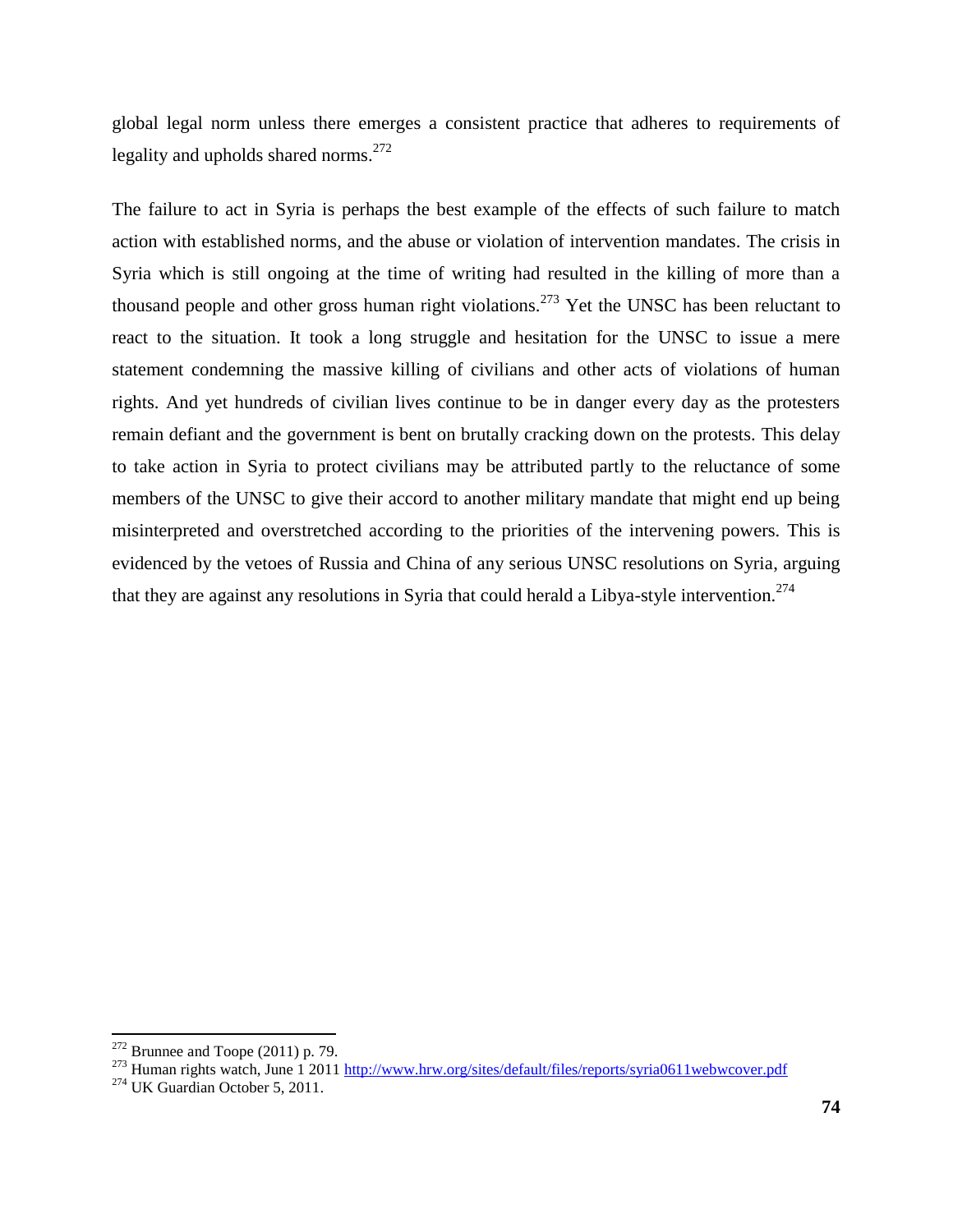global legal norm unless there emerges a consistent practice that adheres to requirements of legality and upholds shared norms.[272]

The failure to act in Syria is perhaps the best example of the effects of such failure to match action with established norms, and the abuse or violation of intervention mandates. The crisis in Syria which is still ongoing at the time of writing had resulted in the killing of more than a thousand people and other gross human right violations.[273] Yet the UNSC has been reluctant to react to the situation. It took a long struggle and hesitation for the UNSC to issue a mere statement condemning the massive killing of civilians and other acts of violations of human rights. And yet hundreds of civilian lives continue to be in danger every day as the protesters remain defiant and the government is bent on brutally cracking down on the protests. This delay to take action in Syria to protect civilians may be attributed partly to the reluctance of some members of the UNSC to give their accord to another military mandate that might end up being misinterpreted and overstretched according to the priorities of the intervening powers. This is evidenced by the vetoes of Russia and China of any serious UNSC resolutions on Syria, arguing that they are against any resolutions in Syria that could herald a Libya-style intervention.[274]

---

[272] Brunnee and Toope (2011) p. 79.

[273] Human rights watch, June 1 2011 http://www.hrw.org/sites/default/files/reports/syria0611webwcover.pdf

[274] UK Guardian October 5, 2011.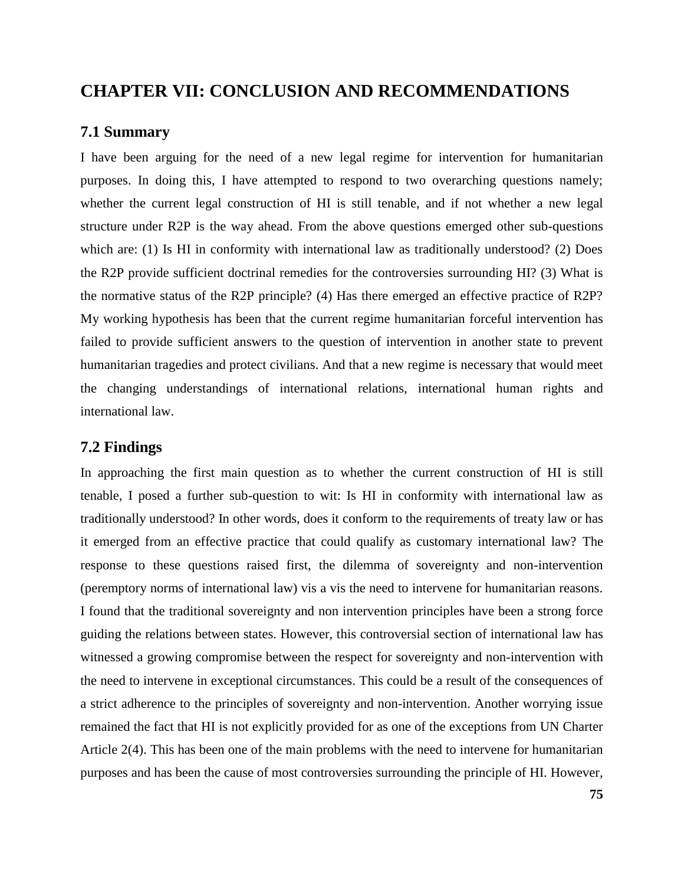# CHAPTER VII: CONCLUSION AND RECOMMENDATIONS

## 7.1 Summary

I have been arguing for the need of a new legal regime for intervention for humanitarian purposes. In doing this, I have attempted to respond to two overarching questions namely; whether the current legal construction of HI is still tenable, and if not whether a new legal structure under R2P is the way ahead. From the above questions emerged other sub-questions which are: (1) Is HI in conformity with international law as traditionally understood? (2) Does the R2P provide sufficient doctrinal remedies for the controversies surrounding HI? (3) What is the normative status of the R2P principle? (4) Has there emerged an effective practice of R2P? My working hypothesis has been that the current regime humanitarian forceful intervention has failed to provide sufficient answers to the question of intervention in another state to prevent humanitarian tragedies and protect civilians. And that a new regime is necessary that would meet the changing understandings of international relations, international human rights and international law.

## 7.2 Findings

In approaching the first main question as to whether the current construction of HI is still tenable, I posed a further sub-question to wit: Is HI in conformity with international law as traditionally understood? In other words, does it conform to the requirements of treaty law or has it emerged from an effective practice that could qualify as customary international law? The response to these questions raised first, the dilemma of sovereignty and non-intervention (peremptory norms of international law) vis a vis the need to intervene for humanitarian reasons. I found that the traditional sovereignty and non intervention principles have been a strong force guiding the relations between states. However, this controversial section of international law has witnessed a growing compromise between the respect for sovereignty and non-intervention with the need to intervene in exceptional circumstances. This could be a result of the consequences of a strict adherence to the principles of sovereignty and non-intervention. Another worrying issue remained the fact that HI is not explicitly provided for as one of the exceptions from UN Charter Article 2(4). This has been one of the main problems with the need to intervene for humanitarian purposes and has been the cause of most controversies surrounding the principle of HI. However,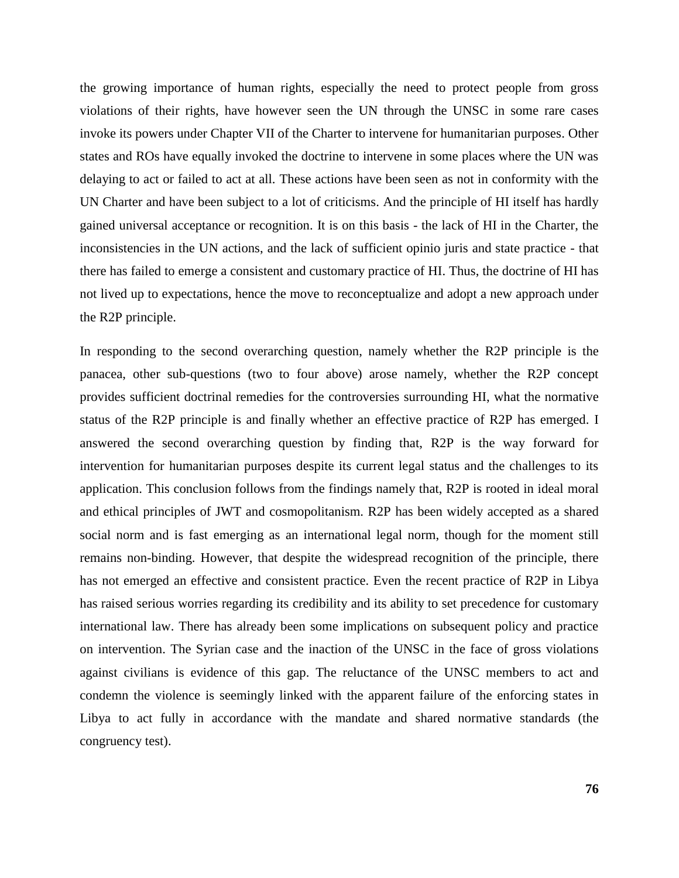the growing importance of human rights, especially the need to protect people from gross violations of their rights, have however seen the UN through the UNSC in some rare cases invoke its powers under Chapter VII of the Charter to intervene for humanitarian purposes. Other states and ROs have equally invoked the doctrine to intervene in some places where the UN was delaying to act or failed to act at all. These actions have been seen as not in conformity with the UN Charter and have been subject to a lot of criticisms. And the principle of HI itself has hardly gained universal acceptance or recognition. It is on this basis - the lack of HI in the Charter, the inconsistencies in the UN actions, and the lack of sufficient opinio juris and state practice - that there has failed to emerge a consistent and customary practice of HI. Thus, the doctrine of HI has not lived up to expectations, hence the move to reconceptualize and adopt a new approach under the R2P principle.

In responding to the second overarching question, namely whether the R2P principle is the panacea, other sub-questions (two to four above) arose namely, whether the R2P concept provides sufficient doctrinal remedies for the controversies surrounding HI, what the normative status of the R2P principle is and finally whether an effective practice of R2P has emerged. I answered the second overarching question by finding that, R2P is the way forward for intervention for humanitarian purposes despite its current legal status and the challenges to its application. This conclusion follows from the findings namely that, R2P is rooted in ideal moral and ethical principles of JWT and cosmopolitanism. R2P has been widely accepted as a shared social norm and is fast emerging as an international legal norm, though for the moment still remains non-binding. However, that despite the widespread recognition of the principle, there has not emerged an effective and consistent practice. Even the recent practice of R2P in Libya has raised serious worries regarding its credibility and its ability to set precedence for customary international law. There has already been some implications on subsequent policy and practice on intervention. The Syrian case and the inaction of the UNSC in the face of gross violations against civilians is evidence of this gap. The reluctance of the UNSC members to act and condemn the violence is seemingly linked with the apparent failure of the enforcing states in Libya to act fully in accordance with the mandate and shared normative standards (the congruency test).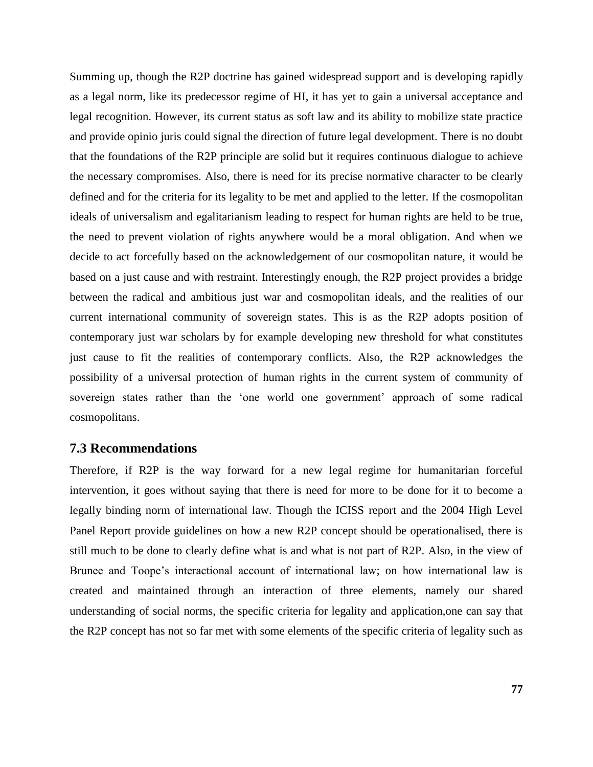Summing up, though the R2P doctrine has gained widespread support and is developing rapidly as a legal norm, like its predecessor regime of HI, it has yet to gain a universal acceptance and legal recognition. However, its current status as soft law and its ability to mobilize state practice and provide opinio juris could signal the direction of future legal development. There is no doubt that the foundations of the R2P principle are solid but it requires continuous dialogue to achieve the necessary compromises. Also, there is need for its precise normative character to be clearly defined and for the criteria for its legality to be met and applied to the letter. If the cosmopolitan ideals of universalism and egalitarianism leading to respect for human rights are held to be true, the need to prevent violation of rights anywhere would be a moral obligation. And when we decide to act forcefully based on the acknowledgement of our cosmopolitan nature, it would be based on a just cause and with restraint. Interestingly enough, the R2P project provides a bridge between the radical and ambitious just war and cosmopolitan ideals, and the realities of our current international community of sovereign states. This is as the R2P adopts position of contemporary just war scholars by for example developing new threshold for what constitutes just cause to fit the realities of contemporary conflicts. Also, the R2P acknowledges the possibility of a universal protection of human rights in the current system of community of sovereign states rather than the 'one world one government' approach of some radical cosmopolitans.

## 7.3 Recommendations

Therefore, if R2P is the way forward for a new legal regime for humanitarian forceful intervention, it goes without saying that there is need for more to be done for it to become a legally binding norm of international law. Though the ICISS report and the 2004 High Level Panel Report provide guidelines on how a new R2P concept should be operationalised, there is still much to be done to clearly define what is and what is not part of R2P. Also, in the view of Brunee and Toope's interactional account of international law; on how international law is created and maintained through an interaction of three elements, namely our shared understanding of social norms, the specific criteria for legality and application,one can say that the R2P concept has not so far met with some elements of the specific criteria of legality such as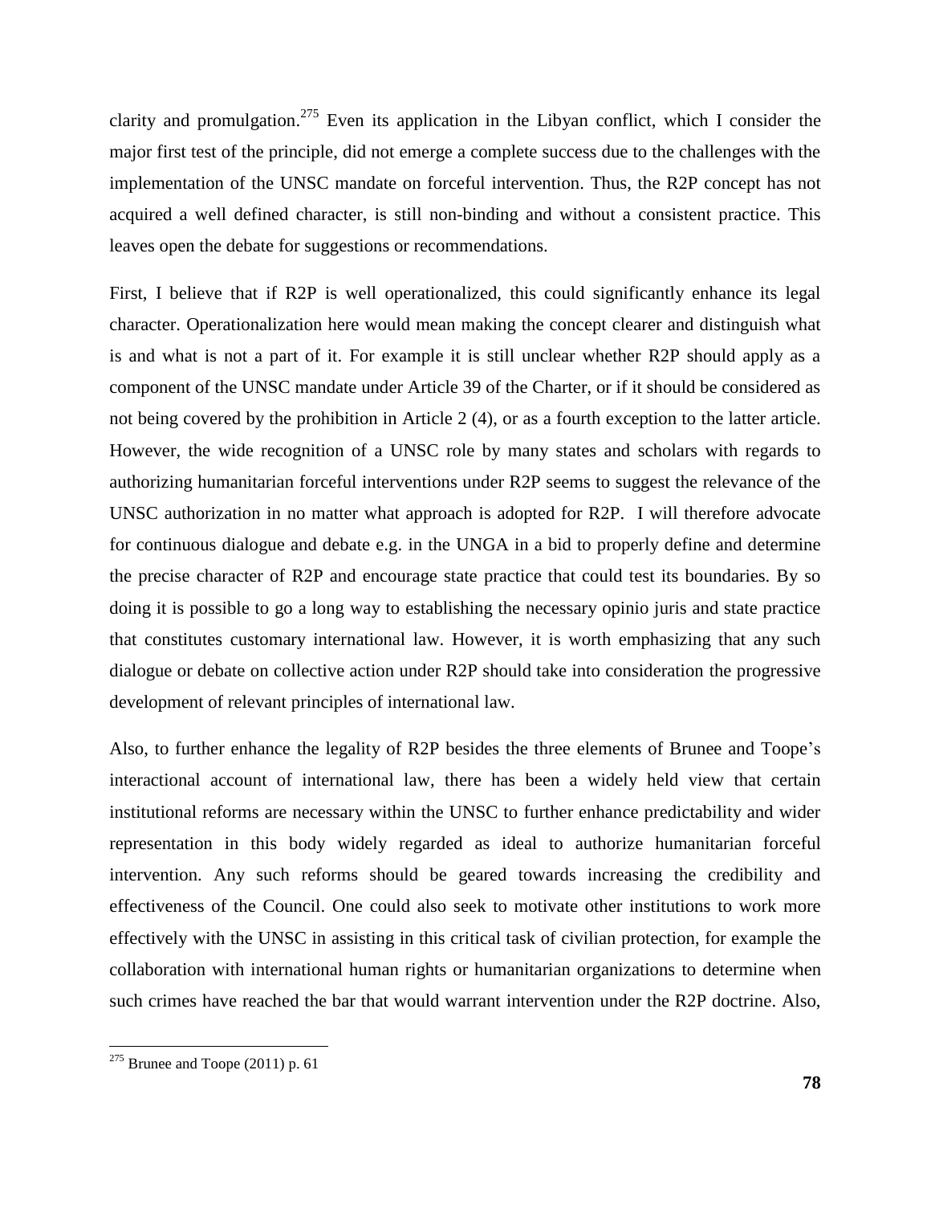clarity and promulgation.[275] Even its application in the Libyan conflict, which I consider the major first test of the principle, did not emerge a complete success due to the challenges with the implementation of the UNSC mandate on forceful intervention. Thus, the R2P concept has not acquired a well defined character, is still non-binding and without a consistent practice. This leaves open the debate for suggestions or recommendations.

First, I believe that if R2P is well operationalized, this could significantly enhance its legal character. Operationalization here would mean making the concept clearer and distinguish what is and what is not a part of it. For example it is still unclear whether R2P should apply as a component of the UNSC mandate under Article 39 of the Charter, or if it should be considered as not being covered by the prohibition in Article 2 (4), or as a fourth exception to the latter article. However, the wide recognition of a UNSC role by many states and scholars with regards to authorizing humanitarian forceful interventions under R2P seems to suggest the relevance of the UNSC authorization in no matter what approach is adopted for R2P. I will therefore advocate for continuous dialogue and debate e.g. in the UNGA in a bid to properly define and determine the precise character of R2P and encourage state practice that could test its boundaries. By so doing it is possible to go a long way to establishing the necessary opinio juris and state practice that constitutes customary international law. However, it is worth emphasizing that any such dialogue or debate on collective action under R2P should take into consideration the progressive development of relevant principles of international law.

Also, to further enhance the legality of R2P besides the three elements of Brunee and Toope's interactional account of international law, there has been a widely held view that certain institutional reforms are necessary within the UNSC to further enhance predictability and wider representation in this body widely regarded as ideal to authorize humanitarian forceful intervention. Any such reforms should be geared towards increasing the credibility and effectiveness of the Council. One could also seek to motivate other institutions to work more effectively with the UNSC in assisting in this critical task of civilian protection, for example the collaboration with international human rights or humanitarian organizations to determine when such crimes have reached the bar that would warrant intervention under the R2P doctrine. Also,

[275] Brunee and Toope (2011) p. 61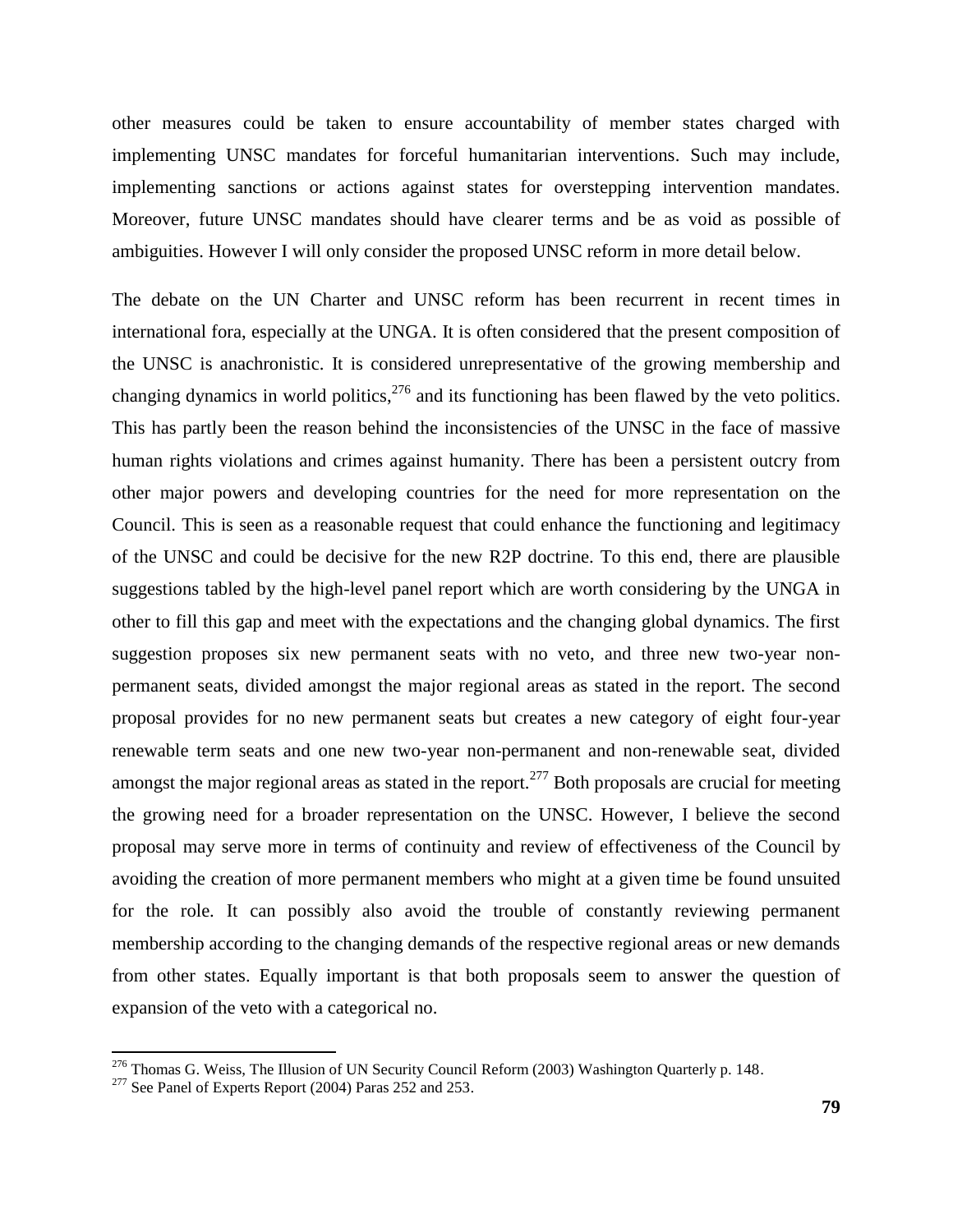other measures could be taken to ensure accountability of member states charged with implementing UNSC mandates for forceful humanitarian interventions. Such may include, implementing sanctions or actions against states for overstepping intervention mandates. Moreover, future UNSC mandates should have clearer terms and be as void as possible of ambiguities. However I will only consider the proposed UNSC reform in more detail below.

The debate on the UN Charter and UNSC reform has been recurrent in recent times in international fora, especially at the UNGA. It is often considered that the present composition of the UNSC is anachronistic. It is considered unrepresentative of the growing membership and changing dynamics in world politics,[276] and its functioning has been flawed by the veto politics. This has partly been the reason behind the inconsistencies of the UNSC in the face of massive human rights violations and crimes against humanity. There has been a persistent outcry from other major powers and developing countries for the need for more representation on the Council. This is seen as a reasonable request that could enhance the functioning and legitimacy of the UNSC and could be decisive for the new R2P doctrine. To this end, there are plausible suggestions tabled by the high-level panel report which are worth considering by the UNGA in other to fill this gap and meet with the expectations and the changing global dynamics. The first suggestion proposes six new permanent seats with no veto, and three new two-year non-permanent seats, divided amongst the major regional areas as stated in the report. The second proposal provides for no new permanent seats but creates a new category of eight four-year renewable term seats and one new two-year non-permanent and non-renewable seat, divided amongst the major regional areas as stated in the report.[277] Both proposals are crucial for meeting the growing need for a broader representation on the UNSC. However, I believe the second proposal may serve more in terms of continuity and review of effectiveness of the Council by avoiding the creation of more permanent members who might at a given time be found unsuited for the role. It can possibly also avoid the trouble of constantly reviewing permanent membership according to the changing demands of the respective regional areas or new demands from other states. Equally important is that both proposals seem to answer the question of expansion of the veto with a categorical no.

[276] Thomas G. Weiss, The Illusion of UN Security Council Reform (2003) Washington Quarterly p. 148.

[277] See Panel of Experts Report (2004) Paras 252 and 253.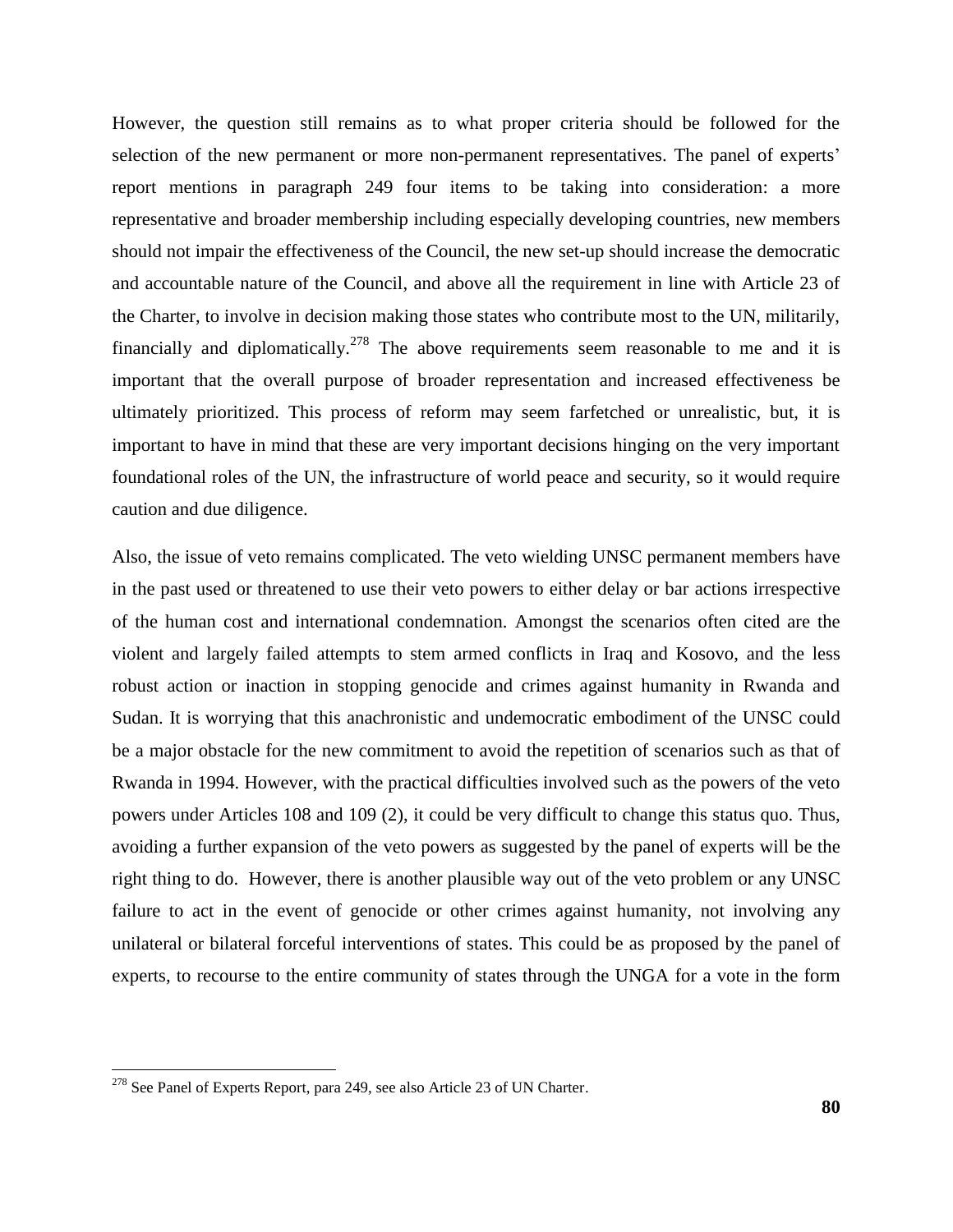However, the question still remains as to what proper criteria should be followed for the selection of the new permanent or more non-permanent representatives. The panel of experts' report mentions in paragraph 249 four items to be taking into consideration: a more representative and broader membership including especially developing countries, new members should not impair the effectiveness of the Council, the new set-up should increase the democratic and accountable nature of the Council, and above all the requirement in line with Article 23 of the Charter, to involve in decision making those states who contribute most to the UN, militarily, financially and diplomatically.[278] The above requirements seem reasonable to me and it is important that the overall purpose of broader representation and increased effectiveness be ultimately prioritized. This process of reform may seem farfetched or unrealistic, but, it is important to have in mind that these are very important decisions hinging on the very important foundational roles of the UN, the infrastructure of world peace and security, so it would require caution and due diligence.

Also, the issue of veto remains complicated. The veto wielding UNSC permanent members have in the past used or threatened to use their veto powers to either delay or bar actions irrespective of the human cost and international condemnation. Amongst the scenarios often cited are the violent and largely failed attempts to stem armed conflicts in Iraq and Kosovo, and the less robust action or inaction in stopping genocide and crimes against humanity in Rwanda and Sudan. It is worrying that this anachronistic and undemocratic embodiment of the UNSC could be a major obstacle for the new commitment to avoid the repetition of scenarios such as that of Rwanda in 1994. However, with the practical difficulties involved such as the powers of the veto powers under Articles 108 and 109 (2), it could be very difficult to change this status quo. Thus, avoiding a further expansion of the veto powers as suggested by the panel of experts will be the right thing to do. However, there is another plausible way out of the veto problem or any UNSC failure to act in the event of genocide or other crimes against humanity, not involving any unilateral or bilateral forceful interventions of states. This could be as proposed by the panel of experts, to recourse to the entire community of states through the UNGA for a vote in the form

---

[278] See Panel of Experts Report, para 249, see also Article 23 of UN Charter.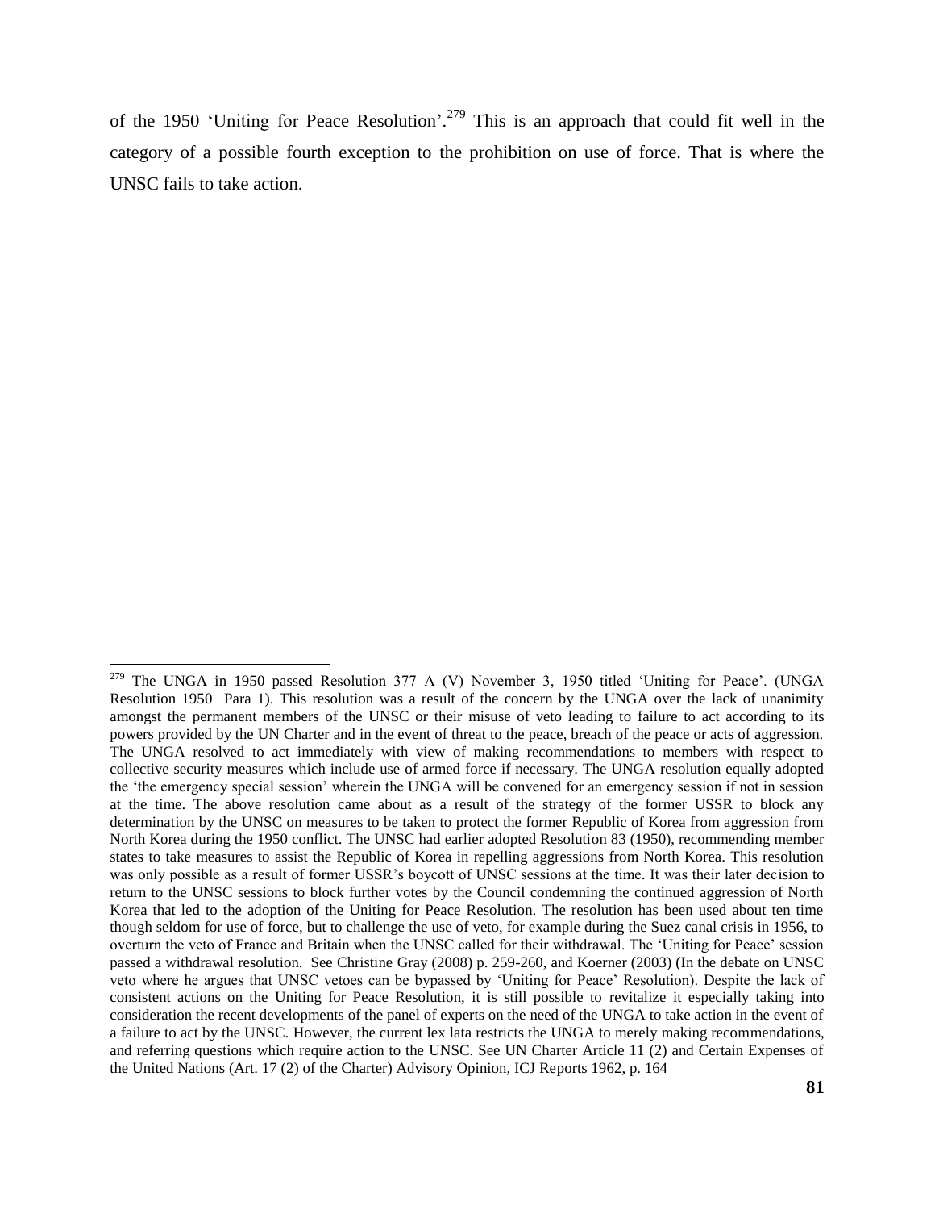of the 1950 'Uniting for Peace Resolution'.[279] This is an approach that could fit well in the category of a possible fourth exception to the prohibition on use of force. That is where the UNSC fails to take action.

---

[279] The UNGA in 1950 passed Resolution 377 A (V) November 3, 1950 titled 'Uniting for Peace'. (UNGA Resolution 1950 Para 1). This resolution was a result of the concern by the UNGA over the lack of unanimity amongst the permanent members of the UNSC or their misuse of veto leading to failure to act according to its powers provided by the UN Charter and in the event of threat to the peace, breach of the peace or acts of aggression. The UNGA resolved to act immediately with view of making recommendations to members with respect to collective security measures which include use of armed force if necessary. The UNGA resolution equally adopted the 'the emergency special session' wherein the UNGA will be convened for an emergency session if not in session at the time. The above resolution came about as a result of the strategy of the former USSR to block any determination by the UNSC on measures to be taken to protect the former Republic of Korea from aggression from North Korea during the 1950 conflict. The UNSC had earlier adopted Resolution 83 (1950), recommending member states to take measures to assist the Republic of Korea in repelling aggressions from North Korea. This resolution was only possible as a result of former USSR's boycott of UNSC sessions at the time. It was their later decision to return to the UNSC sessions to block further votes by the Council condemning the continued aggression of North Korea that led to the adoption of the Uniting for Peace Resolution. The resolution has been used about ten time though seldom for use of force, but to challenge the use of veto, for example during the Suez canal crisis in 1956, to overturn the veto of France and Britain when the UNSC called for their withdrawal. The 'Uniting for Peace' session passed a withdrawal resolution. See Christine Gray (2008) p. 259-260, and Koerner (2003) (In the debate on UNSC veto where he argues that UNSC vetoes can be bypassed by 'Uniting for Peace' Resolution). Despite the lack of consistent actions on the Uniting for Peace Resolution, it is still possible to revitalize it especially taking into consideration the recent developments of the panel of experts on the need of the UNGA to take action in the event of a failure to act by the UNSC. However, the current lex lata restricts the UNGA to merely making recommendations, and referring questions which require action to the UNSC. See UN Charter Article 11 (2) and Certain Expenses of the United Nations (Art. 17 (2) of the Charter) Advisory Opinion, ICJ Reports 1962, p. 164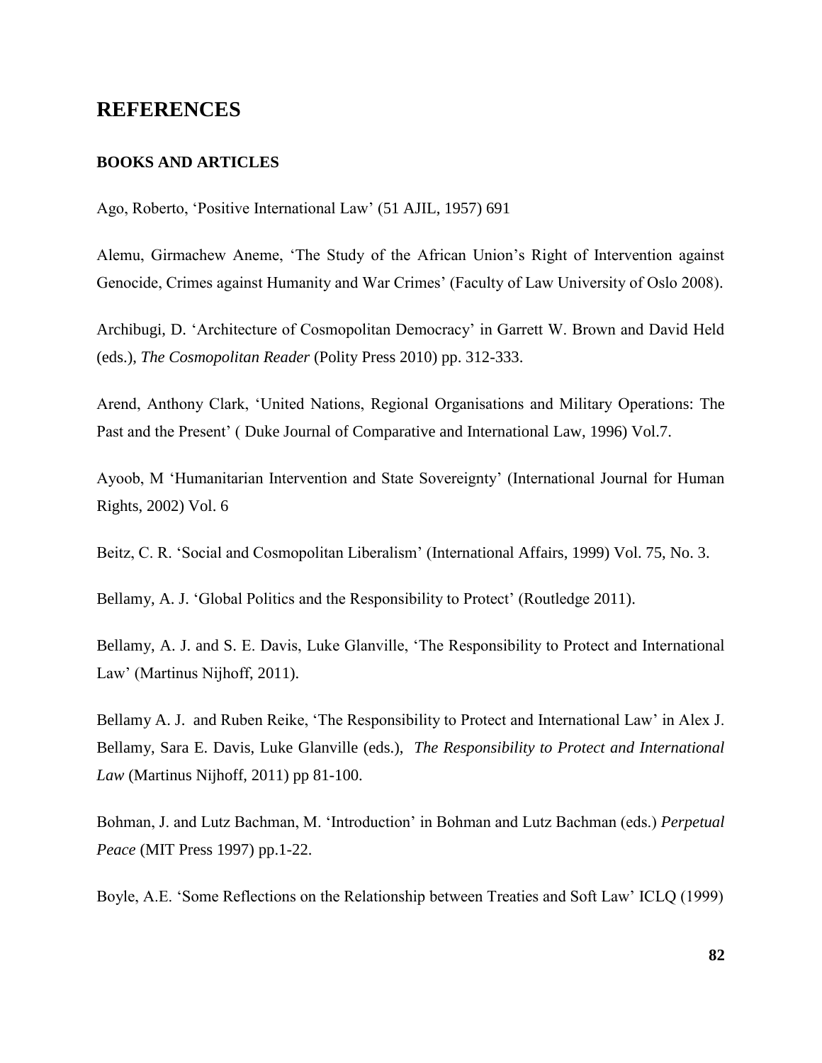## REFERENCES

### BOOKS AND ARTICLES

Ago, Roberto, 'Positive International Law' (51 AJIL, 1957) 691

Alemu, Girmachew Aneme, 'The Study of the African Union's Right of Intervention against Genocide, Crimes against Humanity and War Crimes' (Faculty of Law University of Oslo 2008).

Archibugi, D. 'Architecture of Cosmopolitan Democracy' in Garrett W. Brown and David Held (eds.), *The Cosmopolitan Reader* (Polity Press 2010) pp. 312-333.

Arend, Anthony Clark, 'United Nations, Regional Organisations and Military Operations: The Past and the Present' ( Duke Journal of Comparative and International Law, 1996) Vol.7.

Ayoob, M 'Humanitarian Intervention and State Sovereignty' (International Journal for Human Rights, 2002) Vol. 6

Beitz, C. R. 'Social and Cosmopolitan Liberalism' (International Affairs, 1999) Vol. 75, No. 3.

Bellamy, A. J. 'Global Politics and the Responsibility to Protect' (Routledge 2011).

Bellamy, A. J. and S. E. Davis, Luke Glanville, 'The Responsibility to Protect and International Law' (Martinus Nijhoff, 2011).

Bellamy A. J. and Ruben Reike, 'The Responsibility to Protect and International Law' in Alex J. Bellamy, Sara E. Davis, Luke Glanville (eds.), *The Responsibility to Protect and International Law* (Martinus Nijhoff, 2011) pp 81-100.

Bohman, J. and Lutz Bachman, M. 'Introduction' in Bohman and Lutz Bachman (eds.) *Perpetual Peace* (MIT Press 1997) pp.1-22.

Boyle, A.E. 'Some Reflections on the Relationship between Treaties and Soft Law' ICLQ (1999)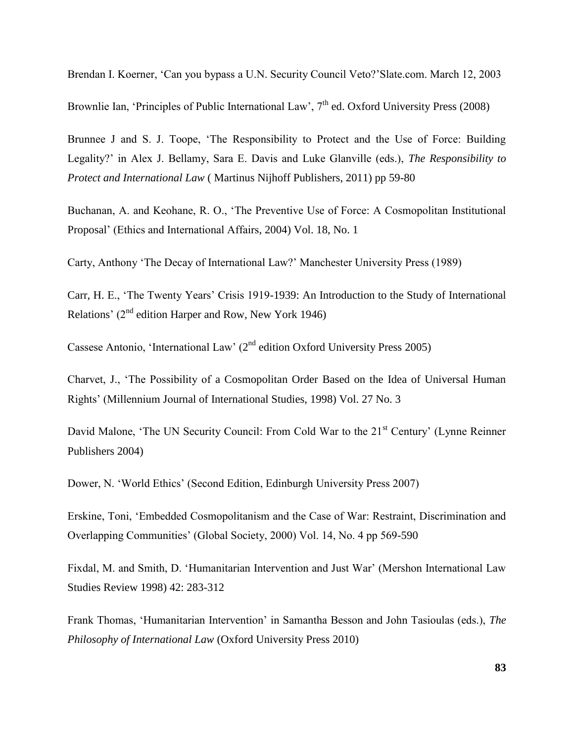Brendan I. Koerner, 'Can you bypass a U.N. Security Council Veto?'Slate.com. March 12, 2003

Brownlie Ian, 'Principles of Public International Law', 7th ed. Oxford University Press (2008)

Brunnee J and S. J. Toope, 'The Responsibility to Protect and the Use of Force: Building Legality?' in Alex J. Bellamy, Sara E. Davis and Luke Glanville (eds.), *The Responsibility to Protect and International Law* ( Martinus Nijhoff Publishers, 2011) pp 59-80

Buchanan, A. and Keohane, R. O., 'The Preventive Use of Force: A Cosmopolitan Institutional Proposal' (Ethics and International Affairs, 2004) Vol. 18, No. 1

Carty, Anthony 'The Decay of International Law?' Manchester University Press (1989)

Carr, H. E., 'The Twenty Years' Crisis 1919-1939: An Introduction to the Study of International Relations' (2nd edition Harper and Row, New York 1946)

Cassese Antonio, 'International Law' (2nd edition Oxford University Press 2005)

Charvet, J., 'The Possibility of a Cosmopolitan Order Based on the Idea of Universal Human Rights' (Millennium Journal of International Studies, 1998) Vol. 27 No. 3

David Malone, 'The UN Security Council: From Cold War to the 21st Century' (Lynne Reinner Publishers 2004)

Dower, N. 'World Ethics' (Second Edition, Edinburgh University Press 2007)

Erskine, Toni, 'Embedded Cosmopolitanism and the Case of War: Restraint, Discrimination and Overlapping Communities' (Global Society, 2000) Vol. 14, No. 4 pp 569-590

Fixdal, M. and Smith, D. 'Humanitarian Intervention and Just War' (Mershon International Law Studies Review 1998) 42: 283-312

Frank Thomas, 'Humanitarian Intervention' in Samantha Besson and John Tasioulas (eds.), *The Philosophy of International Law* (Oxford University Press 2010)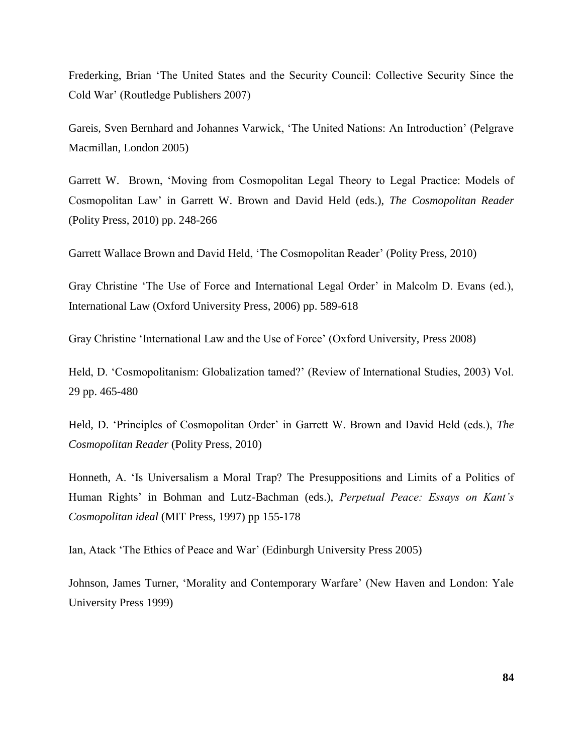Frederking, Brian 'The United States and the Security Council: Collective Security Since the Cold War' (Routledge Publishers 2007)

Gareis, Sven Bernhard and Johannes Varwick, 'The United Nations: An Introduction' (Pelgrave Macmillan, London 2005)

Garrett W.  Brown, 'Moving from Cosmopolitan Legal Theory to Legal Practice: Models of Cosmopolitan Law' in Garrett W. Brown and David Held (eds.), *The Cosmopolitan Reader* (Polity Press, 2010) pp. 248-266

Garrett Wallace Brown and David Held, 'The Cosmopolitan Reader' (Polity Press, 2010)

Gray Christine 'The Use of Force and International Legal Order' in Malcolm D. Evans (ed.), International Law (Oxford University Press, 2006) pp. 589-618

Gray Christine 'International Law and the Use of Force' (Oxford University, Press 2008)

Held, D. 'Cosmopolitanism: Globalization tamed?' (Review of International Studies, 2003) Vol. 29 pp. 465-480

Held, D. 'Principles of Cosmopolitan Order' in Garrett W. Brown and David Held (eds.), *The Cosmopolitan Reader* (Polity Press, 2010)

Honneth, A. 'Is Universalism a Moral Trap? The Presuppositions and Limits of a Politics of Human Rights' in Bohman and Lutz-Bachman (eds.), *Perpetual Peace: Essays on Kant's Cosmopolitan ideal* (MIT Press, 1997) pp 155-178

Ian, Atack 'The Ethics of Peace and War' (Edinburgh University Press 2005)

Johnson, James Turner, 'Morality and Contemporary Warfare' (New Haven and London: Yale University Press 1999)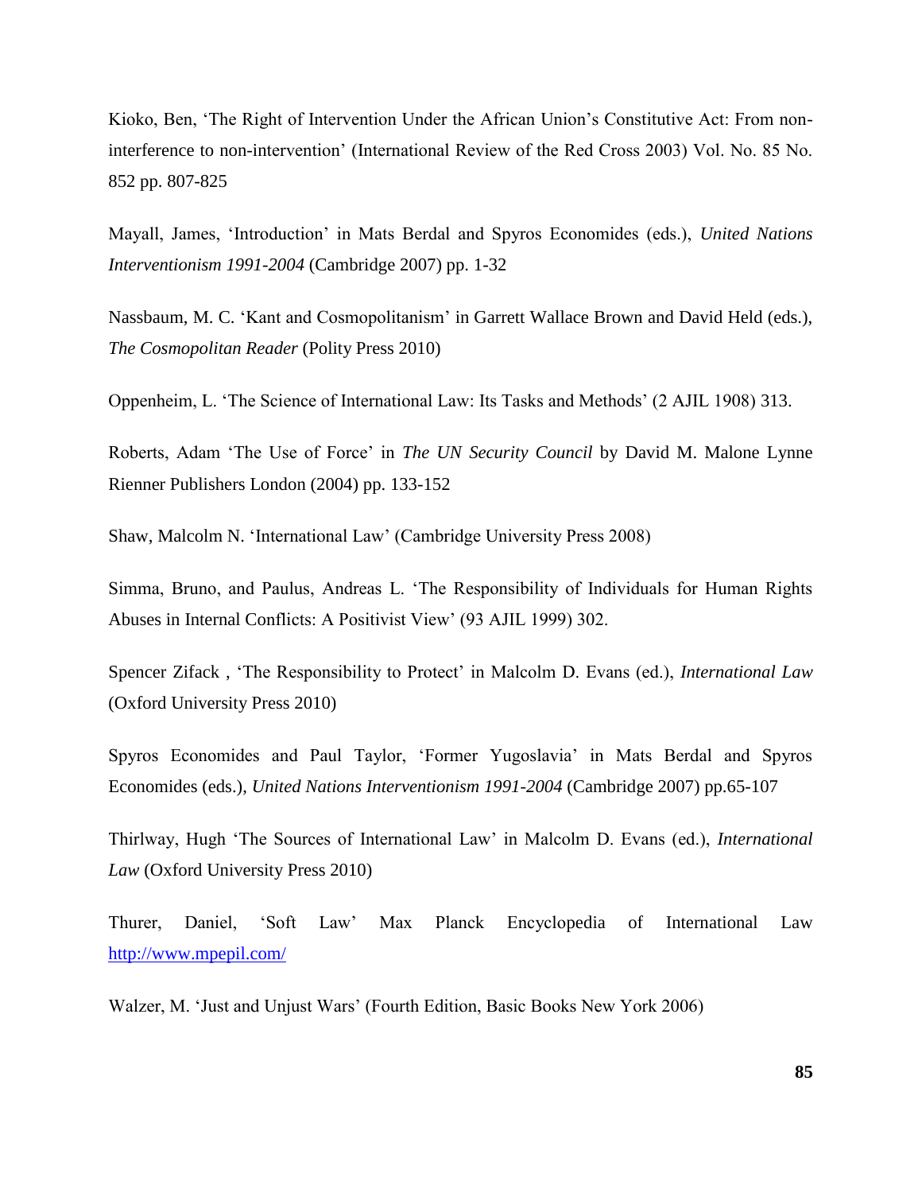Kioko, Ben, 'The Right of Intervention Under the African Union's Constitutive Act: From non-interference to non-intervention' (International Review of the Red Cross 2003) Vol. No. 85 No. 852 pp. 807-825

Mayall, James, 'Introduction' in Mats Berdal and Spyros Economides (eds.), *United Nations Interventionism 1991-2004* (Cambridge 2007) pp. 1-32

Nassbaum, M. C. 'Kant and Cosmopolitanism' in Garrett Wallace Brown and David Held (eds.), *The Cosmopolitan Reader* (Polity Press 2010)

Oppenheim, L. 'The Science of International Law: Its Tasks and Methods' (2 AJIL 1908) 313.

Roberts, Adam 'The Use of Force' in *The UN Security Council* by David M. Malone Lynne Rienner Publishers London (2004) pp. 133-152

Shaw, Malcolm N. 'International Law' (Cambridge University Press 2008)

Simma, Bruno, and Paulus, Andreas L. 'The Responsibility of Individuals for Human Rights Abuses in Internal Conflicts: A Positivist View' (93 AJIL 1999) 302.

Spencer Zifack , 'The Responsibility to Protect' in Malcolm D. Evans (ed.), *International Law* (Oxford University Press 2010)

Spyros Economides and Paul Taylor, 'Former Yugoslavia' in Mats Berdal and Spyros Economides (eds.), *United Nations Interventionism 1991-2004* (Cambridge 2007) pp.65-107

Thirlway, Hugh 'The Sources of International Law' in Malcolm D. Evans (ed.), *International Law* (Oxford University Press 2010)

Thurer, Daniel, 'Soft Law' Max Planck Encyclopedia of International Law http://www.mpepil.com/

Walzer, M. 'Just and Unjust Wars' (Fourth Edition, Basic Books New York 2006)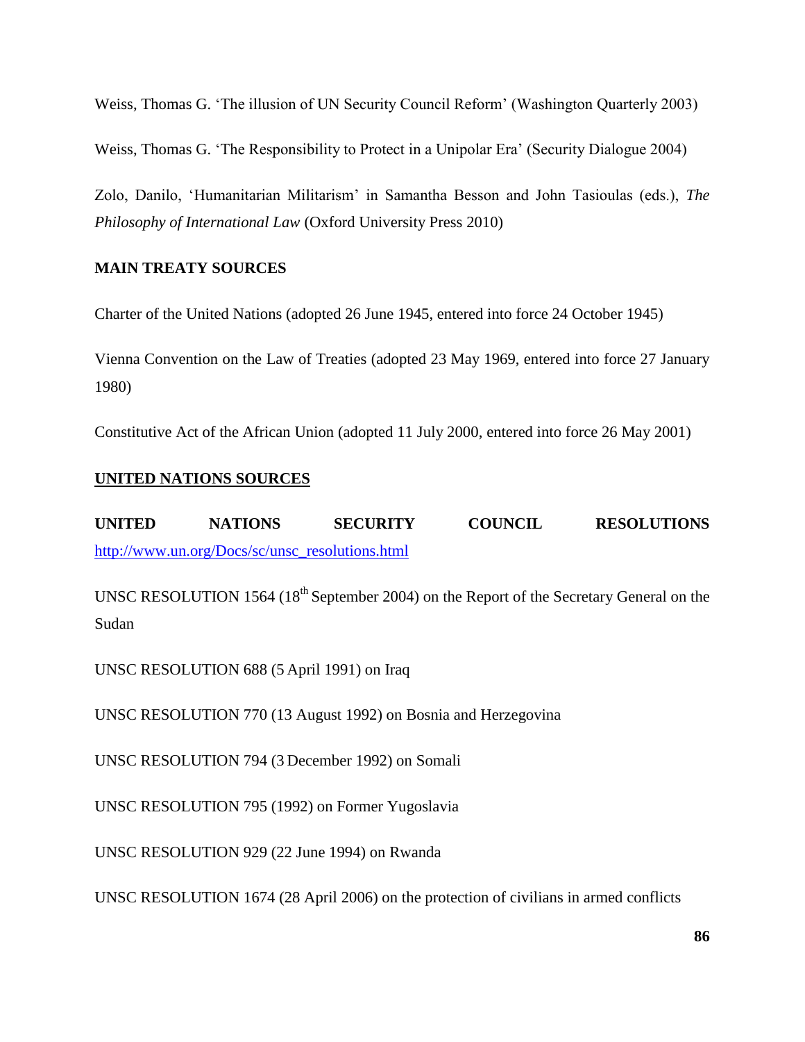Weiss, Thomas G. 'The illusion of UN Security Council Reform' (Washington Quarterly 2003)

Weiss, Thomas G. 'The Responsibility to Protect in a Unipolar Era' (Security Dialogue 2004)

Zolo, Danilo, 'Humanitarian Militarism' in Samantha Besson and John Tasioulas (eds.), *The Philosophy of International Law* (Oxford University Press 2010)

**MAIN TREATY SOURCES**

Charter of the United Nations (adopted 26 June 1945, entered into force 24 October 1945)

Vienna Convention on the Law of Treaties (adopted 23 May 1969, entered into force 27 January 1980)

Constitutive Act of the African Union (adopted 11 July 2000, entered into force 26 May 2001)

**UNITED NATIONS SOURCES**

**UNITED NATIONS SECURITY COUNCIL RESOLUTIONS** http://www.un.org/Docs/sc/unsc_resolutions.html

UNSC RESOLUTION 1564 (18th September 2004) on the Report of the Secretary General on the Sudan

UNSC RESOLUTION 688 (5 April 1991) on Iraq

UNSC RESOLUTION 770 (13 August 1992) on Bosnia and Herzegovina

UNSC RESOLUTION 794 (3 December 1992) on Somali

UNSC RESOLUTION 795 (1992) on Former Yugoslavia

UNSC RESOLUTION 929 (22 June 1994) on Rwanda

UNSC RESOLUTION 1674 (28 April 2006) on the protection of civilians in armed conflicts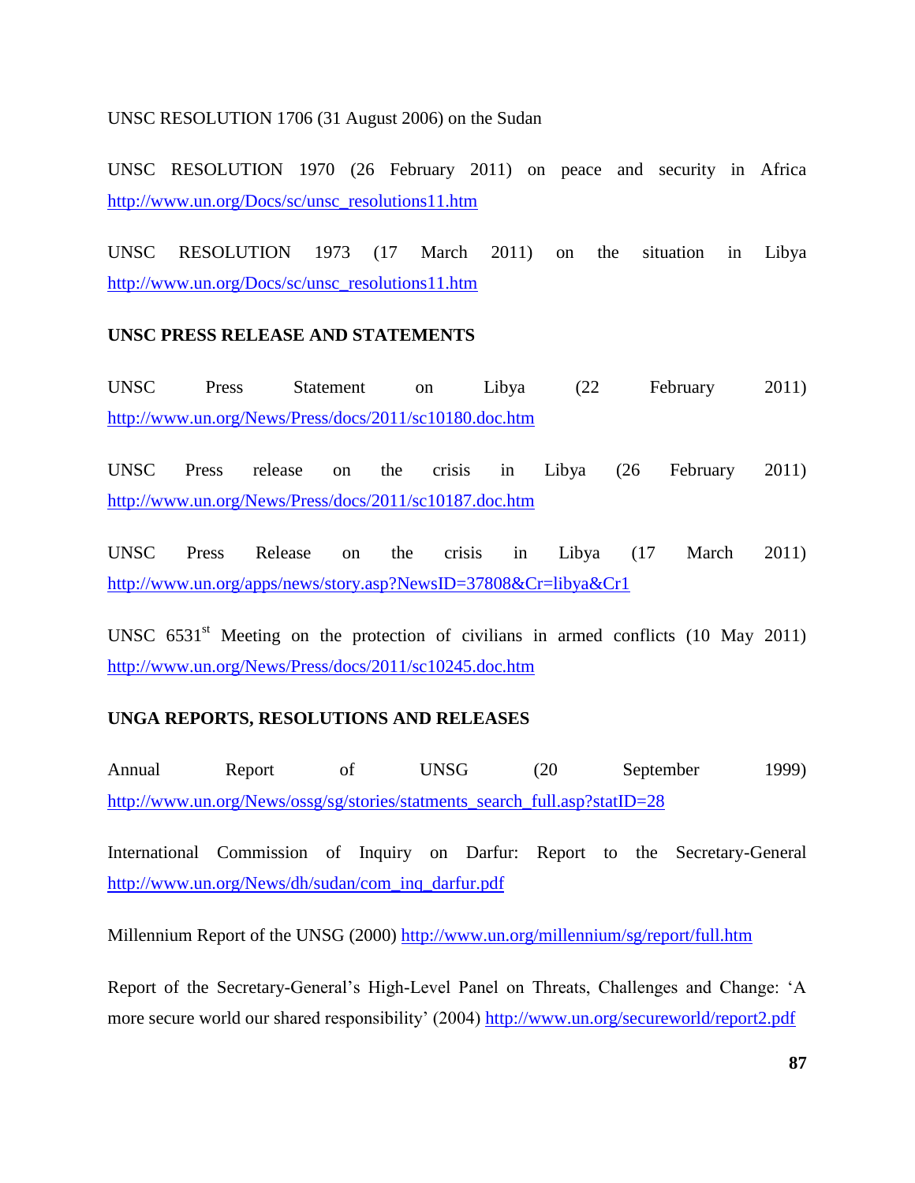UNSC RESOLUTION 1706 (31 August 2006) on the Sudan

UNSC RESOLUTION 1970 (26 February 2011) on peace and security in Africa http://www.un.org/Docs/sc/unsc_resolutions11.htm

UNSC RESOLUTION 1973 (17 March 2011) on the situation in Libya http://www.un.org/Docs/sc/unsc_resolutions11.htm

**UNSC PRESS RELEASE AND STATEMENTS**

UNSC Press Statement on Libya (22 February 2011) http://www.un.org/News/Press/docs/2011/sc10180.doc.htm

UNSC Press release on the crisis in Libya (26 February 2011) http://www.un.org/News/Press/docs/2011/sc10187.doc.htm

UNSC Press Release on the crisis in Libya (17 March 2011) http://www.un.org/apps/news/story.asp?NewsID=37808&Cr=libya&Cr1

UNSC 6531st Meeting on the protection of civilians in armed conflicts (10 May 2011) http://www.un.org/News/Press/docs/2011/sc10245.doc.htm

**UNGA REPORTS, RESOLUTIONS AND RELEASES**

Annual Report of UNSG (20 September 1999) http://www.un.org/News/ossg/sg/stories/statments_search_full.asp?statID=28

International Commission of Inquiry on Darfur: Report to the Secretary-General http://www.un.org/News/dh/sudan/com_inq_darfur.pdf

Millennium Report of the UNSG (2000) http://www.un.org/millennium/sg/report/full.htm

Report of the Secretary-General's High-Level Panel on Threats, Challenges and Change: 'A more secure world our shared responsibility' (2004) http://www.un.org/secureworld/report2.pdf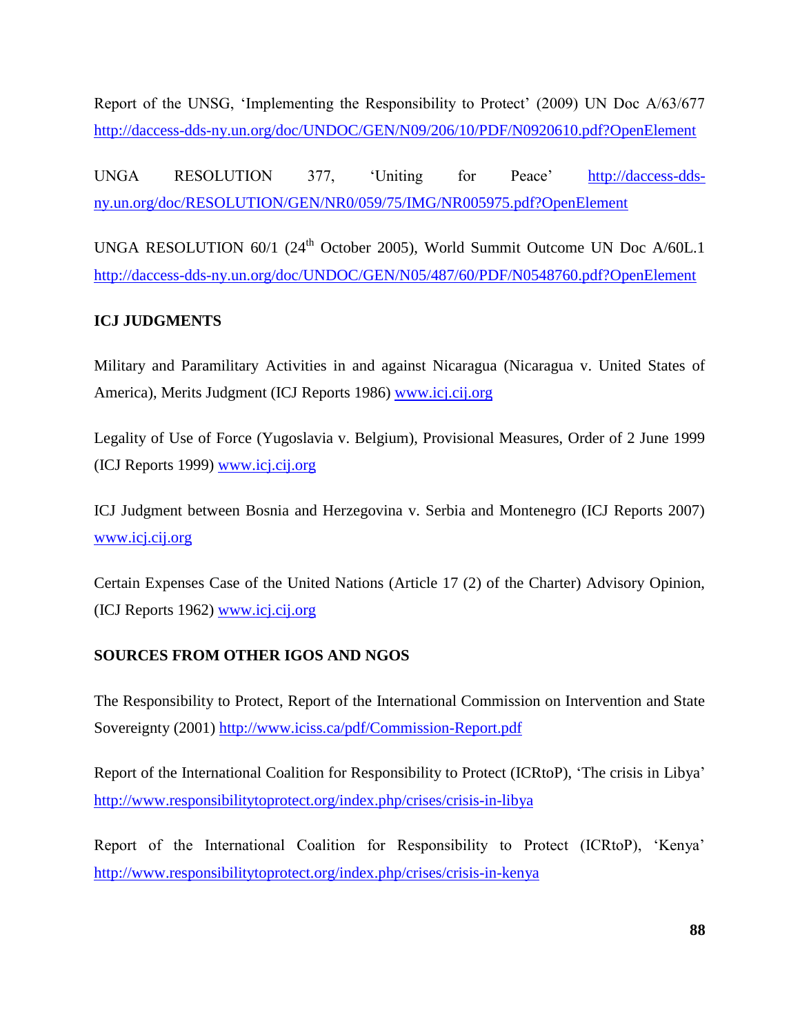Report of the UNSG, 'Implementing the Responsibility to Protect' (2009) UN Doc A/63/677 http://daccess-dds-ny.un.org/doc/UNDOC/GEN/N09/206/10/PDF/N0920610.pdf?OpenElement

UNGA RESOLUTION 377, 'Uniting for Peace' http://daccess-dds-ny.un.org/doc/RESOLUTION/GEN/NR0/059/75/IMG/NR005975.pdf?OpenElement

UNGA RESOLUTION 60/1 (24th October 2005), World Summit Outcome UN Doc A/60L.1 http://daccess-dds-ny.un.org/doc/UNDOC/GEN/N05/487/60/PDF/N0548760.pdf?OpenElement

**ICJ JUDGMENTS**

Military and Paramilitary Activities in and against Nicaragua (Nicaragua v. United States of America), Merits Judgment (ICJ Reports 1986) www.icj.cij.org

Legality of Use of Force (Yugoslavia v. Belgium), Provisional Measures, Order of 2 June 1999 (ICJ Reports 1999) www.icj.cij.org

ICJ Judgment between Bosnia and Herzegovina v. Serbia and Montenegro (ICJ Reports 2007) www.icj.cij.org

Certain Expenses Case of the United Nations (Article 17 (2) of the Charter) Advisory Opinion, (ICJ Reports 1962) www.icj.cij.org

**SOURCES FROM OTHER IGOS AND NGOS**

The Responsibility to Protect, Report of the International Commission on Intervention and State Sovereignty (2001) http://www.iciss.ca/pdf/Commission-Report.pdf

Report of the International Coalition for Responsibility to Protect (ICRtoP), 'The crisis in Libya' http://www.responsibilitytoprotect.org/index.php/crises/crisis-in-libya

Report of the International Coalition for Responsibility to Protect (ICRtoP), 'Kenya' http://www.responsibilitytoprotect.org/index.php/crises/crisis-in-kenya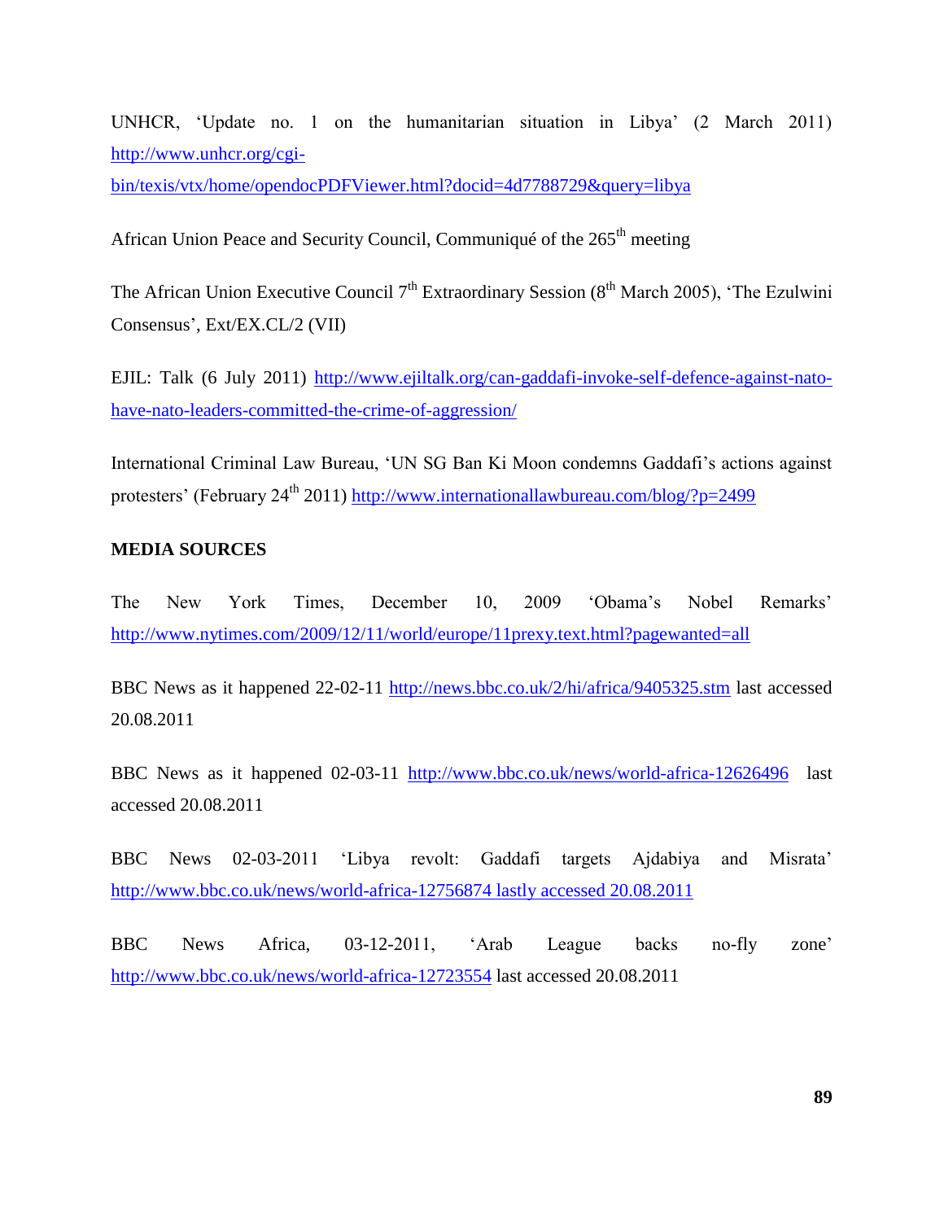UNHCR, 'Update no. 1 on the humanitarian situation in Libya' (2 March 2011) http://www.unhcr.org/cgi-bin/texis/vtx/home/opendocPDFViewer.html?docid=4d7788729&query=libya

African Union Peace and Security Council, Communiqué of the 265th meeting

The African Union Executive Council 7th Extraordinary Session (8th March 2005), 'The Ezulwini Consensus', Ext/EX.CL/2 (VII)

EJIL: Talk (6 July 2011) http://www.ejiltalk.org/can-gaddafi-invoke-self-defence-against-nato-have-nato-leaders-committed-the-crime-of-aggression/

International Criminal Law Bureau, 'UN SG Ban Ki Moon condemns Gaddafi's actions against protesters' (February 24th 2011) http://www.internationallawbureau.com/blog/?p=2499

**MEDIA SOURCES**

The New York Times, December 10, 2009 'Obama's Nobel Remarks' http://www.nytimes.com/2009/12/11/world/europe/11prexy.text.html?pagewanted=all

BBC News as it happened 22-02-11 http://news.bbc.co.uk/2/hi/africa/9405325.stm last accessed 20.08.2011

BBC News as it happened 02-03-11 http://www.bbc.co.uk/news/world-africa-12626496 last accessed 20.08.2011

BBC News 02-03-2011 'Libya revolt: Gaddafi targets Ajdabiya and Misrata' http://www.bbc.co.uk/news/world-africa-12756874 lastly accessed 20.08.2011

BBC News Africa, 03-12-2011, 'Arab League backs no-fly zone' http://www.bbc.co.uk/news/world-africa-12723554 last accessed 20.08.2011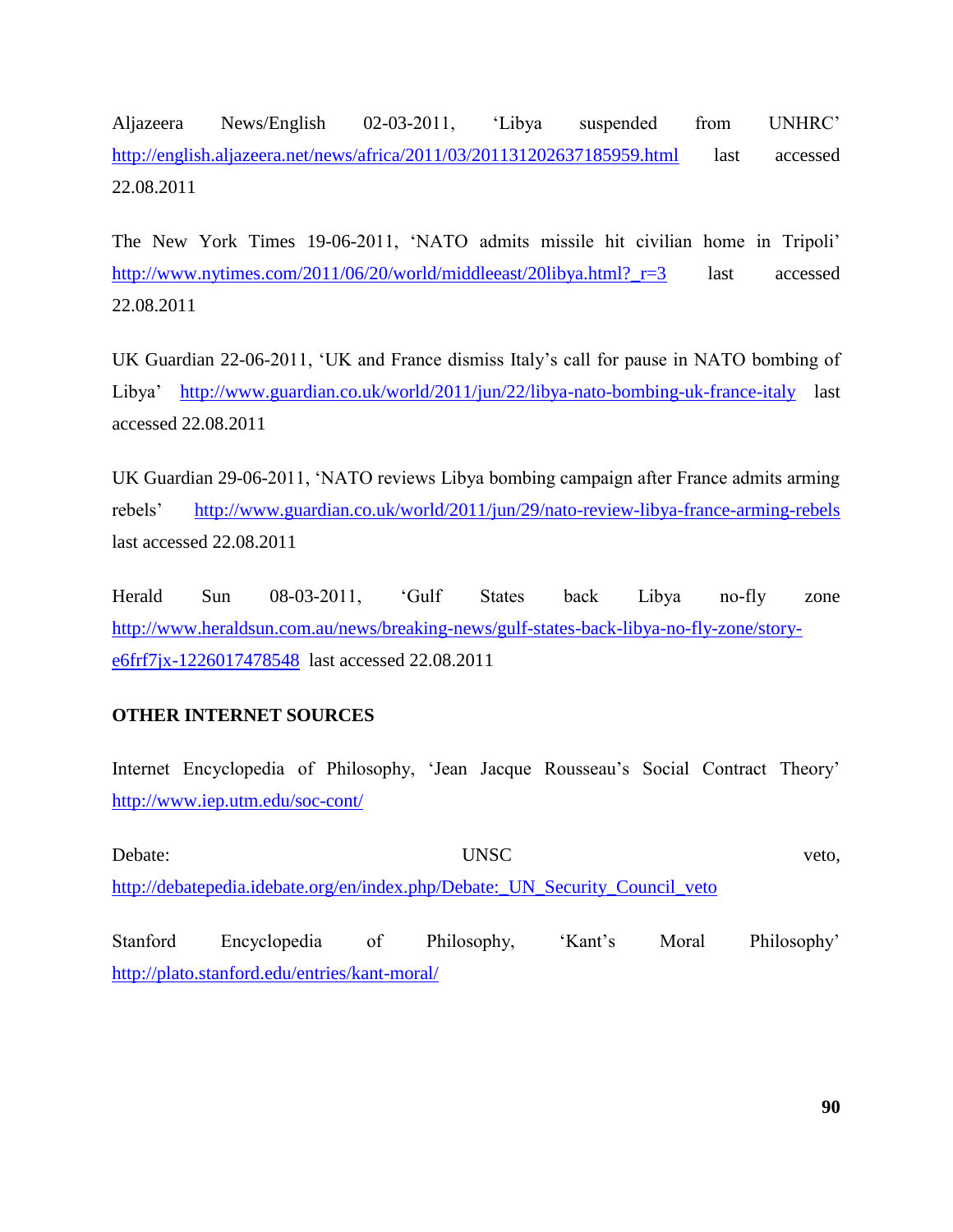Aljazeera News/English 02-03-2011, 'Libya suspended from UNHRC' http://english.aljazeera.net/news/africa/2011/03/201131202637185959.html last accessed 22.08.2011

The New York Times 19-06-2011, 'NATO admits missile hit civilian home in Tripoli' http://www.nytimes.com/2011/06/20/world/middleeast/20libya.html?_r=3 last accessed 22.08.2011

UK Guardian 22-06-2011, 'UK and France dismiss Italy's call for pause in NATO bombing of Libya' http://www.guardian.co.uk/world/2011/jun/22/libya-nato-bombing-uk-france-italy last accessed 22.08.2011

UK Guardian 29-06-2011, 'NATO reviews Libya bombing campaign after France admits arming rebels' http://www.guardian.co.uk/world/2011/jun/29/nato-review-libya-france-arming-rebels last accessed 22.08.2011

Herald Sun 08-03-2011, 'Gulf States back Libya no-fly zone http://www.heraldsun.com.au/news/breaking-news/gulf-states-back-libya-no-fly-zone/story-e6frf7jx-1226017478548 last accessed 22.08.2011

**OTHER INTERNET SOURCES**

Internet Encyclopedia of Philosophy, 'Jean Jacque Rousseau's Social Contract Theory' http://www.iep.utm.edu/soc-cont/

Debate: UNSC veto, http://debatepedia.idebate.org/en/index.php/Debate:_UN_Security_Council_veto

Stanford Encyclopedia of Philosophy, 'Kant's Moral Philosophy' http://plato.stanford.edu/entries/kant-moral/